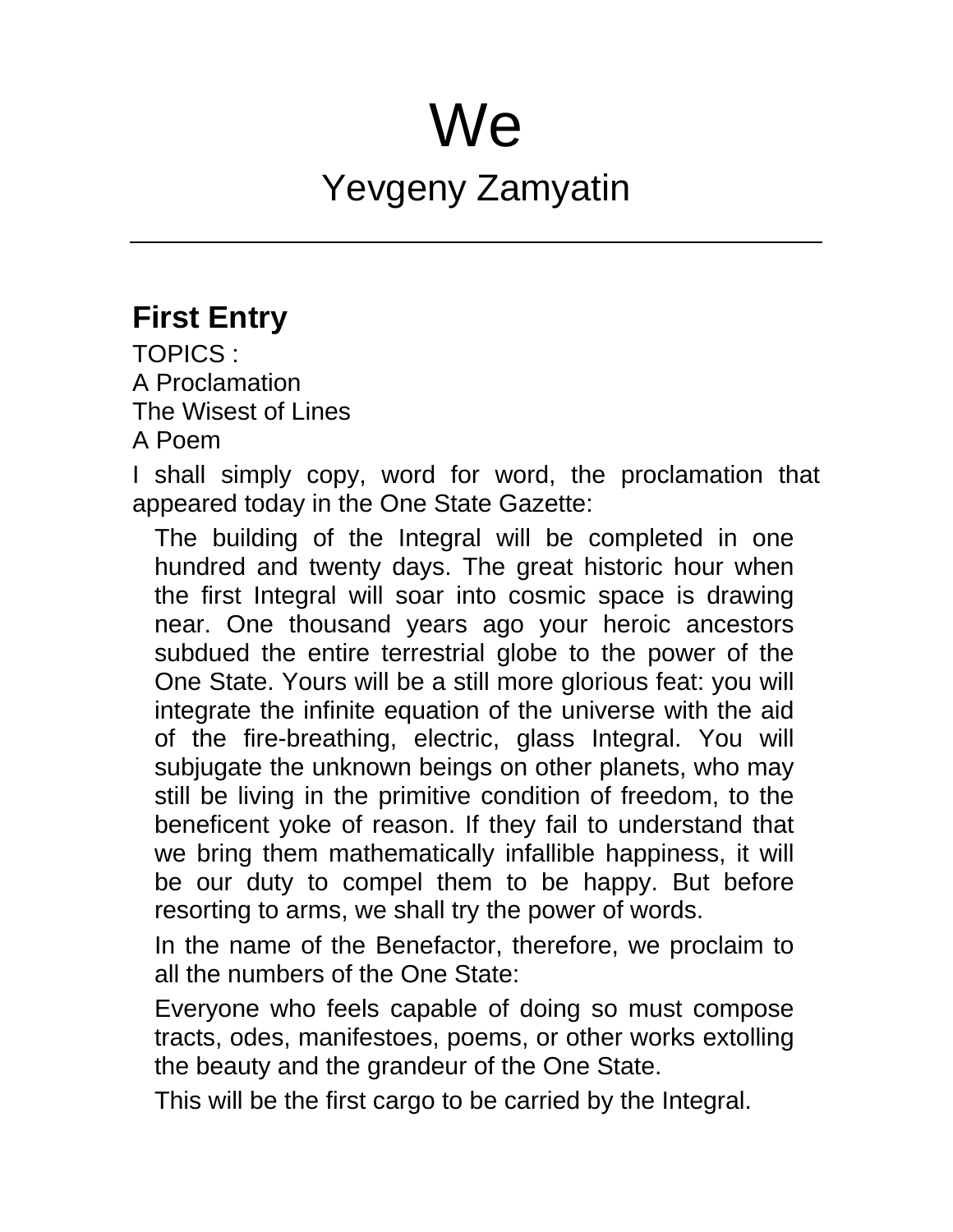# We

## Yevgeny Zamyatin

---

### First Entry

TOPICS :
A Proclamation
The Wisest of Lines
A Poem

I shall simply copy, word for word, the proclamation that appeared today in the One State Gazette:

> The building of the Integral will be completed in one hundred and twenty days. The great historic hour when the first Integral will soar into cosmic space is drawing near. One thousand years ago your heroic ancestors subdued the entire terrestrial globe to the power of the One State. Yours will be a still more glorious feat: you will integrate the infinite equation of the universe with the aid of the fire-breathing, electric, glass Integral. You will subjugate the unknown beings on other planets, who may still be living in the primitive condition of freedom, to the beneficent yoke of reason. If they fail to understand that we bring them mathematically infallible happiness, it will be our duty to compel them to be happy. But before resorting to arms, we shall try the power of words.
>
> In the name of the Benefactor, therefore, we proclaim to all the numbers of the One State:
>
> Everyone who feels capable of doing so must compose tracts, odes, manifestoes, poems, or other works extolling the beauty and the grandeur of the One State.
>
> This will be the first cargo to be carried by the Integral.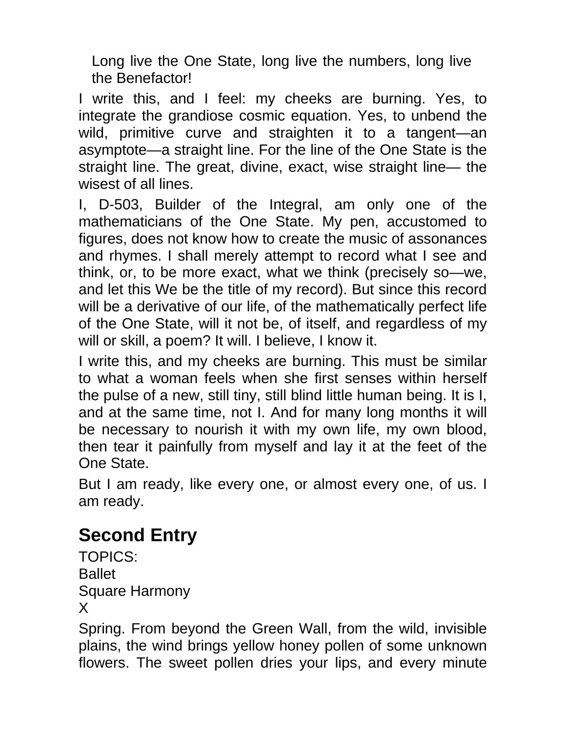Long live the One State, long live the numbers, long live the Benefactor!

I write this, and I feel: my cheeks are burning. Yes, to integrate the grandiose cosmic equation. Yes, to unbend the wild, primitive curve and straighten it to a tangent—an asymptote—a straight line. For the line of the One State is the straight line. The great, divine, exact, wise straight line— the wisest of all lines.

I, D-503, Builder of the Integral, am only one of the mathematicians of the One State. My pen, accustomed to figures, does not know how to create the music of assonances and rhymes. I shall merely attempt to record what I see and think, or, to be more exact, what we think (precisely so—we, and let this We be the title of my record). But since this record will be a derivative of our life, of the mathematically perfect life of the One State, will it not be, of itself, and regardless of my will or skill, a poem? It will. I believe, I know it.

I write this, and my cheeks are burning. This must be similar to what a woman feels when she first senses within herself the pulse of a new, still tiny, still blind little human being. It is I, and at the same time, not I. And for many long months it will be necessary to nourish it with my own life, my own blood, then tear it painfully from myself and lay it at the feet of the One State.

But I am ready, like every one, or almost every one, of us. I am ready.

## Second Entry

TOPICS:
Ballet
Square Harmony
X

Spring. From beyond the Green Wall, from the wild, invisible plains, the wind brings yellow honey pollen of some unknown flowers. The sweet pollen dries your lips, and every minute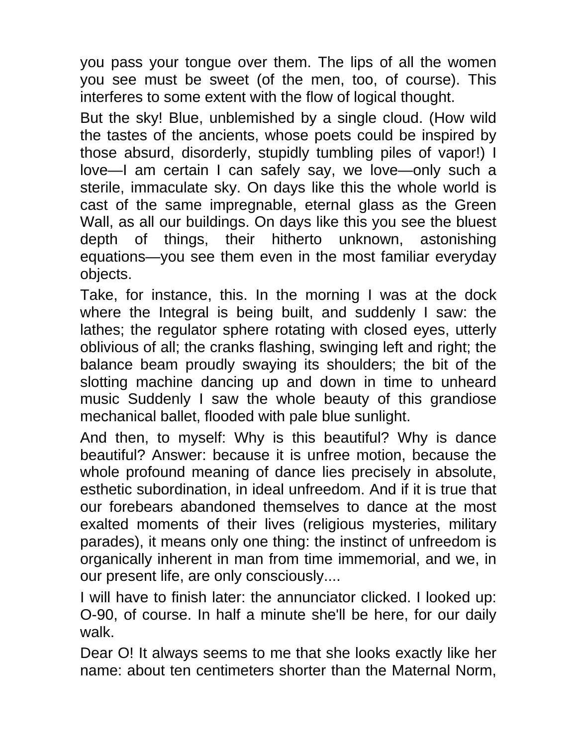you pass your tongue over them. The lips of all the women you see must be sweet (of the men, too, of course). This interferes to some extent with the flow of logical thought.

But the sky! Blue, unblemished by a single cloud. (How wild the tastes of the ancients, whose poets could be inspired by those absurd, disorderly, stupidly tumbling piles of vapor!) I love—I am certain I can safely say, we love—only such a sterile, immaculate sky. On days like this the whole world is cast of the same impregnable, eternal glass as the Green Wall, as all our buildings. On days like this you see the bluest depth of things, their hitherto unknown, astonishing equations—you see them even in the most familiar everyday objects.

Take, for instance, this. In the morning I was at the dock where the Integral is being built, and suddenly I saw: the lathes; the regulator sphere rotating with closed eyes, utterly oblivious of all; the cranks flashing, swinging left and right; the balance beam proudly swaying its shoulders; the bit of the slotting machine dancing up and down in time to unheard music Suddenly I saw the whole beauty of this grandiose mechanical ballet, flooded with pale blue sunlight.

And then, to myself: Why is this beautiful? Why is dance beautiful? Answer: because it is unfree motion, because the whole profound meaning of dance lies precisely in absolute, esthetic subordination, in ideal unfreedom. And if it is true that our forebears abandoned themselves to dance at the most exalted moments of their lives (religious mysteries, military parades), it means only one thing: the instinct of unfreedom is organically inherent in man from time immemorial, and we, in our present life, are only consciously....

I will have to finish later: the annunciator clicked. I looked up: O-90, of course. In half a minute she'll be here, for our daily walk.

Dear O! It always seems to me that she looks exactly like her name: about ten centimeters shorter than the Maternal Norm,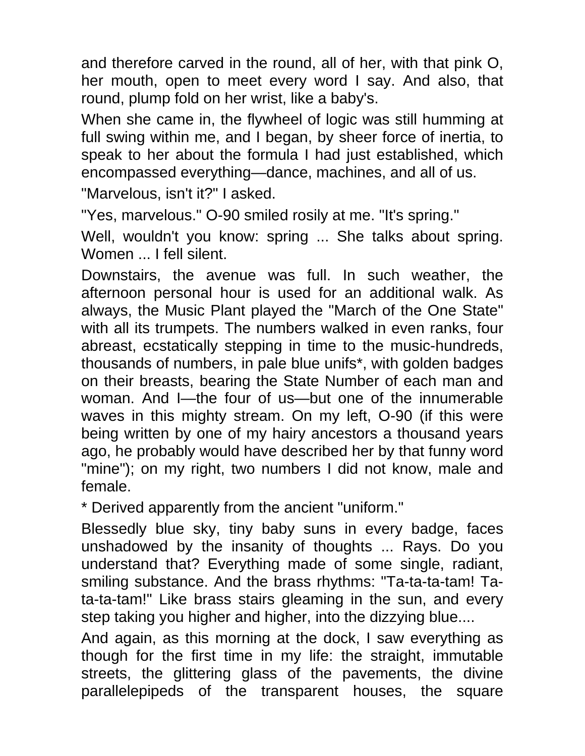and therefore carved in the round, all of her, with that pink O, her mouth, open to meet every word I say. And also, that round, plump fold on her wrist, like a baby's.

When she came in, the flywheel of logic was still humming at full swing within me, and I began, by sheer force of inertia, to speak to her about the formula I had just established, which encompassed everything—dance, machines, and all of us.

"Marvelous, isn't it?" I asked.

"Yes, marvelous." O-90 smiled rosily at me. "It's spring."

Well, wouldn't you know: spring ... She talks about spring. Women ... I fell silent.

Downstairs, the avenue was full. In such weather, the afternoon personal hour is used for an additional walk. As always, the Music Plant played the "March of the One State" with all its trumpets. The numbers walked in even ranks, four abreast, ecstatically stepping in time to the music-hundreds, thousands of numbers, in pale blue unifs*, with golden badges on their breasts, bearing the State Number of each man and woman. And I—the four of us—but one of the innumerable waves in this mighty stream. On my left, O-90 (if this were being written by one of my hairy ancestors a thousand years ago, he probably would have described her by that funny word "mine"); on my right, two numbers I did not know, male and female.

* Derived apparently from the ancient "uniform."

Blessedly blue sky, tiny baby suns in every badge, faces unshadowed by the insanity of thoughts ... Rays. Do you understand that? Everything made of some single, radiant, smiling substance. And the brass rhythms: "Ta-ta-ta-tam! Ta-ta-ta-tam!" Like brass stairs gleaming in the sun, and every step taking you higher and higher, into the dizzying blue....

And again, as this morning at the dock, I saw everything as though for the first time in my life: the straight, immutable streets, the glittering glass of the pavements, the divine parallelepipeds of the transparent houses, the square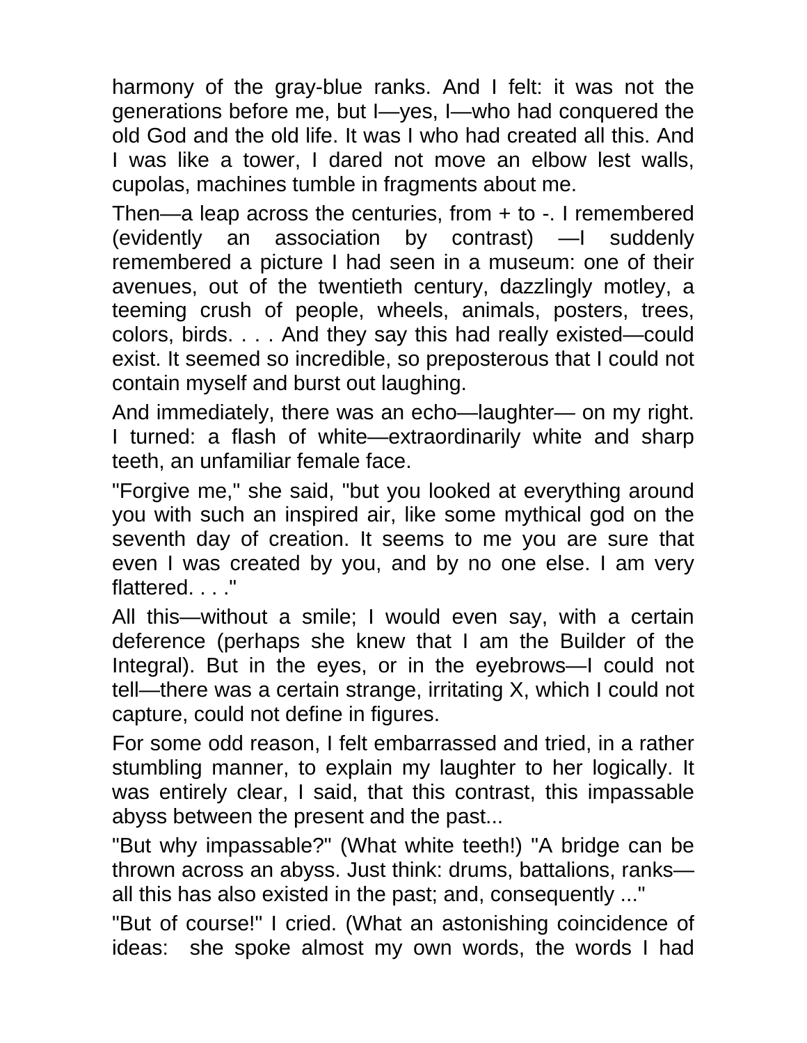harmony of the gray-blue ranks. And I felt: it was not the generations before me, but I—yes, I—who had conquered the old God and the old life. It was I who had created all this. And I was like a tower, I dared not move an elbow lest walls, cupolas, machines tumble in fragments about me.

Then—a leap across the centuries, from + to -. I remembered (evidently an association by contrast) —I suddenly remembered a picture I had seen in a museum: one of their avenues, out of the twentieth century, dazzlingly motley, a teeming crush of people, wheels, animals, posters, trees, colors, birds. . . . And they say this had really existed—could exist. It seemed so incredible, so preposterous that I could not contain myself and burst out laughing.

And immediately, there was an echo—laughter— on my right. I turned: a flash of white—extraordinarily white and sharp teeth, an unfamiliar female face.

"Forgive me," she said, "but you looked at everything around you with such an inspired air, like some mythical god on the seventh day of creation. It seems to me you are sure that even I was created by you, and by no one else. I am very flattered. . . ."

All this—without a smile; I would even say, with a certain deference (perhaps she knew that I am the Builder of the Integral). But in the eyes, or in the eyebrows—I could not tell—there was a certain strange, irritating X, which I could not capture, could not define in figures.

For some odd reason, I felt embarrassed and tried, in a rather stumbling manner, to explain my laughter to her logically. It was entirely clear, I said, that this contrast, this impassable abyss between the present and the past...

"But why impassable?" (What white teeth!) "A bridge can be thrown across an abyss. Just think: drums, battalions, ranks—all this has also existed in the past; and, consequently ..."

"But of course!" I cried. (What an astonishing coincidence of ideas: she spoke almost my own words, the words I had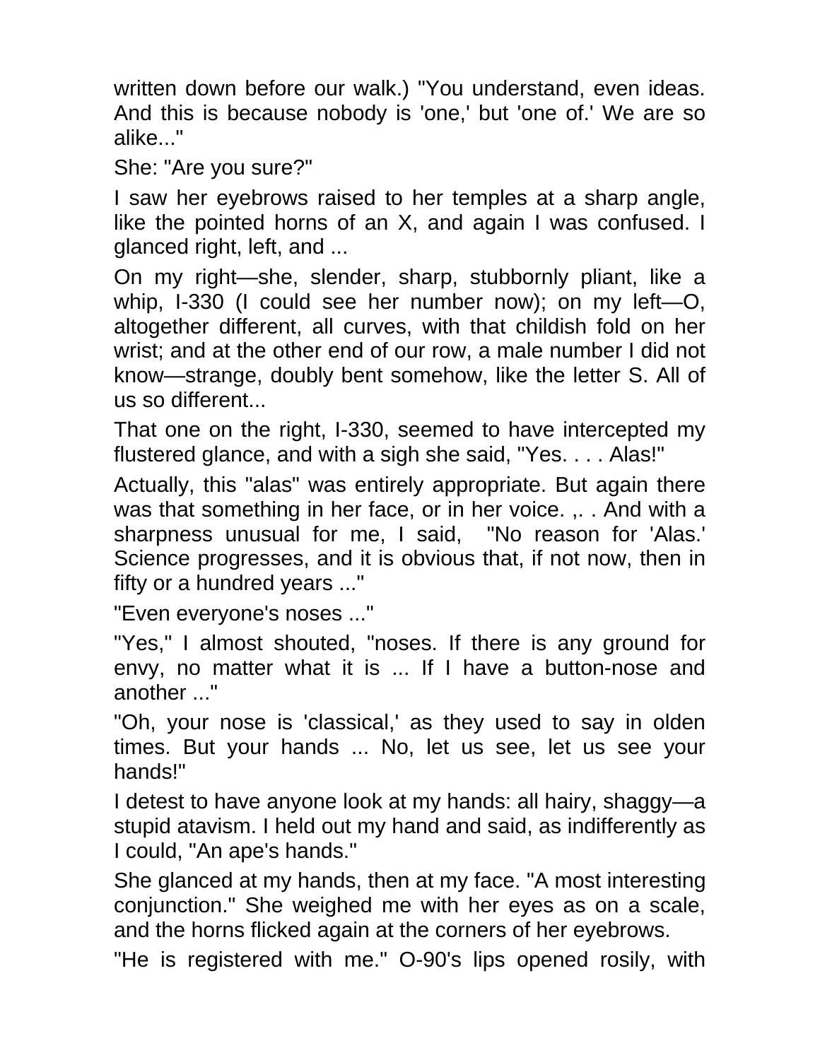written down before our walk.) "You understand, even ideas. And this is because nobody is 'one,' but 'one of.' We are so alike..."

She: "Are you sure?"

I saw her eyebrows raised to her temples at a sharp angle, like the pointed horns of an X, and again I was confused. I glanced right, left, and ...

On my right—she, slender, sharp, stubbornly pliant, like a whip, I-330 (I could see her number now); on my left—O, altogether different, all curves, with that childish fold on her wrist; and at the other end of our row, a male number I did not know—strange, doubly bent somehow, like the letter S. All of us so different...

That one on the right, I-330, seemed to have intercepted my flustered glance, and with a sigh she said, "Yes. . . . Alas!"

Actually, this "alas" was entirely appropriate. But again there was that something in her face, or in her voice. ,. . And with a sharpness unusual for me, I said, "No reason for 'Alas.' Science progresses, and it is obvious that, if not now, then in fifty or a hundred years ..."

"Even everyone's noses ..."

"Yes," I almost shouted, "noses. If there is any ground for envy, no matter what it is ... If I have a button-nose and another ..."

"Oh, your nose is 'classical,' as they used to say in olden times. But your hands ... No, let us see, let us see your hands!"

I detest to have anyone look at my hands: all hairy, shaggy—a stupid atavism. I held out my hand and said, as indifferently as I could, "An ape's hands."

She glanced at my hands, then at my face. "A most interesting conjunction." She weighed me with her eyes as on a scale, and the horns flicked again at the corners of her eyebrows.

"He is registered with me." O-90's lips opened rosily, with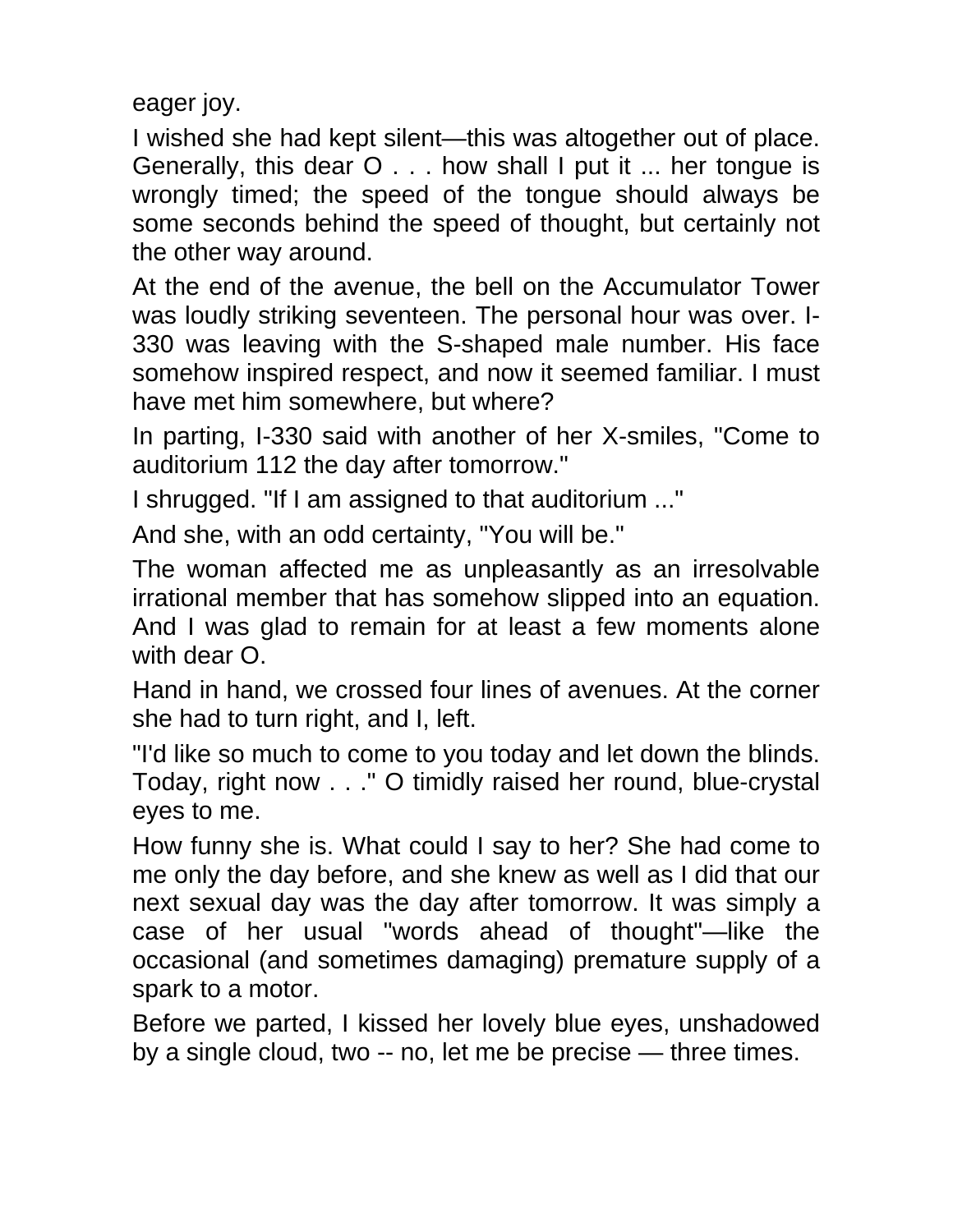eager joy.

I wished she had kept silent—this was altogether out of place. Generally, this dear O . . . how shall I put it ... her tongue is wrongly timed; the speed of the tongue should always be some seconds behind the speed of thought, but certainly not the other way around.

At the end of the avenue, the bell on the Accumulator Tower was loudly striking seventeen. The personal hour was over. I-330 was leaving with the S-shaped male number. His face somehow inspired respect, and now it seemed familiar. I must have met him somewhere, but where?

In parting, I-330 said with another of her X-smiles, "Come to auditorium 112 the day after tomorrow."

I shrugged. "If I am assigned to that auditorium ..."

And she, with an odd certainty, "You will be."

The woman affected me as unpleasantly as an irresolvable irrational member that has somehow slipped into an equation. And I was glad to remain for at least a few moments alone with dear O.

Hand in hand, we crossed four lines of avenues. At the corner she had to turn right, and I, left.

"I'd like so much to come to you today and let down the blinds. Today, right now . . ." O timidly raised her round, blue-crystal eyes to me.

How funny she is. What could I say to her? She had come to me only the day before, and she knew as well as I did that our next sexual day was the day after tomorrow. It was simply a case of her usual "words ahead of thought"—like the occasional (and sometimes damaging) premature supply of a spark to a motor.

Before we parted, I kissed her lovely blue eyes, unshadowed by a single cloud, two -- no, let me be precise — three times.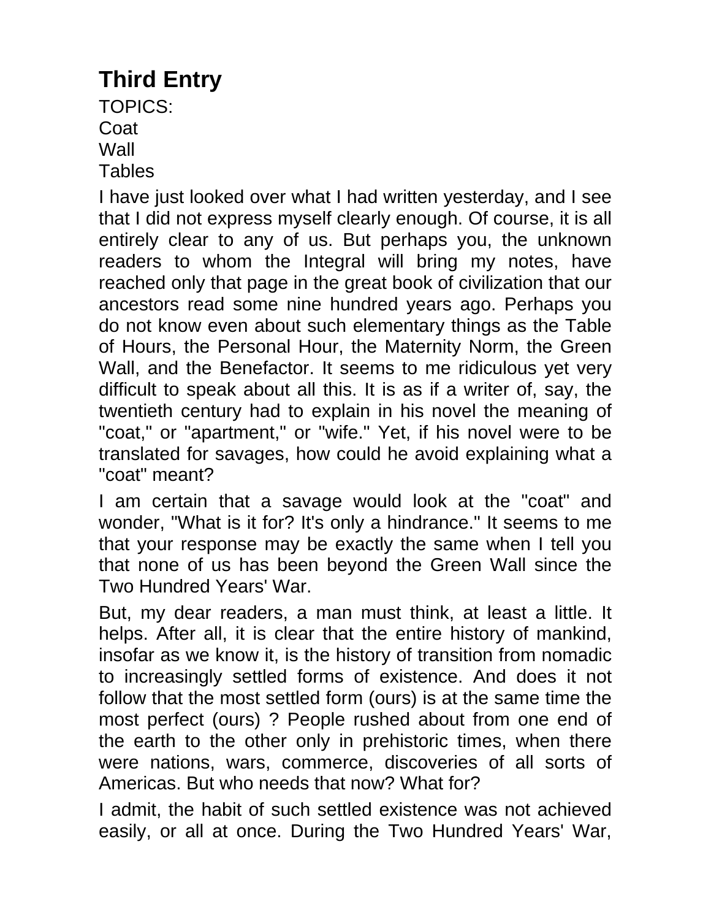## Third Entry

TOPICS:
Coat
Wall
Tables

I have just looked over what I had written yesterday, and I see that I did not express myself clearly enough. Of course, it is all entirely clear to any of us. But perhaps you, the unknown readers to whom the Integral will bring my notes, have reached only that page in the great book of civilization that our ancestors read some nine hundred years ago. Perhaps you do not know even about such elementary things as the Table of Hours, the Personal Hour, the Maternity Norm, the Green Wall, and the Benefactor. It seems to me ridiculous yet very difficult to speak about all this. It is as if a writer of, say, the twentieth century had to explain in his novel the meaning of "coat," or "apartment," or "wife." Yet, if his novel were to be translated for savages, how could he avoid explaining what a "coat" meant?

I am certain that a savage would look at the "coat" and wonder, "What is it for? It's only a hindrance." It seems to me that your response may be exactly the same when I tell you that none of us has been beyond the Green Wall since the Two Hundred Years' War.

But, my dear readers, a man must think, at least a little. It helps. After all, it is clear that the entire history of mankind, insofar as we know it, is the history of transition from nomadic to increasingly settled forms of existence. And does it not follow that the most settled form (ours) is at the same time the most perfect (ours) ? People rushed about from one end of the earth to the other only in prehistoric times, when there were nations, wars, commerce, discoveries of all sorts of Americas. But who needs that now? What for?

I admit, the habit of such settled existence was not achieved easily, or all at once. During the Two Hundred Years' War,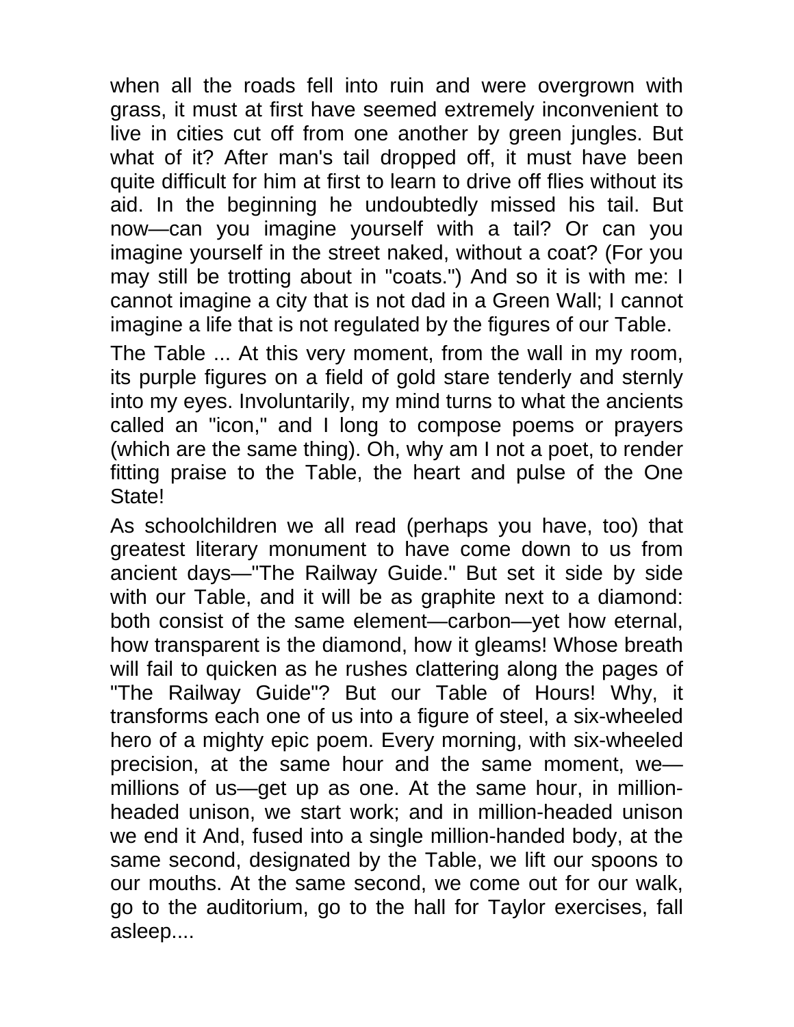when all the roads fell into ruin and were overgrown with grass, it must at first have seemed extremely inconvenient to live in cities cut off from one another by green jungles. But what of it? After man's tail dropped off, it must have been quite difficult for him at first to learn to drive off flies without its aid. In the beginning he undoubtedly missed his tail. But now—can you imagine yourself with a tail? Or can you imagine yourself in the street naked, without a coat? (For you may still be trotting about in "coats.") And so it is with me: I cannot imagine a city that is not dad in a Green Wall; I cannot imagine a life that is not regulated by the figures of our Table.

The Table ... At this very moment, from the wall in my room, its purple figures on a field of gold stare tenderly and sternly into my eyes. Involuntarily, my mind turns to what the ancients called an "icon," and I long to compose poems or prayers (which are the same thing). Oh, why am I not a poet, to render fitting praise to the Table, the heart and pulse of the One State!

As schoolchildren we all read (perhaps you have, too) that greatest literary monument to have come down to us from ancient days—"The Railway Guide." But set it side by side with our Table, and it will be as graphite next to a diamond: both consist of the same element—carbon—yet how eternal, how transparent is the diamond, how it gleams! Whose breath will fail to quicken as he rushes clattering along the pages of "The Railway Guide"? But our Table of Hours! Why, it transforms each one of us into a figure of steel, a six-wheeled hero of a mighty epic poem. Every morning, with six-wheeled precision, at the same hour and the same moment, we—millions of us—get up as one. At the same hour, in million-headed unison, we start work; and in million-headed unison we end it And, fused into a single million-handed body, at the same second, designated by the Table, we lift our spoons to our mouths. At the same second, we come out for our walk, go to the auditorium, go to the hall for Taylor exercises, fall asleep....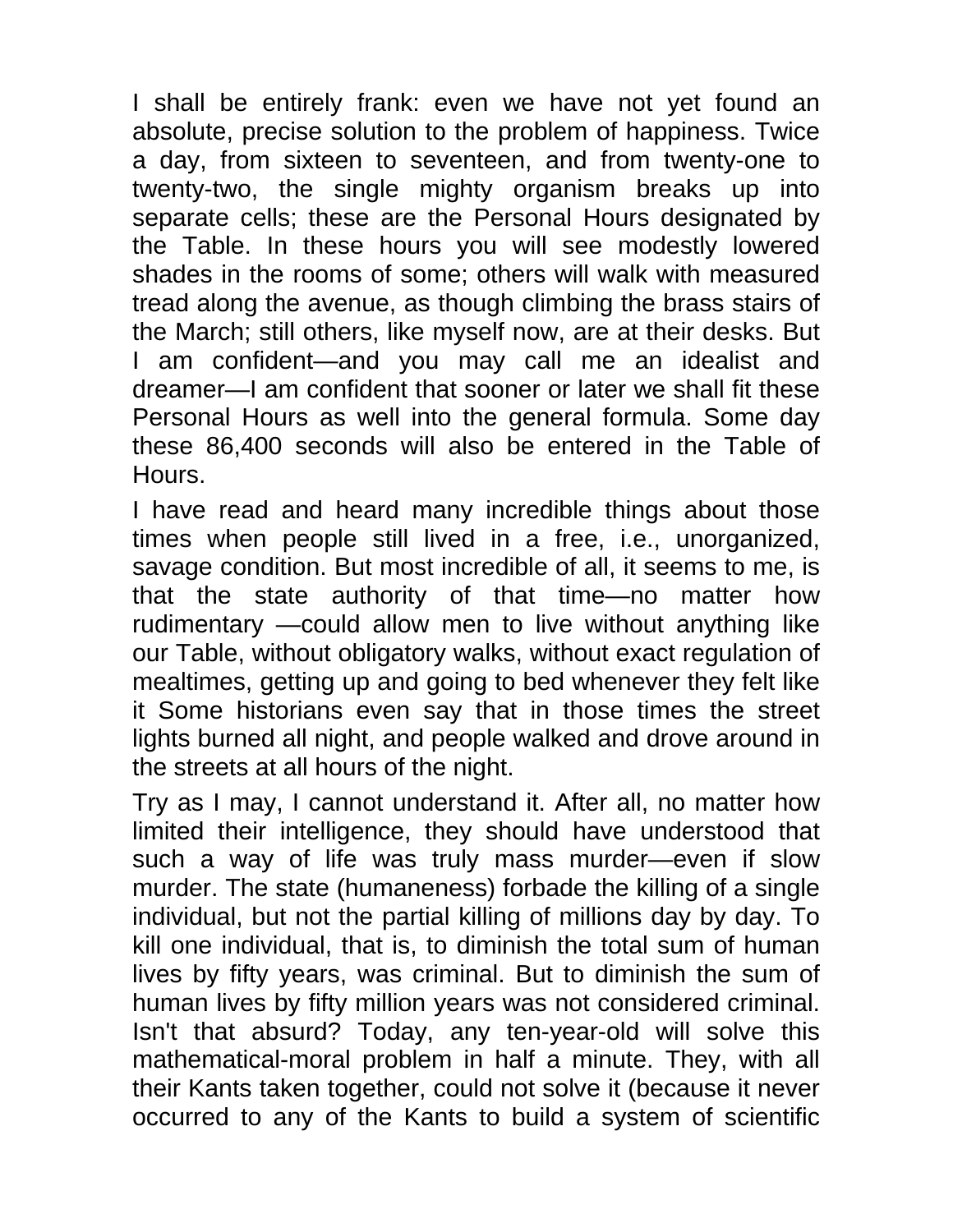I shall be entirely frank: even we have not yet found an absolute, precise solution to the problem of happiness. Twice a day, from sixteen to seventeen, and from twenty-one to twenty-two, the single mighty organism breaks up into separate cells; these are the Personal Hours designated by the Table. In these hours you will see modestly lowered shades in the rooms of some; others will walk with measured tread along the avenue, as though climbing the brass stairs of the March; still others, like myself now, are at their desks. But I am confident—and you may call me an idealist and dreamer—I am confident that sooner or later we shall fit these Personal Hours as well into the general formula. Some day these 86,400 seconds will also be entered in the Table of Hours.

I have read and heard many incredible things about those times when people still lived in a free, i.e., unorganized, savage condition. But most incredible of all, it seems to me, is that the state authority of that time—no matter how rudimentary —could allow men to live without anything like our Table, without obligatory walks, without exact regulation of mealtimes, getting up and going to bed whenever they felt like it Some historians even say that in those times the street lights burned all night, and people walked and drove around in the streets at all hours of the night.

Try as I may, I cannot understand it. After all, no matter how limited their intelligence, they should have understood that such a way of life was truly mass murder—even if slow murder. The state (humaneness) forbade the killing of a single individual, but not the partial killing of millions day by day. To kill one individual, that is, to diminish the total sum of human lives by fifty years, was criminal. But to diminish the sum of human lives by fifty million years was not considered criminal. Isn't that absurd? Today, any ten-year-old will solve this mathematical-moral problem in half a minute. They, with all their Kants taken together, could not solve it (because it never occurred to any of the Kants to build a system of scientific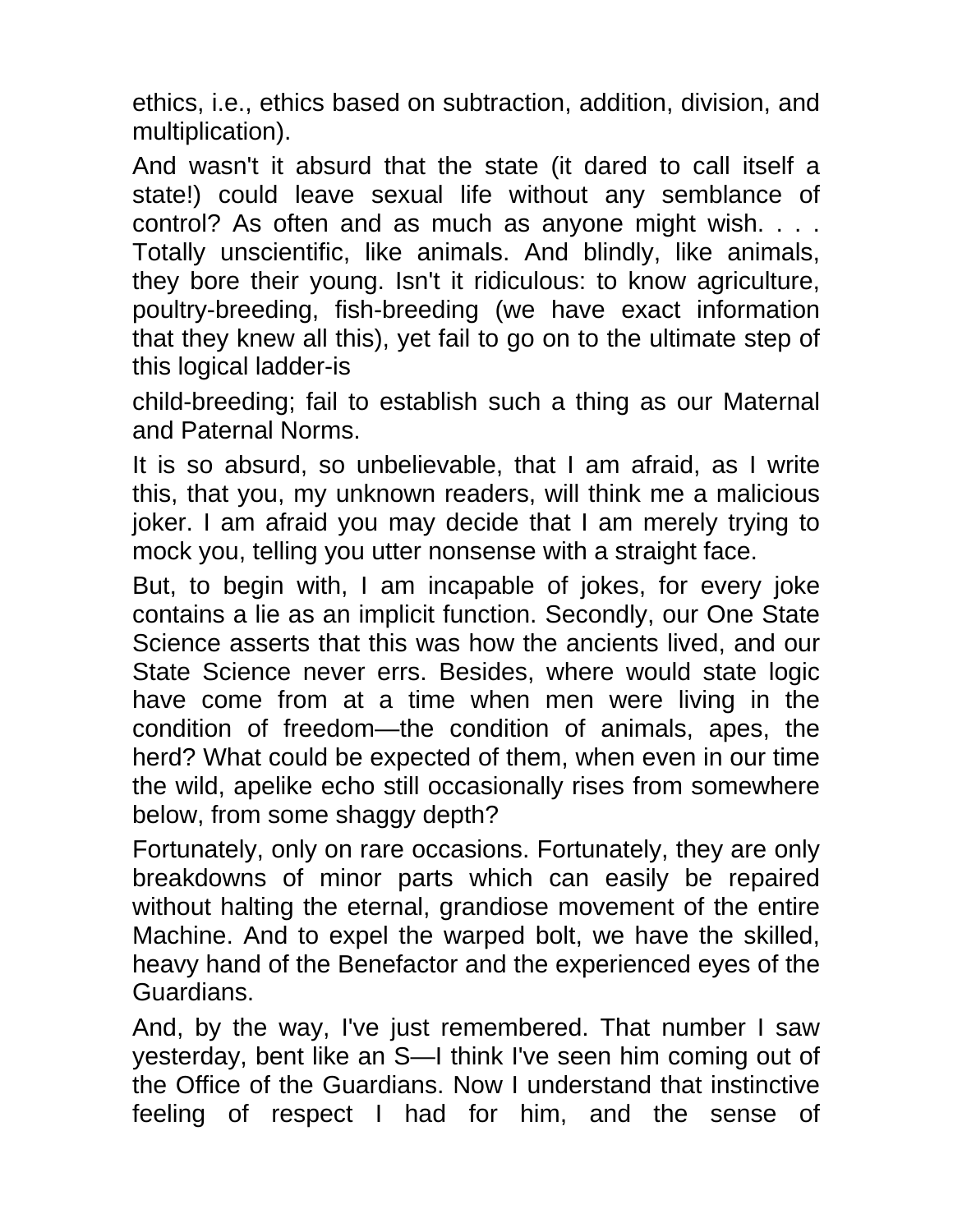ethics, i.e., ethics based on subtraction, addition, division, and multiplication).

And wasn't it absurd that the state (it dared to call itself a state!) could leave sexual life without any semblance of control? As often and as much as anyone might wish. . . . Totally unscientific, like animals. And blindly, like animals, they bore their young. Isn't it ridiculous: to know agriculture, poultry-breeding, fish-breeding (we have exact information that they knew all this), yet fail to go on to the ultimate step of this logical ladder-is

child-breeding; fail to establish such a thing as our Maternal and Paternal Norms.

It is so absurd, so unbelievable, that I am afraid, as I write this, that you, my unknown readers, will think me a malicious joker. I am afraid you may decide that I am merely trying to mock you, telling you utter nonsense with a straight face.

But, to begin with, I am incapable of jokes, for every joke contains a lie as an implicit function. Secondly, our One State Science asserts that this was how the ancients lived, and our State Science never errs. Besides, where would state logic have come from at a time when men were living in the condition of freedom—the condition of animals, apes, the herd? What could be expected of them, when even in our time the wild, apelike echo still occasionally rises from somewhere below, from some shaggy depth?

Fortunately, only on rare occasions. Fortunately, they are only breakdowns of minor parts which can easily be repaired without halting the eternal, grandiose movement of the entire Machine. And to expel the warped bolt, we have the skilled, heavy hand of the Benefactor and the experienced eyes of the Guardians.

And, by the way, I've just remembered. That number I saw yesterday, bent like an S—I think I've seen him coming out of the Office of the Guardians. Now I understand that instinctive feeling of respect I had for him, and the sense of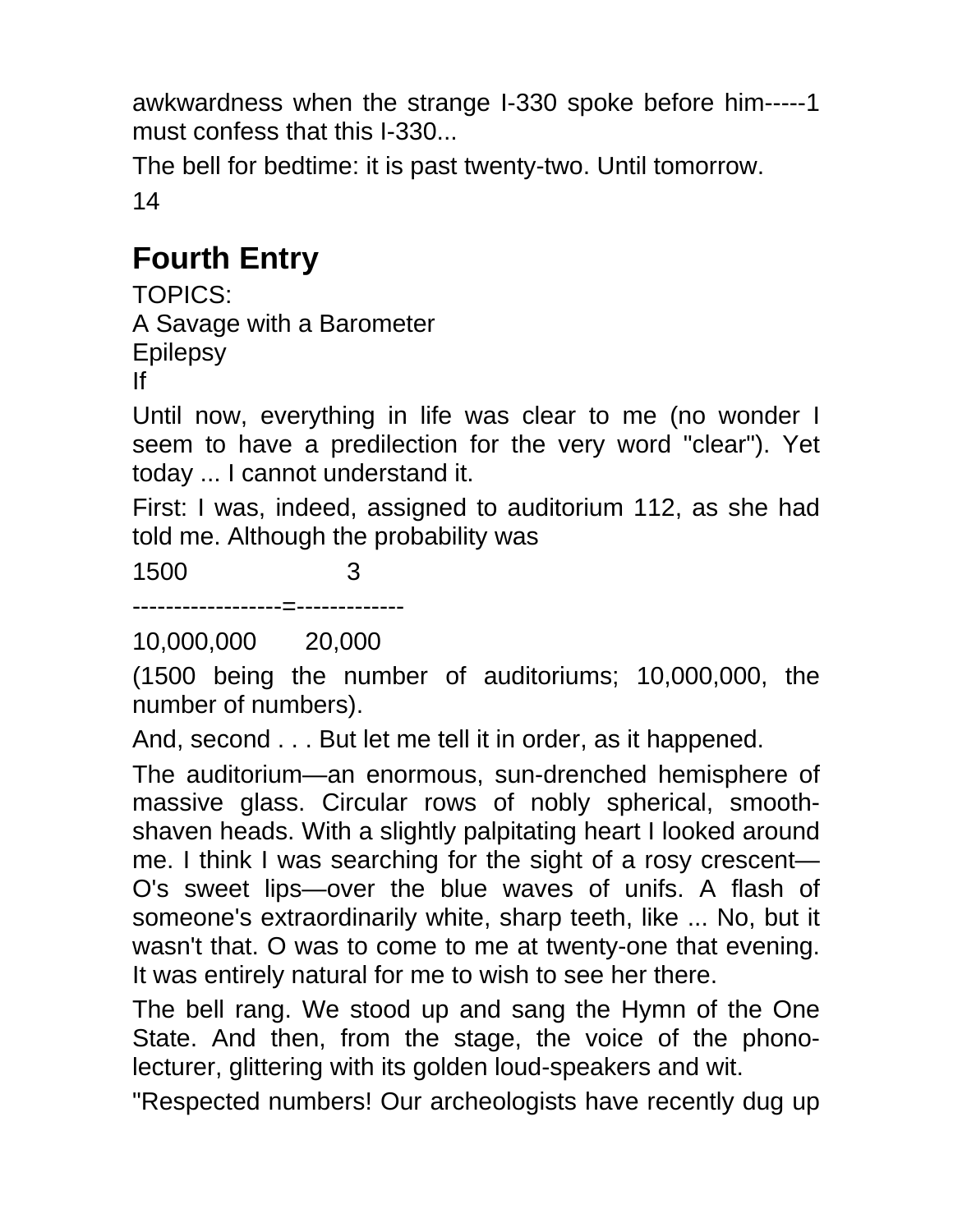awkwardness when the strange I-330 spoke before him-----1 must confess that this I-330...

The bell for bedtime: it is past twenty-two. Until tomorrow.

## Fourth Entry

TOPICS:
A Savage with a Barometer
Epilepsy
If

Until now, everything in life was clear to me (no wonder I seem to have a predilection for the very word "clear"). Yet today ... I cannot understand it.

First: I was, indeed, assigned to auditorium 112, as she had told me. Although the probability was

$$\frac{1500}{10,000,000} = \frac{3}{20,000}$$

(1500 being the number of auditoriums; 10,000,000, the number of numbers).

And, second . . . But let me tell it in order, as it happened.

The auditorium—an enormous, sun-drenched hemisphere of massive glass. Circular rows of nobly spherical, smooth-shaven heads. With a slightly palpitating heart I looked around me. I think I was searching for the sight of a rosy crescent—O's sweet lips—over the blue waves of unifs. A flash of someone's extraordinarily white, sharp teeth, like ... No, but it wasn't that. O was to come to me at twenty-one that evening. It was entirely natural for me to wish to see her there.

The bell rang. We stood up and sang the Hymn of the One State. And then, from the stage, the voice of the phono-lecturer, glittering with its golden loud-speakers and wit.

"Respected numbers! Our archeologists have recently dug up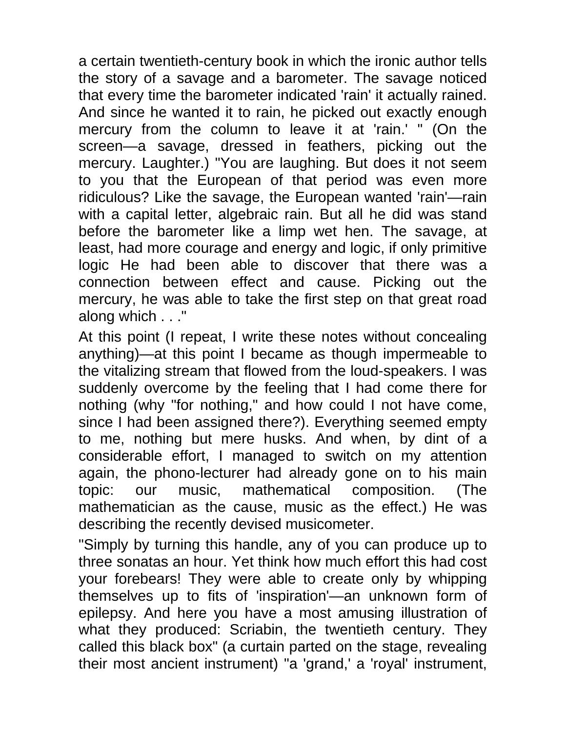a certain twentieth-century book in which the ironic author tells the story of a savage and a barometer. The savage noticed that every time the barometer indicated 'rain' it actually rained. And since he wanted it to rain, he picked out exactly enough mercury from the column to leave it at 'rain.' " (On the screen—a savage, dressed in feathers, picking out the mercury. Laughter.) "You are laughing. But does it not seem to you that the European of that period was even more ridiculous? Like the savage, the European wanted 'rain'—rain with a capital letter, algebraic rain. But all he did was stand before the barometer like a limp wet hen. The savage, at least, had more courage and energy and logic, if only primitive logic He had been able to discover that there was a connection between effect and cause. Picking out the mercury, he was able to take the first step on that great road along which . . ."

At this point (I repeat, I write these notes without concealing anything)—at this point I became as though impermeable to the vitalizing stream that flowed from the loud-speakers. I was suddenly overcome by the feeling that I had come there for nothing (why "for nothing," and how could I not have come, since I had been assigned there?). Everything seemed empty to me, nothing but mere husks. And when, by dint of a considerable effort, I managed to switch on my attention again, the phono-lecturer had already gone on to his main topic: our music, mathematical composition. (The mathematician as the cause, music as the effect.) He was describing the recently devised musicometer.

"Simply by turning this handle, any of you can produce up to three sonatas an hour. Yet think how much effort this had cost your forebears! They were able to create only by whipping themselves up to fits of 'inspiration'—an unknown form of epilepsy. And here you have a most amusing illustration of what they produced: Scriabin, the twentieth century. They called this black box" (a curtain parted on the stage, revealing their most ancient instrument) "a 'grand,' a 'royal' instrument,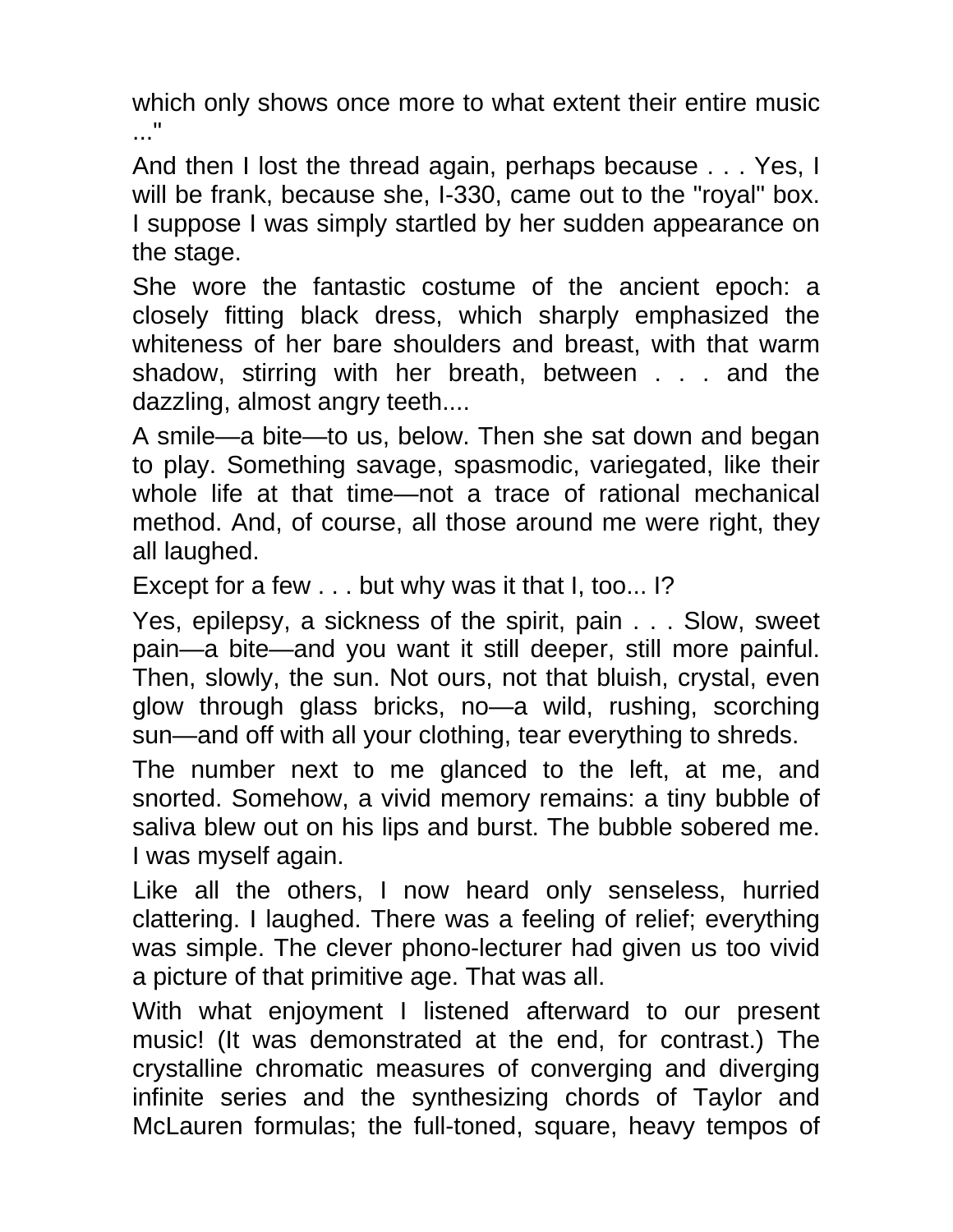which only shows once more to what extent their entire music ..."

And then I lost the thread again, perhaps because . . . Yes, I will be frank, because she, I-330, came out to the "royal" box. I suppose I was simply startled by her sudden appearance on the stage.

She wore the fantastic costume of the ancient epoch: a closely fitting black dress, which sharply emphasized the whiteness of her bare shoulders and breast, with that warm shadow, stirring with her breath, between . . . and the dazzling, almost angry teeth....

A smile—a bite—to us, below. Then she sat down and began to play. Something savage, spasmodic, variegated, like their whole life at that time—not a trace of rational mechanical method. And, of course, all those around me were right, they all laughed.

Except for a few . . . but why was it that I, too... I?

Yes, epilepsy, a sickness of the spirit, pain . . . Slow, sweet pain—a bite—and you want it still deeper, still more painful. Then, slowly, the sun. Not ours, not that bluish, crystal, even glow through glass bricks, no—a wild, rushing, scorching sun—and off with all your clothing, tear everything to shreds.

The number next to me glanced to the left, at me, and snorted. Somehow, a vivid memory remains: a tiny bubble of saliva blew out on his lips and burst. The bubble sobered me. I was myself again.

Like all the others, I now heard only senseless, hurried clattering. I laughed. There was a feeling of relief; everything was simple. The clever phono-lecturer had given us too vivid a picture of that primitive age. That was all.

With what enjoyment I listened afterward to our present music! (It was demonstrated at the end, for contrast.) The crystalline chromatic measures of converging and diverging infinite series and the synthesizing chords of Taylor and McLauren formulas; the full-toned, square, heavy tempos of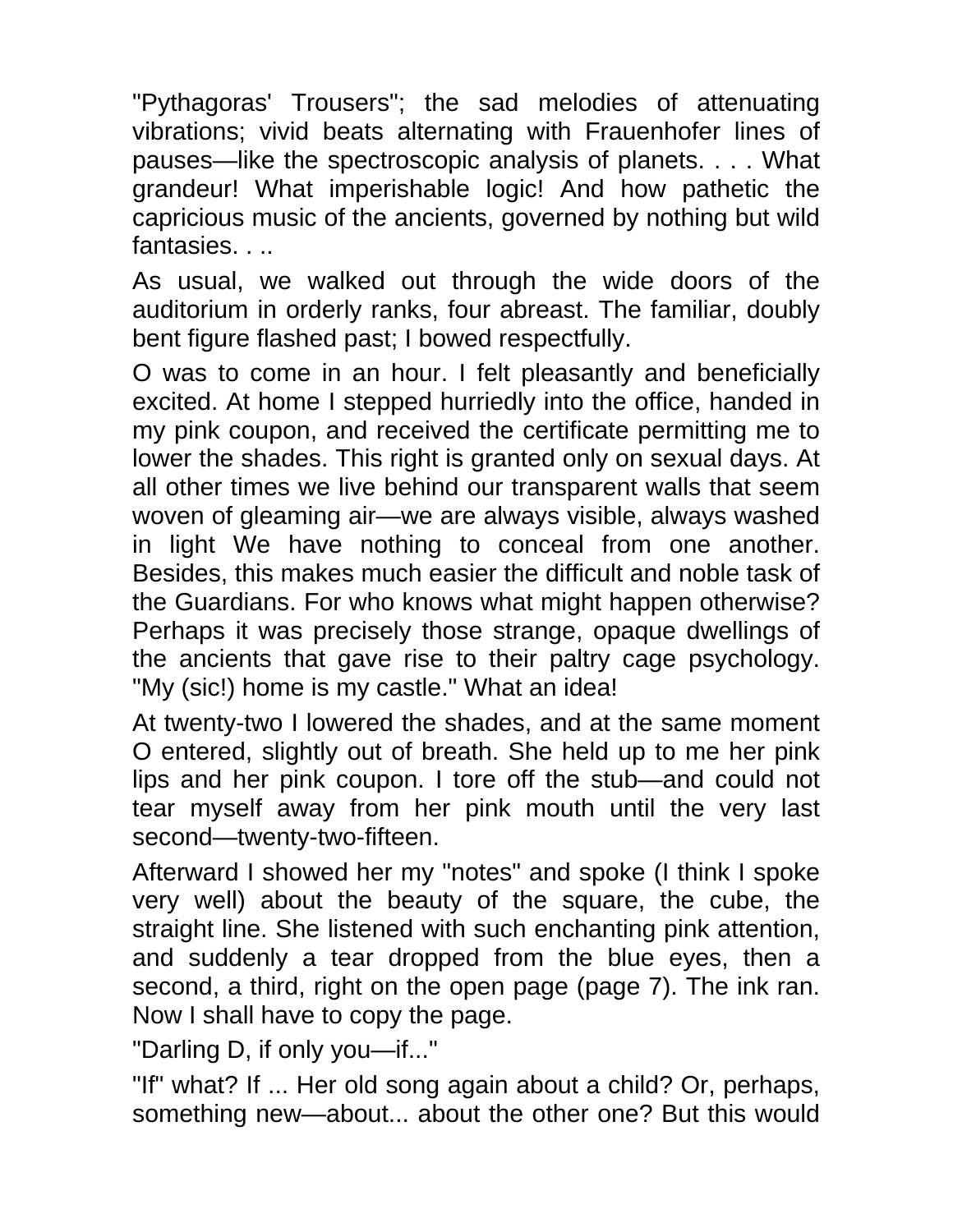"Pythagoras' Trousers"; the sad melodies of attenuating vibrations; vivid beats alternating with Frauenhofer lines of pauses—like the spectroscopic analysis of planets. . . . What grandeur! What imperishable logic! And how pathetic the capricious music of the ancients, governed by nothing but wild fantasies. . ..

As usual, we walked out through the wide doors of the auditorium in orderly ranks, four abreast. The familiar, doubly bent figure flashed past; I bowed respectfully.

O was to come in an hour. I felt pleasantly and beneficially excited. At home I stepped hurriedly into the office, handed in my pink coupon, and received the certificate permitting me to lower the shades. This right is granted only on sexual days. At all other times we live behind our transparent walls that seem woven of gleaming air—we are always visible, always washed in light We have nothing to conceal from one another. Besides, this makes much easier the difficult and noble task of the Guardians. For who knows what might happen otherwise? Perhaps it was precisely those strange, opaque dwellings of the ancients that gave rise to their paltry cage psychology. "My (sic!) home is my castle." What an idea!

At twenty-two I lowered the shades, and at the same moment O entered, slightly out of breath. She held up to me her pink lips and her pink coupon. I tore off the stub—and could not tear myself away from her pink mouth until the very last second—twenty-two-fifteen.

Afterward I showed her my "notes" and spoke (I think I spoke very well) about the beauty of the square, the cube, the straight line. She listened with such enchanting pink attention, and suddenly a tear dropped from the blue eyes, then a second, a third, right on the open page (page 7). The ink ran. Now I shall have to copy the page.

"Darling D, if only you—if..."

"If" what? If ... Her old song again about a child? Or, perhaps, something new—about... about the other one? But this would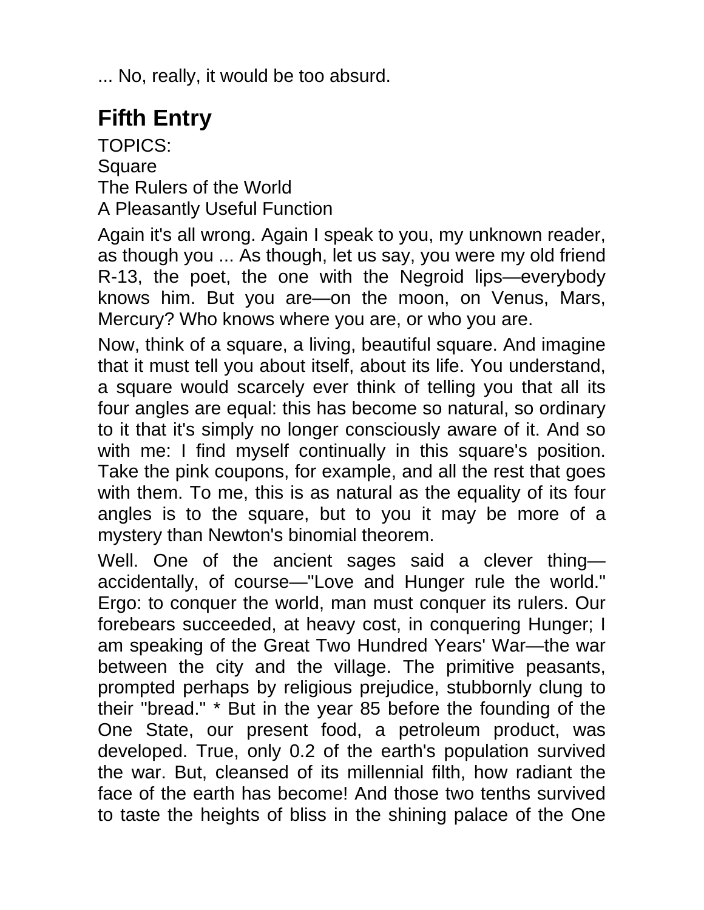... No, really, it would be too absurd.

## Fifth Entry

TOPICS:
Square
The Rulers of the World
A Pleasantly Useful Function

Again it's all wrong. Again I speak to you, my unknown reader, as though you ... As though, let us say, you were my old friend R-13, the poet, the one with the Negroid lips—everybody knows him. But you are—on the moon, on Venus, Mars, Mercury? Who knows where you are, or who you are.

Now, think of a square, a living, beautiful square. And imagine that it must tell you about itself, about its life. You understand, a square would scarcely ever think of telling you that all its four angles are equal: this has become so natural, so ordinary to it that it's simply no longer consciously aware of it. And so with me: I find myself continually in this square's position. Take the pink coupons, for example, and all the rest that goes with them. To me, this is as natural as the equality of its four angles is to the square, but to you it may be more of a mystery than Newton's binomial theorem.

Well. One of the ancient sages said a clever thing—accidentally, of course—"Love and Hunger rule the world." Ergo: to conquer the world, man must conquer its rulers. Our forebears succeeded, at heavy cost, in conquering Hunger; I am speaking of the Great Two Hundred Years' War—the war between the city and the village. The primitive peasants, prompted perhaps by religious prejudice, stubbornly clung to their "bread." * But in the year 85 before the founding of the One State, our present food, a petroleum product, was developed. True, only 0.2 of the earth's population survived the war. But, cleansed of its millennial filth, how radiant the face of the earth has become! And those two tenths survived to taste the heights of bliss in the shining palace of the One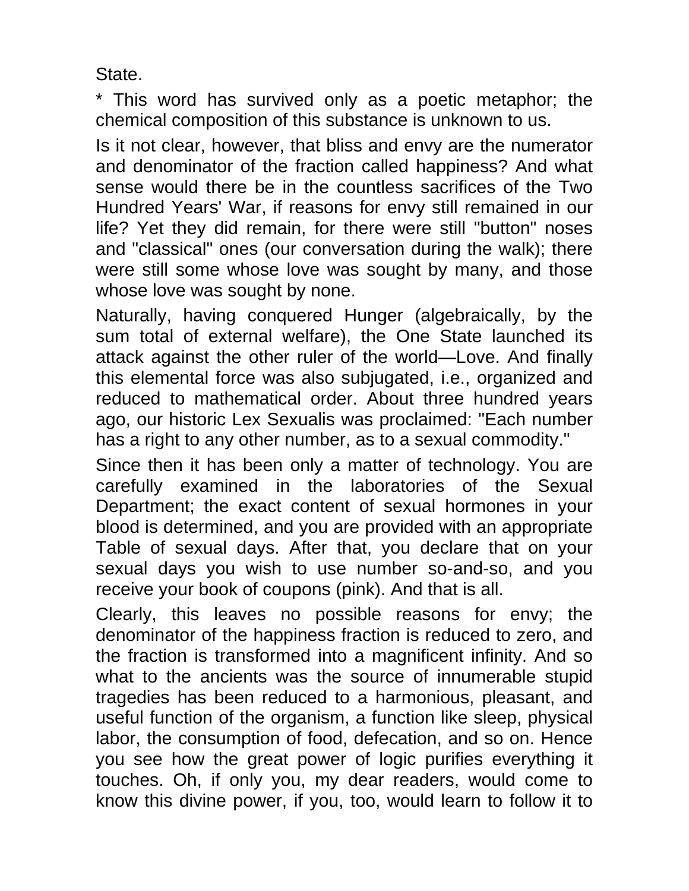State.

* This word has survived only as a poetic metaphor; the chemical composition of this substance is unknown to us.

Is it not clear, however, that bliss and envy are the numerator and denominator of the fraction called happiness? And what sense would there be in the countless sacrifices of the Two Hundred Years' War, if reasons for envy still remained in our life? Yet they did remain, for there were still "button" noses and "classical" ones (our conversation during the walk); there were still some whose love was sought by many, and those whose love was sought by none.

Naturally, having conquered Hunger (algebraically, by the sum total of external welfare), the One State launched its attack against the other ruler of the world—Love. And finally this elemental force was also subjugated, i.e., organized and reduced to mathematical order. About three hundred years ago, our historic Lex Sexualis was proclaimed: "Each number has a right to any other number, as to a sexual commodity."

Since then it has been only a matter of technology. You are carefully examined in the laboratories of the Sexual Department; the exact content of sexual hormones in your blood is determined, and you are provided with an appropriate Table of sexual days. After that, you declare that on your sexual days you wish to use number so-and-so, and you receive your book of coupons (pink). And that is all.

Clearly, this leaves no possible reasons for envy; the denominator of the happiness fraction is reduced to zero, and the fraction is transformed into a magnificent infinity. And so what to the ancients was the source of innumerable stupid tragedies has been reduced to a harmonious, pleasant, and useful function of the organism, a function like sleep, physical labor, the consumption of food, defecation, and so on. Hence you see how the great power of logic purifies everything it touches. Oh, if only you, my dear readers, would come to know this divine power, if you, too, would learn to follow it to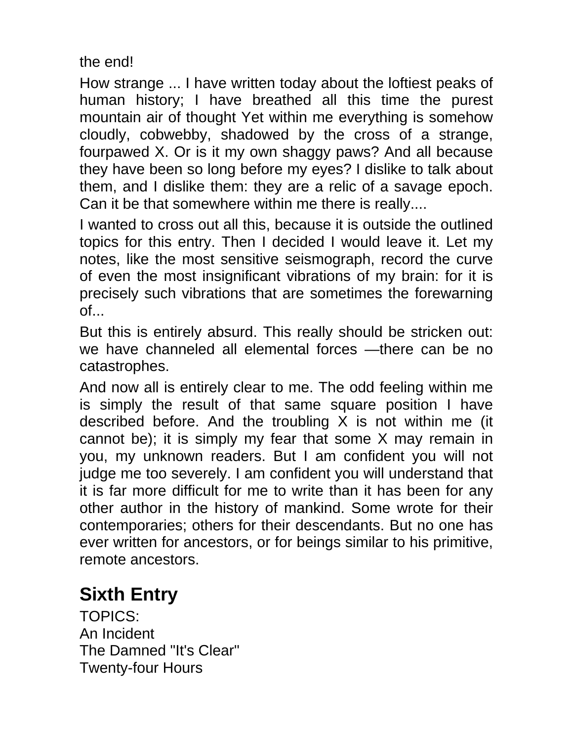the end!

How strange ... I have written today about the loftiest peaks of human history; I have breathed all this time the purest mountain air of thought Yet within me everything is somehow cloudly, cobwebby, shadowed by the cross of a strange, fourpawed X. Or is it my own shaggy paws? And all because they have been so long before my eyes? I dislike to talk about them, and I dislike them: they are a relic of a savage epoch. Can it be that somewhere within me there is really....

I wanted to cross out all this, because it is outside the outlined topics for this entry. Then I decided I would leave it. Let my notes, like the most sensitive seismograph, record the curve of even the most insignificant vibrations of my brain: for it is precisely such vibrations that are sometimes the forewarning of...

But this is entirely absurd. This really should be stricken out: we have channeled all elemental forces —there can be no catastrophes.

And now all is entirely clear to me. The odd feeling within me is simply the result of that same square position I have described before. And the troubling X is not within me (it cannot be); it is simply my fear that some X may remain in you, my unknown readers. But I am confident you will not judge me too severely. I am confident you will understand that it is far more difficult for me to write than it has been for any other author in the history of mankind. Some wrote for their contemporaries; others for their descendants. But no one has ever written for ancestors, or for beings similar to his primitive, remote ancestors.

## Sixth Entry

TOPICS:
An Incident
The Damned "It's Clear"
Twenty-four Hours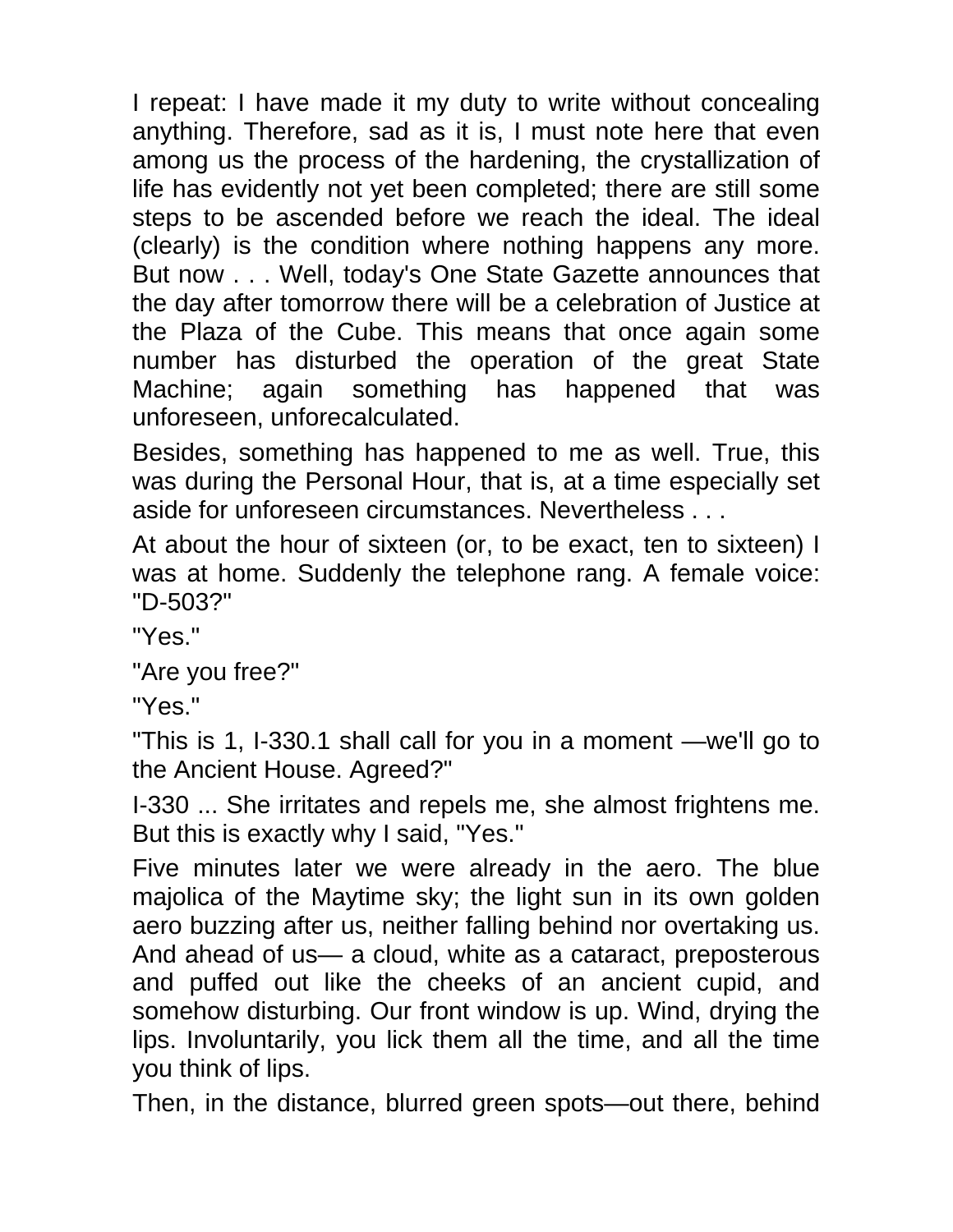I repeat: I have made it my duty to write without concealing anything. Therefore, sad as it is, I must note here that even among us the process of the hardening, the crystallization of life has evidently not yet been completed; there are still some steps to be ascended before we reach the ideal. The ideal (clearly) is the condition where nothing happens any more. But now . . . Well, today's One State Gazette announces that the day after tomorrow there will be a celebration of Justice at the Plaza of the Cube. This means that once again some number has disturbed the operation of the great State Machine; again something has happened that was unforeseen, unforecalculated.

Besides, something has happened to me as well. True, this was during the Personal Hour, that is, at a time especially set aside for unforeseen circumstances. Nevertheless . . .

At about the hour of sixteen (or, to be exact, ten to sixteen) I was at home. Suddenly the telephone rang. A female voice: "D-503?"

"Yes."

"Are you free?"

"Yes."

"This is 1, I-330.1 shall call for you in a moment —we'll go to the Ancient House. Agreed?"

I-330 ... She irritates and repels me, she almost frightens me. But this is exactly why I said, "Yes."

Five minutes later we were already in the aero. The blue majolica of the Maytime sky; the light sun in its own golden aero buzzing after us, neither falling behind nor overtaking us. And ahead of us— a cloud, white as a cataract, preposterous and puffed out like the cheeks of an ancient cupid, and somehow disturbing. Our front window is up. Wind, drying the lips. Involuntarily, you lick them all the time, and all the time you think of lips.

Then, in the distance, blurred green spots—out there, behind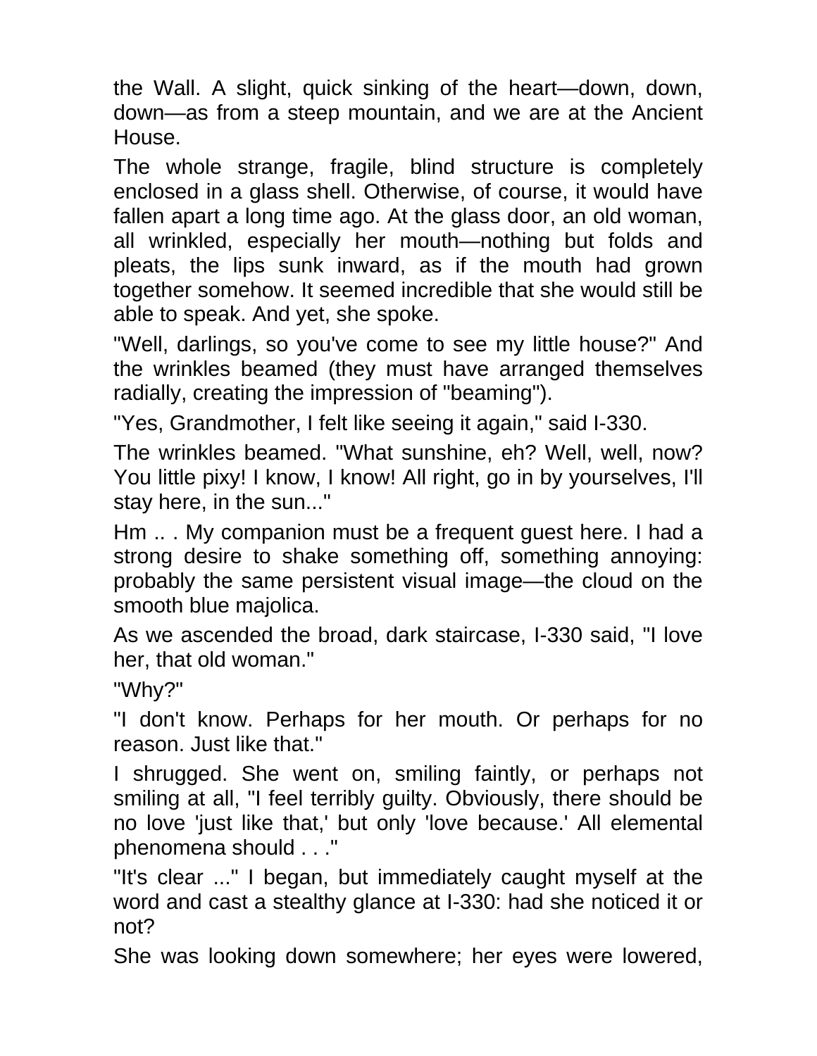the Wall. A slight, quick sinking of the heart—down, down, down—as from a steep mountain, and we are at the Ancient House.

The whole strange, fragile, blind structure is completely enclosed in a glass shell. Otherwise, of course, it would have fallen apart a long time ago. At the glass door, an old woman, all wrinkled, especially her mouth—nothing but folds and pleats, the lips sunk inward, as if the mouth had grown together somehow. It seemed incredible that she would still be able to speak. And yet, she spoke.

"Well, darlings, so you've come to see my little house?" And the wrinkles beamed (they must have arranged themselves radially, creating the impression of "beaming").

"Yes, Grandmother, I felt like seeing it again," said I-330.

The wrinkles beamed. "What sunshine, eh? Well, well, now? You little pixy! I know, I know! All right, go in by yourselves, I'll stay here, in the sun..."

Hm .. . My companion must be a frequent guest here. I had a strong desire to shake something off, something annoying: probably the same persistent visual image—the cloud on the smooth blue majolica.

As we ascended the broad, dark staircase, I-330 said, "I love her, that old woman."

"Why?"

"I don't know. Perhaps for her mouth. Or perhaps for no reason. Just like that."

I shrugged. She went on, smiling faintly, or perhaps not smiling at all, "I feel terribly guilty. Obviously, there should be no love 'just like that,' but only 'love because.' All elemental phenomena should . . ."

"It's clear ..." I began, but immediately caught myself at the word and cast a stealthy glance at I-330: had she noticed it or not?

She was looking down somewhere; her eyes were lowered,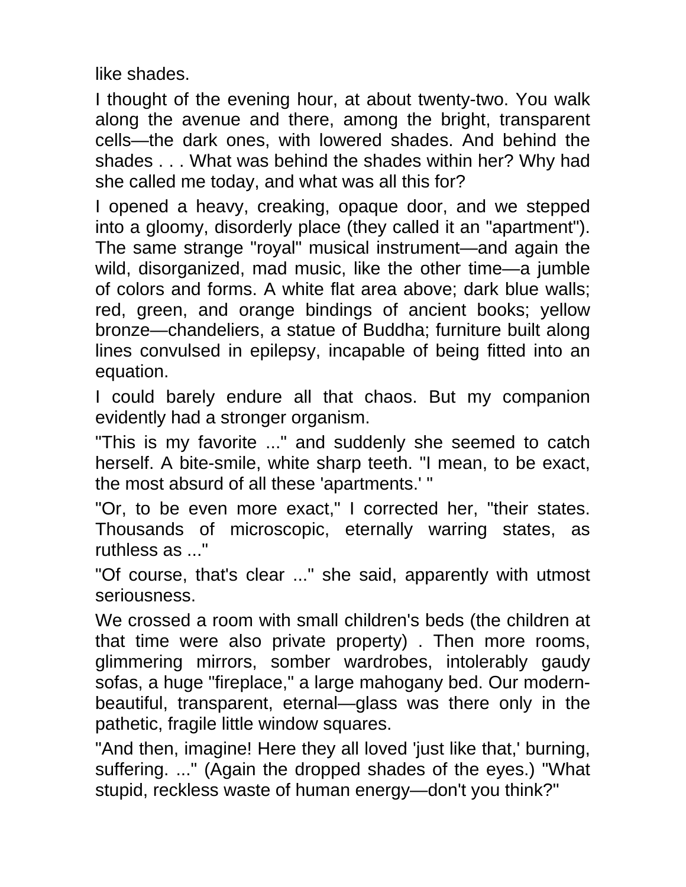like shades.

I thought of the evening hour, at about twenty-two. You walk along the avenue and there, among the bright, transparent cells—the dark ones, with lowered shades. And behind the shades . . . What was behind the shades within her? Why had she called me today, and what was all this for?

I opened a heavy, creaking, opaque door, and we stepped into a gloomy, disorderly place (they called it an "apartment"). The same strange "royal" musical instrument—and again the wild, disorganized, mad music, like the other time—a jumble of colors and forms. A white flat area above; dark blue walls; red, green, and orange bindings of ancient books; yellow bronze—chandeliers, a statue of Buddha; furniture built along lines convulsed in epilepsy, incapable of being fitted into an equation.

I could barely endure all that chaos. But my companion evidently had a stronger organism.

"This is my favorite ..." and suddenly she seemed to catch herself. A bite-smile, white sharp teeth. "I mean, to be exact, the most absurd of all these 'apartments.' "

"Or, to be even more exact," I corrected her, "their states. Thousands of microscopic, eternally warring states, as ruthless as ..."

"Of course, that's clear ..." she said, apparently with utmost seriousness.

We crossed a room with small children's beds (the children at that time were also private property) . Then more rooms, glimmering mirrors, somber wardrobes, intolerably gaudy sofas, a huge "fireplace," a large mahogany bed. Our modern-beautiful, transparent, eternal—glass was there only in the pathetic, fragile little window squares.

"And then, imagine! Here they all loved 'just like that,' burning, suffering. ..." (Again the dropped shades of the eyes.) "What stupid, reckless waste of human energy—don't you think?"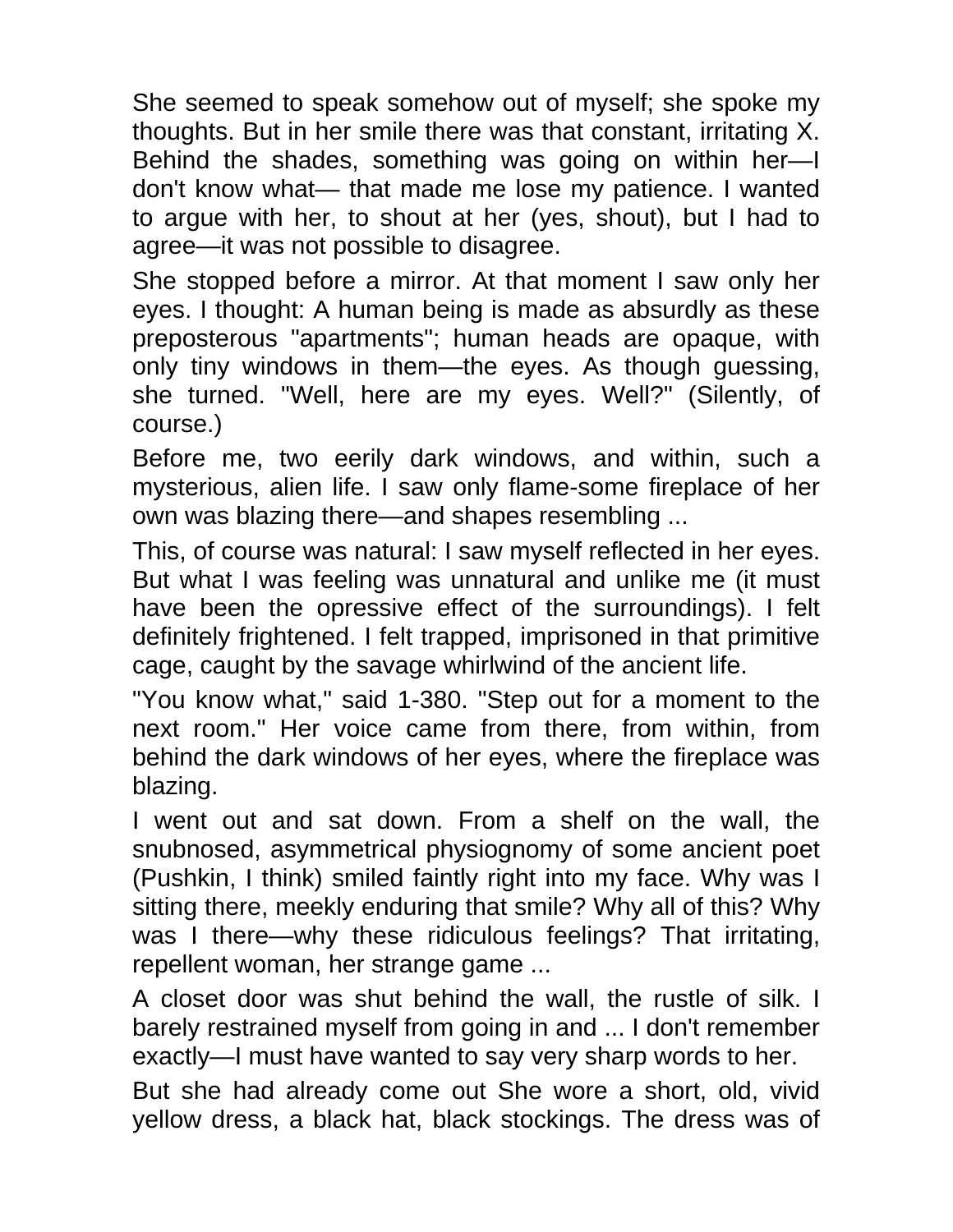She seemed to speak somehow out of myself; she spoke my thoughts. But in her smile there was that constant, irritating X. Behind the shades, something was going on within her—I don't know what— that made me lose my patience. I wanted to argue with her, to shout at her (yes, shout), but I had to agree—it was not possible to disagree.

She stopped before a mirror. At that moment I saw only her eyes. I thought: A human being is made as absurdly as these preposterous "apartments"; human heads are opaque, with only tiny windows in them—the eyes. As though guessing, she turned. "Well, here are my eyes. Well?" (Silently, of course.)

Before me, two eerily dark windows, and within, such a mysterious, alien life. I saw only flame-some fireplace of her own was blazing there—and shapes resembling ...

This, of course was natural: I saw myself reflected in her eyes. But what I was feeling was unnatural and unlike me (it must have been the opressive effect of the surroundings). I felt definitely frightened. I felt trapped, imprisoned in that primitive cage, caught by the savage whirlwind of the ancient life.

"You know what," said 1-380. "Step out for a moment to the next room." Her voice came from there, from within, from behind the dark windows of her eyes, where the fireplace was blazing.

I went out and sat down. From a shelf on the wall, the snubnosed, asymmetrical physiognomy of some ancient poet (Pushkin, I think) smiled faintly right into my face. Why was I sitting there, meekly enduring that smile? Why all of this? Why was I there—why these ridiculous feelings? That irritating, repellent woman, her strange game ...

A closet door was shut behind the wall, the rustle of silk. I barely restrained myself from going in and ... I don't remember exactly—I must have wanted to say very sharp words to her.

But she had already come out She wore a short, old, vivid yellow dress, a black hat, black stockings. The dress was of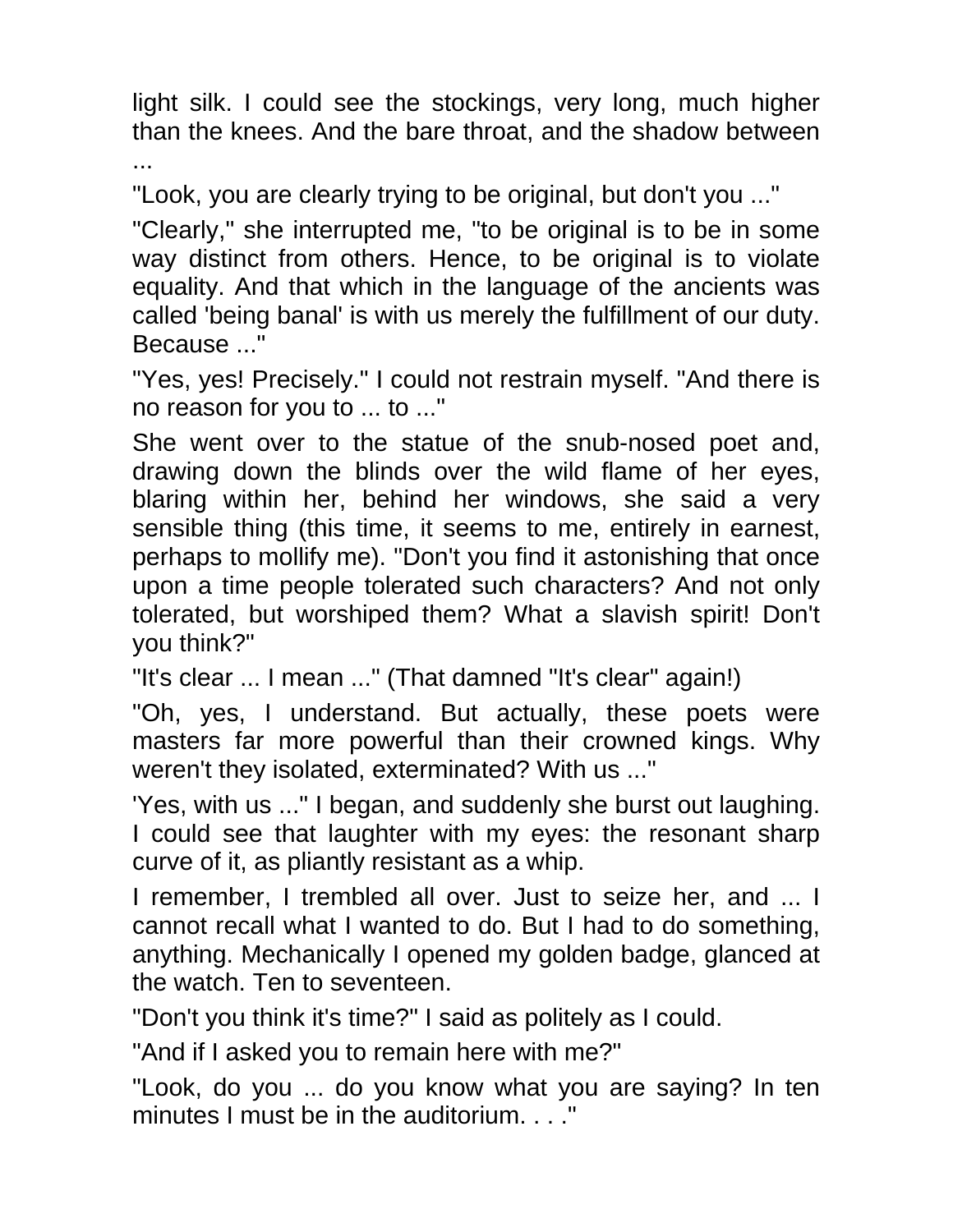light silk. I could see the stockings, very long, much higher than the knees. And the bare throat, and the shadow between ...

"Look, you are clearly trying to be original, but don't you ..."

"Clearly," she interrupted me, "to be original is to be in some way distinct from others. Hence, to be original is to violate equality. And that which in the language of the ancients was called 'being banal' is with us merely the fulfillment of our duty. Because ..."

"Yes, yes! Precisely." I could not restrain myself. "And there is no reason for you to ... to ..."

She went over to the statue of the snub-nosed poet and, drawing down the blinds over the wild flame of her eyes, blaring within her, behind her windows, she said a very sensible thing (this time, it seems to me, entirely in earnest, perhaps to mollify me). "Don't you find it astonishing that once upon a time people tolerated such characters? And not only tolerated, but worshiped them? What a slavish spirit! Don't you think?"

"It's clear ... I mean ..." (That damned "It's clear" again!)

"Oh, yes, I understand. But actually, these poets were masters far more powerful than their crowned kings. Why weren't they isolated, exterminated? With us ..."

'Yes, with us ..." I began, and suddenly she burst out laughing. I could see that laughter with my eyes: the resonant sharp curve of it, as pliantly resistant as a whip.

I remember, I trembled all over. Just to seize her, and ... I cannot recall what I wanted to do. But I had to do something, anything. Mechanically I opened my golden badge, glanced at the watch. Ten to seventeen.

"Don't you think it's time?" I said as politely as I could.

"And if I asked you to remain here with me?"

"Look, do you ... do you know what you are saying? In ten minutes I must be in the auditorium. . . ."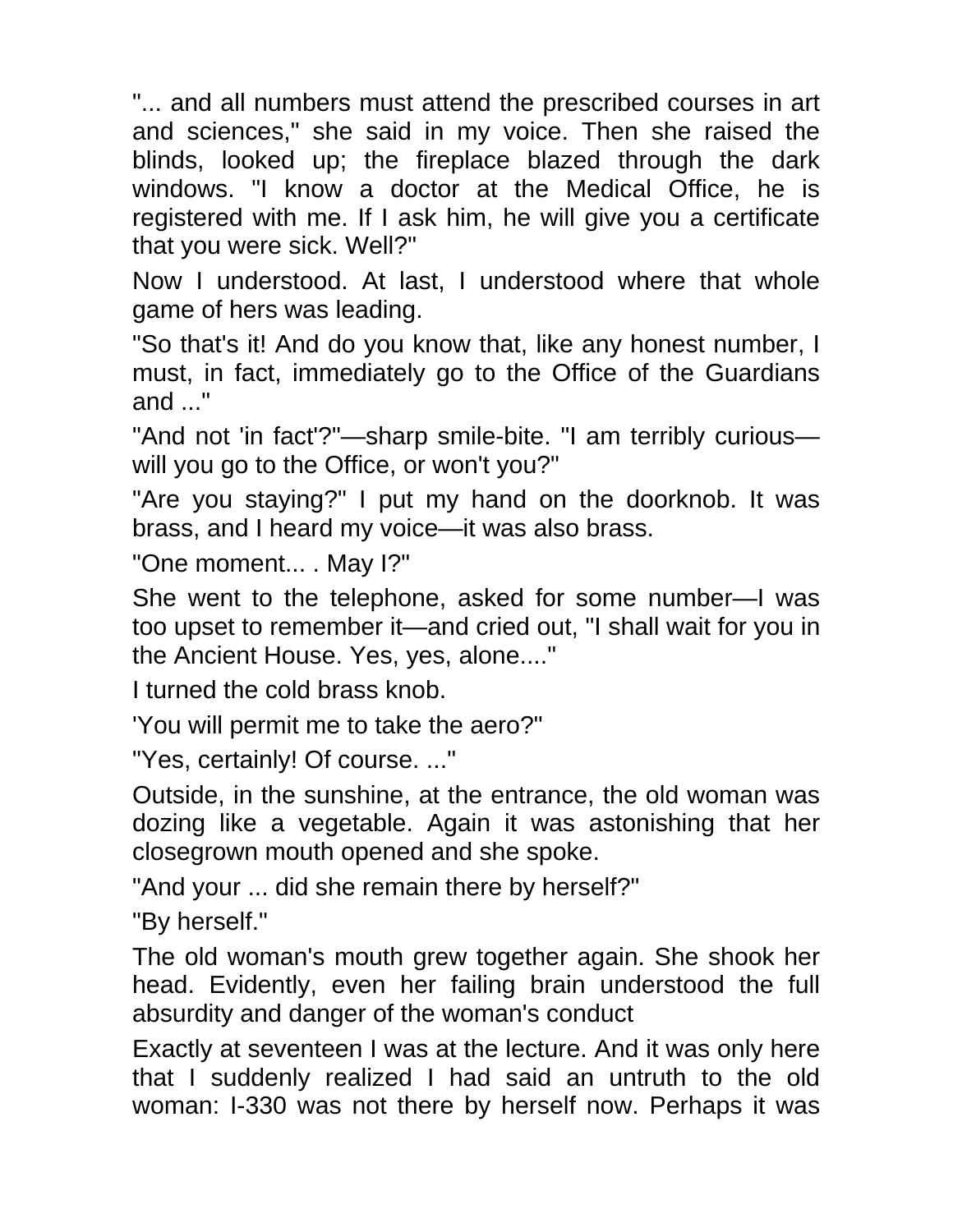"... and all numbers must attend the prescribed courses in art and sciences," she said in my voice. Then she raised the blinds, looked up; the fireplace blazed through the dark windows. "I know a doctor at the Medical Office, he is registered with me. If I ask him, he will give you a certificate that you were sick. Well?"

Now I understood. At last, I understood where that whole game of hers was leading.

"So that's it! And do you know that, like any honest number, I must, in fact, immediately go to the Office of the Guardians and ..."

"And not 'in fact'?"—sharp smile-bite. "I am terribly curious—will you go to the Office, or won't you?"

"Are you staying?" I put my hand on the doorknob. It was brass, and I heard my voice—it was also brass.

"One moment... . May I?"

She went to the telephone, asked for some number—I was too upset to remember it—and cried out, "I shall wait for you in the Ancient House. Yes, yes, alone...."

I turned the cold brass knob.

'You will permit me to take the aero?"

"Yes, certainly! Of course. ..."

Outside, in the sunshine, at the entrance, the old woman was dozing like a vegetable. Again it was astonishing that her closegrown mouth opened and she spoke.

"And your ... did she remain there by herself?"

"By herself."

The old woman's mouth grew together again. She shook her head. Evidently, even her failing brain understood the full absurdity and danger of the woman's conduct

Exactly at seventeen I was at the lecture. And it was only here that I suddenly realized I had said an untruth to the old woman: I-330 was not there by herself now. Perhaps it was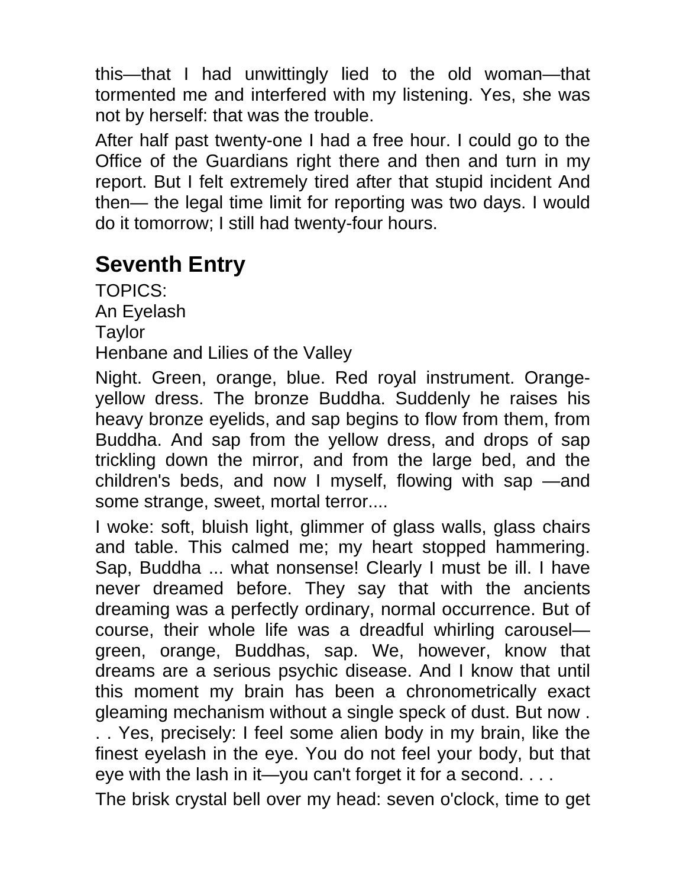this—that I had unwittingly lied to the old woman—that tormented me and interfered with my listening. Yes, she was not by herself: that was the trouble.

After half past twenty-one I had a free hour. I could go to the Office of the Guardians right there and then and turn in my report. But I felt extremely tired after that stupid incident And then— the legal time limit for reporting was two days. I would do it tomorrow; I still had twenty-four hours.

## Seventh Entry

TOPICS:
An Eyelash
Taylor
Henbane and Lilies of the Valley

Night. Green, orange, blue. Red royal instrument. Orange-yellow dress. The bronze Buddha. Suddenly he raises his heavy bronze eyelids, and sap begins to flow from them, from Buddha. And sap from the yellow dress, and drops of sap trickling down the mirror, and from the large bed, and the children's beds, and now I myself, flowing with sap —and some strange, sweet, mortal terror....

I woke: soft, bluish light, glimmer of glass walls, glass chairs and table. This calmed me; my heart stopped hammering. Sap, Buddha ... what nonsense! Clearly I must be ill. I have never dreamed before. They say that with the ancients dreaming was a perfectly ordinary, normal occurrence. But of course, their whole life was a dreadful whirling carousel—green, orange, Buddhas, sap. We, however, know that dreams are a serious psychic disease. And I know that until this moment my brain has been a chronometrically exact gleaming mechanism without a single speck of dust. But now . . . Yes, precisely: I feel some alien body in my brain, like the finest eyelash in the eye. You do not feel your body, but that eye with the lash in it—you can't forget it for a second. . . .

The brisk crystal bell over my head: seven o'clock, time to get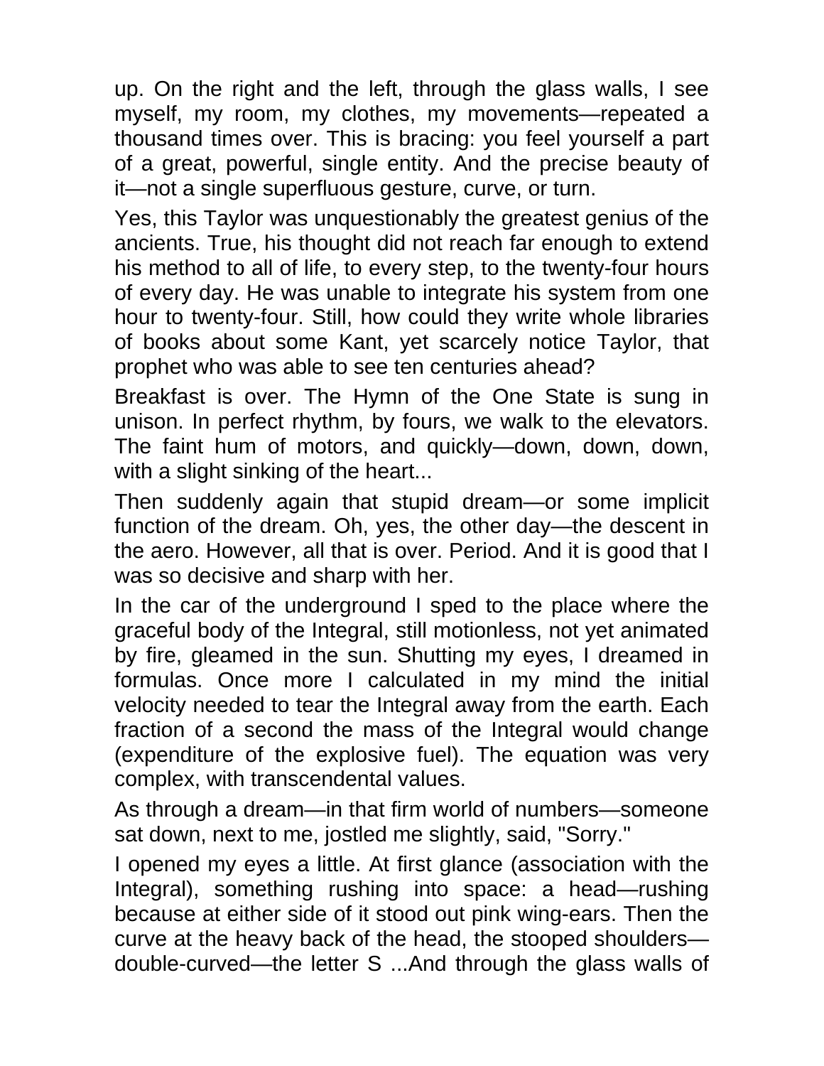up. On the right and the left, through the glass walls, I see myself, my room, my clothes, my movements—repeated a thousand times over. This is bracing: you feel yourself a part of a great, powerful, single entity. And the precise beauty of it—not a single superfluous gesture, curve, or turn.

Yes, this Taylor was unquestionably the greatest genius of the ancients. True, his thought did not reach far enough to extend his method to all of life, to every step, to the twenty-four hours of every day. He was unable to integrate his system from one hour to twenty-four. Still, how could they write whole libraries of books about some Kant, yet scarcely notice Taylor, that prophet who was able to see ten centuries ahead?

Breakfast is over. The Hymn of the One State is sung in unison. In perfect rhythm, by fours, we walk to the elevators. The faint hum of motors, and quickly—down, down, down, with a slight sinking of the heart...

Then suddenly again that stupid dream—or some implicit function of the dream. Oh, yes, the other day—the descent in the aero. However, all that is over. Period. And it is good that I was so decisive and sharp with her.

In the car of the underground I sped to the place where the graceful body of the Integral, still motionless, not yet animated by fire, gleamed in the sun. Shutting my eyes, I dreamed in formulas. Once more I calculated in my mind the initial velocity needed to tear the Integral away from the earth. Each fraction of a second the mass of the Integral would change (expenditure of the explosive fuel). The equation was very complex, with transcendental values.

As through a dream—in that firm world of numbers—someone sat down, next to me, jostled me slightly, said, "Sorry."

I opened my eyes a little. At first glance (association with the Integral), something rushing into space: a head—rushing because at either side of it stood out pink wing-ears. Then the curve at the heavy back of the head, the stooped shoulders—double-curved—the letter S ...And through the glass walls of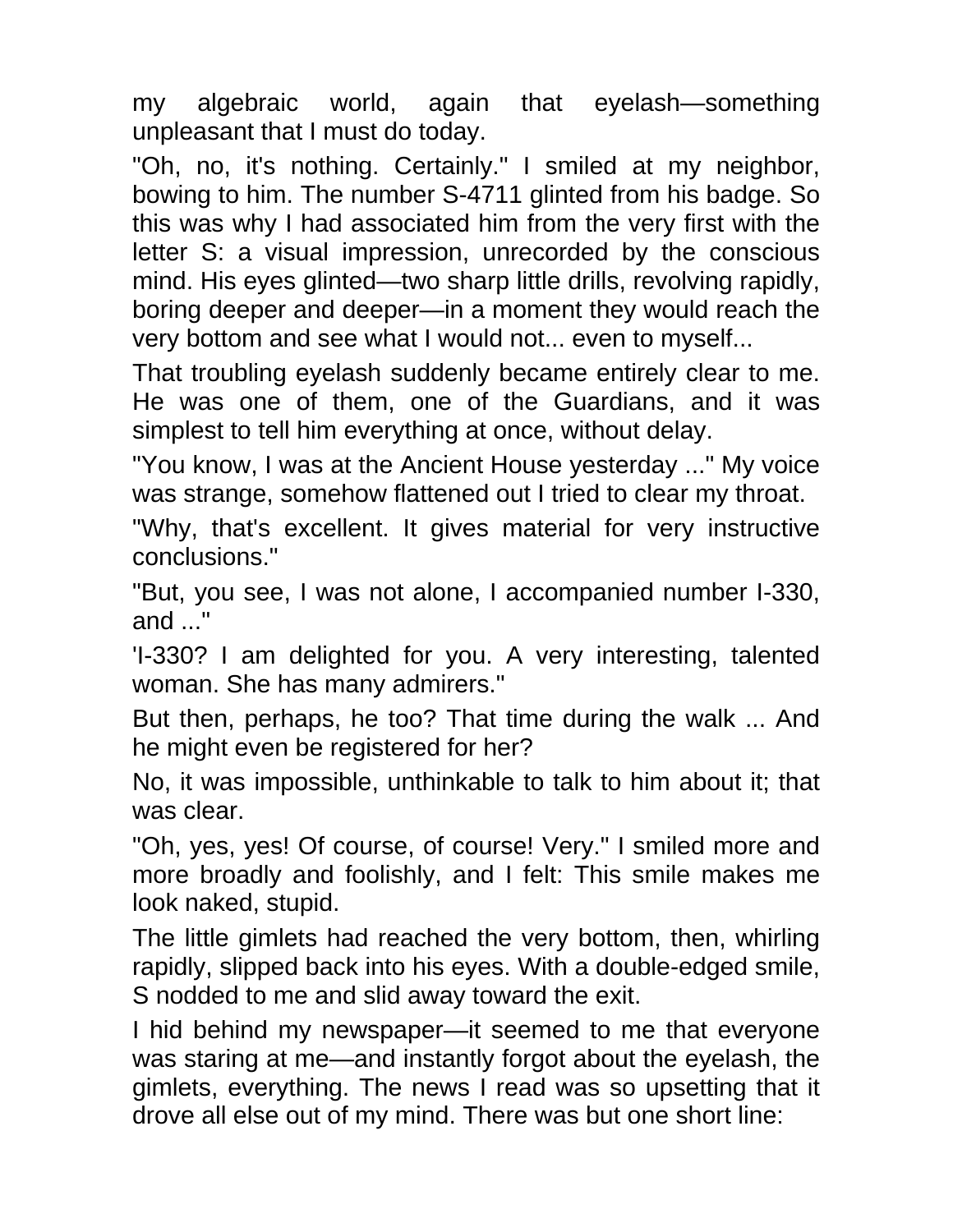my algebraic world, again that eyelash—something unpleasant that I must do today.

"Oh, no, it's nothing. Certainly." I smiled at my neighbor, bowing to him. The number S-4711 glinted from his badge. So this was why I had associated him from the very first with the letter S: a visual impression, unrecorded by the conscious mind. His eyes glinted—two sharp little drills, revolving rapidly, boring deeper and deeper—in a moment they would reach the very bottom and see what I would not... even to myself...

That troubling eyelash suddenly became entirely clear to me. He was one of them, one of the Guardians, and it was simplest to tell him everything at once, without delay.

"You know, I was at the Ancient House yesterday ..." My voice was strange, somehow flattened out I tried to clear my throat.

"Why, that's excellent. It gives material for very instructive conclusions."

"But, you see, I was not alone, I accompanied number I-330, and ..."

'I-330? I am delighted for you. A very interesting, talented woman. She has many admirers."

But then, perhaps, he too? That time during the walk ... And he might even be registered for her?

No, it was impossible, unthinkable to talk to him about it; that was clear.

"Oh, yes, yes! Of course, of course! Very." I smiled more and more broadly and foolishly, and I felt: This smile makes me look naked, stupid.

The little gimlets had reached the very bottom, then, whirling rapidly, slipped back into his eyes. With a double-edged smile, S nodded to me and slid away toward the exit.

I hid behind my newspaper—it seemed to me that everyone was staring at me—and instantly forgot about the eyelash, the gimlets, everything. The news I read was so upsetting that it drove all else out of my mind. There was but one short line: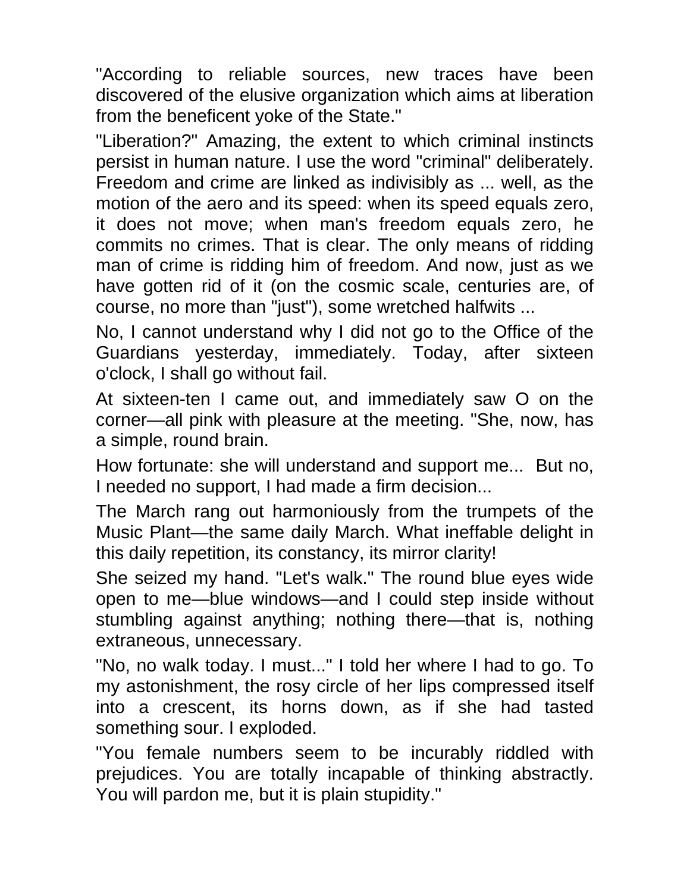"According to reliable sources, new traces have been discovered of the elusive organization which aims at liberation from the beneficent yoke of the State."

"Liberation?" Amazing, the extent to which criminal instincts persist in human nature. I use the word "criminal" deliberately. Freedom and crime are linked as indivisibly as ... well, as the motion of the aero and its speed: when its speed equals zero, it does not move; when man's freedom equals zero, he commits no crimes. That is clear. The only means of ridding man of crime is ridding him of freedom. And now, just as we have gotten rid of it (on the cosmic scale, centuries are, of course, no more than "just"), some wretched halfwits ...

No, I cannot understand why I did not go to the Office of the Guardians yesterday, immediately. Today, after sixteen o'clock, I shall go without fail.

At sixteen-ten I came out, and immediately saw O on the corner—all pink with pleasure at the meeting. "She, now, has a simple, round brain.

How fortunate: she will understand and support me... But no, I needed no support, I had made a firm decision...

The March rang out harmoniously from the trumpets of the Music Plant—the same daily March. What ineffable delight in this daily repetition, its constancy, its mirror clarity!

She seized my hand. "Let's walk." The round blue eyes wide open to me—blue windows—and I could step inside without stumbling against anything; nothing there—that is, nothing extraneous, unnecessary.

"No, no walk today. I must..." I told her where I had to go. To my astonishment, the rosy circle of her lips compressed itself into a crescent, its horns down, as if she had tasted something sour. I exploded.

"You female numbers seem to be incurably riddled with prejudices. You are totally incapable of thinking abstractly. You will pardon me, but it is plain stupidity."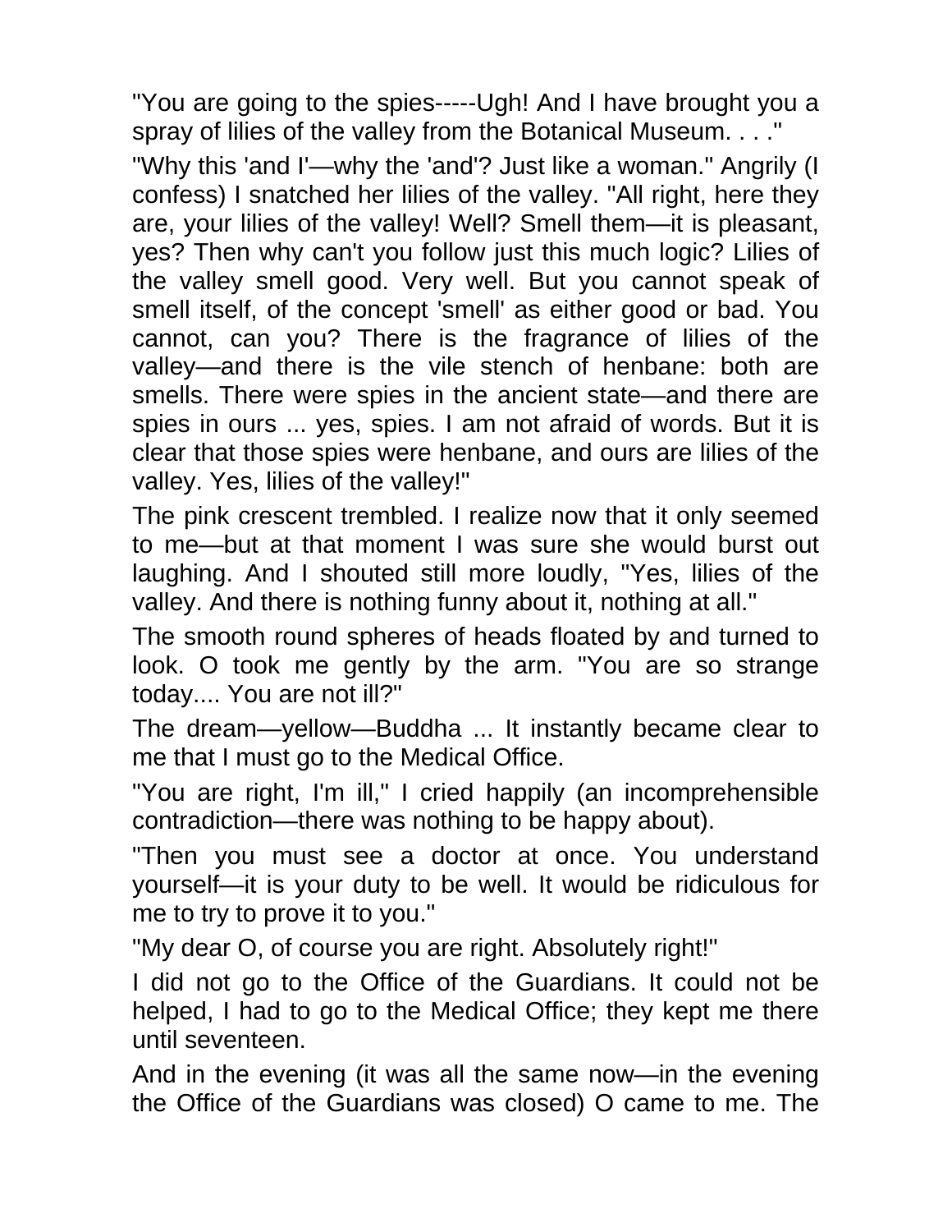"You are going to the spies-----Ugh! And I have brought you a spray of lilies of the valley from the Botanical Museum. . . ."

"Why this 'and I'—why the 'and'? Just like a woman." Angrily (I confess) I snatched her lilies of the valley. "All right, here they are, your lilies of the valley! Well? Smell them—it is pleasant, yes? Then why can't you follow just this much logic? Lilies of the valley smell good. Very well. But you cannot speak of smell itself, of the concept 'smell' as either good or bad. You cannot, can you? There is the fragrance of lilies of the valley—and there is the vile stench of henbane: both are smells. There were spies in the ancient state—and there are spies in ours ... yes, spies. I am not afraid of words. But it is clear that those spies were henbane, and ours are lilies of the valley. Yes, lilies of the valley!"

The pink crescent trembled. I realize now that it only seemed to me—but at that moment I was sure she would burst out laughing. And I shouted still more loudly, "Yes, lilies of the valley. And there is nothing funny about it, nothing at all."

The smooth round spheres of heads floated by and turned to look. O took me gently by the arm. "You are so strange today.... You are not ill?"

The dream—yellow—Buddha ... It instantly became clear to me that I must go to the Medical Office.

"You are right, I'm ill," I cried happily (an incomprehensible contradiction—there was nothing to be happy about).

"Then you must see a doctor at once. You understand yourself—it is your duty to be well. It would be ridiculous for me to try to prove it to you."

"My dear O, of course you are right. Absolutely right!"

I did not go to the Office of the Guardians. It could not be helped, I had to go to the Medical Office; they kept me there until seventeen.

And in the evening (it was all the same now—in the evening the Office of the Guardians was closed) O came to me. The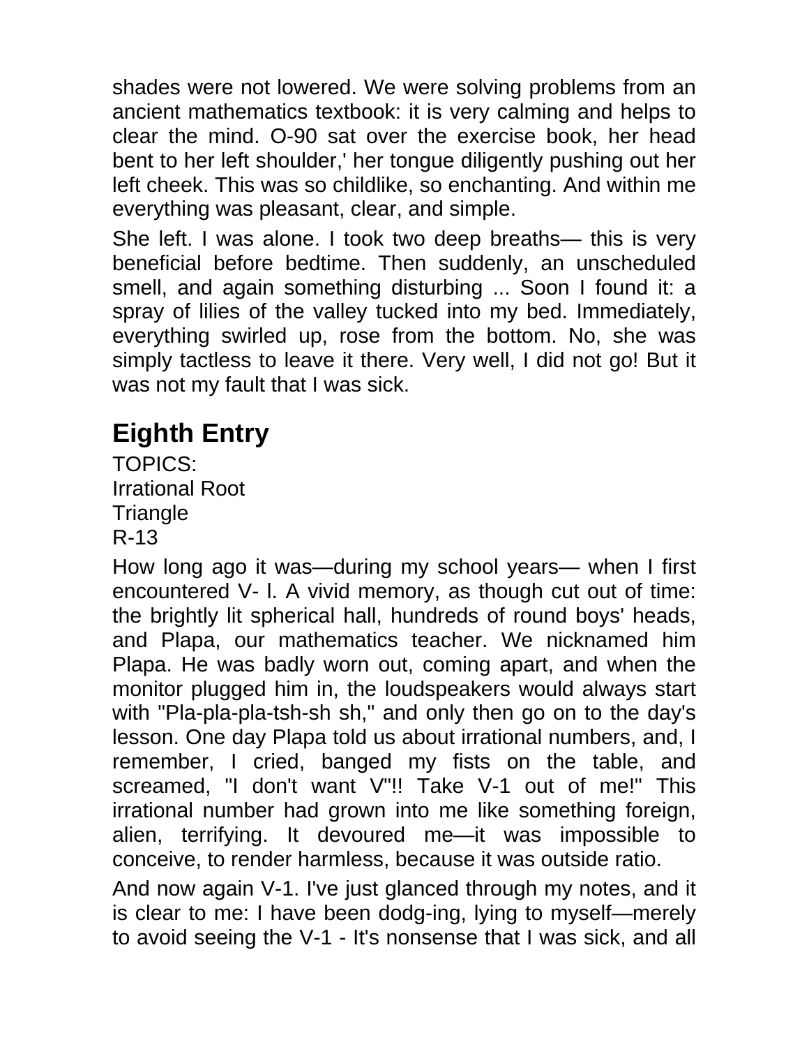shades were not lowered. We were solving problems from an ancient mathematics textbook: it is very calming and helps to clear the mind. O-90 sat over the exercise book, her head bent to her left shoulder,' her tongue diligently pushing out her left cheek. This was so childlike, so enchanting. And within me everything was pleasant, clear, and simple.

She left. I was alone. I took two deep breaths— this is very beneficial before bedtime. Then suddenly, an unscheduled smell, and again something disturbing ... Soon I found it: a spray of lilies of the valley tucked into my bed. Immediately, everything swirled up, rose from the bottom. No, she was simply tactless to leave it there. Very well, I did not go! But it was not my fault that I was sick.

## Eighth Entry

TOPICS:
Irrational Root
Triangle
R-13

How long ago it was—during my school years— when I first encountered V- l. A vivid memory, as though cut out of time: the brightly lit spherical hall, hundreds of round boys' heads, and Plapa, our mathematics teacher. We nicknamed him Plapa. He was badly worn out, coming apart, and when the monitor plugged him in, the loudspeakers would always start with "Pla-pla-pla-tsh-sh sh," and only then go on to the day's lesson. One day Plapa told us about irrational numbers, and, I remember, I cried, banged my fists on the table, and screamed, "I don't want V"!! Take V-1 out of me!" This irrational number had grown into me like something foreign, alien, terrifying. It devoured me—it was impossible to conceive, to render harmless, because it was outside ratio.

And now again V-1. I've just glanced through my notes, and it is clear to me: I have been dodg-ing, lying to myself—merely to avoid seeing the V-1 - It's nonsense that I was sick, and all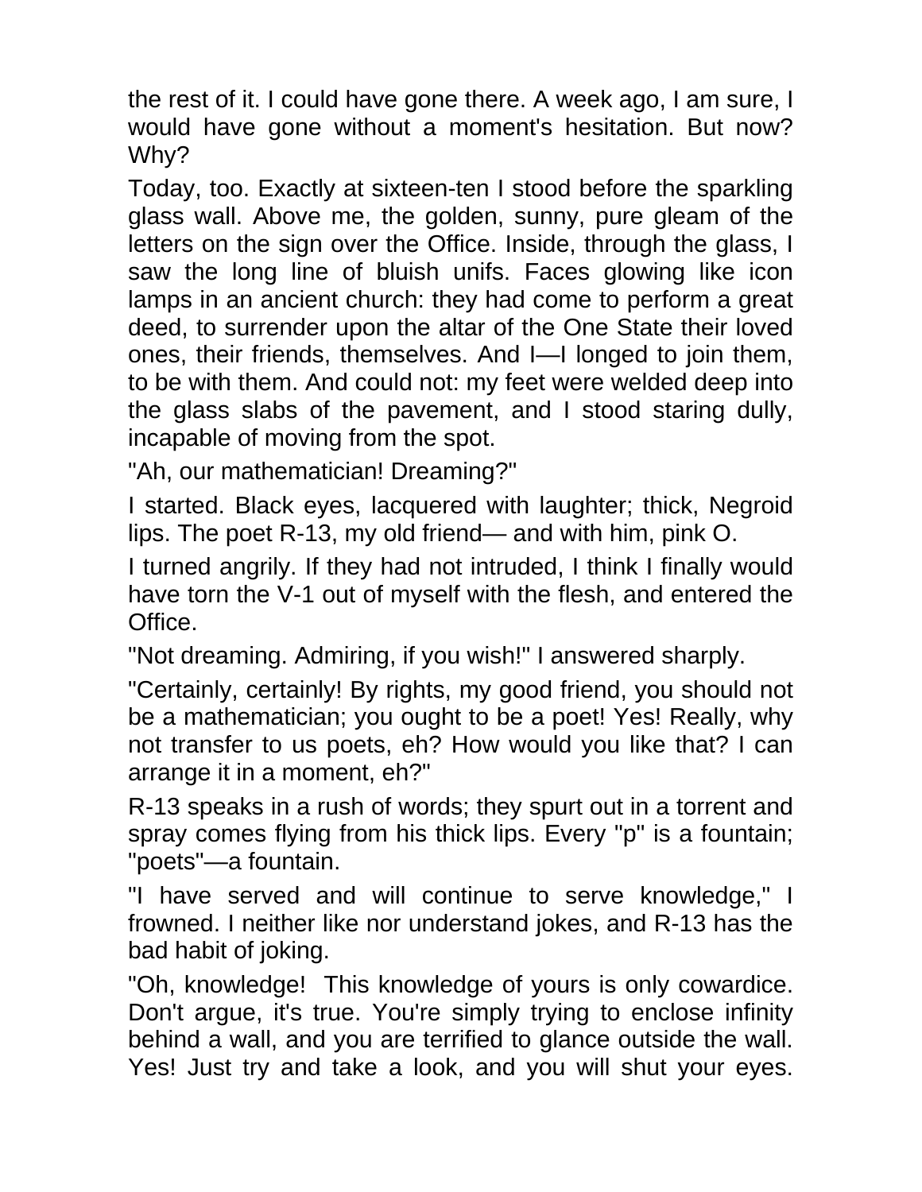the rest of it. I could have gone there. A week ago, I am sure, I would have gone without a moment's hesitation. But now? Why?

Today, too. Exactly at sixteen-ten I stood before the sparkling glass wall. Above me, the golden, sunny, pure gleam of the letters on the sign over the Office. Inside, through the glass, I saw the long line of bluish unifs. Faces glowing like icon lamps in an ancient church: they had come to perform a great deed, to surrender upon the altar of the One State their loved ones, their friends, themselves. And I—I longed to join them, to be with them. And could not: my feet were welded deep into the glass slabs of the pavement, and I stood staring dully, incapable of moving from the spot.

"Ah, our mathematician! Dreaming?"

I started. Black eyes, lacquered with laughter; thick, Negroid lips. The poet R-13, my old friend— and with him, pink O.

I turned angrily. If they had not intruded, I think I finally would have torn the V-1 out of myself with the flesh, and entered the Office.

"Not dreaming. Admiring, if you wish!" I answered sharply.

"Certainly, certainly! By rights, my good friend, you should not be a mathematician; you ought to be a poet! Yes! Really, why not transfer to us poets, eh? How would you like that? I can arrange it in a moment, eh?"

R-13 speaks in a rush of words; they spurt out in a torrent and spray comes flying from his thick lips. Every "p" is a fountain; "poets"—a fountain.

"I have served and will continue to serve knowledge," I frowned. I neither like nor understand jokes, and R-13 has the bad habit of joking.

"Oh, knowledge! This knowledge of yours is only cowardice. Don't argue, it's true. You're simply trying to enclose infinity behind a wall, and you are terrified to glance outside the wall. Yes! Just try and take a look, and you will shut your eyes.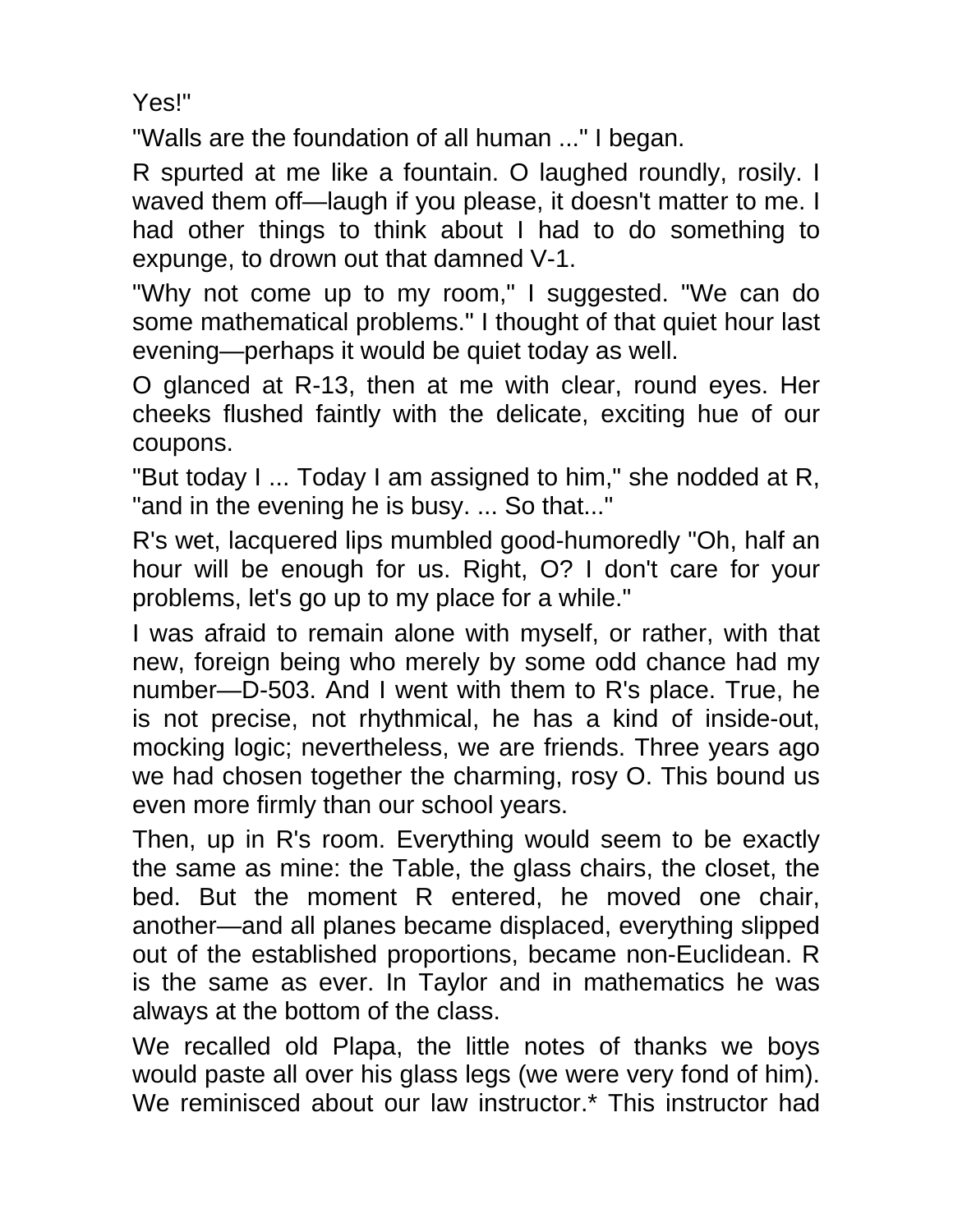Yes!"

"Walls are the foundation of all human ..." I began.

R spurted at me like a fountain. O laughed roundly, rosily. I waved them off—laugh if you please, it doesn't matter to me. I had other things to think about I had to do something to expunge, to drown out that damned V-1.

"Why not come up to my room," I suggested. "We can do some mathematical problems." I thought of that quiet hour last evening—perhaps it would be quiet today as well.

O glanced at R-13, then at me with clear, round eyes. Her cheeks flushed faintly with the delicate, exciting hue of our coupons.

"But today I ... Today I am assigned to him," she nodded at R, "and in the evening he is busy. ... So that..."

R's wet, lacquered lips mumbled good-humoredly "Oh, half an hour will be enough for us. Right, O? I don't care for your problems, let's go up to my place for a while."

I was afraid to remain alone with myself, or rather, with that new, foreign being who merely by some odd chance had my number—D-503. And I went with them to R's place. True, he is not precise, not rhythmical, he has a kind of inside-out, mocking logic; nevertheless, we are friends. Three years ago we had chosen together the charming, rosy O. This bound us even more firmly than our school years.

Then, up in R's room. Everything would seem to be exactly the same as mine: the Table, the glass chairs, the closet, the bed. But the moment R entered, he moved one chair, another—and all planes became displaced, everything slipped out of the established proportions, became non-Euclidean. R is the same as ever. In Taylor and in mathematics he was always at the bottom of the class.

We recalled old Plapa, the little notes of thanks we boys would paste all over his glass legs (we were very fond of him). We reminisced about our law instructor.* This instructor had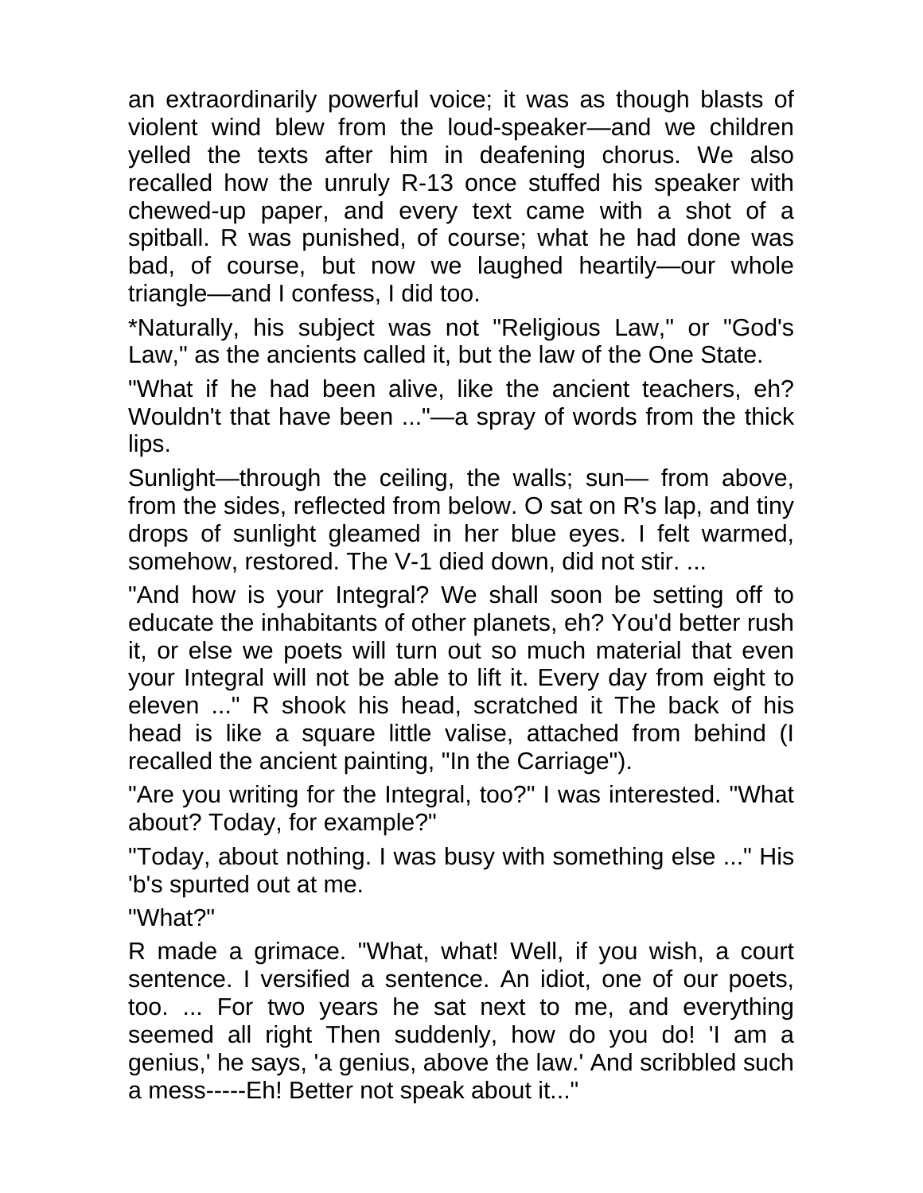an extraordinarily powerful voice; it was as though blasts of violent wind blew from the loud-speaker—and we children yelled the texts after him in deafening chorus. We also recalled how the unruly R-13 once stuffed his speaker with chewed-up paper, and every text came with a shot of a spitball. R was punished, of course; what he had done was bad, of course, but now we laughed heartily—our whole triangle—and I confess, I did too.

*Naturally, his subject was not "Religious Law," or "God's Law," as the ancients called it, but the law of the One State.

"What if he had been alive, like the ancient teachers, eh? Wouldn't that have been ..."—a spray of words from the thick lips.

Sunlight—through the ceiling, the walls; sun— from above, from the sides, reflected from below. O sat on R's lap, and tiny drops of sunlight gleamed in her blue eyes. I felt warmed, somehow, restored. The V-1 died down, did not stir. ...

"And how is your Integral? We shall soon be setting off to educate the inhabitants of other planets, eh? You'd better rush it, or else we poets will turn out so much material that even your Integral will not be able to lift it. Every day from eight to eleven ..." R shook his head, scratched it The back of his head is like a square little valise, attached from behind (I recalled the ancient painting, "In the Carriage").

"Are you writing for the Integral, too?" I was interested. "What about? Today, for example?"

"Today, about nothing. I was busy with something else ..." His 'b's spurted out at me.

"What?"

R made a grimace. "What, what! Well, if you wish, a court sentence. I versified a sentence. An idiot, one of our poets, too. ... For two years he sat next to me, and everything seemed all right Then suddenly, how do you do! 'I am a genius,' he says, 'a genius, above the law.' And scribbled such a mess-----Eh! Better not speak about it..."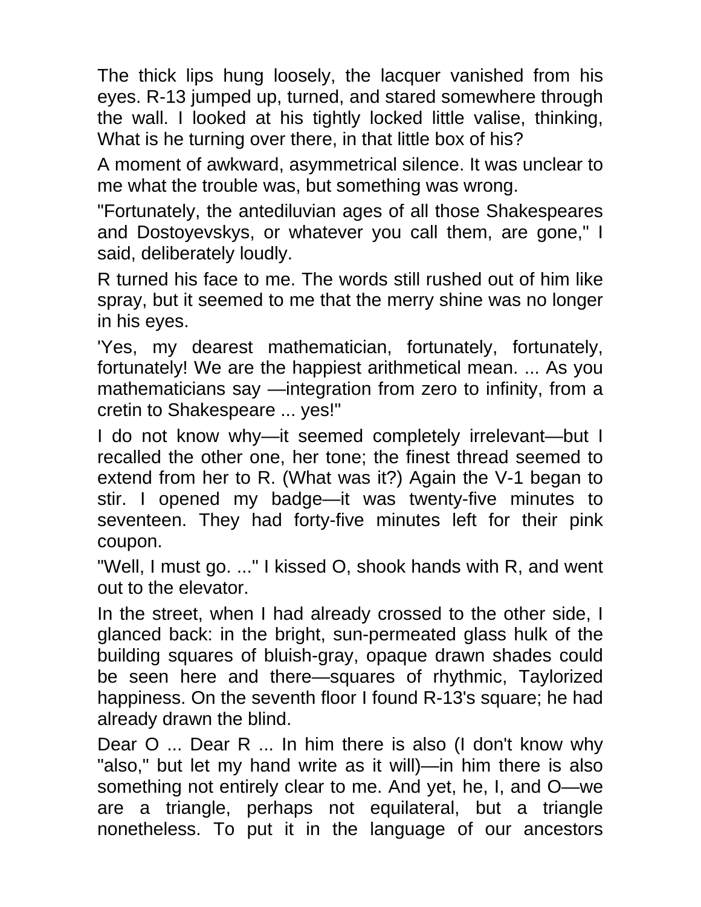The thick lips hung loosely, the lacquer vanished from his eyes. R-13 jumped up, turned, and stared somewhere through the wall. I looked at his tightly locked little valise, thinking, What is he turning over there, in that little box of his?

A moment of awkward, asymmetrical silence. It was unclear to me what the trouble was, but something was wrong.

"Fortunately, the antediluvian ages of all those Shakespeares and Dostoyevskys, or whatever you call them, are gone," I said, deliberately loudly.

R turned his face to me. The words still rushed out of him like spray, but it seemed to me that the merry shine was no longer in his eyes.

'Yes, my dearest mathematician, fortunately, fortunately, fortunately! We are the happiest arithmetical mean. ... As you mathematicians say —integration from zero to infinity, from a cretin to Shakespeare ... yes!"

I do not know why—it seemed completely irrelevant—but I recalled the other one, her tone; the finest thread seemed to extend from her to R. (What was it?) Again the V-1 began to stir. I opened my badge—it was twenty-five minutes to seventeen. They had forty-five minutes left for their pink coupon.

"Well, I must go. ..." I kissed O, shook hands with R, and went out to the elevator.

In the street, when I had already crossed to the other side, I glanced back: in the bright, sun-permeated glass hulk of the building squares of bluish-gray, opaque drawn shades could be seen here and there—squares of rhythmic, Taylorized happiness. On the seventh floor I found R-13's square; he had already drawn the blind.

Dear O ... Dear R ... In him there is also (I don't know why "also," but let my hand write as it will)—in him there is also something not entirely clear to me. And yet, he, I, and O—we are a triangle, perhaps not equilateral, but a triangle nonetheless. To put it in the language of our ancestors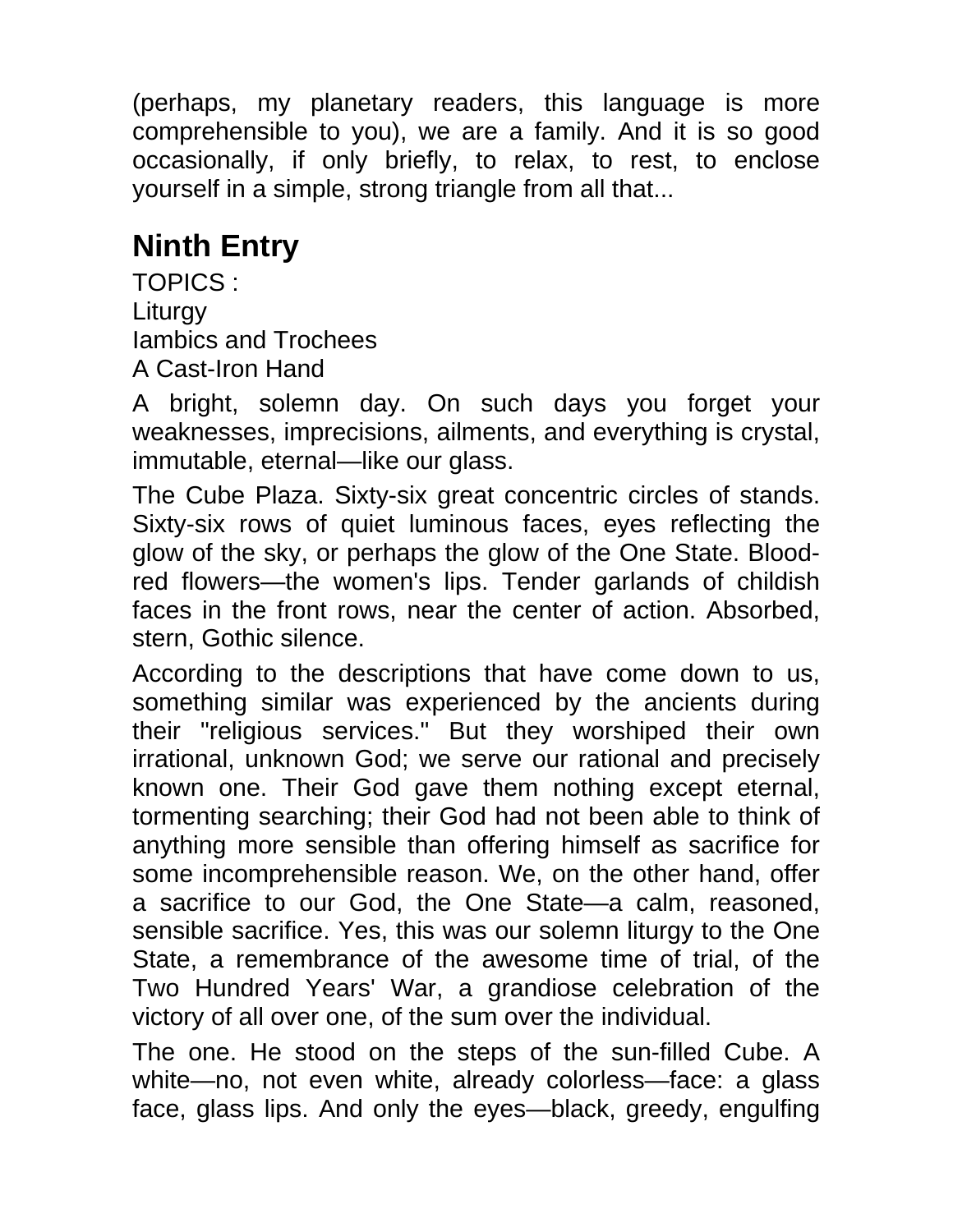(perhaps, my planetary readers, this language is more comprehensible to you), we are a family. And it is so good occasionally, if only briefly, to relax, to rest, to enclose yourself in a simple, strong triangle from all that...

## Ninth Entry

TOPICS :
Liturgy
Iambics and Trochees
A Cast-Iron Hand

A bright, solemn day. On such days you forget your weaknesses, imprecisions, ailments, and everything is crystal, immutable, eternal—like our glass.

The Cube Plaza. Sixty-six great concentric circles of stands. Sixty-six rows of quiet luminous faces, eyes reflecting the glow of the sky, or perhaps the glow of the One State. Blood-red flowers—the women's lips. Tender garlands of childish faces in the front rows, near the center of action. Absorbed, stern, Gothic silence.

According to the descriptions that have come down to us, something similar was experienced by the ancients during their "religious services." But they worshiped their own irrational, unknown God; we serve our rational and precisely known one. Their God gave them nothing except eternal, tormenting searching; their God had not been able to think of anything more sensible than offering himself as sacrifice for some incomprehensible reason. We, on the other hand, offer a sacrifice to our God, the One State—a calm, reasoned, sensible sacrifice. Yes, this was our solemn liturgy to the One State, a remembrance of the awesome time of trial, of the Two Hundred Years' War, a grandiose celebration of the victory of all over one, of the sum over the individual.

The one. He stood on the steps of the sun-filled Cube. A white—no, not even white, already colorless—face: a glass face, glass lips. And only the eyes—black, greedy, engulfing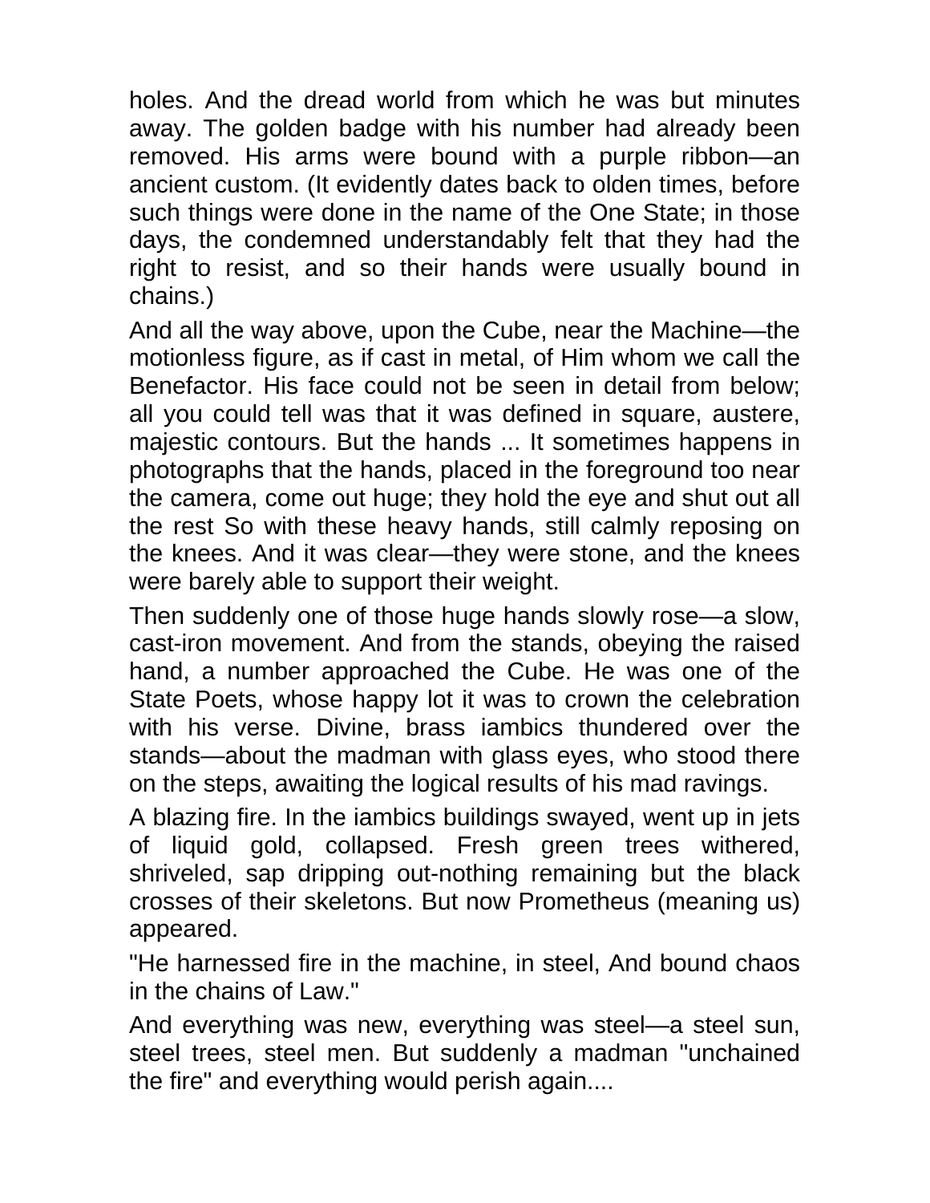holes. And the dread world from which he was but minutes away. The golden badge with his number had already been removed. His arms were bound with a purple ribbon—an ancient custom. (It evidently dates back to olden times, before such things were done in the name of the One State; in those days, the condemned understandably felt that they had the right to resist, and so their hands were usually bound in chains.)

And all the way above, upon the Cube, near the Machine—the motionless figure, as if cast in metal, of Him whom we call the Benefactor. His face could not be seen in detail from below; all you could tell was that it was defined in square, austere, majestic contours. But the hands ... It sometimes happens in photographs that the hands, placed in the foreground too near the camera, come out huge; they hold the eye and shut out all the rest So with these heavy hands, still calmly reposing on the knees. And it was clear—they were stone, and the knees were barely able to support their weight.

Then suddenly one of those huge hands slowly rose—a slow, cast-iron movement. And from the stands, obeying the raised hand, a number approached the Cube. He was one of the State Poets, whose happy lot it was to crown the celebration with his verse. Divine, brass iambics thundered over the stands—about the madman with glass eyes, who stood there on the steps, awaiting the logical results of his mad ravings.

A blazing fire. In the iambics buildings swayed, went up in jets of liquid gold, collapsed. Fresh green trees withered, shriveled, sap dripping out-nothing remaining but the black crosses of their skeletons. But now Prometheus (meaning us) appeared.

"He harnessed fire in the machine, in steel, And bound chaos in the chains of Law."

And everything was new, everything was steel—a steel sun, steel trees, steel men. But suddenly a madman "unchained the fire" and everything would perish again....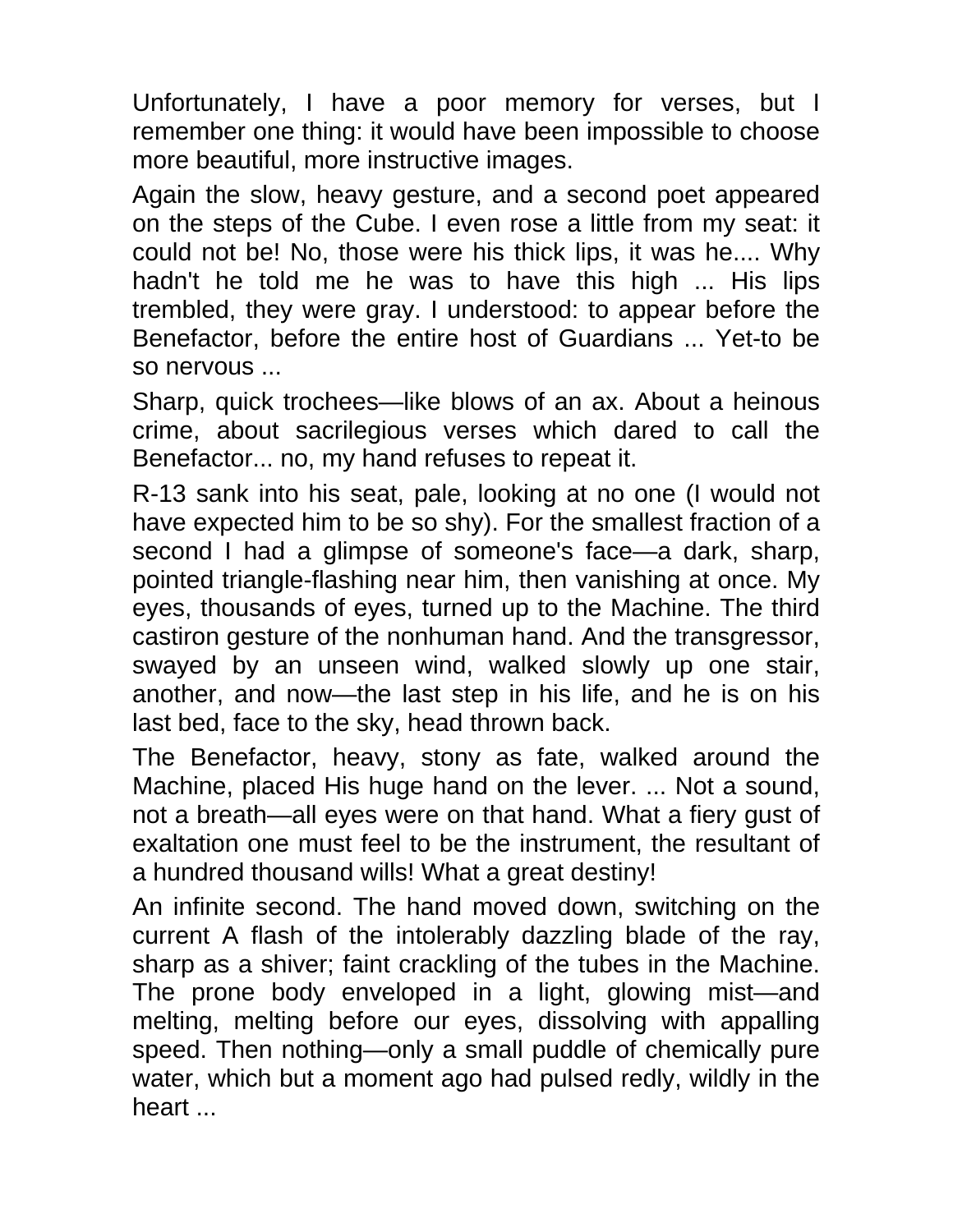Unfortunately, I have a poor memory for verses, but I remember one thing: it would have been impossible to choose more beautiful, more instructive images.

Again the slow, heavy gesture, and a second poet appeared on the steps of the Cube. I even rose a little from my seat: it could not be! No, those were his thick lips, it was he.... Why hadn't he told me he was to have this high ... His lips trembled, they were gray. I understood: to appear before the Benefactor, before the entire host of Guardians ... Yet-to be so nervous ...

Sharp, quick trochees—like blows of an ax. About a heinous crime, about sacrilegious verses which dared to call the Benefactor... no, my hand refuses to repeat it.

R-13 sank into his seat, pale, looking at no one (I would not have expected him to be so shy). For the smallest fraction of a second I had a glimpse of someone's face—a dark, sharp, pointed triangle-flashing near him, then vanishing at once. My eyes, thousands of eyes, turned up to the Machine. The third castiron gesture of the nonhuman hand. And the transgressor, swayed by an unseen wind, walked slowly up one stair, another, and now—the last step in his life, and he is on his last bed, face to the sky, head thrown back.

The Benefactor, heavy, stony as fate, walked around the Machine, placed His huge hand on the lever. ... Not a sound, not a breath—all eyes were on that hand. What a fiery gust of exaltation one must feel to be the instrument, the resultant of a hundred thousand wills! What a great destiny!

An infinite second. The hand moved down, switching on the current A flash of the intolerably dazzling blade of the ray, sharp as a shiver; faint crackling of the tubes in the Machine. The prone body enveloped in a light, glowing mist—and melting, melting before our eyes, dissolving with appalling speed. Then nothing—only a small puddle of chemically pure water, which but a moment ago had pulsed redly, wildly in the heart ...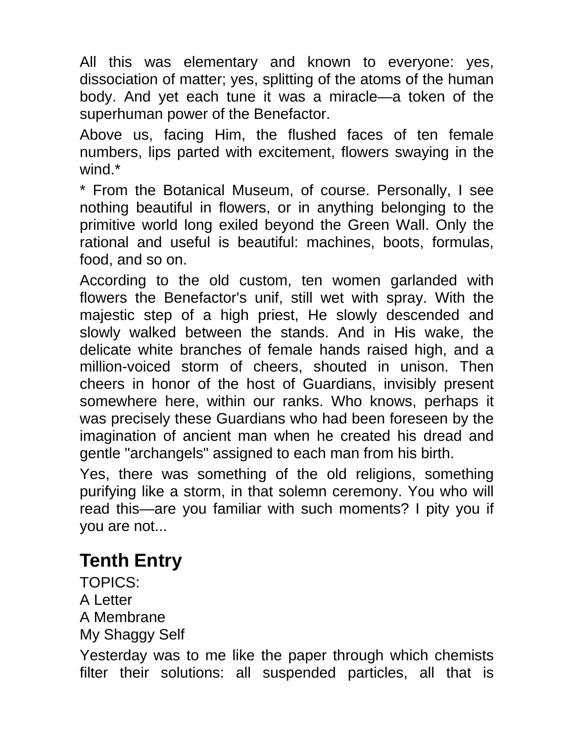All this was elementary and known to everyone: yes, dissociation of matter; yes, splitting of the atoms of the human body. And yet each tune it was a miracle—a token of the superhuman power of the Benefactor.

Above us, facing Him, the flushed faces of ten female numbers, lips parted with excitement, flowers swaying in the wind.*

* From the Botanical Museum, of course. Personally, I see nothing beautiful in flowers, or in anything belonging to the primitive world long exiled beyond the Green Wall. Only the rational and useful is beautiful: machines, boots, formulas, food, and so on.

According to the old custom, ten women garlanded with flowers the Benefactor's unif, still wet with spray. With the majestic step of a high priest, He slowly descended and slowly walked between the stands. And in His wake, the delicate white branches of female hands raised high, and a million-voiced storm of cheers, shouted in unison. Then cheers in honor of the host of Guardians, invisibly present somewhere here, within our ranks. Who knows, perhaps it was precisely these Guardians who had been foreseen by the imagination of ancient man when he created his dread and gentle "archangels" assigned to each man from his birth.

Yes, there was something of the old religions, something purifying like a storm, in that solemn ceremony. You who will read this—are you familiar with such moments? I pity you if you are not...

## Tenth Entry

TOPICS:
A Letter
A Membrane
My Shaggy Self

Yesterday was to me like the paper through which chemists filter their solutions: all suspended particles, all that is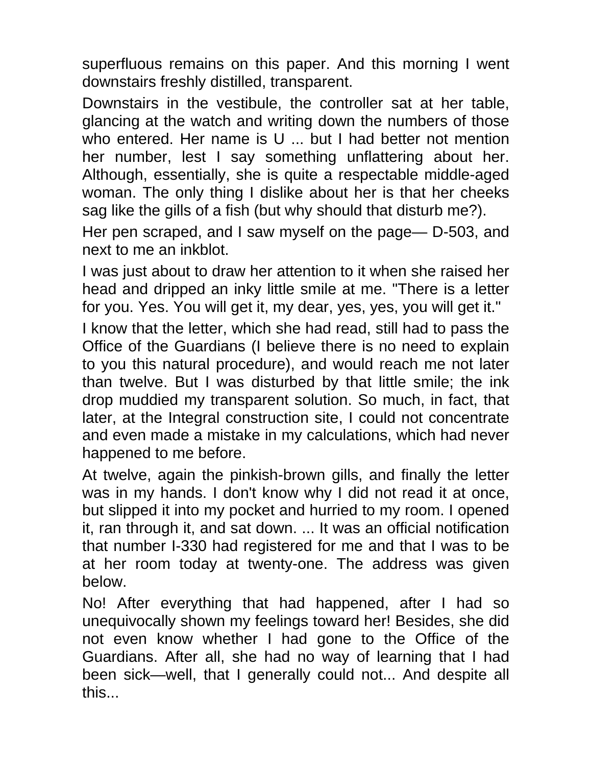superfluous remains on this paper. And this morning I went downstairs freshly distilled, transparent.

Downstairs in the vestibule, the controller sat at her table, glancing at the watch and writing down the numbers of those who entered. Her name is U ... but I had better not mention her number, lest I say something unflattering about her. Although, essentially, she is quite a respectable middle-aged woman. The only thing I dislike about her is that her cheeks sag like the gills of a fish (but why should that disturb me?).

Her pen scraped, and I saw myself on the page— D-503, and next to me an inkblot.

I was just about to draw her attention to it when she raised her head and dripped an inky little smile at me. "There is a letter for you. Yes. You will get it, my dear, yes, yes, you will get it."

I know that the letter, which she had read, still had to pass the Office of the Guardians (I believe there is no need to explain to you this natural procedure), and would reach me not later than twelve. But I was disturbed by that little smile; the ink drop muddied my transparent solution. So much, in fact, that later, at the Integral construction site, I could not concentrate and even made a mistake in my calculations, which had never happened to me before.

At twelve, again the pinkish-brown gills, and finally the letter was in my hands. I don't know why I did not read it at once, but slipped it into my pocket and hurried to my room. I opened it, ran through it, and sat down. ... It was an official notification that number I-330 had registered for me and that I was to be at her room today at twenty-one. The address was given below.

No! After everything that had happened, after I had so unequivocally shown my feelings toward her! Besides, she did not even know whether I had gone to the Office of the Guardians. After all, she had no way of learning that I had been sick—well, that I generally could not... And despite all this...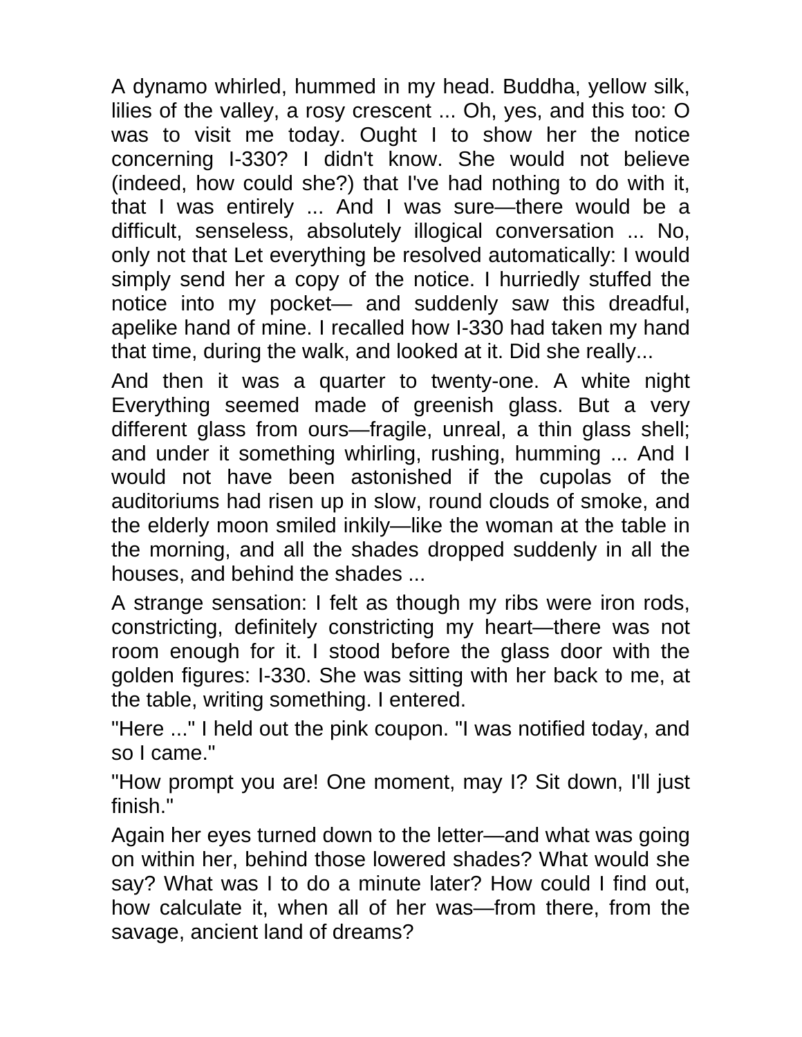A dynamo whirled, hummed in my head. Buddha, yellow silk, lilies of the valley, a rosy crescent ... Oh, yes, and this too: O was to visit me today. Ought I to show her the notice concerning I-330? I didn't know. She would not believe (indeed, how could she?) that I've had nothing to do with it, that I was entirely ... And I was sure—there would be a difficult, senseless, absolutely illogical conversation ... No, only not that Let everything be resolved automatically: I would simply send her a copy of the notice. I hurriedly stuffed the notice into my pocket— and suddenly saw this dreadful, apelike hand of mine. I recalled how I-330 had taken my hand that time, during the walk, and looked at it. Did she really...

And then it was a quarter to twenty-one. A white night Everything seemed made of greenish glass. But a very different glass from ours—fragile, unreal, a thin glass shell; and under it something whirling, rushing, humming ... And I would not have been astonished if the cupolas of the auditoriums had risen up in slow, round clouds of smoke, and the elderly moon smiled inkily—like the woman at the table in the morning, and all the shades dropped suddenly in all the houses, and behind the shades ...

A strange sensation: I felt as though my ribs were iron rods, constricting, definitely constricting my heart—there was not room enough for it. I stood before the glass door with the golden figures: I-330. She was sitting with her back to me, at the table, writing something. I entered.

"Here ..." I held out the pink coupon. "I was notified today, and so I came."

"How prompt you are! One moment, may I? Sit down, I'll just finish."

Again her eyes turned down to the letter—and what was going on within her, behind those lowered shades? What would she say? What was I to do a minute later? How could I find out, how calculate it, when all of her was—from there, from the savage, ancient land of dreams?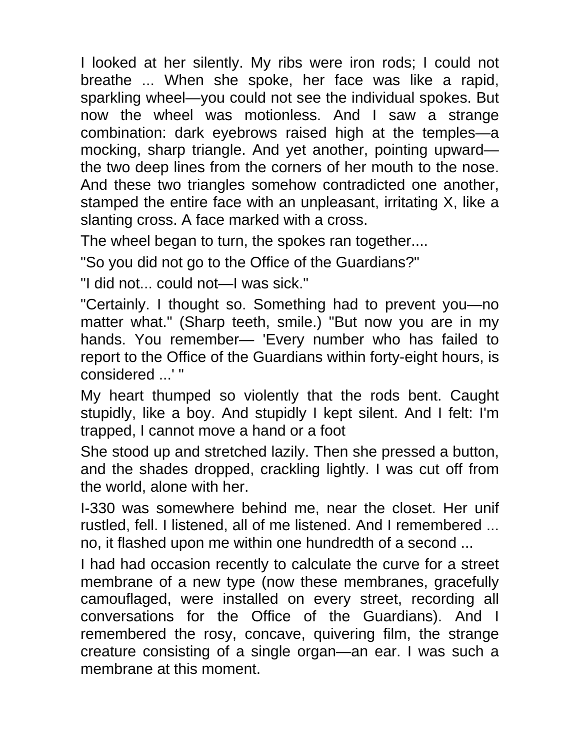I looked at her silently. My ribs were iron rods; I could not breathe ... When she spoke, her face was like a rapid, sparkling wheel—you could not see the individual spokes. But now the wheel was motionless. And I saw a strange combination: dark eyebrows raised high at the temples—a mocking, sharp triangle. And yet another, pointing upward—the two deep lines from the corners of her mouth to the nose. And these two triangles somehow contradicted one another, stamped the entire face with an unpleasant, irritating X, like a slanting cross. A face marked with a cross.

The wheel began to turn, the spokes ran together....

"So you did not go to the Office of the Guardians?"

"I did not... could not—I was sick."

"Certainly. I thought so. Something had to prevent you—no matter what." (Sharp teeth, smile.) "But now you are in my hands. You remember— 'Every number who has failed to report to the Office of the Guardians within forty-eight hours, is considered ...' "

My heart thumped so violently that the rods bent. Caught stupidly, like a boy. And stupidly I kept silent. And I felt: I'm trapped, I cannot move a hand or a foot

She stood up and stretched lazily. Then she pressed a button, and the shades dropped, crackling lightly. I was cut off from the world, alone with her.

I-330 was somewhere behind me, near the closet. Her unif rustled, fell. I listened, all of me listened. And I remembered ... no, it flashed upon me within one hundredth of a second ...

I had had occasion recently to calculate the curve for a street membrane of a new type (now these membranes, gracefully camouflaged, were installed on every street, recording all conversations for the Office of the Guardians). And I remembered the rosy, concave, quivering film, the strange creature consisting of a single organ—an ear. I was such a membrane at this moment.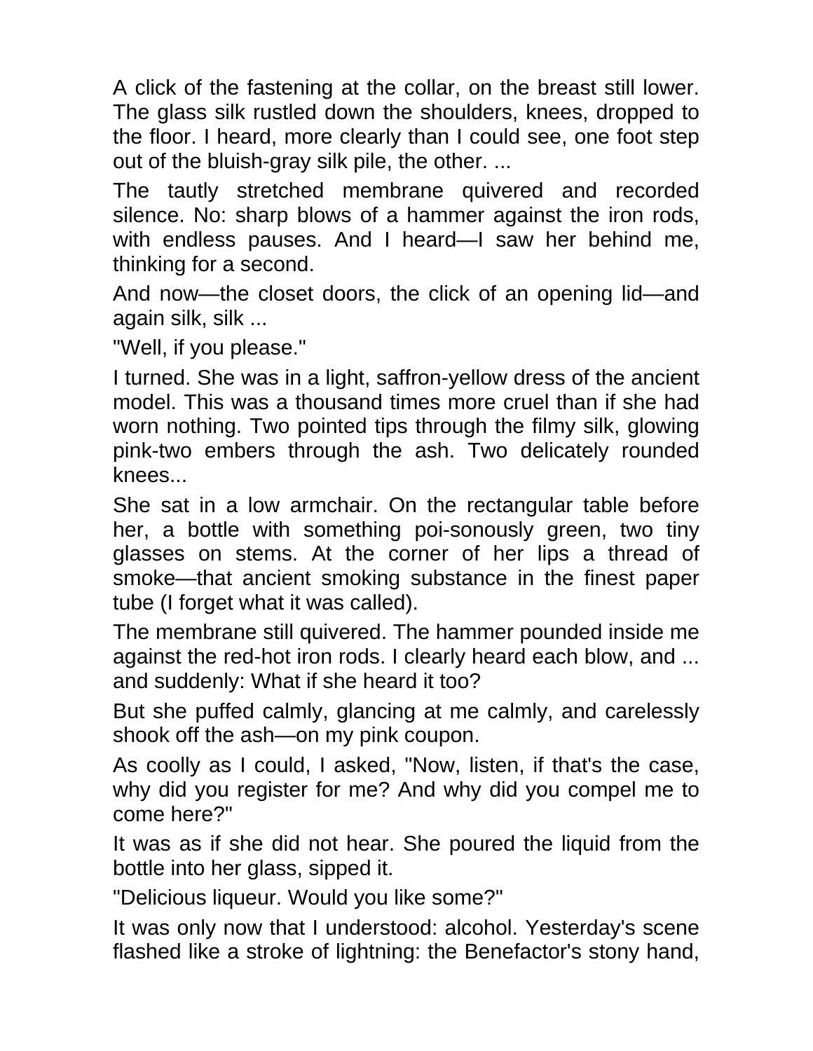A click of the fastening at the collar, on the breast still lower. The glass silk rustled down the shoulders, knees, dropped to the floor. I heard, more clearly than I could see, one foot step out of the bluish-gray silk pile, the other. ...

The tautly stretched membrane quivered and recorded silence. No: sharp blows of a hammer against the iron rods, with endless pauses. And I heard—I saw her behind me, thinking for a second.

And now—the closet doors, the click of an opening lid—and again silk, silk ...

"Well, if you please."

I turned. She was in a light, saffron-yellow dress of the ancient model. This was a thousand times more cruel than if she had worn nothing. Two pointed tips through the filmy silk, glowing pink-two embers through the ash. Two delicately rounded knees...

She sat in a low armchair. On the rectangular table before her, a bottle with something poi-sonously green, two tiny glasses on stems. At the corner of her lips a thread of smoke—that ancient smoking substance in the finest paper tube (I forget what it was called).

The membrane still quivered. The hammer pounded inside me against the red-hot iron rods. I clearly heard each blow, and ... and suddenly: What if she heard it too?

But she puffed calmly, glancing at me calmly, and carelessly shook off the ash—on my pink coupon.

As coolly as I could, I asked, "Now, listen, if that's the case, why did you register for me? And why did you compel me to come here?"

It was as if she did not hear. She poured the liquid from the bottle into her glass, sipped it.

"Delicious liqueur. Would you like some?"

It was only now that I understood: alcohol. Yesterday's scene flashed like a stroke of lightning: the Benefactor's stony hand,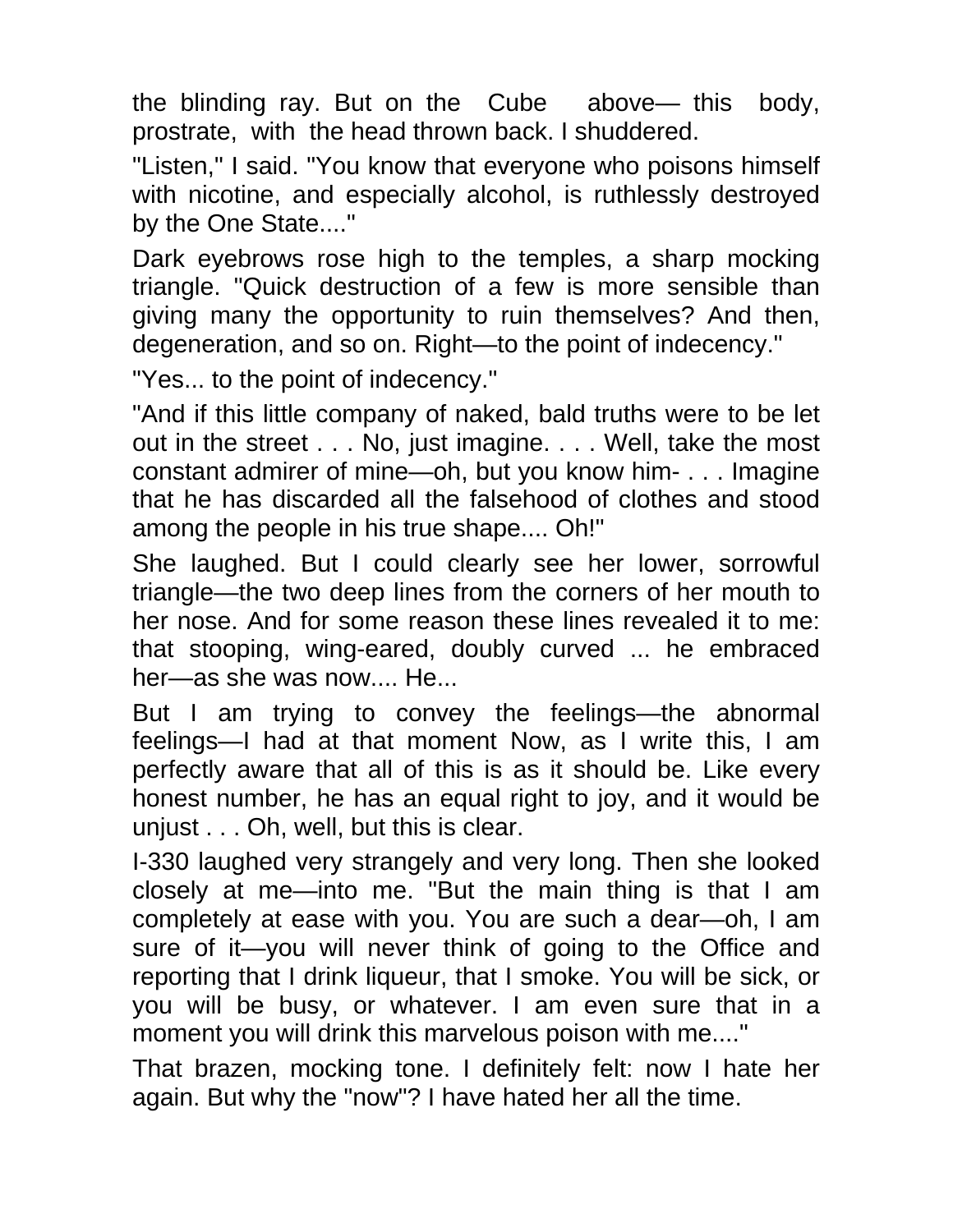the blinding ray. But on the Cube above— this body, prostrate, with the head thrown back. I shuddered.

"Listen," I said. "You know that everyone who poisons himself with nicotine, and especially alcohol, is ruthlessly destroyed by the One State...."

Dark eyebrows rose high to the temples, a sharp mocking triangle. "Quick destruction of a few is more sensible than giving many the opportunity to ruin themselves? And then, degeneration, and so on. Right—to the point of indecency."

"Yes... to the point of indecency."

"And if this little company of naked, bald truths were to be let out in the street . . . No, just imagine. . . . Well, take the most constant admirer of mine—oh, but you know him- . . . Imagine that he has discarded all the falsehood of clothes and stood among the people in his true shape.... Oh!"

She laughed. But I could clearly see her lower, sorrowful triangle—the two deep lines from the corners of her mouth to her nose. And for some reason these lines revealed it to me: that stooping, wing-eared, doubly curved ... he embraced her—as she was now.... He...

But I am trying to convey the feelings—the abnormal feelings—I had at that moment Now, as I write this, I am perfectly aware that all of this is as it should be. Like every honest number, he has an equal right to joy, and it would be unjust . . . Oh, well, but this is clear.

I-330 laughed very strangely and very long. Then she looked closely at me—into me. "But the main thing is that I am completely at ease with you. You are such a dear—oh, I am sure of it—you will never think of going to the Office and reporting that I drink liqueur, that I smoke. You will be sick, or you will be busy, or whatever. I am even sure that in a moment you will drink this marvelous poison with me...."

That brazen, mocking tone. I definitely felt: now I hate her again. But why the "now"? I have hated her all the time.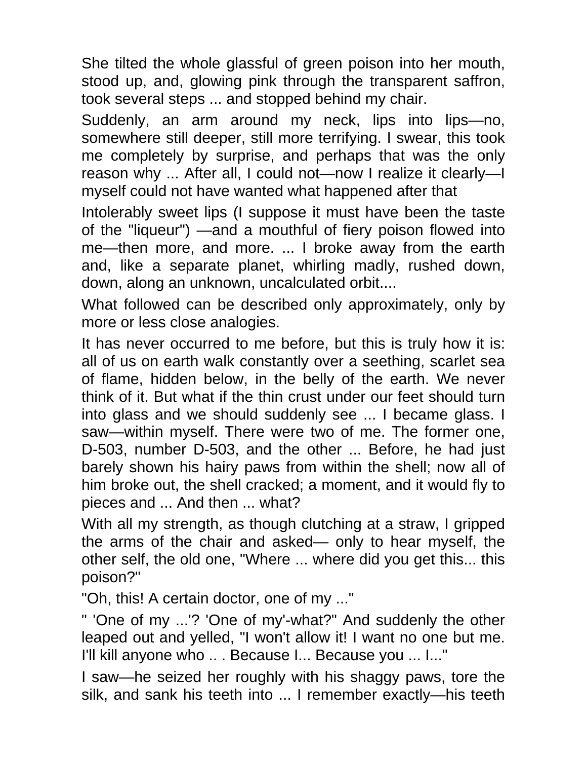She tilted the whole glassful of green poison into her mouth, stood up, and, glowing pink through the transparent saffron, took several steps ... and stopped behind my chair.

Suddenly, an arm around my neck, lips into lips—no, somewhere still deeper, still more terrifying. I swear, this took me completely by surprise, and perhaps that was the only reason why ... After all, I could not—now I realize it clearly—I myself could not have wanted what happened after that

Intolerably sweet lips (I suppose it must have been the taste of the "liqueur") —and a mouthful of fiery poison flowed into me—then more, and more. ... I broke away from the earth and, like a separate planet, whirling madly, rushed down, down, along an unknown, uncalculated orbit....

What followed can be described only approximately, only by more or less close analogies.

It has never occurred to me before, but this is truly how it is: all of us on earth walk constantly over a seething, scarlet sea of flame, hidden below, in the belly of the earth. We never think of it. But what if the thin crust under our feet should turn into glass and we should suddenly see ... I became glass. I saw—within myself. There were two of me. The former one, D-503, number D-503, and the other ... Before, he had just barely shown his hairy paws from within the shell; now all of him broke out, the shell cracked; a moment, and it would fly to pieces and ... And then ... what?

With all my strength, as though clutching at a straw, I gripped the arms of the chair and asked— only to hear myself, the other self, the old one, "Where ... where did you get this... this poison?"

"Oh, this! A certain doctor, one of my ..."

" 'One of my ...'? 'One of my'-what?" And suddenly the other leaped out and yelled, "I won't allow it! I want no one but me. I'll kill anyone who .. . Because I... Because you ... I..."

I saw—he seized her roughly with his shaggy paws, tore the silk, and sank his teeth into ... I remember exactly—his teeth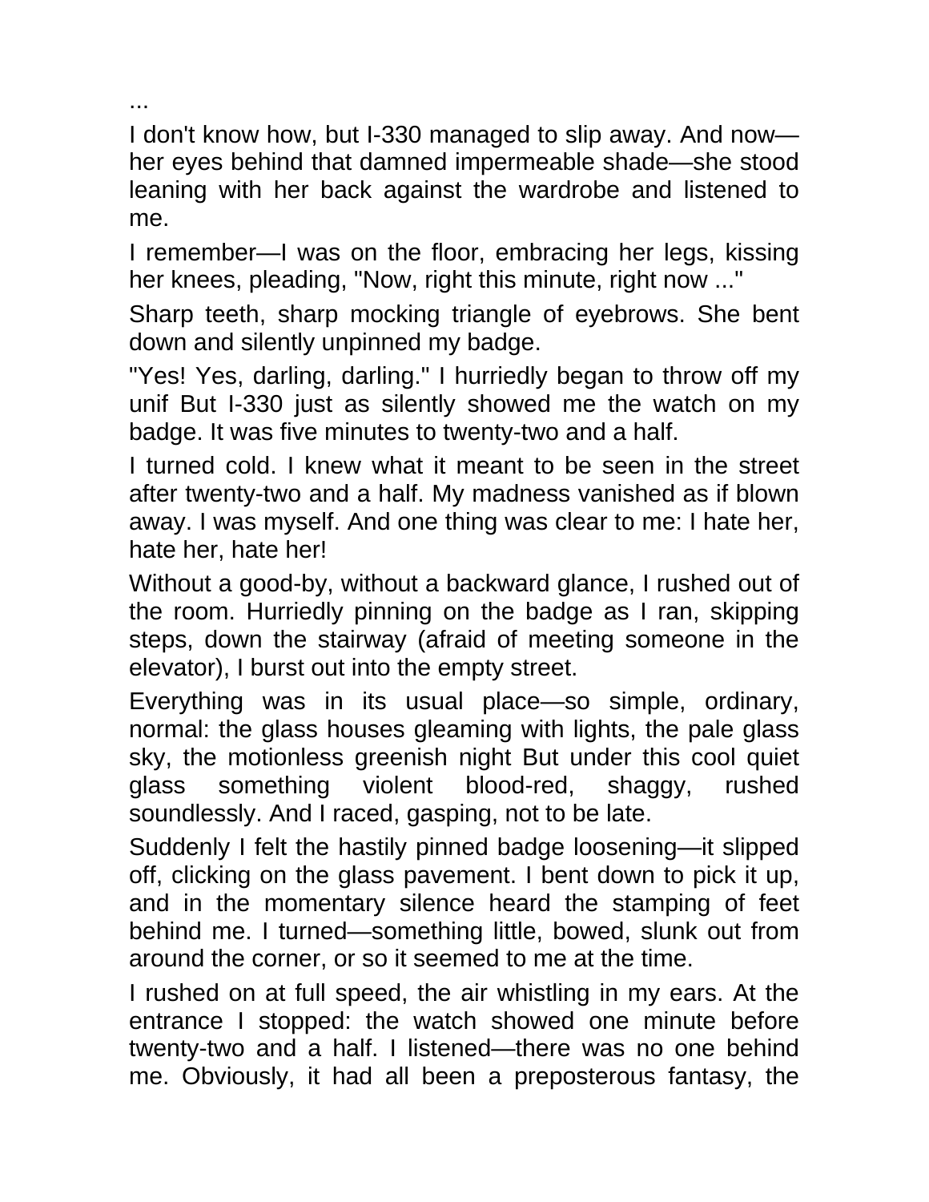...

I don't know how, but I-330 managed to slip away. And now—her eyes behind that damned impermeable shade—she stood leaning with her back against the wardrobe and listened to me.

I remember—I was on the floor, embracing her legs, kissing her knees, pleading, "Now, right this minute, right now ..."

Sharp teeth, sharp mocking triangle of eyebrows. She bent down and silently unpinned my badge.

"Yes! Yes, darling, darling." I hurriedly began to throw off my unif But I-330 just as silently showed me the watch on my badge. It was five minutes to twenty-two and a half.

I turned cold. I knew what it meant to be seen in the street after twenty-two and a half. My madness vanished as if blown away. I was myself. And one thing was clear to me: I hate her, hate her, hate her!

Without a good-by, without a backward glance, I rushed out of the room. Hurriedly pinning on the badge as I ran, skipping steps, down the stairway (afraid of meeting someone in the elevator), I burst out into the empty street.

Everything was in its usual place—so simple, ordinary, normal: the glass houses gleaming with lights, the pale glass sky, the motionless greenish night But under this cool quiet glass something violent blood-red, shaggy, rushed soundlessly. And I raced, gasping, not to be late.

Suddenly I felt the hastily pinned badge loosening—it slipped off, clicking on the glass pavement. I bent down to pick it up, and in the momentary silence heard the stamping of feet behind me. I turned—something little, bowed, slunk out from around the corner, or so it seemed to me at the time.

I rushed on at full speed, the air whistling in my ears. At the entrance I stopped: the watch showed one minute before twenty-two and a half. I listened—there was no one behind me. Obviously, it had all been a preposterous fantasy, the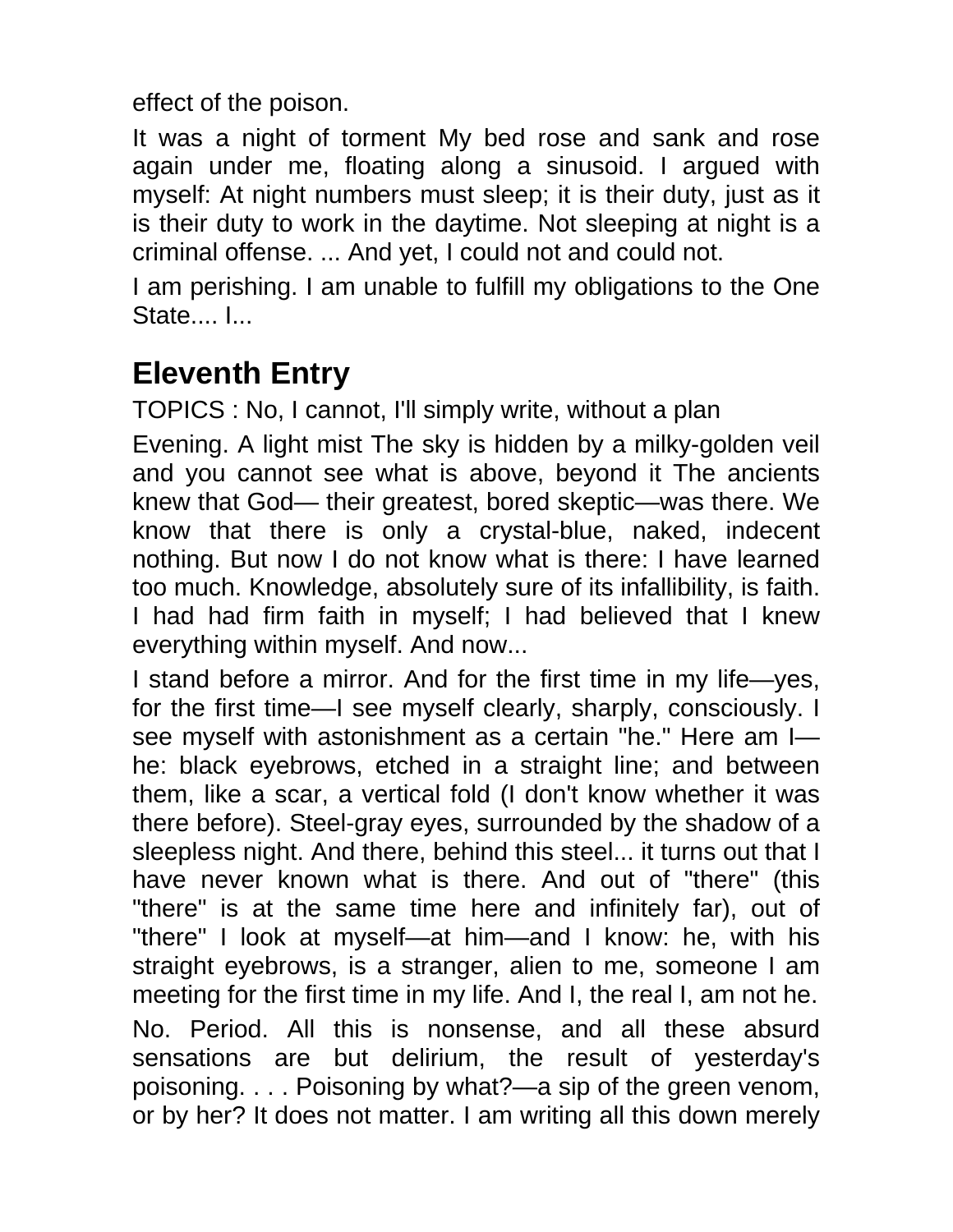effect of the poison.

It was a night of torment My bed rose and sank and rose again under me, floating along a sinusoid. I argued with myself: At night numbers must sleep; it is their duty, just as it is their duty to work in the daytime. Not sleeping at night is a criminal offense. ... And yet, I could not and could not.

I am perishing. I am unable to fulfill my obligations to the One State.... I...

## Eleventh Entry

TOPICS : No, I cannot, I'll simply write, without a plan

Evening. A light mist The sky is hidden by a milky-golden veil and you cannot see what is above, beyond it The ancients knew that God— their greatest, bored skeptic—was there. We know that there is only a crystal-blue, naked, indecent nothing. But now I do not know what is there: I have learned too much. Knowledge, absolutely sure of its infallibility, is faith. I had had firm faith in myself; I had believed that I knew everything within myself. And now...

I stand before a mirror. And for the first time in my life—yes, for the first time—I see myself clearly, sharply, consciously. I see myself with astonishment as a certain "he." Here am I—he: black eyebrows, etched in a straight line; and between them, like a scar, a vertical fold (I don't know whether it was there before). Steel-gray eyes, surrounded by the shadow of a sleepless night. And there, behind this steel... it turns out that I have never known what is there. And out of "there" (this "there" is at the same time here and infinitely far), out of "there" I look at myself—at him—and I know: he, with his straight eyebrows, is a stranger, alien to me, someone I am meeting for the first time in my life. And I, the real I, am not he.

No. Period. All this is nonsense, and all these absurd sensations are but delirium, the result of yesterday's poisoning. . . . Poisoning by what?—a sip of the green venom, or by her? It does not matter. I am writing all this down merely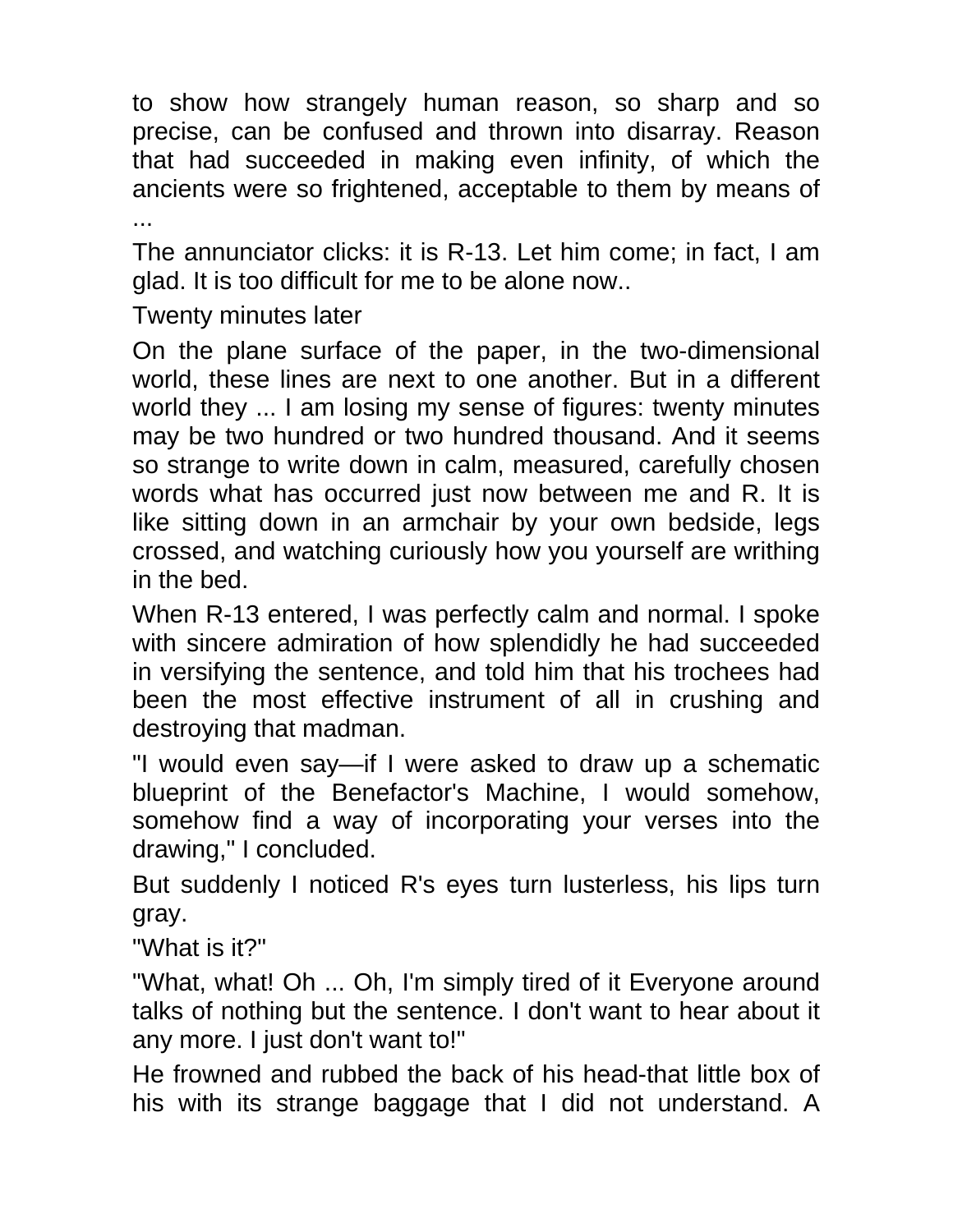to show how strangely human reason, so sharp and so precise, can be confused and thrown into disarray. Reason that had succeeded in making even infinity, of which the ancients were so frightened, acceptable to them by means of ...

The annunciator clicks: it is R-13. Let him come; in fact, I am glad. It is too difficult for me to be alone now..

Twenty minutes later

On the plane surface of the paper, in the two-dimensional world, these lines are next to one another. But in a different world they ... I am losing my sense of figures: twenty minutes may be two hundred or two hundred thousand. And it seems so strange to write down in calm, measured, carefully chosen words what has occurred just now between me and R. It is like sitting down in an armchair by your own bedside, legs crossed, and watching curiously how you yourself are writhing in the bed.

When R-13 entered, I was perfectly calm and normal. I spoke with sincere admiration of how splendidly he had succeeded in versifying the sentence, and told him that his trochees had been the most effective instrument of all in crushing and destroying that madman.

"I would even say—if I were asked to draw up a schematic blueprint of the Benefactor's Machine, I would somehow, somehow find a way of incorporating your verses into the drawing," I concluded.

But suddenly I noticed R's eyes turn lusterless, his lips turn gray.

"What is it?"

"What, what! Oh ... Oh, I'm simply tired of it Everyone around talks of nothing but the sentence. I don't want to hear about it any more. I just don't want to!"

He frowned and rubbed the back of his head-that little box of his with its strange baggage that I did not understand. A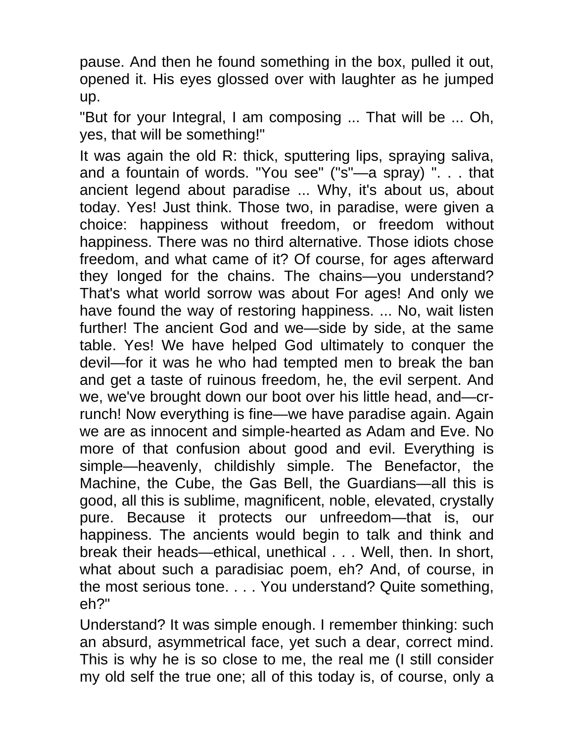pause. And then he found something in the box, pulled it out, opened it. His eyes glossed over with laughter as he jumped up.

"But for your Integral, I am composing ... That will be ... Oh, yes, that will be something!"

It was again the old R: thick, sputtering lips, spraying saliva, and a fountain of words. "You see" ("s"—a spray) ". . . that ancient legend about paradise ... Why, it's about us, about today. Yes! Just think. Those two, in paradise, were given a choice: happiness without freedom, or freedom without happiness. There was no third alternative. Those idiots chose freedom, and what came of it? Of course, for ages afterward they longed for the chains. The chains—you understand? That's what world sorrow was about For ages! And only we have found the way of restoring happiness. ... No, wait listen further! The ancient God and we—side by side, at the same table. Yes! We have helped God ultimately to conquer the devil—for it was he who had tempted men to break the ban and get a taste of ruinous freedom, he, the evil serpent. And we, we've brought down our boot over his little head, and—cr-runch! Now everything is fine—we have paradise again. Again we are as innocent and simple-hearted as Adam and Eve. No more of that confusion about good and evil. Everything is simple—heavenly, childishly simple. The Benefactor, the Machine, the Cube, the Gas Bell, the Guardians—all this is good, all this is sublime, magnificent, noble, elevated, crystally pure. Because it protects our unfreedom—that is, our happiness. The ancients would begin to talk and think and break their heads—ethical, unethical . . . Well, then. In short, what about such a paradisiac poem, eh? And, of course, in the most serious tone. . . . You understand? Quite something, eh?"

Understand? It was simple enough. I remember thinking: such an absurd, asymmetrical face, yet such a dear, correct mind. This is why he is so close to me, the real me (I still consider my old self the true one; all of this today is, of course, only a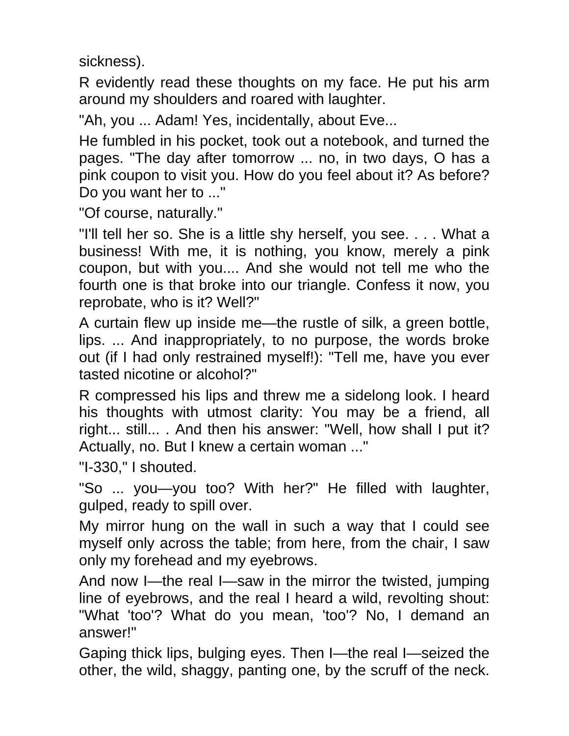sickness).

R evidently read these thoughts on my face. He put his arm around my shoulders and roared with laughter.

"Ah, you ... Adam! Yes, incidentally, about Eve...

He fumbled in his pocket, took out a notebook, and turned the pages. "The day after tomorrow ... no, in two days, O has a pink coupon to visit you. How do you feel about it? As before? Do you want her to ..."

"Of course, naturally."

"I'll tell her so. She is a little shy herself, you see. . . . What a business! With me, it is nothing, you know, merely a pink coupon, but with you.... And she would not tell me who the fourth one is that broke into our triangle. Confess it now, you reprobate, who is it? Well?"

A curtain flew up inside me—the rustle of silk, a green bottle, lips. ... And inappropriately, to no purpose, the words broke out (if I had only restrained myself!): "Tell me, have you ever tasted nicotine or alcohol?"

R compressed his lips and threw me a sidelong look. I heard his thoughts with utmost clarity: You may be a friend, all right... still... . And then his answer: "Well, how shall I put it? Actually, no. But I knew a certain woman ..."

"I-330," I shouted.

"So ... you—you too? With her?" He filled with laughter, gulped, ready to spill over.

My mirror hung on the wall in such a way that I could see myself only across the table; from here, from the chair, I saw only my forehead and my eyebrows.

And now I—the real I—saw in the mirror the twisted, jumping line of eyebrows, and the real I heard a wild, revolting shout: "What 'too'? What do you mean, 'too'? No, I demand an answer!"

Gaping thick lips, bulging eyes. Then I—the real I—seized the other, the wild, shaggy, panting one, by the scruff of the neck.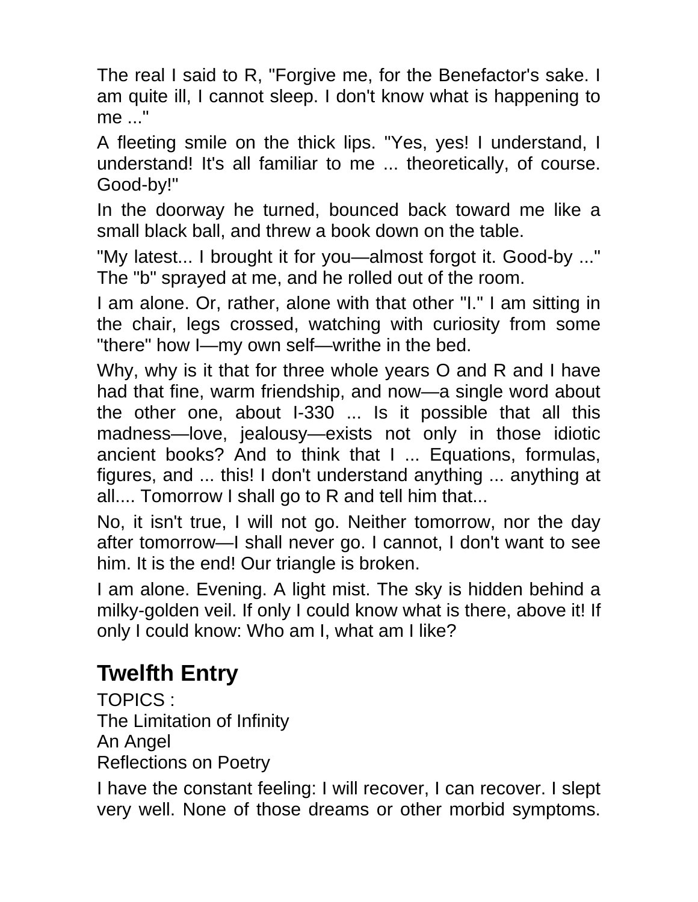The real I said to R, "Forgive me, for the Benefactor's sake. I am quite ill, I cannot sleep. I don't know what is happening to me ..."

A fleeting smile on the thick lips. "Yes, yes! I understand, I understand! It's all familiar to me ... theoretically, of course. Good-by!"

In the doorway he turned, bounced back toward me like a small black ball, and threw a book down on the table.

"My latest... I brought it for you—almost forgot it. Good-by ..." The "b" sprayed at me, and he rolled out of the room.

I am alone. Or, rather, alone with that other "I." I am sitting in the chair, legs crossed, watching with curiosity from some "there" how I—my own self—writhe in the bed.

Why, why is it that for three whole years O and R and I have had that fine, warm friendship, and now—a single word about the other one, about I-330 ... Is it possible that all this madness—love, jealousy—exists not only in those idiotic ancient books? And to think that I ... Equations, formulas, figures, and ... this! I don't understand anything ... anything at all.... Tomorrow I shall go to R and tell him that...

No, it isn't true, I will not go. Neither tomorrow, nor the day after tomorrow—I shall never go. I cannot, I don't want to see him. It is the end! Our triangle is broken.

I am alone. Evening. A light mist. The sky is hidden behind a milky-golden veil. If only I could know what is there, above it! If only I could know: Who am I, what am I like?

## Twelfth Entry

TOPICS :
The Limitation of Infinity
An Angel
Reflections on Poetry

I have the constant feeling: I will recover, I can recover. I slept very well. None of those dreams or other morbid symptoms.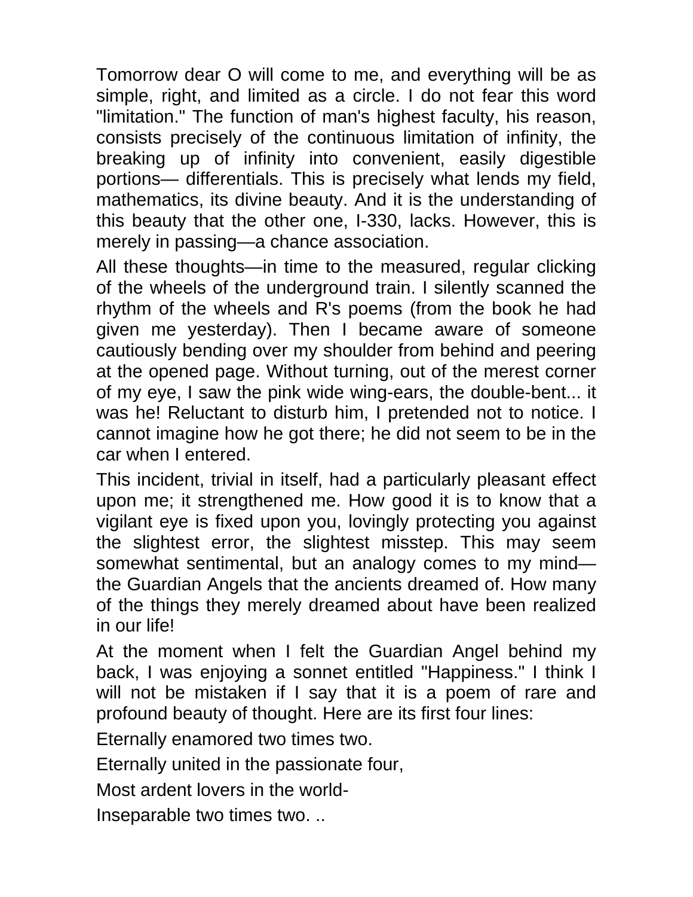Tomorrow dear O will come to me, and everything will be as simple, right, and limited as a circle. I do not fear this word "limitation." The function of man's highest faculty, his reason, consists precisely of the continuous limitation of infinity, the breaking up of infinity into convenient, easily digestible portions— differentials. This is precisely what lends my field, mathematics, its divine beauty. And it is the understanding of this beauty that the other one, I-330, lacks. However, this is merely in passing—a chance association.

All these thoughts—in time to the measured, regular clicking of the wheels of the underground train. I silently scanned the rhythm of the wheels and R's poems (from the book he had given me yesterday). Then I became aware of someone cautiously bending over my shoulder from behind and peering at the opened page. Without turning, out of the merest corner of my eye, I saw the pink wide wing-ears, the double-bent... it was he! Reluctant to disturb him, I pretended not to notice. I cannot imagine how he got there; he did not seem to be in the car when I entered.

This incident, trivial in itself, had a particularly pleasant effect upon me; it strengthened me. How good it is to know that a vigilant eye is fixed upon you, lovingly protecting you against the slightest error, the slightest misstep. This may seem somewhat sentimental, but an analogy comes to my mind— the Guardian Angels that the ancients dreamed of. How many of the things they merely dreamed about have been realized in our life!

At the moment when I felt the Guardian Angel behind my back, I was enjoying a sonnet entitled "Happiness." I think I will not be mistaken if I say that it is a poem of rare and profound beauty of thought. Here are its first four lines:

Eternally enamored two times two.

Eternally united in the passionate four,

Most ardent lovers in the world-

Inseparable two times two. ..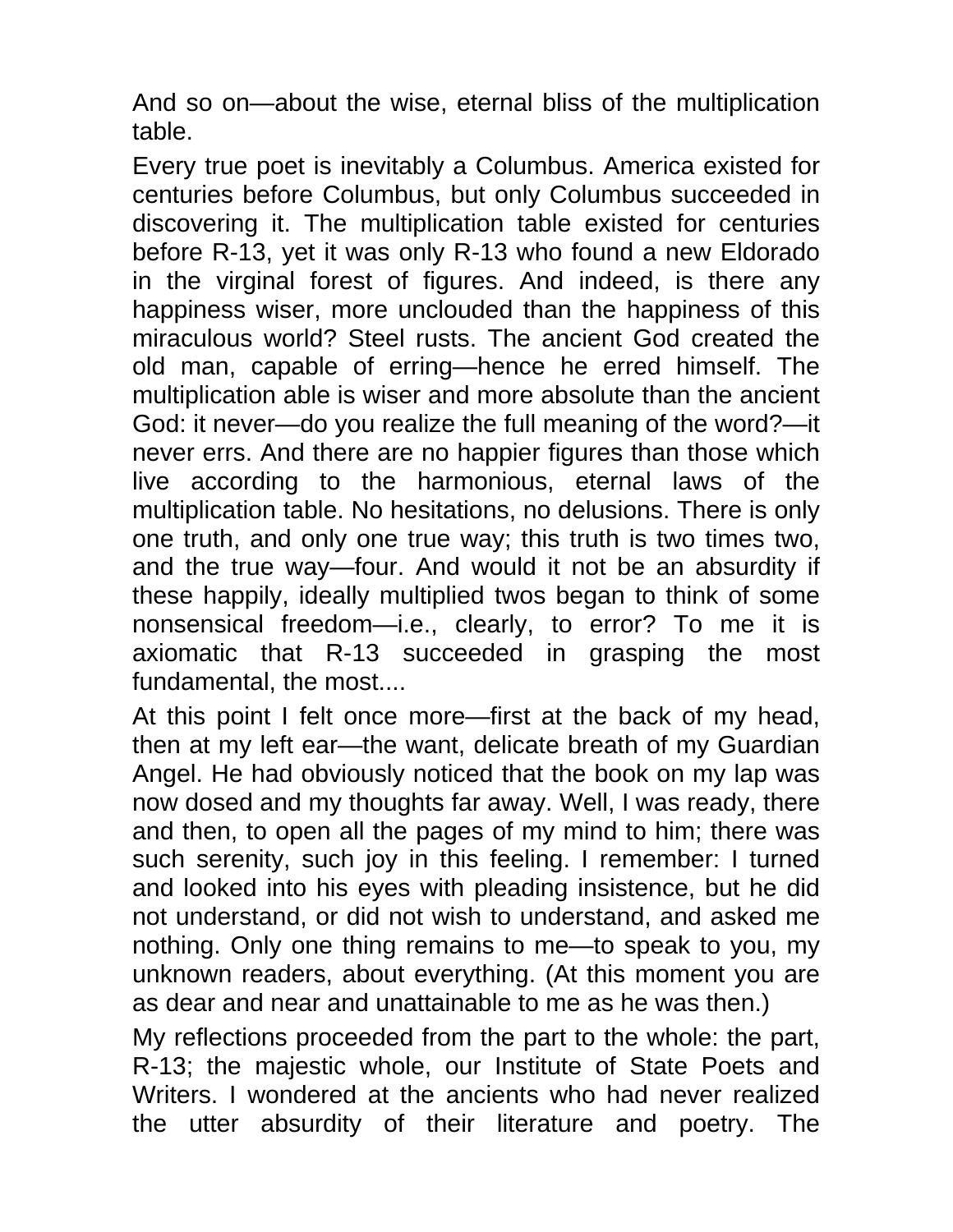And so on—about the wise, eternal bliss of the multiplication table.

Every true poet is inevitably a Columbus. America existed for centuries before Columbus, but only Columbus succeeded in discovering it. The multiplication table existed for centuries before R-13, yet it was only R-13 who found a new Eldorado in the virginal forest of figures. And indeed, is there any happiness wiser, more unclouded than the happiness of this miraculous world? Steel rusts. The ancient God created the old man, capable of erring—hence he erred himself. The multiplication able is wiser and more absolute than the ancient God: it never—do you realize the full meaning of the word?—it never errs. And there are no happier figures than those which live according to the harmonious, eternal laws of the multiplication table. No hesitations, no delusions. There is only one truth, and only one true way; this truth is two times two, and the true way—four. And would it not be an absurdity if these happily, ideally multiplied twos began to think of some nonsensical freedom—i.e., clearly, to error? To me it is axiomatic that R-13 succeeded in grasping the most fundamental, the most....

At this point I felt once more—first at the back of my head, then at my left ear—the want, delicate breath of my Guardian Angel. He had obviously noticed that the book on my lap was now dosed and my thoughts far away. Well, I was ready, there and then, to open all the pages of my mind to him; there was such serenity, such joy in this feeling. I remember: I turned and looked into his eyes with pleading insistence, but he did not understand, or did not wish to understand, and asked me nothing. Only one thing remains to me—to speak to you, my unknown readers, about everything. (At this moment you are as dear and near and unattainable to me as he was then.)

My reflections proceeded from the part to the whole: the part, R-13; the majestic whole, our Institute of State Poets and Writers. I wondered at the ancients who had never realized the utter absurdity of their literature and poetry. The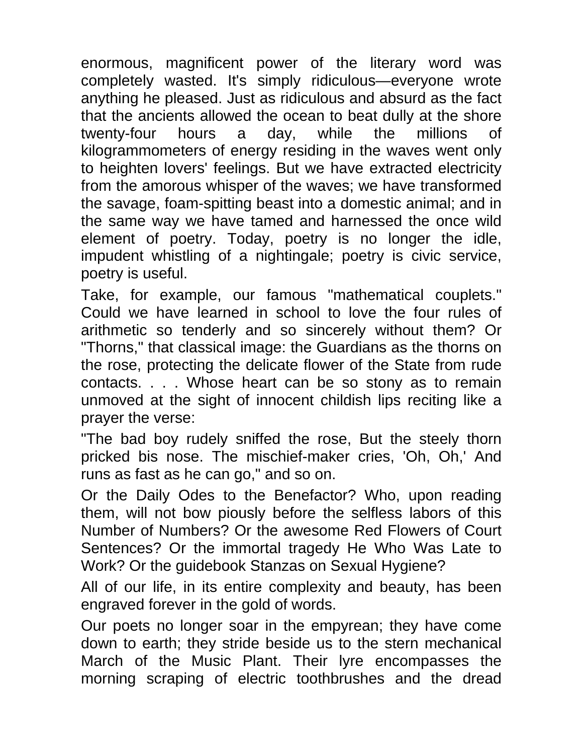enormous, magnificent power of the literary word was completely wasted. It's simply ridiculous—everyone wrote anything he pleased. Just as ridiculous and absurd as the fact that the ancients allowed the ocean to beat dully at the shore twenty-four hours a day, while the millions of kilogrammometers of energy residing in the waves went only to heighten lovers' feelings. But we have extracted electricity from the amorous whisper of the waves; we have transformed the savage, foam-spitting beast into a domestic animal; and in the same way we have tamed and harnessed the once wild element of poetry. Today, poetry is no longer the idle, impudent whistling of a nightingale; poetry is civic service, poetry is useful.

Take, for example, our famous "mathematical couplets." Could we have learned in school to love the four rules of arithmetic so tenderly and so sincerely without them? Or "Thorns," that classical image: the Guardians as the thorns on the rose, protecting the delicate flower of the State from rude contacts. . . . Whose heart can be so stony as to remain unmoved at the sight of innocent childish lips reciting like a prayer the verse:

"The bad boy rudely sniffed the rose, But the steely thorn pricked bis nose. The mischief-maker cries, 'Oh, Oh,' And runs as fast as he can go," and so on.

Or the Daily Odes to the Benefactor? Who, upon reading them, will not bow piously before the selfless labors of this Number of Numbers? Or the awesome Red Flowers of Court Sentences? Or the immortal tragedy He Who Was Late to Work? Or the guidebook Stanzas on Sexual Hygiene?

All of our life, in its entire complexity and beauty, has been engraved forever in the gold of words.

Our poets no longer soar in the empyrean; they have come down to earth; they stride beside us to the stern mechanical March of the Music Plant. Their lyre encompasses the morning scraping of electric toothbrushes and the dread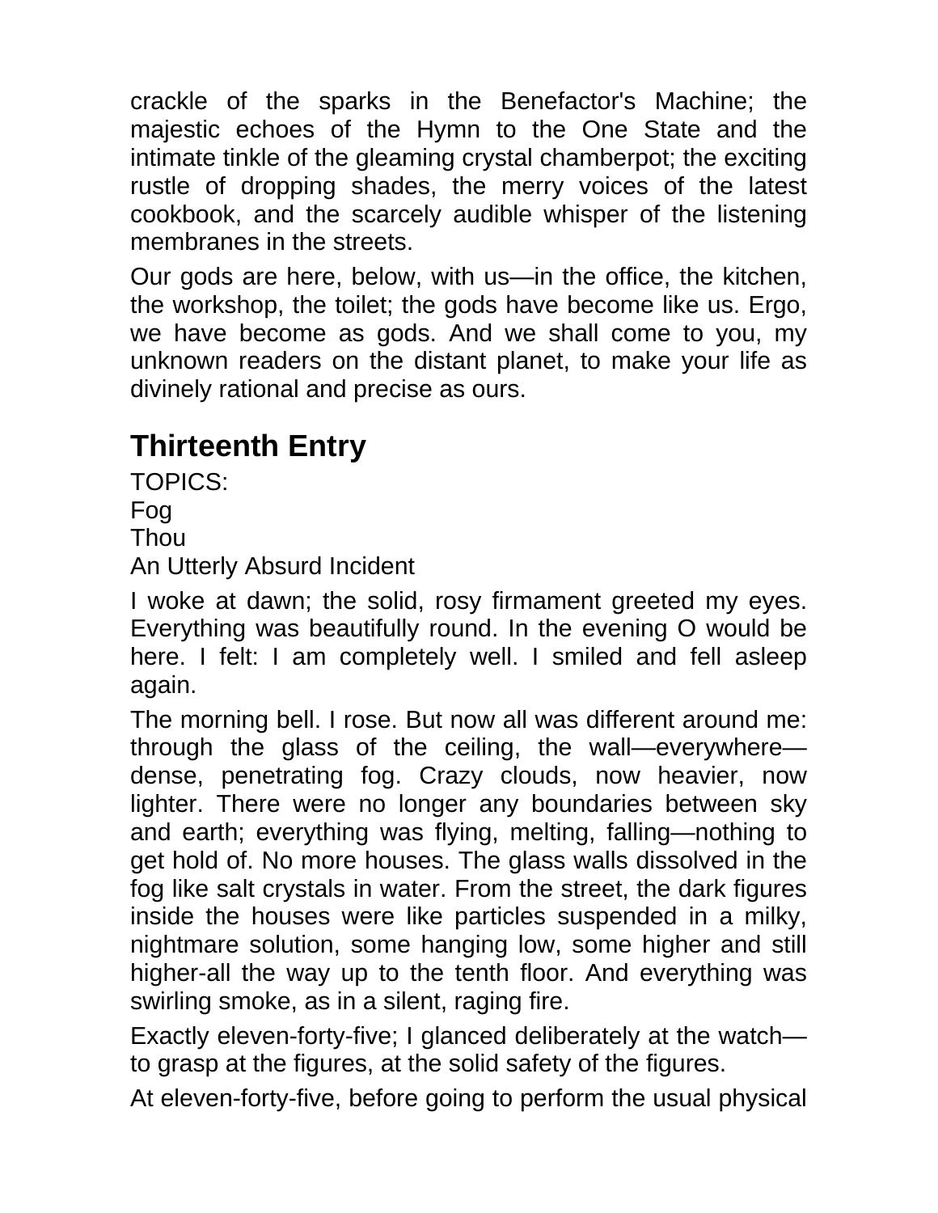crackle of the sparks in the Benefactor's Machine; the majestic echoes of the Hymn to the One State and the intimate tinkle of the gleaming crystal chamberpot; the exciting rustle of dropping shades, the merry voices of the latest cookbook, and the scarcely audible whisper of the listening membranes in the streets.

Our gods are here, below, with us—in the office, the kitchen, the workshop, the toilet; the gods have become like us. Ergo, we have become as gods. And we shall come to you, my unknown readers on the distant planet, to make your life as divinely rational and precise as ours.

## Thirteenth Entry

TOPICS:
Fog
Thou
An Utterly Absurd Incident

I woke at dawn; the solid, rosy firmament greeted my eyes. Everything was beautifully round. In the evening O would be here. I felt: I am completely well. I smiled and fell asleep again.

The morning bell. I rose. But now all was different around me: through the glass of the ceiling, the wall—everywhere—dense, penetrating fog. Crazy clouds, now heavier, now lighter. There were no longer any boundaries between sky and earth; everything was flying, melting, falling—nothing to get hold of. No more houses. The glass walls dissolved in the fog like salt crystals in water. From the street, the dark figures inside the houses were like particles suspended in a milky, nightmare solution, some hanging low, some higher and still higher-all the way up to the tenth floor. And everything was swirling smoke, as in a silent, raging fire.

Exactly eleven-forty-five; I glanced deliberately at the watch—to grasp at the figures, at the solid safety of the figures.

At eleven-forty-five, before going to perform the usual physical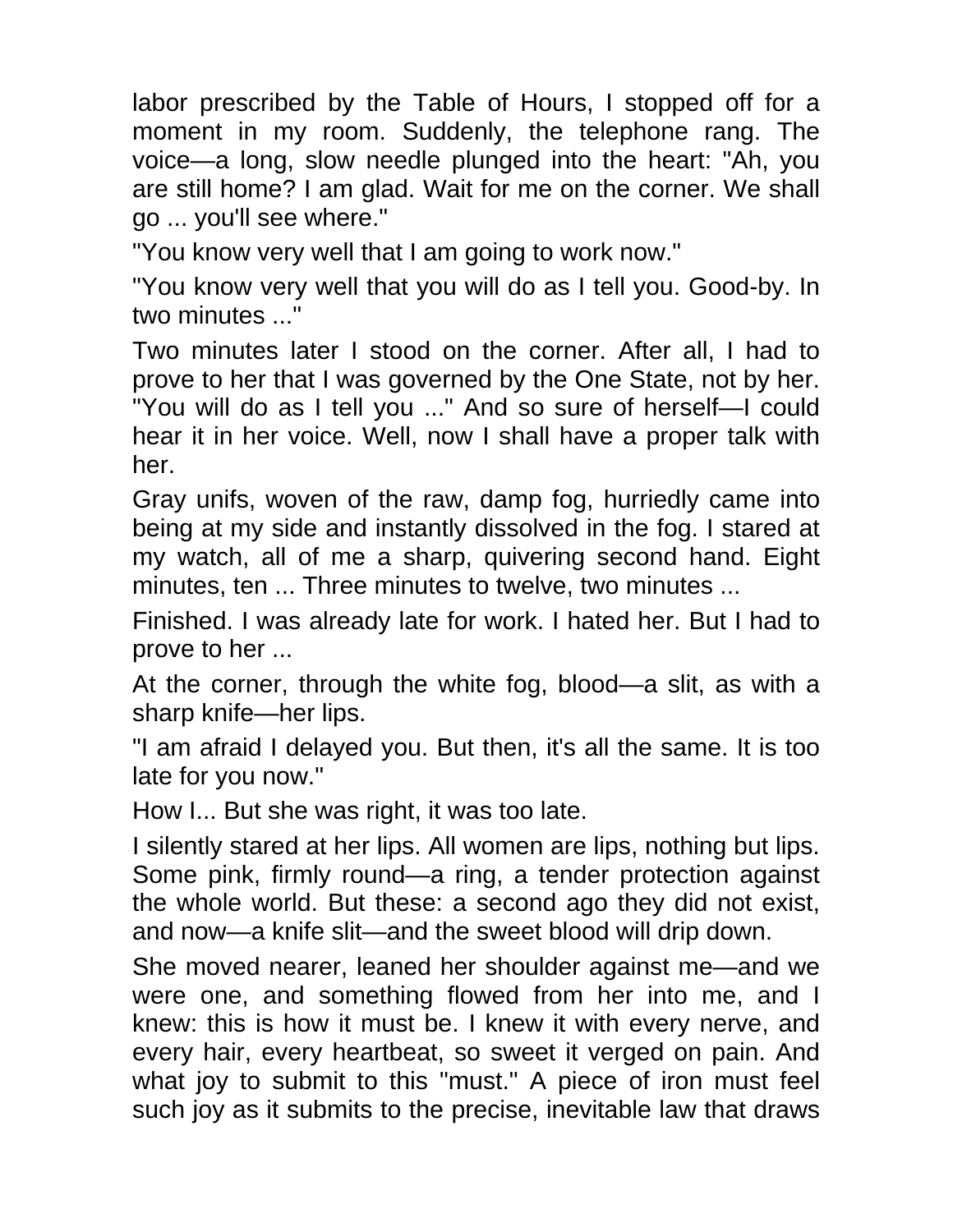labor prescribed by the Table of Hours, I stopped off for a moment in my room. Suddenly, the telephone rang. The voice—a long, slow needle plunged into the heart: "Ah, you are still home? I am glad. Wait for me on the corner. We shall go ... you'll see where."

"You know very well that I am going to work now."

"You know very well that you will do as I tell you. Good-by. In two minutes ..."

Two minutes later I stood on the corner. After all, I had to prove to her that I was governed by the One State, not by her. "You will do as I tell you ..." And so sure of herself—I could hear it in her voice. Well, now I shall have a proper talk with her.

Gray unifs, woven of the raw, damp fog, hurriedly came into being at my side and instantly dissolved in the fog. I stared at my watch, all of me a sharp, quivering second hand. Eight minutes, ten ... Three minutes to twelve, two minutes ...

Finished. I was already late for work. I hated her. But I had to prove to her ...

At the corner, through the white fog, blood—a slit, as with a sharp knife—her lips.

"I am afraid I delayed you. But then, it's all the same. It is too late for you now."

How I... But she was right, it was too late.

I silently stared at her lips. All women are lips, nothing but lips. Some pink, firmly round—a ring, a tender protection against the whole world. But these: a second ago they did not exist, and now—a knife slit—and the sweet blood will drip down.

She moved nearer, leaned her shoulder against me—and we were one, and something flowed from her into me, and I knew: this is how it must be. I knew it with every nerve, and every hair, every heartbeat, so sweet it verged on pain. And what joy to submit to this "must." A piece of iron must feel such joy as it submits to the precise, inevitable law that draws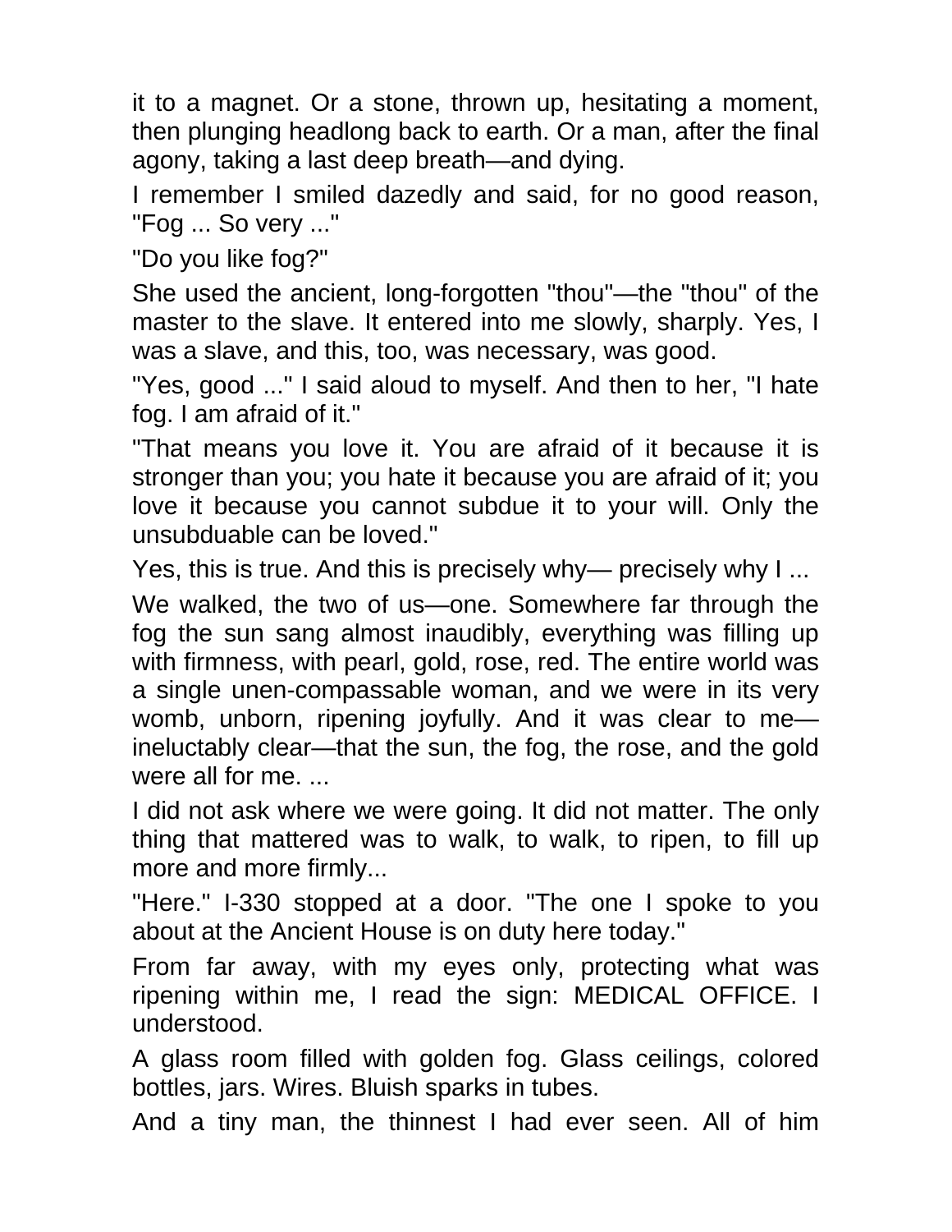it to a magnet. Or a stone, thrown up, hesitating a moment, then plunging headlong back to earth. Or a man, after the final agony, taking a last deep breath—and dying.

I remember I smiled dazedly and said, for no good reason, "Fog ... So very ..."

"Do you like fog?"

She used the ancient, long-forgotten "thou"—the "thou" of the master to the slave. It entered into me slowly, sharply. Yes, I was a slave, and this, too, was necessary, was good.

"Yes, good ..." I said aloud to myself. And then to her, "I hate fog. I am afraid of it."

"That means you love it. You are afraid of it because it is stronger than you; you hate it because you are afraid of it; you love it because you cannot subdue it to your will. Only the unsubduable can be loved."

Yes, this is true. And this is precisely why— precisely why I ...

We walked, the two of us—one. Somewhere far through the fog the sun sang almost inaudibly, everything was filling up with firmness, with pearl, gold, rose, red. The entire world was a single unen-compassable woman, and we were in its very womb, unborn, ripening joyfully. And it was clear to me—ineluctably clear—that the sun, the fog, the rose, and the gold were all for me. ...

I did not ask where we were going. It did not matter. The only thing that mattered was to walk, to walk, to ripen, to fill up more and more firmly...

"Here." I-330 stopped at a door. "The one I spoke to you about at the Ancient House is on duty here today."

From far away, with my eyes only, protecting what was ripening within me, I read the sign: MEDICAL OFFICE. I understood.

A glass room filled with golden fog. Glass ceilings, colored bottles, jars. Wires. Bluish sparks in tubes.

And a tiny man, the thinnest I had ever seen. All of him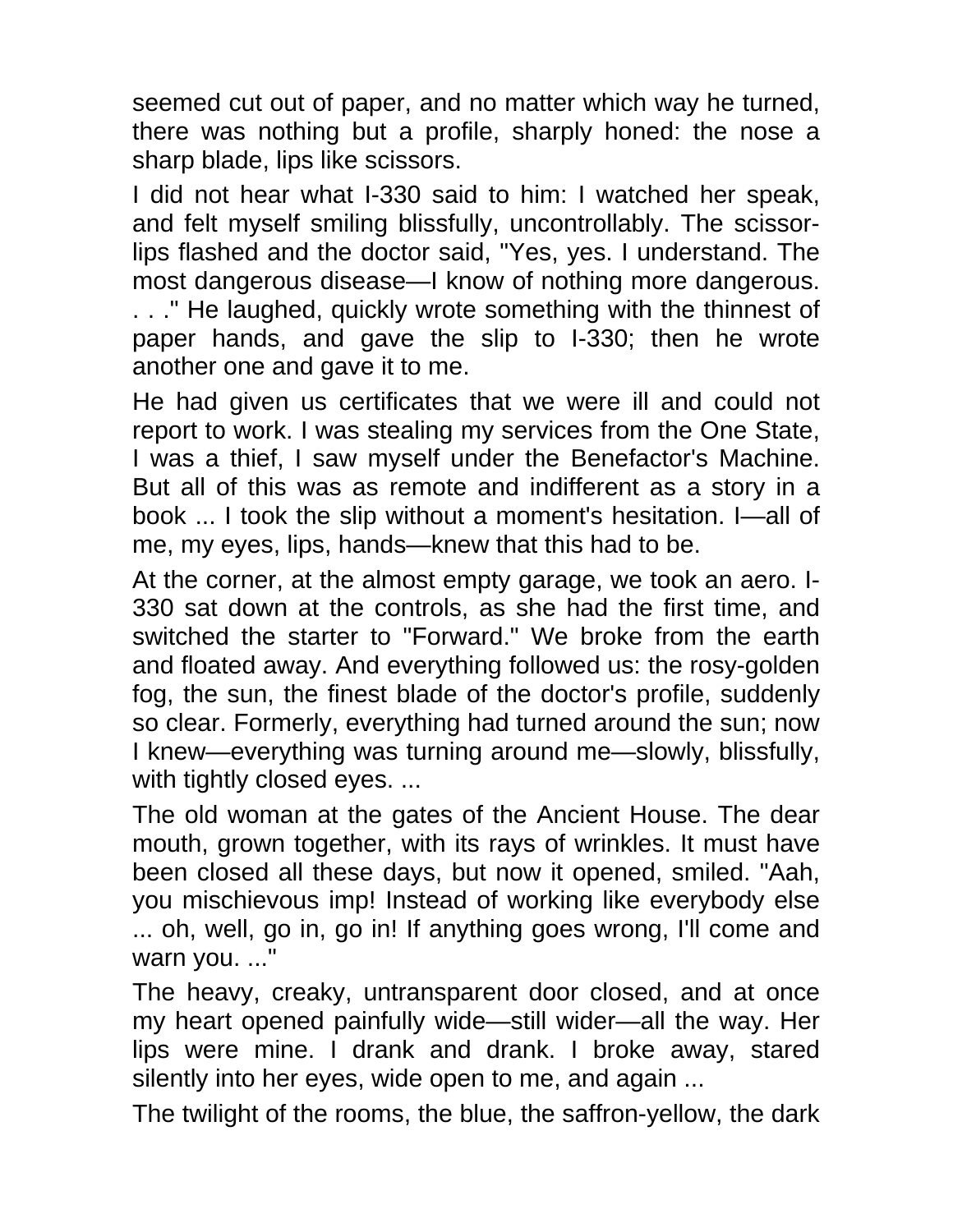seemed cut out of paper, and no matter which way he turned, there was nothing but a profile, sharply honed: the nose a sharp blade, lips like scissors.

I did not hear what I-330 said to him: I watched her speak, and felt myself smiling blissfully, uncontrollably. The scissor-lips flashed and the doctor said, "Yes, yes. I understand. The most dangerous disease—I know of nothing more dangerous. . . ." He laughed, quickly wrote something with the thinnest of paper hands, and gave the slip to I-330; then he wrote another one and gave it to me.

He had given us certificates that we were ill and could not report to work. I was stealing my services from the One State, I was a thief, I saw myself under the Benefactor's Machine. But all of this was as remote and indifferent as a story in a book ... I took the slip without a moment's hesitation. I—all of me, my eyes, lips, hands—knew that this had to be.

At the corner, at the almost empty garage, we took an aero. I-330 sat down at the controls, as she had the first time, and switched the starter to "Forward." We broke from the earth and floated away. And everything followed us: the rosy-golden fog, the sun, the finest blade of the doctor's profile, suddenly so clear. Formerly, everything had turned around the sun; now I knew—everything was turning around me—slowly, blissfully, with tightly closed eyes. ...

The old woman at the gates of the Ancient House. The dear mouth, grown together, with its rays of wrinkles. It must have been closed all these days, but now it opened, smiled. "Aah, you mischievous imp! Instead of working like everybody else ... oh, well, go in, go in! If anything goes wrong, I'll come and warn you. ..."

The heavy, creaky, untransparent door closed, and at once my heart opened painfully wide—still wider—all the way. Her lips were mine. I drank and drank. I broke away, stared silently into her eyes, wide open to me, and again ...

The twilight of the rooms, the blue, the saffron-yellow, the dark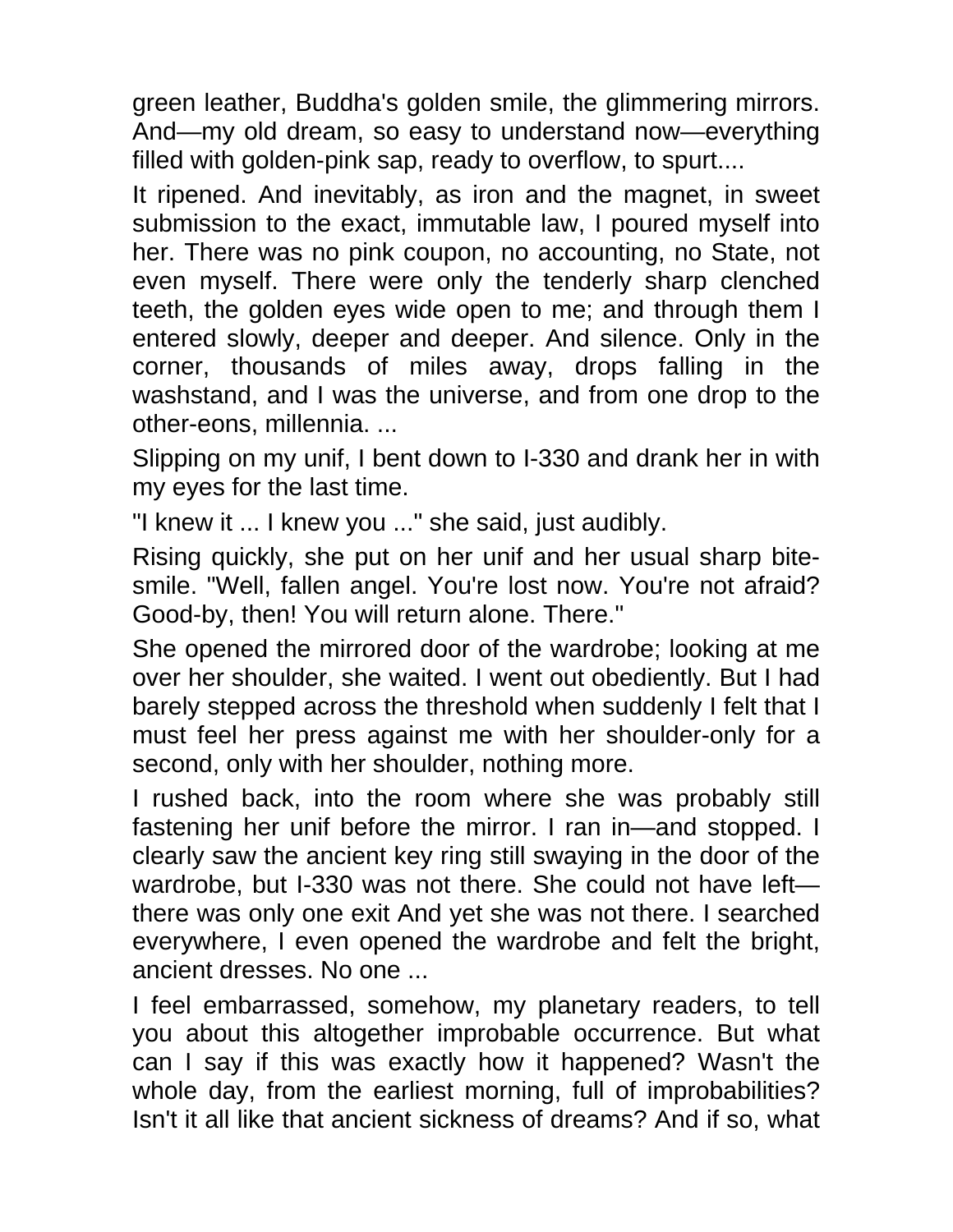green leather, Buddha's golden smile, the glimmering mirrors. And—my old dream, so easy to understand now—everything filled with golden-pink sap, ready to overflow, to spurt....

It ripened. And inevitably, as iron and the magnet, in sweet submission to the exact, immutable law, I poured myself into her. There was no pink coupon, no accounting, no State, not even myself. There were only the tenderly sharp clenched teeth, the golden eyes wide open to me; and through them I entered slowly, deeper and deeper. And silence. Only in the corner, thousands of miles away, drops falling in the washstand, and I was the universe, and from one drop to the other-eons, millennia. ...

Slipping on my unif, I bent down to I-330 and drank her in with my eyes for the last time.

"I knew it ... I knew you ..." she said, just audibly.

Rising quickly, she put on her unif and her usual sharp bite-smile. "Well, fallen angel. You're lost now. You're not afraid? Good-by, then! You will return alone. There."

She opened the mirrored door of the wardrobe; looking at me over her shoulder, she waited. I went out obediently. But I had barely stepped across the threshold when suddenly I felt that I must feel her press against me with her shoulder-only for a second, only with her shoulder, nothing more.

I rushed back, into the room where she was probably still fastening her unif before the mirror. I ran in—and stopped. I clearly saw the ancient key ring still swaying in the door of the wardrobe, but I-330 was not there. She could not have left—there was only one exit And yet she was not there. I searched everywhere, I even opened the wardrobe and felt the bright, ancient dresses. No one ...

I feel embarrassed, somehow, my planetary readers, to tell you about this altogether improbable occurrence. But what can I say if this was exactly how it happened? Wasn't the whole day, from the earliest morning, full of improbabilities? Isn't it all like that ancient sickness of dreams? And if so, what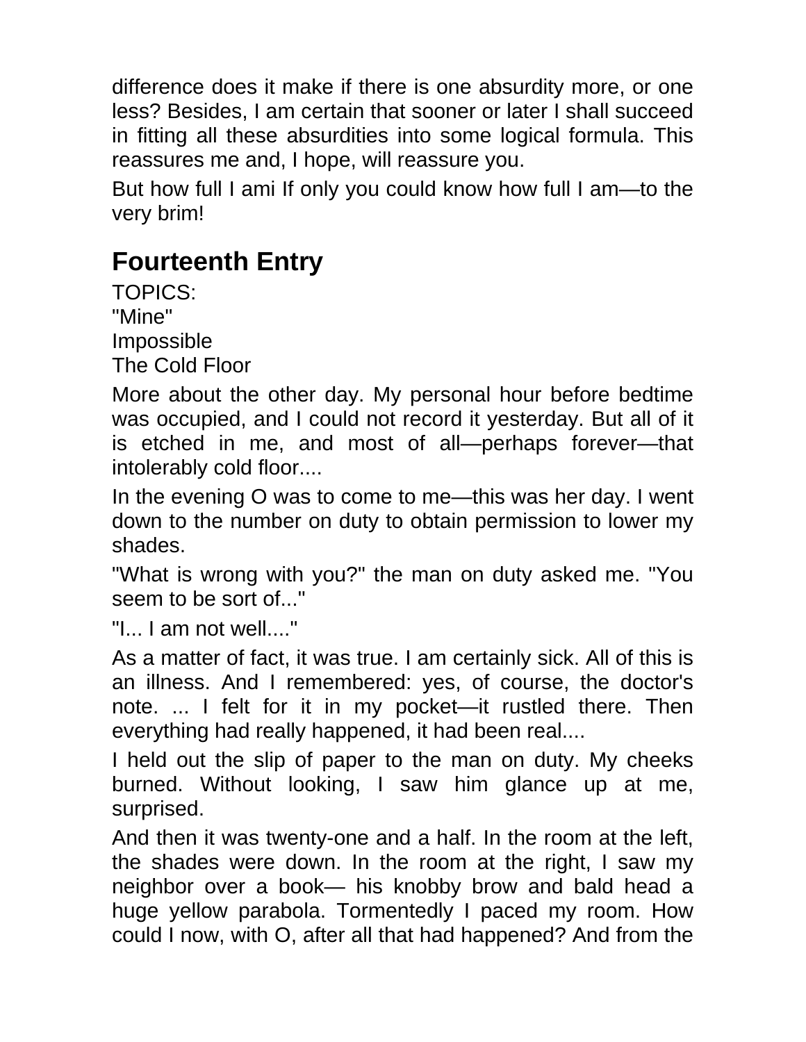difference does it make if there is one absurdity more, or one less? Besides, I am certain that sooner or later I shall succeed in fitting all these absurdities into some logical formula. This reassures me and, I hope, will reassure you.

But how full I ami If only you could know how full I am—to the very brim!

## Fourteenth Entry

TOPICS:
"Mine"
Impossible
The Cold Floor

More about the other day. My personal hour before bedtime was occupied, and I could not record it yesterday. But all of it is etched in me, and most of all—perhaps forever—that intolerably cold floor....

In the evening O was to come to me—this was her day. I went down to the number on duty to obtain permission to lower my shades.

"What is wrong with you?" the man on duty asked me. "You seem to be sort of..."

"I... I am not well...."

As a matter of fact, it was true. I am certainly sick. All of this is an illness. And I remembered: yes, of course, the doctor's note. ... I felt for it in my pocket—it rustled there. Then everything had really happened, it had been real....

I held out the slip of paper to the man on duty. My cheeks burned. Without looking, I saw him glance up at me, surprised.

And then it was twenty-one and a half. In the room at the left, the shades were down. In the room at the right, I saw my neighbor over a book— his knobby brow and bald head a huge yellow parabola. Tormentedly I paced my room. How could I now, with O, after all that had happened? And from the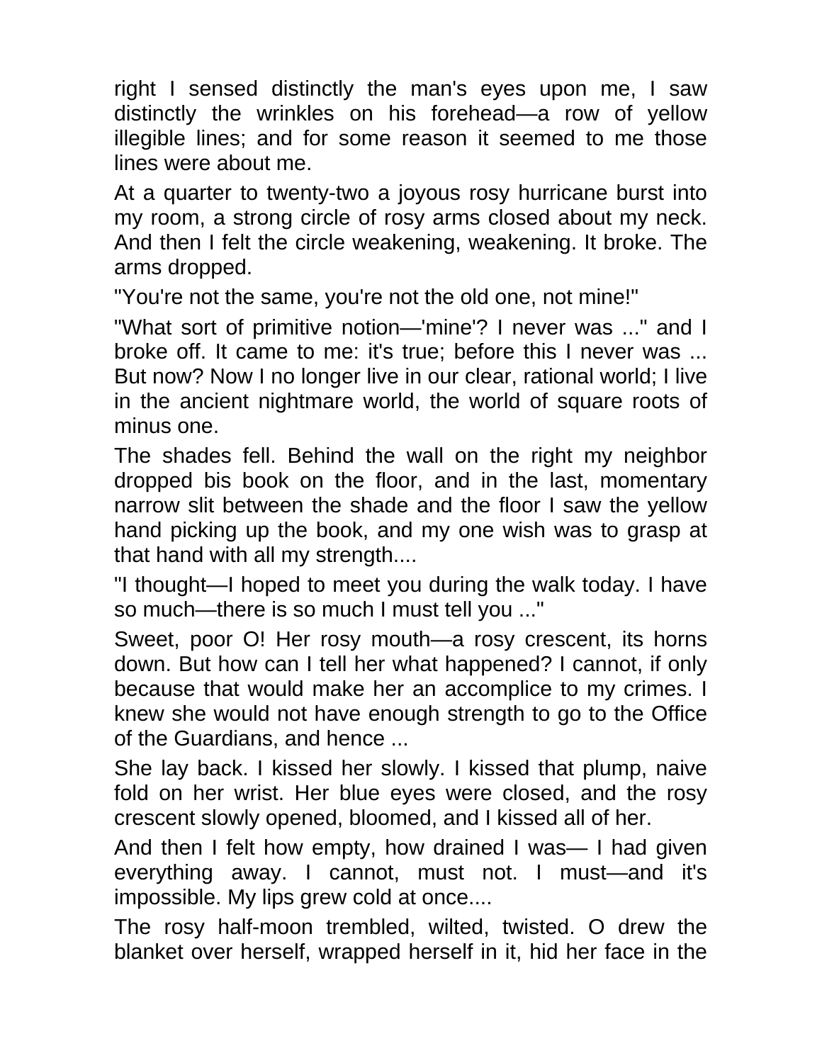right I sensed distinctly the man's eyes upon me, I saw distinctly the wrinkles on his forehead—a row of yellow illegible lines; and for some reason it seemed to me those lines were about me.

At a quarter to twenty-two a joyous rosy hurricane burst into my room, a strong circle of rosy arms closed about my neck. And then I felt the circle weakening, weakening. It broke. The arms dropped.

"You're not the same, you're not the old one, not mine!"

"What sort of primitive notion—'mine'? I never was ..." and I broke off. It came to me: it's true; before this I never was ... But now? Now I no longer live in our clear, rational world; I live in the ancient nightmare world, the world of square roots of minus one.

The shades fell. Behind the wall on the right my neighbor dropped bis book on the floor, and in the last, momentary narrow slit between the shade and the floor I saw the yellow hand picking up the book, and my one wish was to grasp at that hand with all my strength....

"I thought—I hoped to meet you during the walk today. I have so much—there is so much I must tell you ..."

Sweet, poor O! Her rosy mouth—a rosy crescent, its horns down. But how can I tell her what happened? I cannot, if only because that would make her an accomplice to my crimes. I knew she would not have enough strength to go to the Office of the Guardians, and hence ...

She lay back. I kissed her slowly. I kissed that plump, naive fold on her wrist. Her blue eyes were closed, and the rosy crescent slowly opened, bloomed, and I kissed all of her.

And then I felt how empty, how drained I was— I had given everything away. I cannot, must not. I must—and it's impossible. My lips grew cold at once....

The rosy half-moon trembled, wilted, twisted. O drew the blanket over herself, wrapped herself in it, hid her face in the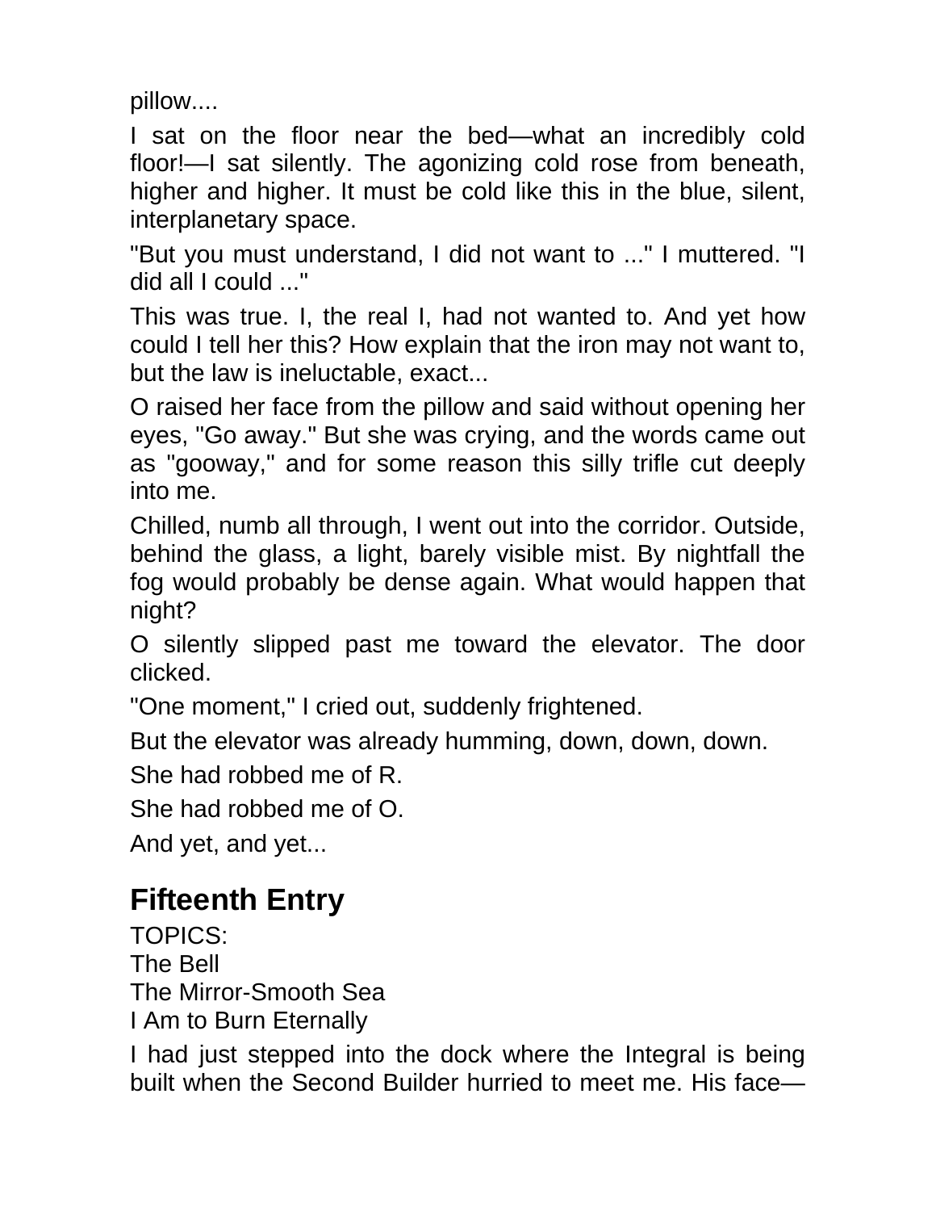pillow....

I sat on the floor near the bed—what an incredibly cold floor!—I sat silently. The agonizing cold rose from beneath, higher and higher. It must be cold like this in the blue, silent, interplanetary space.

"But you must understand, I did not want to ..." I muttered. "I did all I could ..."

This was true. I, the real I, had not wanted to. And yet how could I tell her this? How explain that the iron may not want to, but the law is ineluctable, exact...

O raised her face from the pillow and said without opening her eyes, "Go away." But she was crying, and the words came out as "gooway," and for some reason this silly trifle cut deeply into me.

Chilled, numb all through, I went out into the corridor. Outside, behind the glass, a light, barely visible mist. By nightfall the fog would probably be dense again. What would happen that night?

O silently slipped past me toward the elevator. The door clicked.

"One moment," I cried out, suddenly frightened.

But the elevator was already humming, down, down, down.

She had robbed me of R.

She had robbed me of O.

And yet, and yet...

## Fifteenth Entry

TOPICS:
The Bell
The Mirror-Smooth Sea
I Am to Burn Eternally

I had just stepped into the dock where the Integral is being built when the Second Builder hurried to meet me. His face—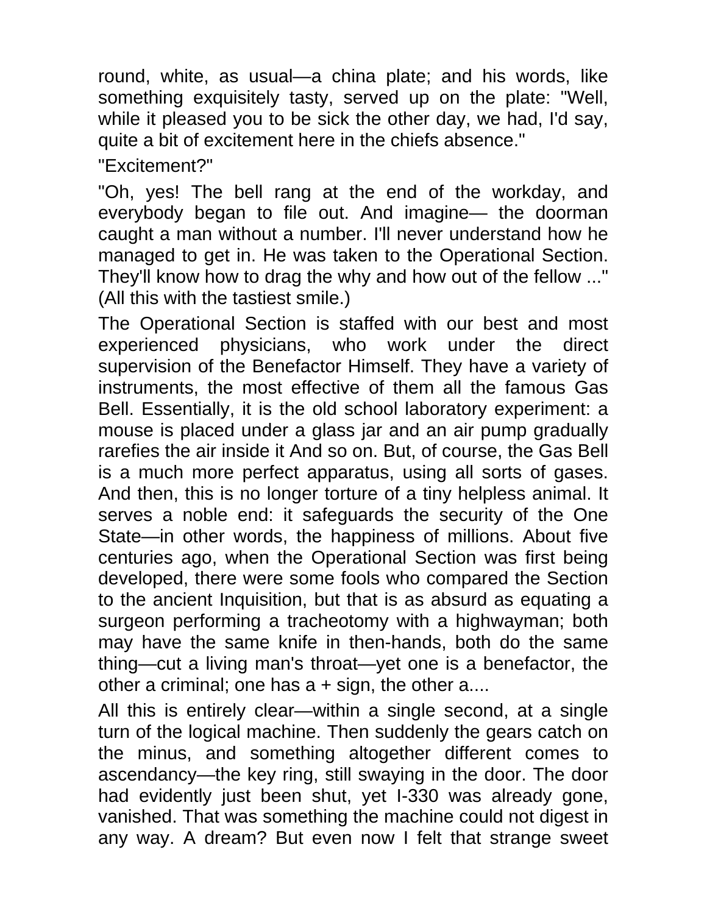round, white, as usual—a china plate; and his words, like something exquisitely tasty, served up on the plate: "Well, while it pleased you to be sick the other day, we had, I'd say, quite a bit of excitement here in the chiefs absence."

"Excitement?"

"Oh, yes! The bell rang at the end of the workday, and everybody began to file out. And imagine— the doorman caught a man without a number. I'll never understand how he managed to get in. He was taken to the Operational Section. They'll know how to drag the why and how out of the fellow ..." (All this with the tastiest smile.)

The Operational Section is staffed with our best and most experienced physicians, who work under the direct supervision of the Benefactor Himself. They have a variety of instruments, the most effective of them all the famous Gas Bell. Essentially, it is the old school laboratory experiment: a mouse is placed under a glass jar and an air pump gradually rarefies the air inside it And so on. But, of course, the Gas Bell is a much more perfect apparatus, using all sorts of gases. And then, this is no longer torture of a tiny helpless animal. It serves a noble end: it safeguards the security of the One State—in other words, the happiness of millions. About five centuries ago, when the Operational Section was first being developed, there were some fools who compared the Section to the ancient Inquisition, but that is as absurd as equating a surgeon performing a tracheotomy with a highwayman; both may have the same knife in then-hands, both do the same thing—cut a living man's throat—yet one is a benefactor, the other a criminal; one has a + sign, the other a....

All this is entirely clear—within a single second, at a single turn of the logical machine. Then suddenly the gears catch on the minus, and something altogether different comes to ascendancy—the key ring, still swaying in the door. The door had evidently just been shut, yet I-330 was already gone, vanished. That was something the machine could not digest in any way. A dream? But even now I felt that strange sweet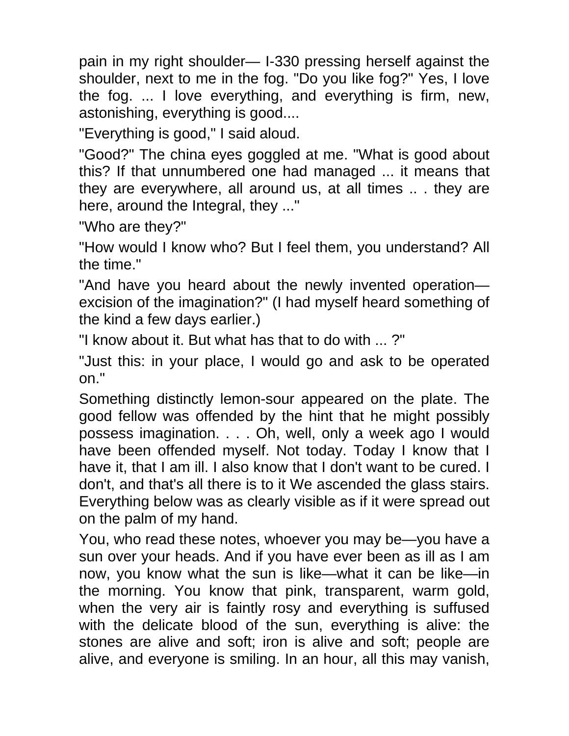pain in my right shoulder— I-330 pressing herself against the shoulder, next to me in the fog. "Do you like fog?" Yes, I love the fog. ... I love everything, and everything is firm, new, astonishing, everything is good....

"Everything is good," I said aloud.

"Good?" The china eyes goggled at me. "What is good about this? If that unnumbered one had managed ... it means that they are everywhere, all around us, at all times .. . they are here, around the Integral, they ..."

"Who are they?"

"How would I know who? But I feel them, you understand? All the time."

"And have you heard about the newly invented operation— excision of the imagination?" (I had myself heard something of the kind a few days earlier.)

"I know about it. But what has that to do with ... ?"

"Just this: in your place, I would go and ask to be operated on."

Something distinctly lemon-sour appeared on the plate. The good fellow was offended by the hint that he might possibly possess imagination. . . . Oh, well, only a week ago I would have been offended myself. Not today. Today I know that I have it, that I am ill. I also know that I don't want to be cured. I don't, and that's all there is to it We ascended the glass stairs. Everything below was as clearly visible as if it were spread out on the palm of my hand.

You, who read these notes, whoever you may be—you have a sun over your heads. And if you have ever been as ill as I am now, you know what the sun is like—what it can be like—in the morning. You know that pink, transparent, warm gold, when the very air is faintly rosy and everything is suffused with the delicate blood of the sun, everything is alive: the stones are alive and soft; iron is alive and soft; people are alive, and everyone is smiling. In an hour, all this may vanish,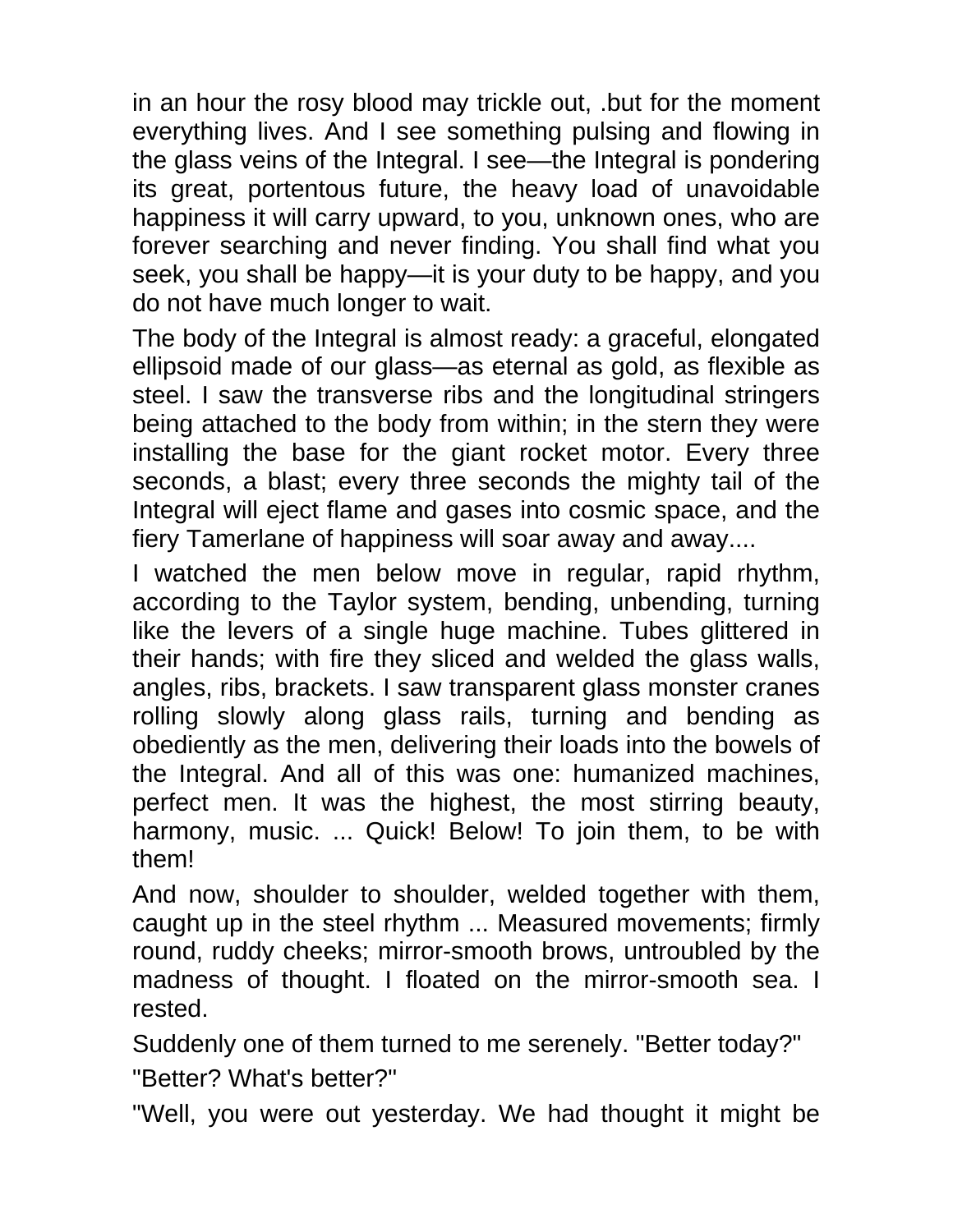in an hour the rosy blood may trickle out, .but for the moment everything lives. And I see something pulsing and flowing in the glass veins of the Integral. I see—the Integral is pondering its great, portentous future, the heavy load of unavoidable happiness it will carry upward, to you, unknown ones, who are forever searching and never finding. You shall find what you seek, you shall be happy—it is your duty to be happy, and you do not have much longer to wait.

The body of the Integral is almost ready: a graceful, elongated ellipsoid made of our glass—as eternal as gold, as flexible as steel. I saw the transverse ribs and the longitudinal stringers being attached to the body from within; in the stern they were installing the base for the giant rocket motor. Every three seconds, a blast; every three seconds the mighty tail of the Integral will eject flame and gases into cosmic space, and the fiery Tamerlane of happiness will soar away and away....

I watched the men below move in regular, rapid rhythm, according to the Taylor system, bending, unbending, turning like the levers of a single huge machine. Tubes glittered in their hands; with fire they sliced and welded the glass walls, angles, ribs, brackets. I saw transparent glass monster cranes rolling slowly along glass rails, turning and bending as obediently as the men, delivering their loads into the bowels of the Integral. And all of this was one: humanized machines, perfect men. It was the highest, the most stirring beauty, harmony, music. ... Quick! Below! To join them, to be with them!

And now, shoulder to shoulder, welded together with them, caught up in the steel rhythm ... Measured movements; firmly round, ruddy cheeks; mirror-smooth brows, untroubled by the madness of thought. I floated on the mirror-smooth sea. I rested.

Suddenly one of them turned to me serenely. "Better today?"

"Better? What's better?"

"Well, you were out yesterday. We had thought it might be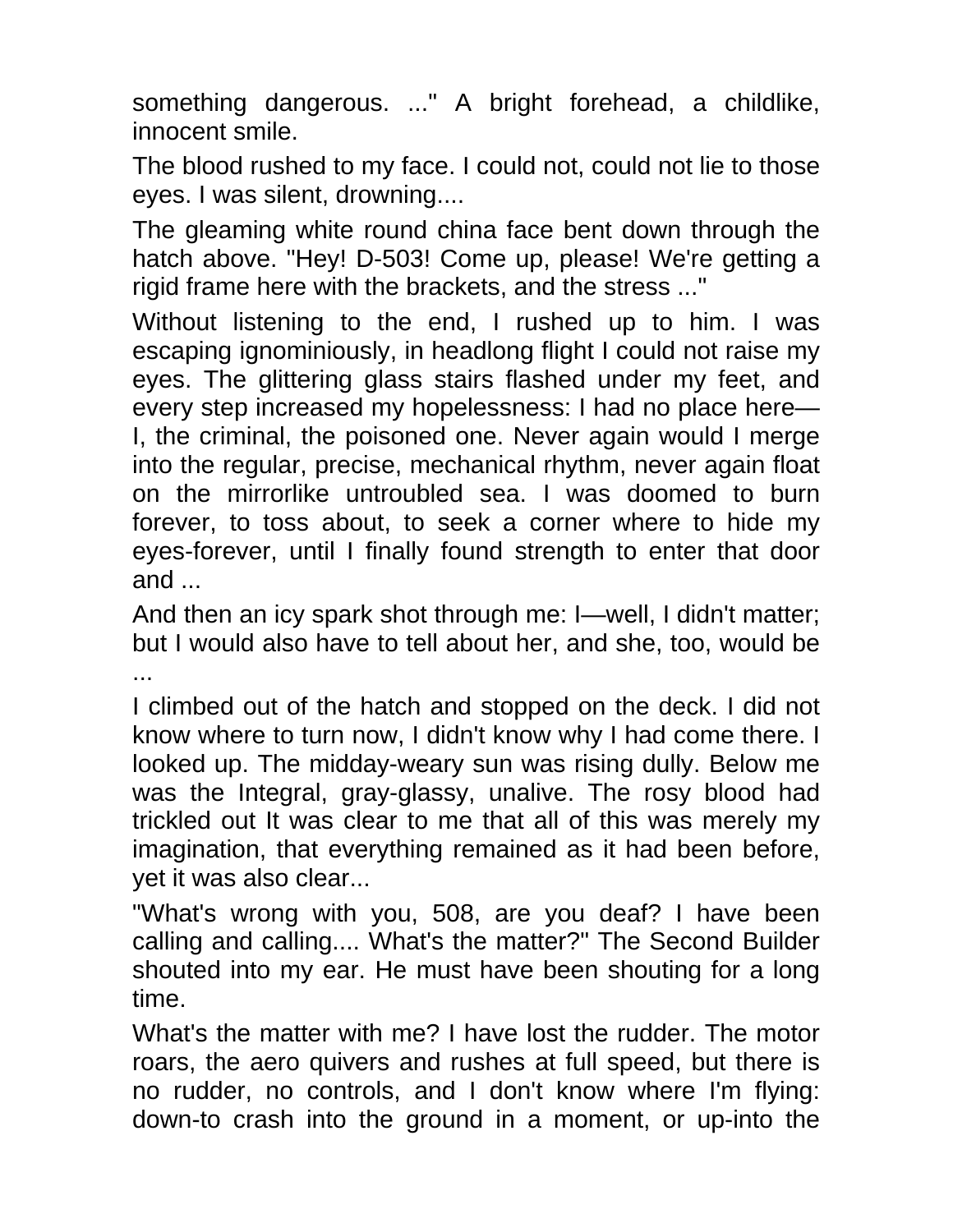something dangerous. ..." A bright forehead, a childlike, innocent smile.

The blood rushed to my face. I could not, could not lie to those eyes. I was silent, drowning....

The gleaming white round china face bent down through the hatch above. "Hey! D-503! Come up, please! We're getting a rigid frame here with the brackets, and the stress ..."

Without listening to the end, I rushed up to him. I was escaping ignominiously, in headlong flight I could not raise my eyes. The glittering glass stairs flashed under my feet, and every step increased my hopelessness: I had no place here—I, the criminal, the poisoned one. Never again would I merge into the regular, precise, mechanical rhythm, never again float on the mirrorlike untroubled sea. I was doomed to burn forever, to toss about, to seek a corner where to hide my eyes-forever, until I finally found strength to enter that door and ...

And then an icy spark shot through me: I—well, I didn't matter; but I would also have to tell about her, and she, too, would be ...

I climbed out of the hatch and stopped on the deck. I did not know where to turn now, I didn't know why I had come there. I looked up. The midday-weary sun was rising dully. Below me was the Integral, gray-glassy, unalive. The rosy blood had trickled out It was clear to me that all of this was merely my imagination, that everything remained as it had been before, yet it was also clear...

"What's wrong with you, 508, are you deaf? I have been calling and calling.... What's the matter?" The Second Builder shouted into my ear. He must have been shouting for a long time.

What's the matter with me? I have lost the rudder. The motor roars, the aero quivers and rushes at full speed, but there is no rudder, no controls, and I don't know where I'm flying: down-to crash into the ground in a moment, or up-into the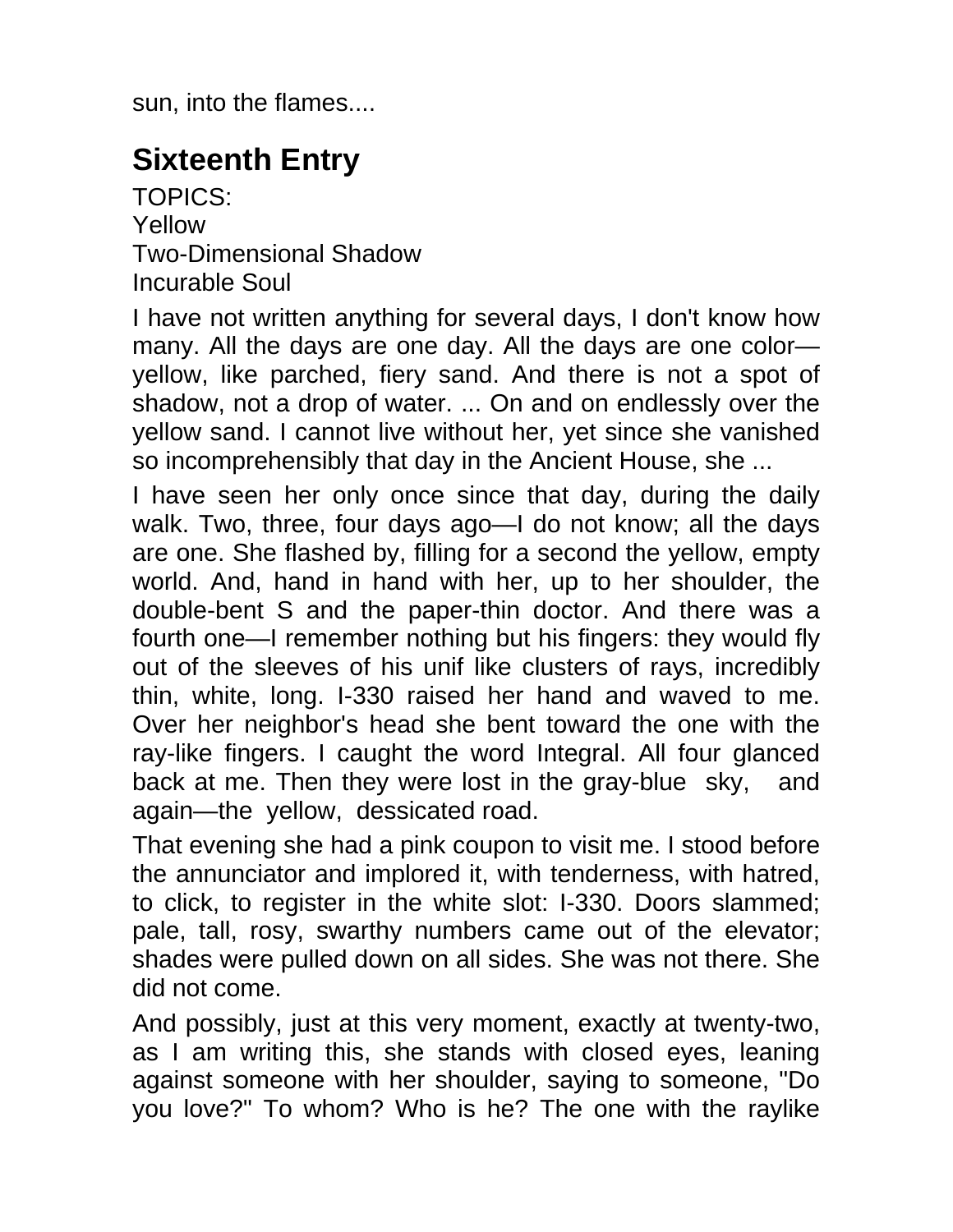sun, into the flames....

## Sixteenth Entry

TOPICS:
Yellow
Two-Dimensional Shadow
Incurable Soul

I have not written anything for several days, I don't know how many. All the days are one day. All the days are one color—yellow, like parched, fiery sand. And there is not a spot of shadow, not a drop of water. ... On and on endlessly over the yellow sand. I cannot live without her, yet since she vanished so incomprehensibly that day in the Ancient House, she ...

I have seen her only once since that day, during the daily walk. Two, three, four days ago—I do not know; all the days are one. She flashed by, filling for a second the yellow, empty world. And, hand in hand with her, up to her shoulder, the double-bent S and the paper-thin doctor. And there was a fourth one—I remember nothing but his fingers: they would fly out of the sleeves of his unif like clusters of rays, incredibly thin, white, long. I-330 raised her hand and waved to me. Over her neighbor's head she bent toward the one with the ray-like fingers. I caught the word Integral. All four glanced back at me. Then they were lost in the gray-blue sky, and again—the yellow, dessicated road.

That evening she had a pink coupon to visit me. I stood before the annunciator and implored it, with tenderness, with hatred, to click, to register in the white slot: I-330. Doors slammed; pale, tall, rosy, swarthy numbers came out of the elevator; shades were pulled down on all sides. She was not there. She did not come.

And possibly, just at this very moment, exactly at twenty-two, as I am writing this, she stands with closed eyes, leaning against someone with her shoulder, saying to someone, "Do you love?" To whom? Who is he? The one with the raylike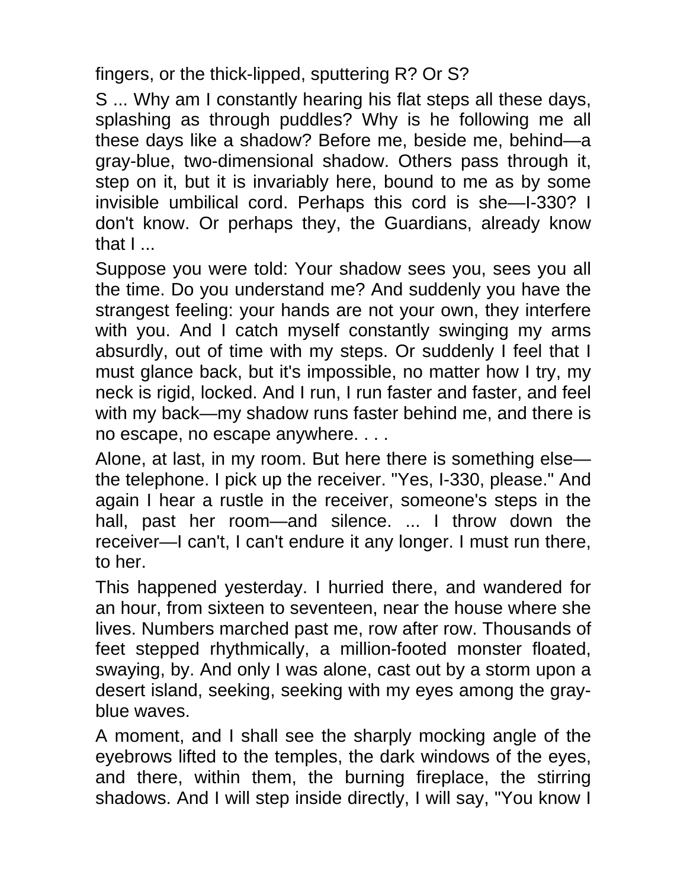fingers, or the thick-lipped, sputtering R? Or S?

S ... Why am I constantly hearing his flat steps all these days, splashing as through puddles? Why is he following me all these days like a shadow? Before me, beside me, behind—a gray-blue, two-dimensional shadow. Others pass through it, step on it, but it is invariably here, bound to me as by some invisible umbilical cord. Perhaps this cord is she—I-330? I don't know. Or perhaps they, the Guardians, already know that I ...

Suppose you were told: Your shadow sees you, sees you all the time. Do you understand me? And suddenly you have the strangest feeling: your hands are not your own, they interfere with you. And I catch myself constantly swinging my arms absurdly, out of time with my steps. Or suddenly I feel that I must glance back, but it's impossible, no matter how I try, my neck is rigid, locked. And I run, I run faster and faster, and feel with my back—my shadow runs faster behind me, and there is no escape, no escape anywhere. . . .

Alone, at last, in my room. But here there is something else—the telephone. I pick up the receiver. "Yes, I-330, please." And again I hear a rustle in the receiver, someone's steps in the hall, past her room—and silence. ... I throw down the receiver—I can't, I can't endure it any longer. I must run there, to her.

This happened yesterday. I hurried there, and wandered for an hour, from sixteen to seventeen, near the house where she lives. Numbers marched past me, row after row. Thousands of feet stepped rhythmically, a million-footed monster floated, swaying, by. And only I was alone, cast out by a storm upon a desert island, seeking, seeking with my eyes among the gray-blue waves.

A moment, and I shall see the sharply mocking angle of the eyebrows lifted to the temples, the dark windows of the eyes, and there, within them, the burning fireplace, the stirring shadows. And I will step inside directly, I will say, "You know I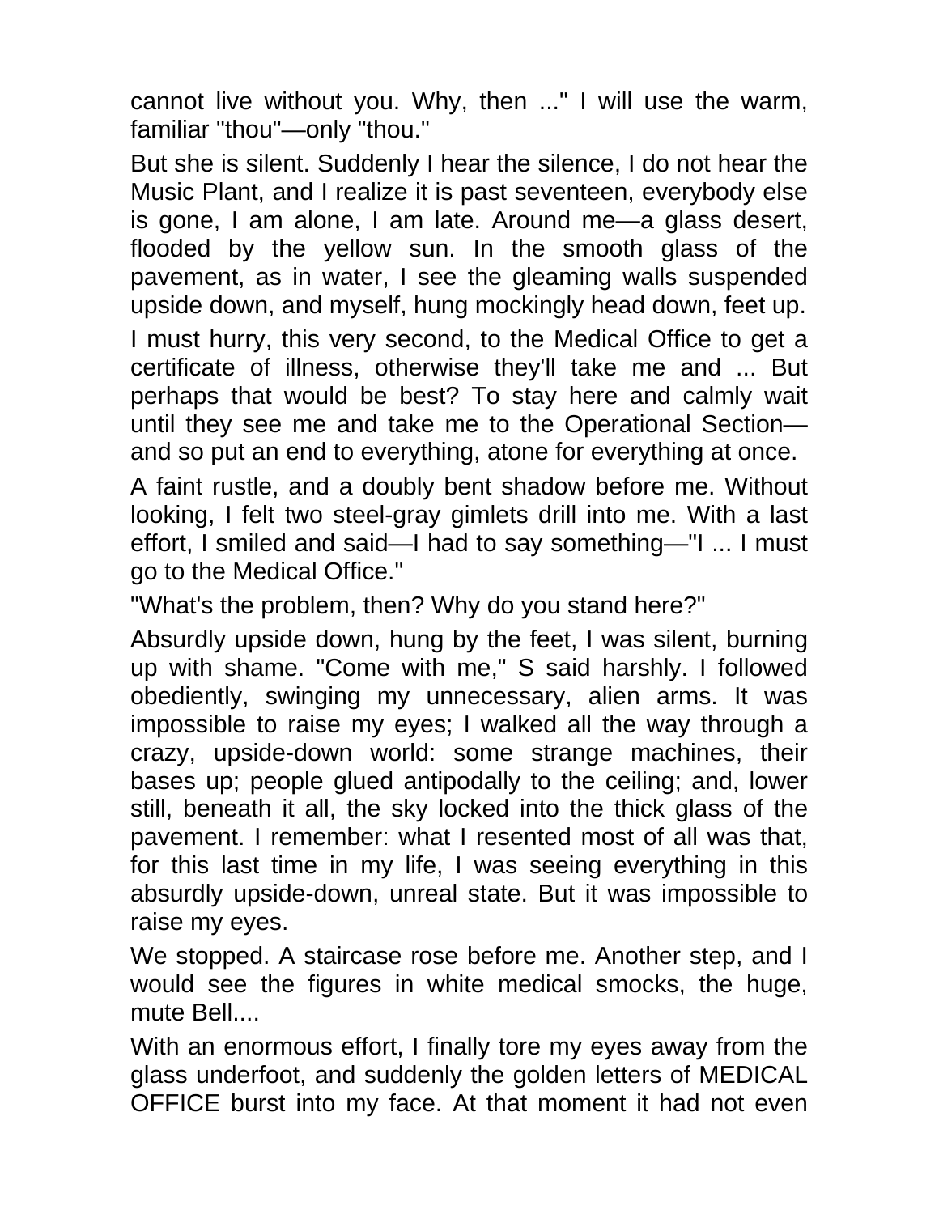cannot live without you. Why, then ..." I will use the warm, familiar "thou"—only "thou."

But she is silent. Suddenly I hear the silence, I do not hear the Music Plant, and I realize it is past seventeen, everybody else is gone, I am alone, I am late. Around me—a glass desert, flooded by the yellow sun. In the smooth glass of the pavement, as in water, I see the gleaming walls suspended upside down, and myself, hung mockingly head down, feet up.

I must hurry, this very second, to the Medical Office to get a certificate of illness, otherwise they'll take me and ... But perhaps that would be best? To stay here and calmly wait until they see me and take me to the Operational Section—and so put an end to everything, atone for everything at once.

A faint rustle, and a doubly bent shadow before me. Without looking, I felt two steel-gray gimlets drill into me. With a last effort, I smiled and said—I had to say something—"I ... I must go to the Medical Office."

"What's the problem, then? Why do you stand here?"

Absurdly upside down, hung by the feet, I was silent, burning up with shame. "Come with me," S said harshly. I followed obediently, swinging my unnecessary, alien arms. It was impossible to raise my eyes; I walked all the way through a crazy, upside-down world: some strange machines, their bases up; people glued antipodally to the ceiling; and, lower still, beneath it all, the sky locked into the thick glass of the pavement. I remember: what I resented most of all was that, for this last time in my life, I was seeing everything in this absurdly upside-down, unreal state. But it was impossible to raise my eyes.

We stopped. A staircase rose before me. Another step, and I would see the figures in white medical smocks, the huge, mute Bell....

With an enormous effort, I finally tore my eyes away from the glass underfoot, and suddenly the golden letters of MEDICAL OFFICE burst into my face. At that moment it had not even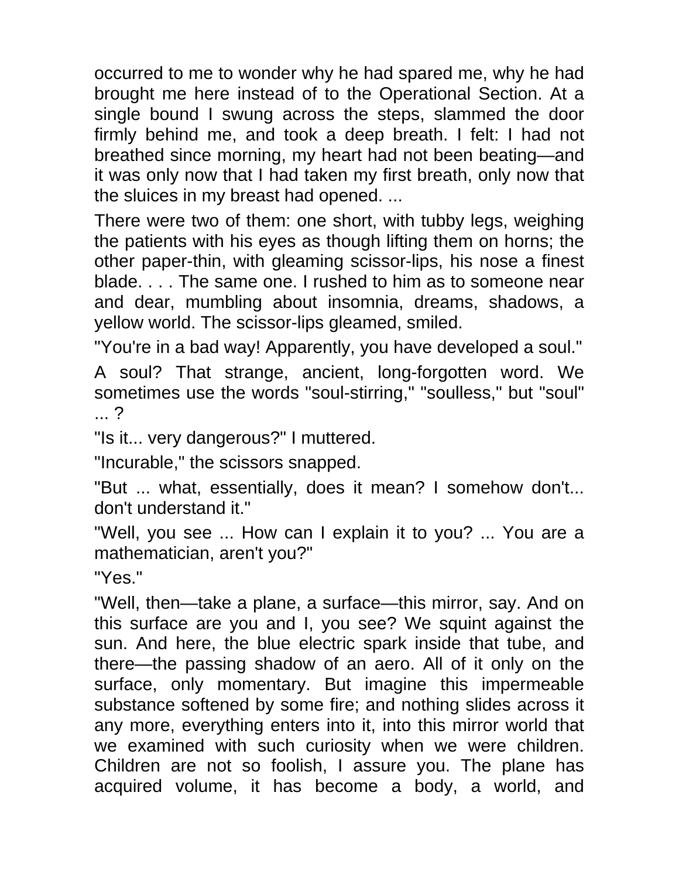occurred to me to wonder why he had spared me, why he had brought me here instead of to the Operational Section. At a single bound I swung across the steps, slammed the door firmly behind me, and took a deep breath. I felt: I had not breathed since morning, my heart had not been beating—and it was only now that I had taken my first breath, only now that the sluices in my breast had opened. ...

There were two of them: one short, with tubby legs, weighing the patients with his eyes as though lifting them on horns; the other paper-thin, with gleaming scissor-lips, his nose a finest blade. . . . The same one. I rushed to him as to someone near and dear, mumbling about insomnia, dreams, shadows, a yellow world. The scissor-lips gleamed, smiled.

"You're in a bad way! Apparently, you have developed a soul."

A soul? That strange, ancient, long-forgotten word. We sometimes use the words "soul-stirring," "soulless," but "soul" ... ?

"Is it... very dangerous?" I muttered.

"Incurable," the scissors snapped.

"But ... what, essentially, does it mean? I somehow don't... don't understand it."

"Well, you see ... How can I explain it to you? ... You are a mathematician, aren't you?"

"Yes."

"Well, then—take a plane, a surface—this mirror, say. And on this surface are you and I, you see? We squint against the sun. And here, the blue electric spark inside that tube, and there—the passing shadow of an aero. All of it only on the surface, only momentary. But imagine this impermeable substance softened by some fire; and nothing slides across it any more, everything enters into it, into this mirror world that we examined with such curiosity when we were children. Children are not so foolish, I assure you. The plane has acquired volume, it has become a body, a world, and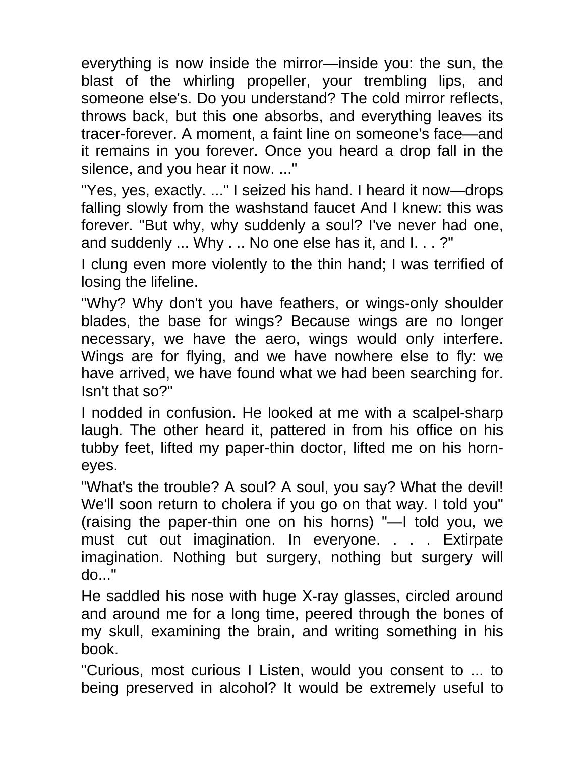everything is now inside the mirror—inside you: the sun, the blast of the whirling propeller, your trembling lips, and someone else's. Do you understand? The cold mirror reflects, throws back, but this one absorbs, and everything leaves its tracer-forever. A moment, a faint line on someone's face—and it remains in you forever. Once you heard a drop fall in the silence, and you hear it now. ..."

"Yes, yes, exactly. ..." I seized his hand. I heard it now—drops falling slowly from the washstand faucet And I knew: this was forever. "But why, why suddenly a soul? I've never had one, and suddenly ... Why . .. No one else has it, and I. . . ?"

I clung even more violently to the thin hand; I was terrified of losing the lifeline.

"Why? Why don't you have feathers, or wings-only shoulder blades, the base for wings? Because wings are no longer necessary, we have the aero, wings would only interfere. Wings are for flying, and we have nowhere else to fly: we have arrived, we have found what we had been searching for. Isn't that so?"

I nodded in confusion. He looked at me with a scalpel-sharp laugh. The other heard it, pattered in from his office on his tubby feet, lifted my paper-thin doctor, lifted me on his horn-eyes.

"What's the trouble? A soul? A soul, you say? What the devil! We'll soon return to cholera if you go on that way. I told you" (raising the paper-thin one on his horns) "—I told you, we must cut out imagination. In everyone. . . . Extirpate imagination. Nothing but surgery, nothing but surgery will do..."

He saddled his nose with huge X-ray glasses, circled around and around me for a long time, peered through the bones of my skull, examining the brain, and writing something in his book.

"Curious, most curious I Listen, would you consent to ... to being preserved in alcohol? It would be extremely useful to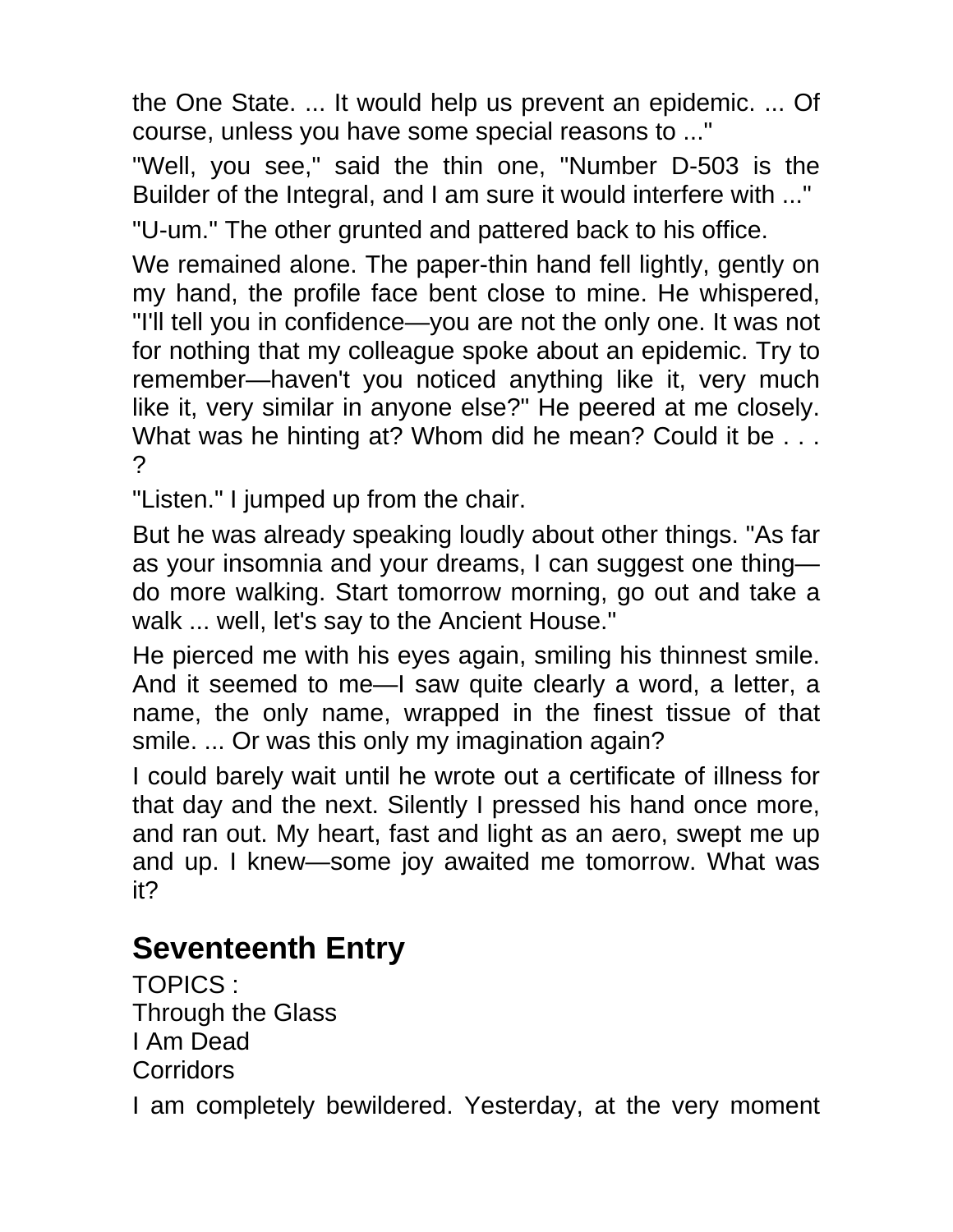the One State. ... It would help us prevent an epidemic. ... Of course, unless you have some special reasons to ..."

"Well, you see," said the thin one, "Number D-503 is the Builder of the Integral, and I am sure it would interfere with ..."

"U-um." The other grunted and pattered back to his office.

We remained alone. The paper-thin hand fell lightly, gently on my hand, the profile face bent close to mine. He whispered, "I'll tell you in confidence—you are not the only one. It was not for nothing that my colleague spoke about an epidemic. Try to remember—haven't you noticed anything like it, very much like it, very similar in anyone else?" He peered at me closely. What was he hinting at? Whom did he mean? Could it be . . . ?

"Listen." I jumped up from the chair.

But he was already speaking loudly about other things. "As far as your insomnia and your dreams, I can suggest one thing—do more walking. Start tomorrow morning, go out and take a walk ... well, let's say to the Ancient House."

He pierced me with his eyes again, smiling his thinnest smile. And it seemed to me—I saw quite clearly a word, a letter, a name, the only name, wrapped in the finest tissue of that smile. ... Or was this only my imagination again?

I could barely wait until he wrote out a certificate of illness for that day and the next. Silently I pressed his hand once more, and ran out. My heart, fast and light as an aero, swept me up and up. I knew—some joy awaited me tomorrow. What was it?

## Seventeenth Entry

TOPICS :
Through the Glass
I Am Dead
Corridors

I am completely bewildered. Yesterday, at the very moment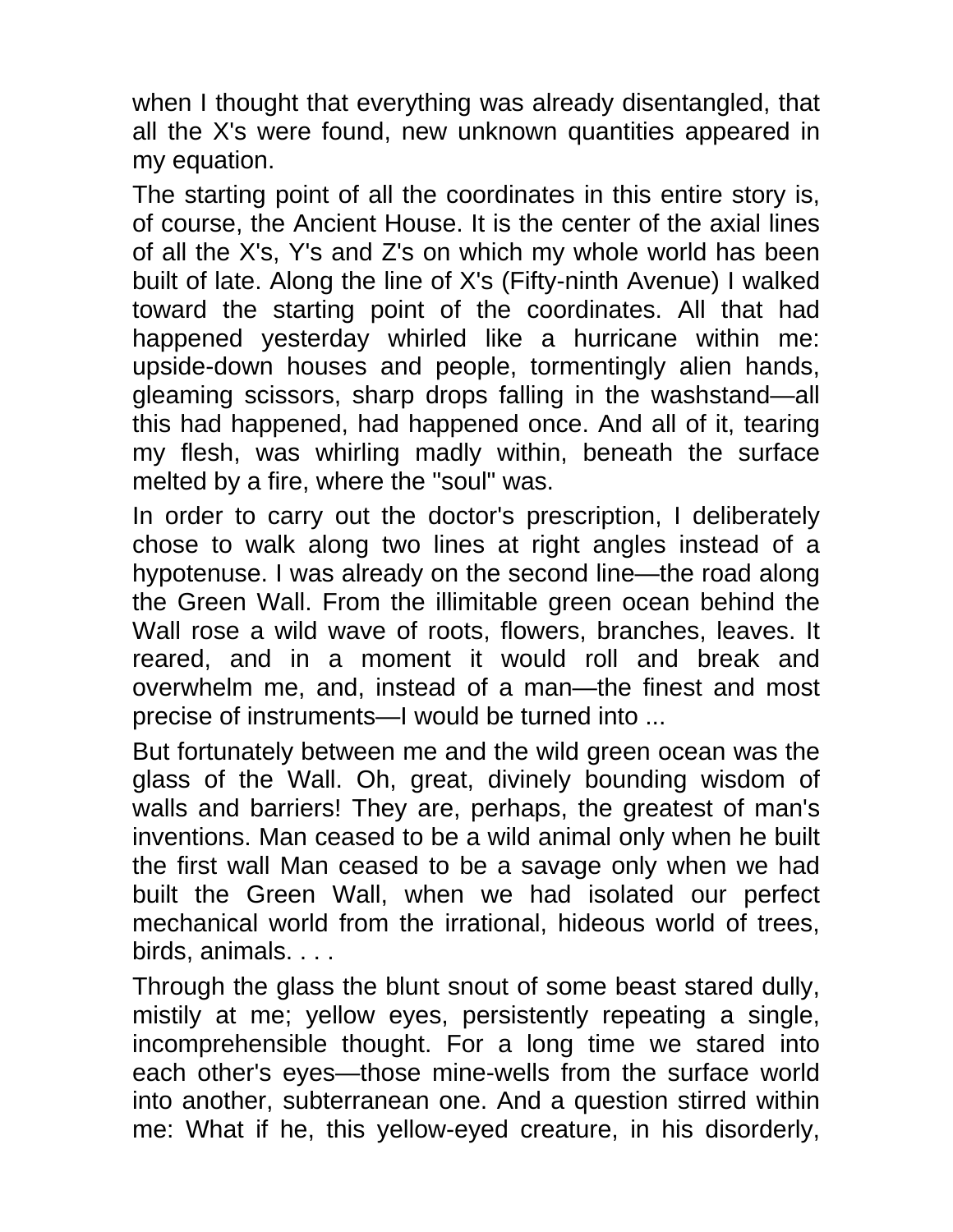when I thought that everything was already disentangled, that all the X's were found, new unknown quantities appeared in my equation.

The starting point of all the coordinates in this entire story is, of course, the Ancient House. It is the center of the axial lines of all the X's, Y's and Z's on which my whole world has been built of late. Along the line of X's (Fifty-ninth Avenue) I walked toward the starting point of the coordinates. All that had happened yesterday whirled like a hurricane within me: upside-down houses and people, tormentingly alien hands, gleaming scissors, sharp drops falling in the washstand—all this had happened, had happened once. And all of it, tearing my flesh, was whirling madly within, beneath the surface melted by a fire, where the "soul" was.

In order to carry out the doctor's prescription, I deliberately chose to walk along two lines at right angles instead of a hypotenuse. I was already on the second line—the road along the Green Wall. From the illimitable green ocean behind the Wall rose a wild wave of roots, flowers, branches, leaves. It reared, and in a moment it would roll and break and overwhelm me, and, instead of a man—the finest and most precise of instruments—I would be turned into ...

But fortunately between me and the wild green ocean was the glass of the Wall. Oh, great, divinely bounding wisdom of walls and barriers! They are, perhaps, the greatest of man's inventions. Man ceased to be a wild animal only when he built the first wall Man ceased to be a savage only when we had built the Green Wall, when we had isolated our perfect mechanical world from the irrational, hideous world of trees, birds, animals. . . .

Through the glass the blunt snout of some beast stared dully, mistily at me; yellow eyes, persistently repeating a single, incomprehensible thought. For a long time we stared into each other's eyes—those mine-wells from the surface world into another, subterranean one. And a question stirred within me: What if he, this yellow-eyed creature, in his disorderly,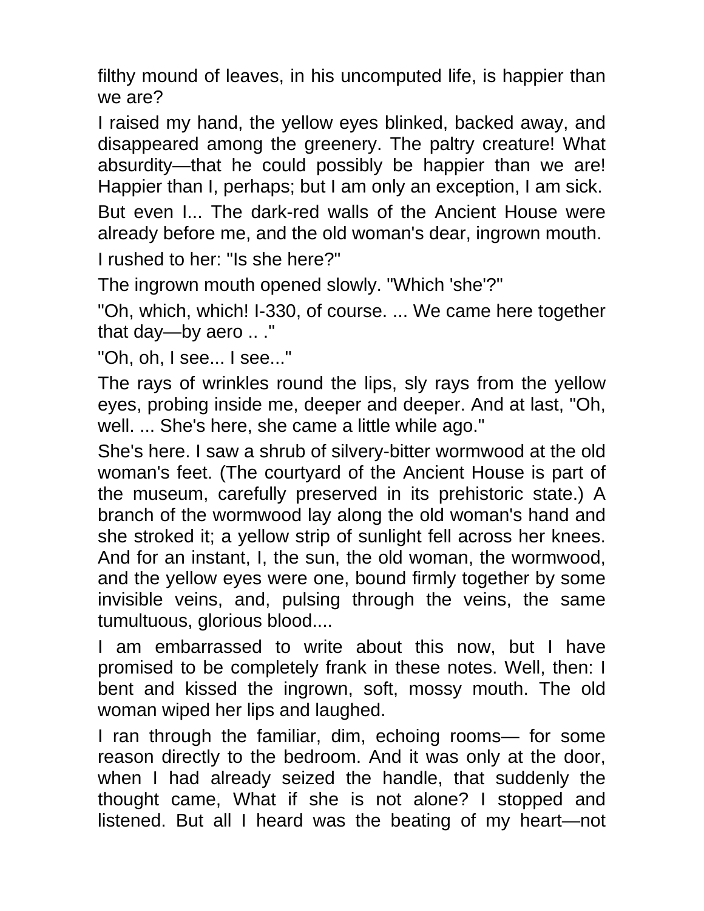filthy mound of leaves, in his uncomputed life, is happier than we are?

I raised my hand, the yellow eyes blinked, backed away, and disappeared among the greenery. The paltry creature! What absurdity—that he could possibly be happier than we are! Happier than I, perhaps; but I am only an exception, I am sick.

But even I... The dark-red walls of the Ancient House were already before me, and the old woman's dear, ingrown mouth.

I rushed to her: "Is she here?"

The ingrown mouth opened slowly. "Which 'she'?"

"Oh, which, which! I-330, of course. ... We came here together that day—by aero .. ."

"Oh, oh, I see... I see..."

The rays of wrinkles round the lips, sly rays from the yellow eyes, probing inside me, deeper and deeper. And at last, "Oh, well. ... She's here, she came a little while ago."

She's here. I saw a shrub of silvery-bitter wormwood at the old woman's feet. (The courtyard of the Ancient House is part of the museum, carefully preserved in its prehistoric state.) A branch of the wormwood lay along the old woman's hand and she stroked it; a yellow strip of sunlight fell across her knees. And for an instant, I, the sun, the old woman, the wormwood, and the yellow eyes were one, bound firmly together by some invisible veins, and, pulsing through the veins, the same tumultuous, glorious blood....

I am embarrassed to write about this now, but I have promised to be completely frank in these notes. Well, then: I bent and kissed the ingrown, soft, mossy mouth. The old woman wiped her lips and laughed.

I ran through the familiar, dim, echoing rooms— for some reason directly to the bedroom. And it was only at the door, when I had already seized the handle, that suddenly the thought came, What if she is not alone? I stopped and listened. But all I heard was the beating of my heart—not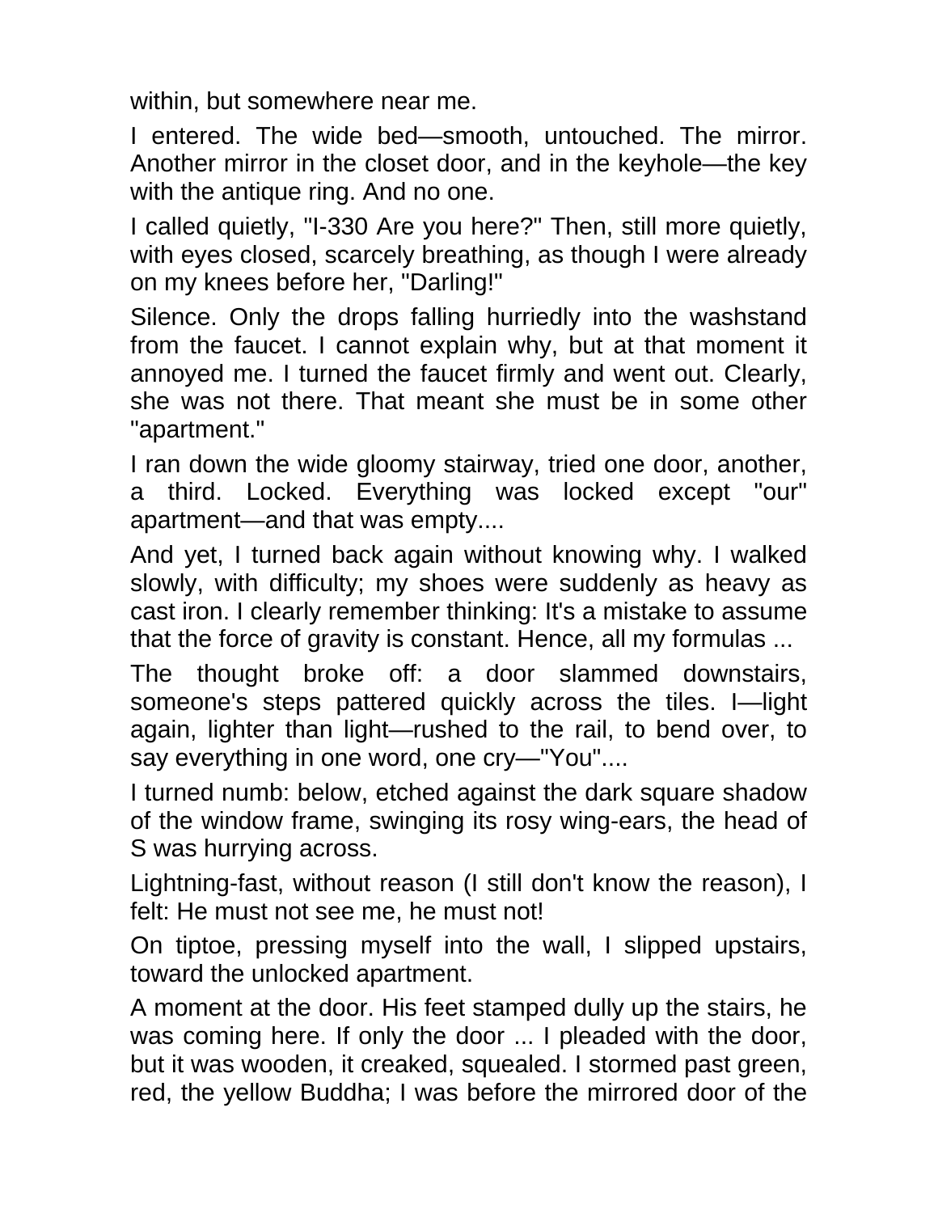within, but somewhere near me.

I entered. The wide bed—smooth, untouched. The mirror. Another mirror in the closet door, and in the keyhole—the key with the antique ring. And no one.

I called quietly, "I-330 Are you here?" Then, still more quietly, with eyes closed, scarcely breathing, as though I were already on my knees before her, "Darling!"

Silence. Only the drops falling hurriedly into the washstand from the faucet. I cannot explain why, but at that moment it annoyed me. I turned the faucet firmly and went out. Clearly, she was not there. That meant she must be in some other "apartment."

I ran down the wide gloomy stairway, tried one door, another, a third. Locked. Everything was locked except "our" apartment—and that was empty....

And yet, I turned back again without knowing why. I walked slowly, with difficulty; my shoes were suddenly as heavy as cast iron. I clearly remember thinking: It's a mistake to assume that the force of gravity is constant. Hence, all my formulas ...

The thought broke off: a door slammed downstairs, someone's steps pattered quickly across the tiles. I—light again, lighter than light—rushed to the rail, to bend over, to say everything in one word, one cry—"You"....

I turned numb: below, etched against the dark square shadow of the window frame, swinging its rosy wing-ears, the head of S was hurrying across.

Lightning-fast, without reason (I still don't know the reason), I felt: He must not see me, he must not!

On tiptoe, pressing myself into the wall, I slipped upstairs, toward the unlocked apartment.

A moment at the door. His feet stamped dully up the stairs, he was coming here. If only the door ... I pleaded with the door, but it was wooden, it creaked, squealed. I stormed past green, red, the yellow Buddha; I was before the mirrored door of the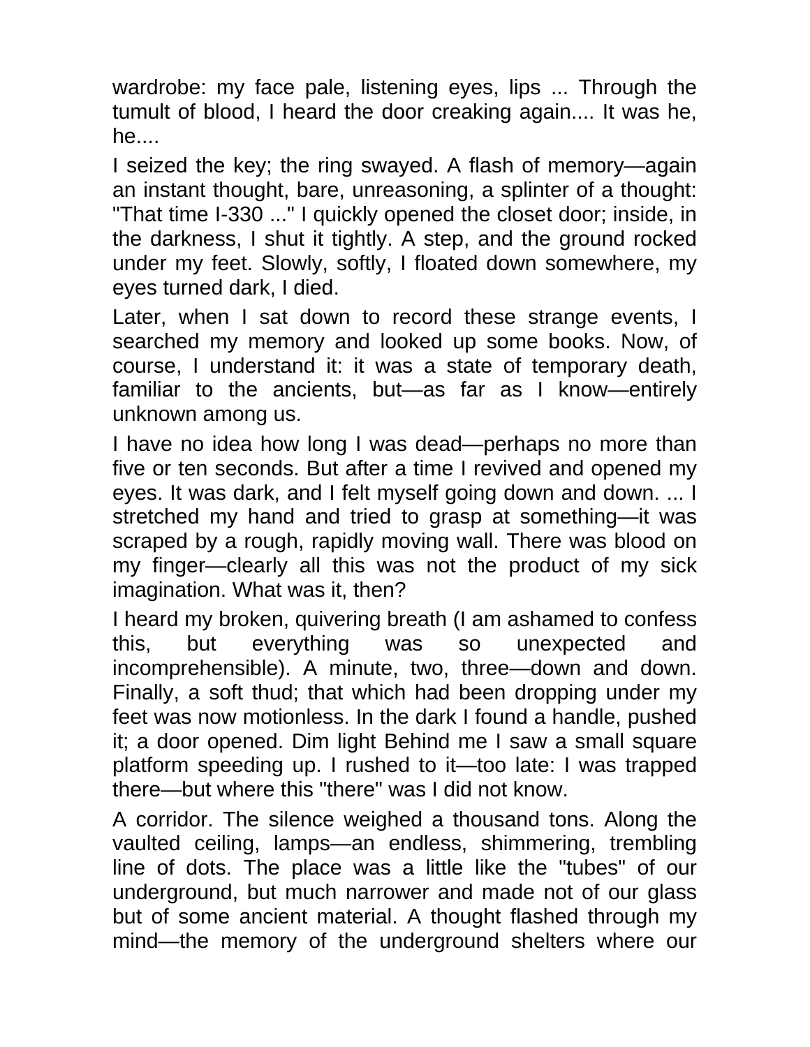wardrobe: my face pale, listening eyes, lips ... Through the tumult of blood, I heard the door creaking again.... It was he, he....

I seized the key; the ring swayed. A flash of memory—again an instant thought, bare, unreasoning, a splinter of a thought: "That time I-330 ..." I quickly opened the closet door; inside, in the darkness, I shut it tightly. A step, and the ground rocked under my feet. Slowly, softly, I floated down somewhere, my eyes turned dark, I died.

Later, when I sat down to record these strange events, I searched my memory and looked up some books. Now, of course, I understand it: it was a state of temporary death, familiar to the ancients, but—as far as I know—entirely unknown among us.

I have no idea how long I was dead—perhaps no more than five or ten seconds. But after a time I revived and opened my eyes. It was dark, and I felt myself going down and down. ... I stretched my hand and tried to grasp at something—it was scraped by a rough, rapidly moving wall. There was blood on my finger—clearly all this was not the product of my sick imagination. What was it, then?

I heard my broken, quivering breath (I am ashamed to confess this, but everything was so unexpected and incomprehensible). A minute, two, three—down and down. Finally, a soft thud; that which had been dropping under my feet was now motionless. In the dark I found a handle, pushed it; a door opened. Dim light Behind me I saw a small square platform speeding up. I rushed to it—too late: I was trapped there—but where this "there" was I did not know.

A corridor. The silence weighed a thousand tons. Along the vaulted ceiling, lamps—an endless, shimmering, trembling line of dots. The place was a little like the "tubes" of our underground, but much narrower and made not of our glass but of some ancient material. A thought flashed through my mind—the memory of the underground shelters where our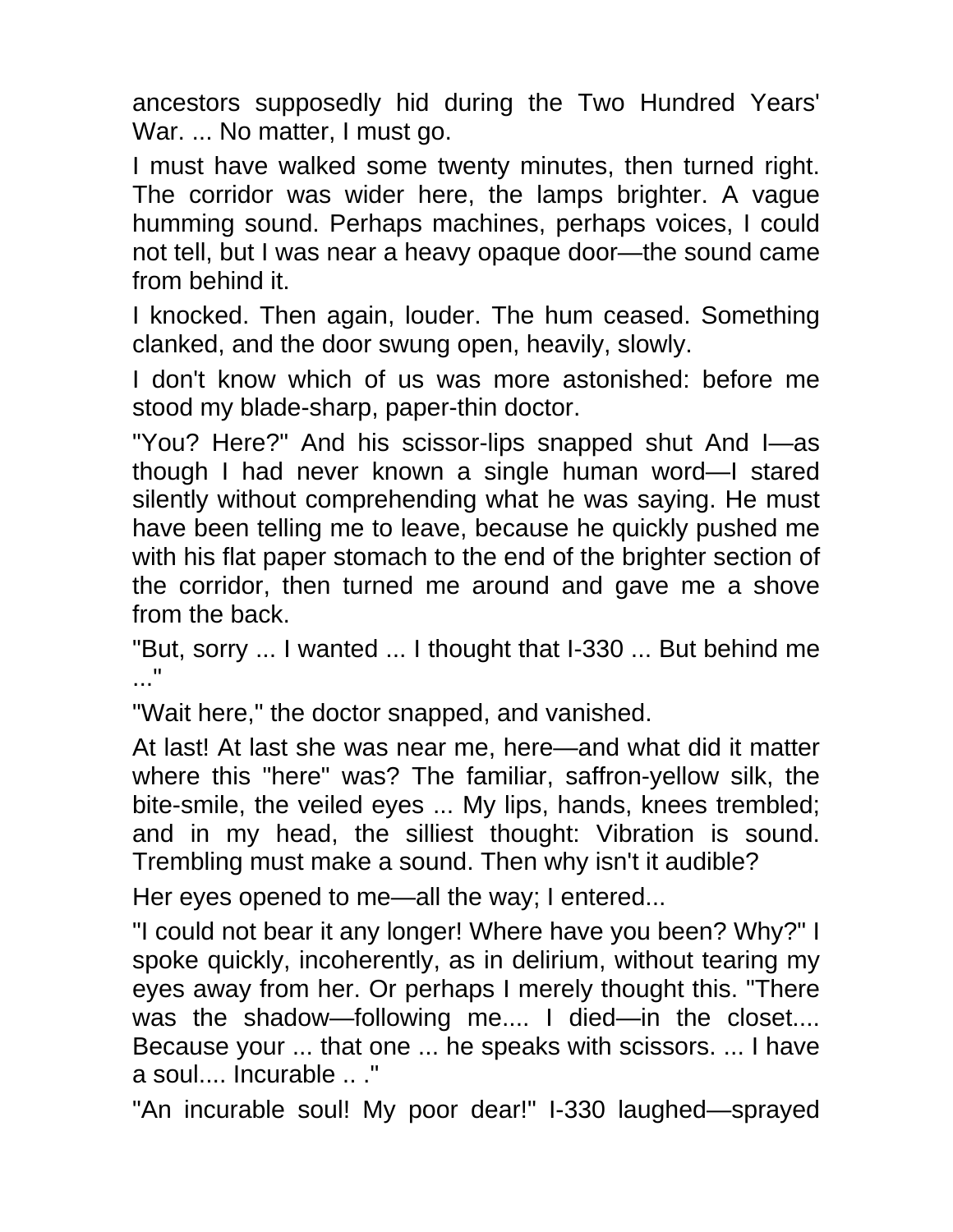ancestors supposedly hid during the Two Hundred Years' War. ... No matter, I must go.

I must have walked some twenty minutes, then turned right. The corridor was wider here, the lamps brighter. A vague humming sound. Perhaps machines, perhaps voices, I could not tell, but I was near a heavy opaque door—the sound came from behind it.

I knocked. Then again, louder. The hum ceased. Something clanked, and the door swung open, heavily, slowly.

I don't know which of us was more astonished: before me stood my blade-sharp, paper-thin doctor.

"You? Here?" And his scissor-lips snapped shut And I—as though I had never known a single human word—I stared silently without comprehending what he was saying. He must have been telling me to leave, because he quickly pushed me with his flat paper stomach to the end of the brighter section of the corridor, then turned me around and gave me a shove from the back.

"But, sorry ... I wanted ... I thought that I-330 ... But behind me ..."

"Wait here," the doctor snapped, and vanished.

At last! At last she was near me, here—and what did it matter where this "here" was? The familiar, saffron-yellow silk, the bite-smile, the veiled eyes ... My lips, hands, knees trembled; and in my head, the silliest thought: Vibration is sound. Trembling must make a sound. Then why isn't it audible?

Her eyes opened to me—all the way; I entered...

"I could not bear it any longer! Where have you been? Why?" I spoke quickly, incoherently, as in delirium, without tearing my eyes away from her. Or perhaps I merely thought this. "There was the shadow—following me.... I died—in the closet.... Because your ... that one ... he speaks with scissors. ... I have a soul.... Incurable .. ."

"An incurable soul! My poor dear!" I-330 laughed—sprayed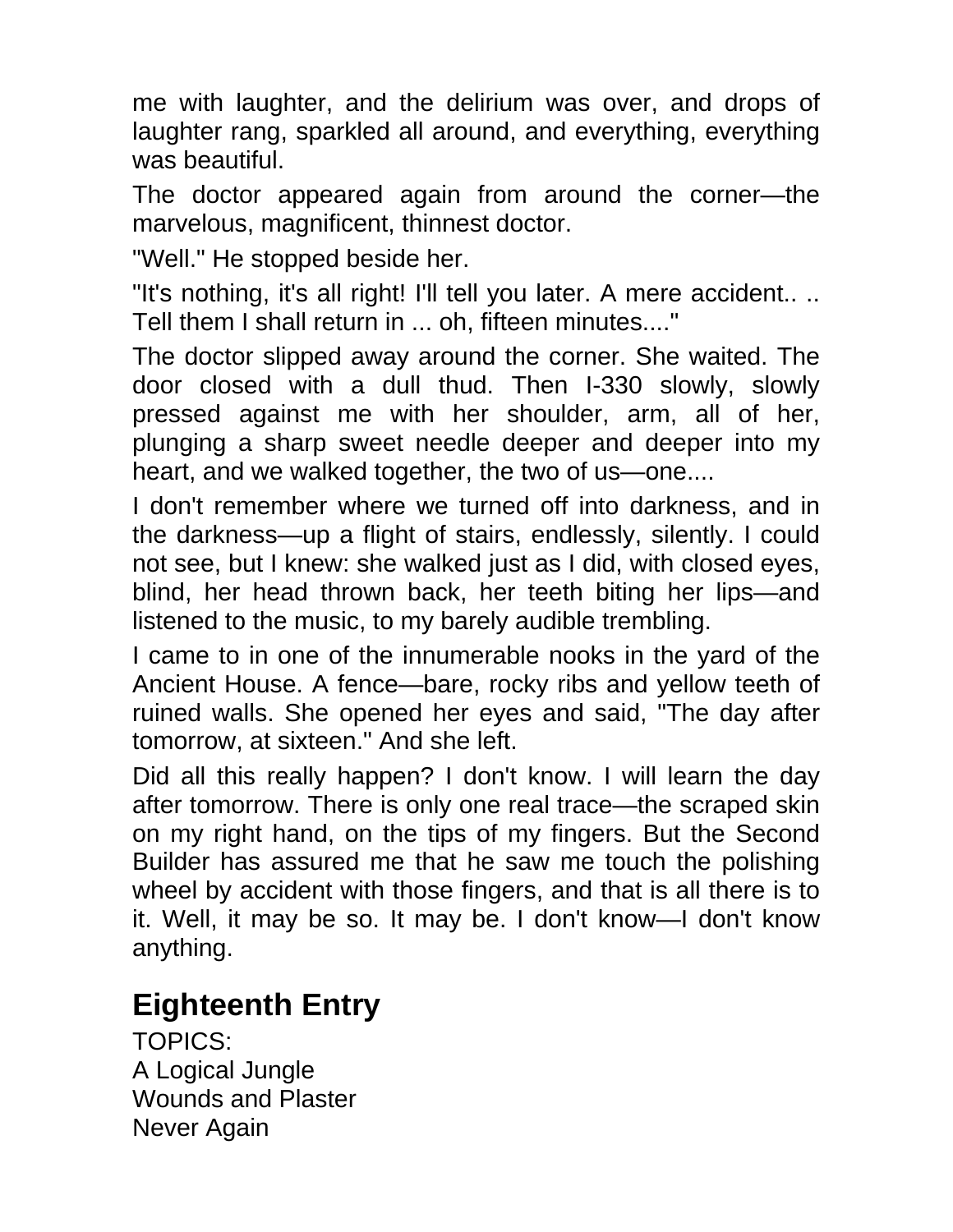me with laughter, and the delirium was over, and drops of laughter rang, sparkled all around, and everything, everything was beautiful.

The doctor appeared again from around the corner—the marvelous, magnificent, thinnest doctor.

"Well." He stopped beside her.

"It's nothing, it's all right! I'll tell you later. A mere accident.. .. Tell them I shall return in ... oh, fifteen minutes...."

The doctor slipped away around the corner. She waited. The door closed with a dull thud. Then I-330 slowly, slowly pressed against me with her shoulder, arm, all of her, plunging a sharp sweet needle deeper and deeper into my heart, and we walked together, the two of us—one....

I don't remember where we turned off into darkness, and in the darkness—up a flight of stairs, endlessly, silently. I could not see, but I knew: she walked just as I did, with closed eyes, blind, her head thrown back, her teeth biting her lips—and listened to the music, to my barely audible trembling.

I came to in one of the innumerable nooks in the yard of the Ancient House. A fence—bare, rocky ribs and yellow teeth of ruined walls. She opened her eyes and said, "The day after tomorrow, at sixteen." And she left.

Did all this really happen? I don't know. I will learn the day after tomorrow. There is only one real trace—the scraped skin on my right hand, on the tips of my fingers. But the Second Builder has assured me that he saw me touch the polishing wheel by accident with those fingers, and that is all there is to it. Well, it may be so. It may be. I don't know—I don't know anything.

## Eighteenth Entry

TOPICS:
A Logical Jungle
Wounds and Plaster
Never Again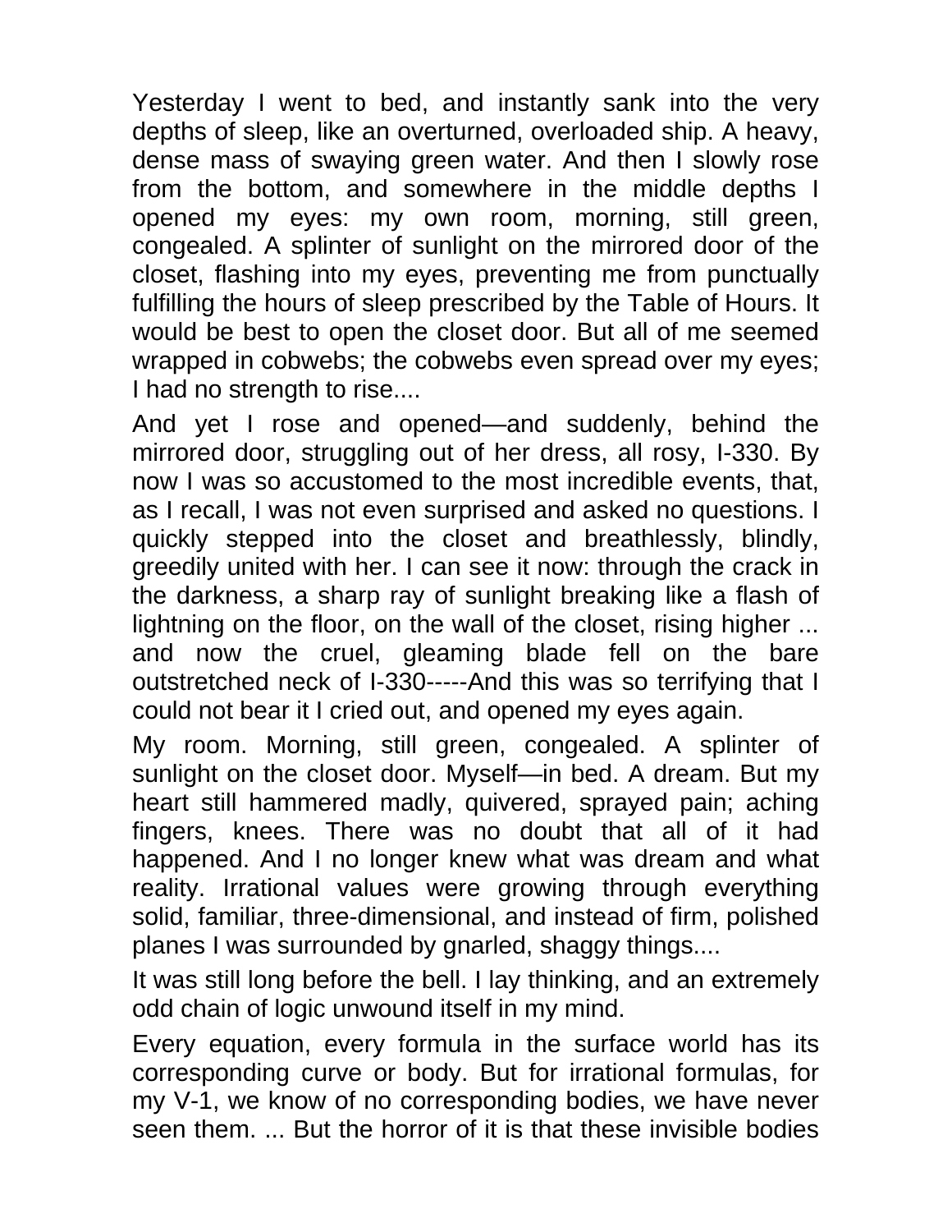Yesterday I went to bed, and instantly sank into the very depths of sleep, like an overturned, overloaded ship. A heavy, dense mass of swaying green water. And then I slowly rose from the bottom, and somewhere in the middle depths I opened my eyes: my own room, morning, still green, congealed. A splinter of sunlight on the mirrored door of the closet, flashing into my eyes, preventing me from punctually fulfilling the hours of sleep prescribed by the Table of Hours. It would be best to open the closet door. But all of me seemed wrapped in cobwebs; the cobwebs even spread over my eyes; I had no strength to rise....

And yet I rose and opened—and suddenly, behind the mirrored door, struggling out of her dress, all rosy, I-330. By now I was so accustomed to the most incredible events, that, as I recall, I was not even surprised and asked no questions. I quickly stepped into the closet and breathlessly, blindly, greedily united with her. I can see it now: through the crack in the darkness, a sharp ray of sunlight breaking like a flash of lightning on the floor, on the wall of the closet, rising higher ... and now the cruel, gleaming blade fell on the bare outstretched neck of I-330-----And this was so terrifying that I could not bear it I cried out, and opened my eyes again.

My room. Morning, still green, congealed. A splinter of sunlight on the closet door. Myself—in bed. A dream. But my heart still hammered madly, quivered, sprayed pain; aching fingers, knees. There was no doubt that all of it had happened. And I no longer knew what was dream and what reality. Irrational values were growing through everything solid, familiar, three-dimensional, and instead of firm, polished planes I was surrounded by gnarled, shaggy things....

It was still long before the bell. I lay thinking, and an extremely odd chain of logic unwound itself in my mind.

Every equation, every formula in the surface world has its corresponding curve or body. But for irrational formulas, for my V-1, we know of no corresponding bodies, we have never seen them. ... But the horror of it is that these invisible bodies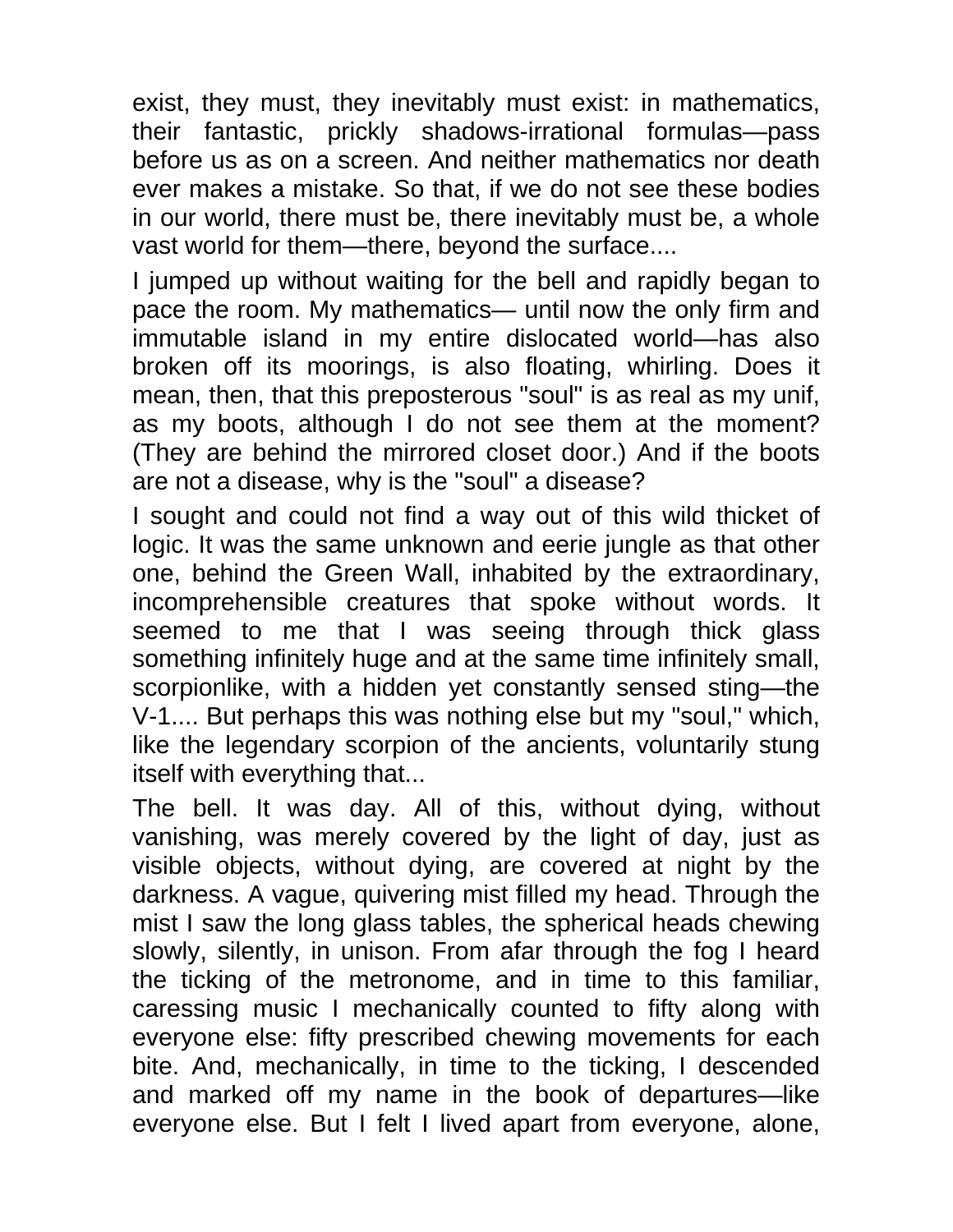exist, they must, they inevitably must exist: in mathematics, their fantastic, prickly shadows-irrational formulas—pass before us as on a screen. And neither mathematics nor death ever makes a mistake. So that, if we do not see these bodies in our world, there must be, there inevitably must be, a whole vast world for them—there, beyond the surface....

I jumped up without waiting for the bell and rapidly began to pace the room. My mathematics— until now the only firm and immutable island in my entire dislocated world—has also broken off its moorings, is also floating, whirling. Does it mean, then, that this preposterous "soul" is as real as my unif, as my boots, although I do not see them at the moment? (They are behind the mirrored closet door.) And if the boots are not a disease, why is the "soul" a disease?

I sought and could not find a way out of this wild thicket of logic. It was the same unknown and eerie jungle as that other one, behind the Green Wall, inhabited by the extraordinary, incomprehensible creatures that spoke without words. It seemed to me that I was seeing through thick glass something infinitely huge and at the same time infinitely small, scorpionlike, with a hidden yet constantly sensed sting—the V-1.... But perhaps this was nothing else but my "soul," which, like the legendary scorpion of the ancients, voluntarily stung itself with everything that...

The bell. It was day. All of this, without dying, without vanishing, was merely covered by the light of day, just as visible objects, without dying, are covered at night by the darkness. A vague, quivering mist filled my head. Through the mist I saw the long glass tables, the spherical heads chewing slowly, silently, in unison. From afar through the fog I heard the ticking of the metronome, and in time to this familiar, caressing music I mechanically counted to fifty along with everyone else: fifty prescribed chewing movements for each bite. And, mechanically, in time to the ticking, I descended and marked off my name in the book of departures—like everyone else. But I felt I lived apart from everyone, alone,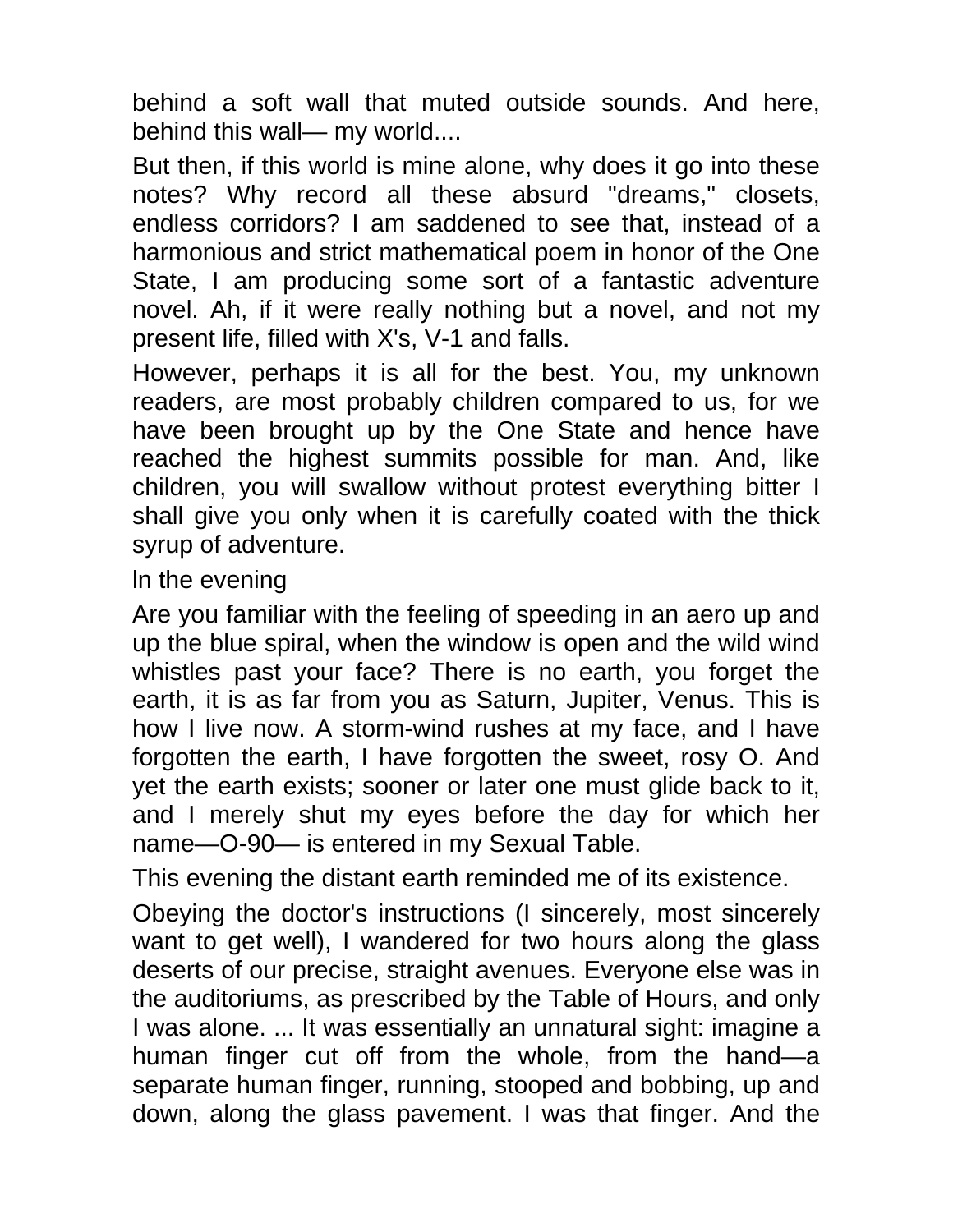behind a soft wall that muted outside sounds. And here, behind this wall— my world....

But then, if this world is mine alone, why does it go into these notes? Why record all these absurd "dreams," closets, endless corridors? I am saddened to see that, instead of a harmonious and strict mathematical poem in honor of the One State, I am producing some sort of a fantastic adventure novel. Ah, if it were really nothing but a novel, and not my present life, filled with X's, V-1 and falls.

However, perhaps it is all for the best. You, my unknown readers, are most probably children compared to us, for we have been brought up by the One State and hence have reached the highest summits possible for man. And, like children, you will swallow without protest everything bitter I shall give you only when it is carefully coated with the thick syrup of adventure.

ln the evening

Are you familiar with the feeling of speeding in an aero up and up the blue spiral, when the window is open and the wild wind whistles past your face? There is no earth, you forget the earth, it is as far from you as Saturn, Jupiter, Venus. This is how I live now. A storm-wind rushes at my face, and I have forgotten the earth, I have forgotten the sweet, rosy O. And yet the earth exists; sooner or later one must glide back to it, and I merely shut my eyes before the day for which her name—O-90— is entered in my Sexual Table.

This evening the distant earth reminded me of its existence.

Obeying the doctor's instructions (I sincerely, most sincerely want to get well), I wandered for two hours along the glass deserts of our precise, straight avenues. Everyone else was in the auditoriums, as prescribed by the Table of Hours, and only I was alone. ... It was essentially an unnatural sight: imagine a human finger cut off from the whole, from the hand—a separate human finger, running, stooped and bobbing, up and down, along the glass pavement. I was that finger. And the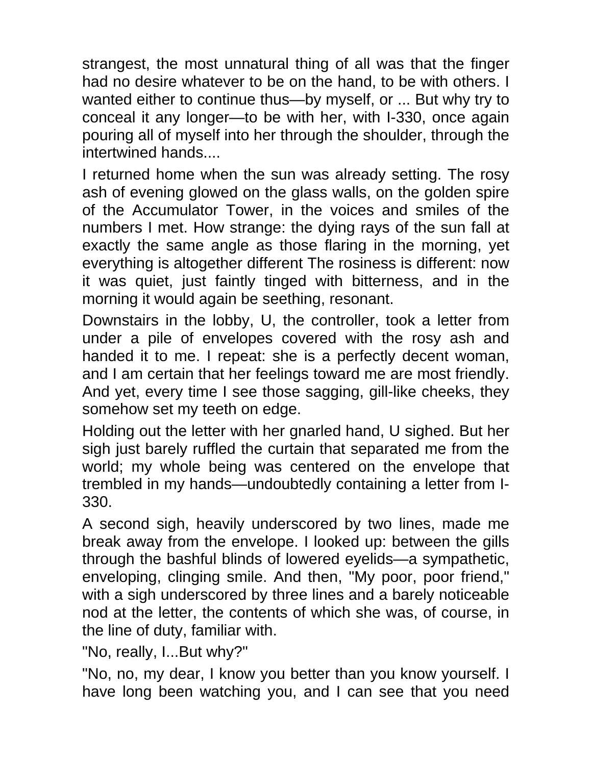strangest, the most unnatural thing of all was that the finger had no desire whatever to be on the hand, to be with others. I wanted either to continue thus—by myself, or ... But why try to conceal it any longer—to be with her, with I-330, once again pouring all of myself into her through the shoulder, through the intertwined hands....

I returned home when the sun was already setting. The rosy ash of evening glowed on the glass walls, on the golden spire of the Accumulator Tower, in the voices and smiles of the numbers I met. How strange: the dying rays of the sun fall at exactly the same angle as those flaring in the morning, yet everything is altogether different The rosiness is different: now it was quiet, just faintly tinged with bitterness, and in the morning it would again be seething, resonant.

Downstairs in the lobby, U, the controller, took a letter from under a pile of envelopes covered with the rosy ash and handed it to me. I repeat: she is a perfectly decent woman, and I am certain that her feelings toward me are most friendly. And yet, every time I see those sagging, gill-like cheeks, they somehow set my teeth on edge.

Holding out the letter with her gnarled hand, U sighed. But her sigh just barely ruffled the curtain that separated me from the world; my whole being was centered on the envelope that trembled in my hands—undoubtedly containing a letter from I-330.

A second sigh, heavily underscored by two lines, made me break away from the envelope. I looked up: between the gills through the bashful blinds of lowered eyelids—a sympathetic, enveloping, clinging smile. And then, "My poor, poor friend," with a sigh underscored by three lines and a barely noticeable nod at the letter, the contents of which she was, of course, in the line of duty, familiar with.

"No, really, I...But why?"

"No, no, my dear, I know you better than you know yourself. I have long been watching you, and I can see that you need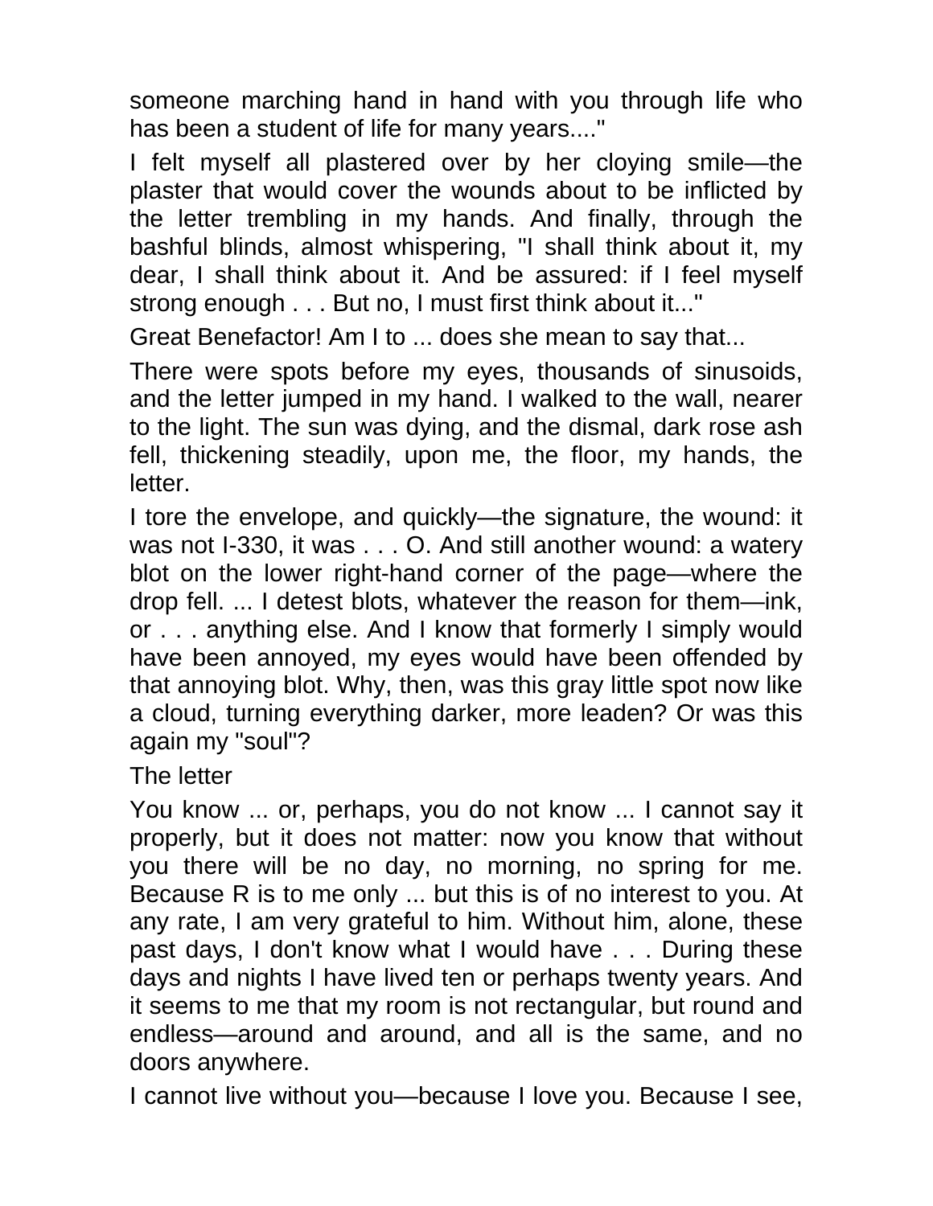someone marching hand in hand with you through life who has been a student of life for many years...."

I felt myself all plastered over by her cloying smile—the plaster that would cover the wounds about to be inflicted by the letter trembling in my hands. And finally, through the bashful blinds, almost whispering, "I shall think about it, my dear, I shall think about it. And be assured: if I feel myself strong enough . . . But no, I must first think about it..."

Great Benefactor! Am I to ... does she mean to say that...

There were spots before my eyes, thousands of sinusoids, and the letter jumped in my hand. I walked to the wall, nearer to the light. The sun was dying, and the dismal, dark rose ash fell, thickening steadily, upon me, the floor, my hands, the letter.

I tore the envelope, and quickly—the signature, the wound: it was not I-330, it was . . . O. And still another wound: a watery blot on the lower right-hand corner of the page—where the drop fell. ... I detest blots, whatever the reason for them—ink, or . . . anything else. And I know that formerly I simply would have been annoyed, my eyes would have been offended by that annoying blot. Why, then, was this gray little spot now like a cloud, turning everything darker, more leaden? Or was this again my "soul"?

The letter

You know ... or, perhaps, you do not know ... I cannot say it properly, but it does not matter: now you know that without you there will be no day, no morning, no spring for me. Because R is to me only ... but this is of no interest to you. At any rate, I am very grateful to him. Without him, alone, these past days, I don't know what I would have . . . During these days and nights I have lived ten or perhaps twenty years. And it seems to me that my room is not rectangular, but round and endless—around and around, and all is the same, and no doors anywhere.

I cannot live without you—because I love you. Because I see,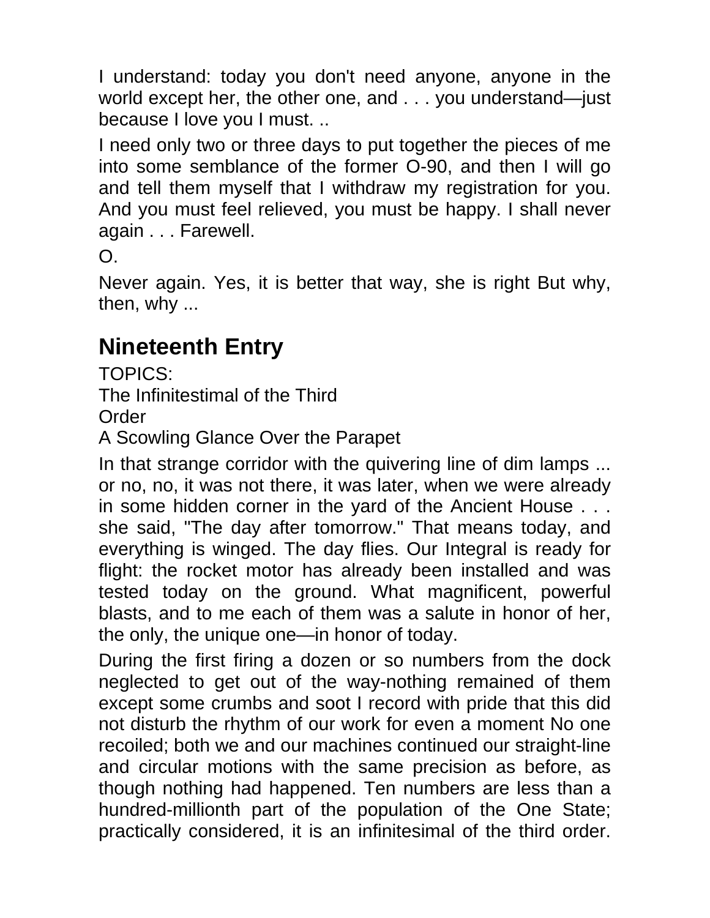I understand: today you don't need anyone, anyone in the world except her, the other one, and . . . you understand—just because I love you I must. ..

I need only two or three days to put together the pieces of me into some semblance of the former O-90, and then I will go and tell them myself that I withdraw my registration for you. And you must feel relieved, you must be happy. I shall never again . . . Farewell.

O.

Never again. Yes, it is better that way, she is right But why, then, why ...

## Nineteenth Entry

TOPICS:

The Infinitestimal of the Third Order

A Scowling Glance Over the Parapet

In that strange corridor with the quivering line of dim lamps ... or no, no, it was not there, it was later, when we were already in some hidden corner in the yard of the Ancient House . . . she said, "The day after tomorrow." That means today, and everything is winged. The day flies. Our Integral is ready for flight: the rocket motor has already been installed and was tested today on the ground. What magnificent, powerful blasts, and to me each of them was a salute in honor of her, the only, the unique one—in honor of today.

During the first firing a dozen or so numbers from the dock neglected to get out of the way-nothing remained of them except some crumbs and soot I record with pride that this did not disturb the rhythm of our work for even a moment No one recoiled; both we and our machines continued our straight-line and circular motions with the same precision as before, as though nothing had happened. Ten numbers are less than a hundred-millionth part of the population of the One State; practically considered, it is an infinitesimal of the third order.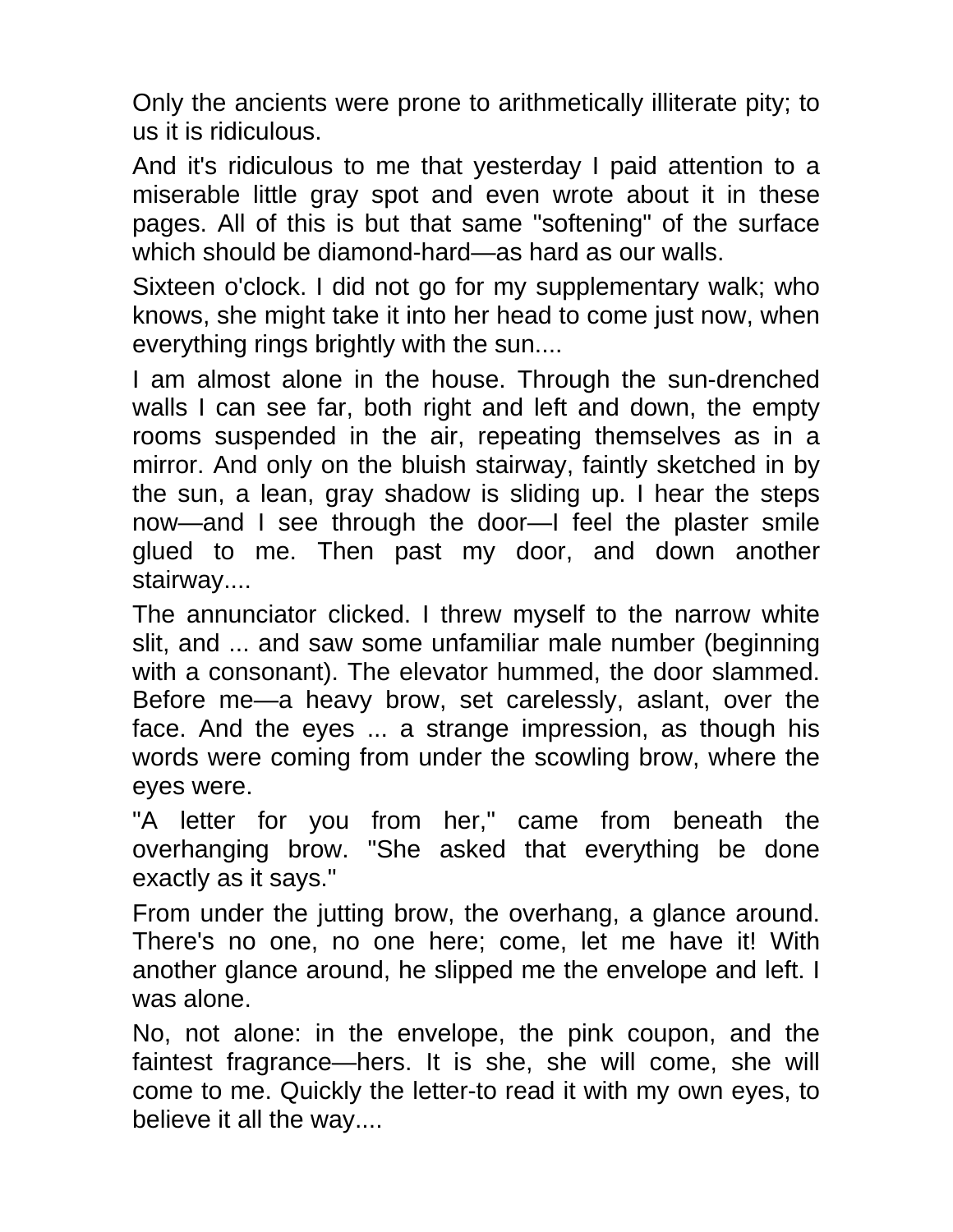Only the ancients were prone to arithmetically illiterate pity; to us it is ridiculous.

And it's ridiculous to me that yesterday I paid attention to a miserable little gray spot and even wrote about it in these pages. All of this is but that same "softening" of the surface which should be diamond-hard—as hard as our walls.

Sixteen o'clock. I did not go for my supplementary walk; who knows, she might take it into her head to come just now, when everything rings brightly with the sun....

I am almost alone in the house. Through the sun-drenched walls I can see far, both right and left and down, the empty rooms suspended in the air, repeating themselves as in a mirror. And only on the bluish stairway, faintly sketched in by the sun, a lean, gray shadow is sliding up. I hear the steps now—and I see through the door—I feel the plaster smile glued to me. Then past my door, and down another stairway....

The annunciator clicked. I threw myself to the narrow white slit, and ... and saw some unfamiliar male number (beginning with a consonant). The elevator hummed, the door slammed. Before me—a heavy brow, set carelessly, aslant, over the face. And the eyes ... a strange impression, as though his words were coming from under the scowling brow, where the eyes were.

"A letter for you from her," came from beneath the overhanging brow. "She asked that everything be done exactly as it says."

From under the jutting brow, the overhang, a glance around. There's no one, no one here; come, let me have it! With another glance around, he slipped me the envelope and left. I was alone.

No, not alone: in the envelope, the pink coupon, and the faintest fragrance—hers. It is she, she will come, she will come to me. Quickly the letter-to read it with my own eyes, to believe it all the way....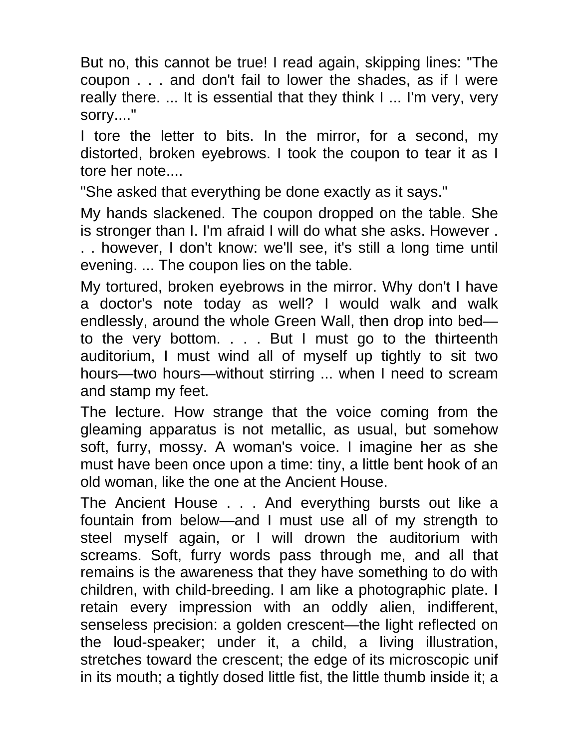But no, this cannot be true! I read again, skipping lines: "The coupon . . . and don't fail to lower the shades, as if I were really there. ... It is essential that they think I ... I'm very, very sorry...."

I tore the letter to bits. In the mirror, for a second, my distorted, broken eyebrows. I took the coupon to tear it as I tore her note....

"She asked that everything be done exactly as it says."

My hands slackened. The coupon dropped on the table. She is stronger than I. I'm afraid I will do what she asks. However . . . however, I don't know: we'll see, it's still a long time until evening. ... The coupon lies on the table.

My tortured, broken eyebrows in the mirror. Why don't I have a doctor's note today as well? I would walk and walk endlessly, around the whole Green Wall, then drop into bed—to the very bottom. . . . But I must go to the thirteenth auditorium, I must wind all of myself up tightly to sit two hours—two hours—without stirring ... when I need to scream and stamp my feet.

The lecture. How strange that the voice coming from the gleaming apparatus is not metallic, as usual, but somehow soft, furry, mossy. A woman's voice. I imagine her as she must have been once upon a time: tiny, a little bent hook of an old woman, like the one at the Ancient House.

The Ancient House . . . And everything bursts out like a fountain from below—and I must use all of my strength to steel myself again, or I will drown the auditorium with screams. Soft, furry words pass through me, and all that remains is the awareness that they have something to do with children, with child-breeding. I am like a photographic plate. I retain every impression with an oddly alien, indifferent, senseless precision: a golden crescent—the light reflected on the loud-speaker; under it, a child, a living illustration, stretches toward the crescent; the edge of its microscopic unif in its mouth; a tightly dosed little fist, the little thumb inside it; a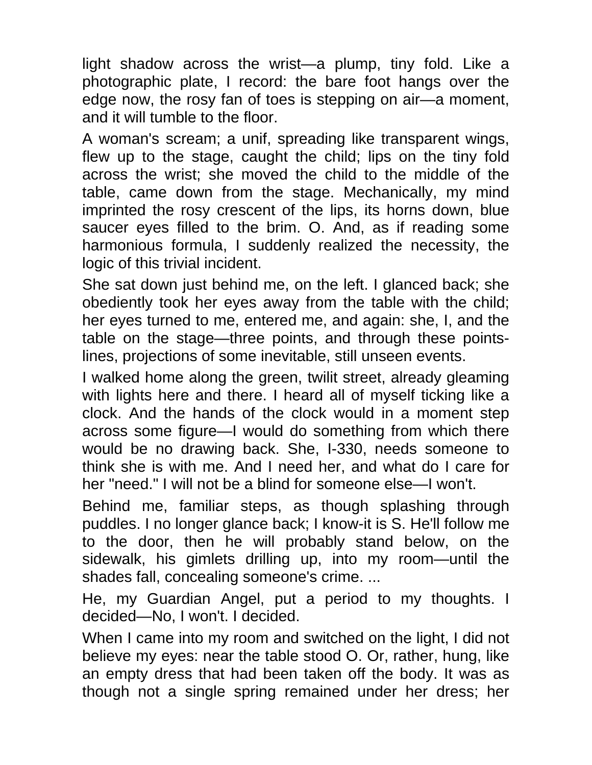light shadow across the wrist—a plump, tiny fold. Like a photographic plate, I record: the bare foot hangs over the edge now, the rosy fan of toes is stepping on air—a moment, and it will tumble to the floor.

A woman's scream; a unif, spreading like transparent wings, flew up to the stage, caught the child; lips on the tiny fold across the wrist; she moved the child to the middle of the table, came down from the stage. Mechanically, my mind imprinted the rosy crescent of the lips, its horns down, blue saucer eyes filled to the brim. O. And, as if reading some harmonious formula, I suddenly realized the necessity, the logic of this trivial incident.

She sat down just behind me, on the left. I glanced back; she obediently took her eyes away from the table with the child; her eyes turned to me, entered me, and again: she, I, and the table on the stage—three points, and through these points-lines, projections of some inevitable, still unseen events.

I walked home along the green, twilit street, already gleaming with lights here and there. I heard all of myself ticking like a clock. And the hands of the clock would in a moment step across some figure—I would do something from which there would be no drawing back. She, I-330, needs someone to think she is with me. And I need her, and what do I care for her "need." I will not be a blind for someone else—I won't.

Behind me, familiar steps, as though splashing through puddles. I no longer glance back; I know-it is S. He'll follow me to the door, then he will probably stand below, on the sidewalk, his gimlets drilling up, into my room—until the shades fall, concealing someone's crime. ...

He, my Guardian Angel, put a period to my thoughts. I decided—No, I won't. I decided.

When I came into my room and switched on the light, I did not believe my eyes: near the table stood O. Or, rather, hung, like an empty dress that had been taken off the body. It was as though not a single spring remained under her dress; her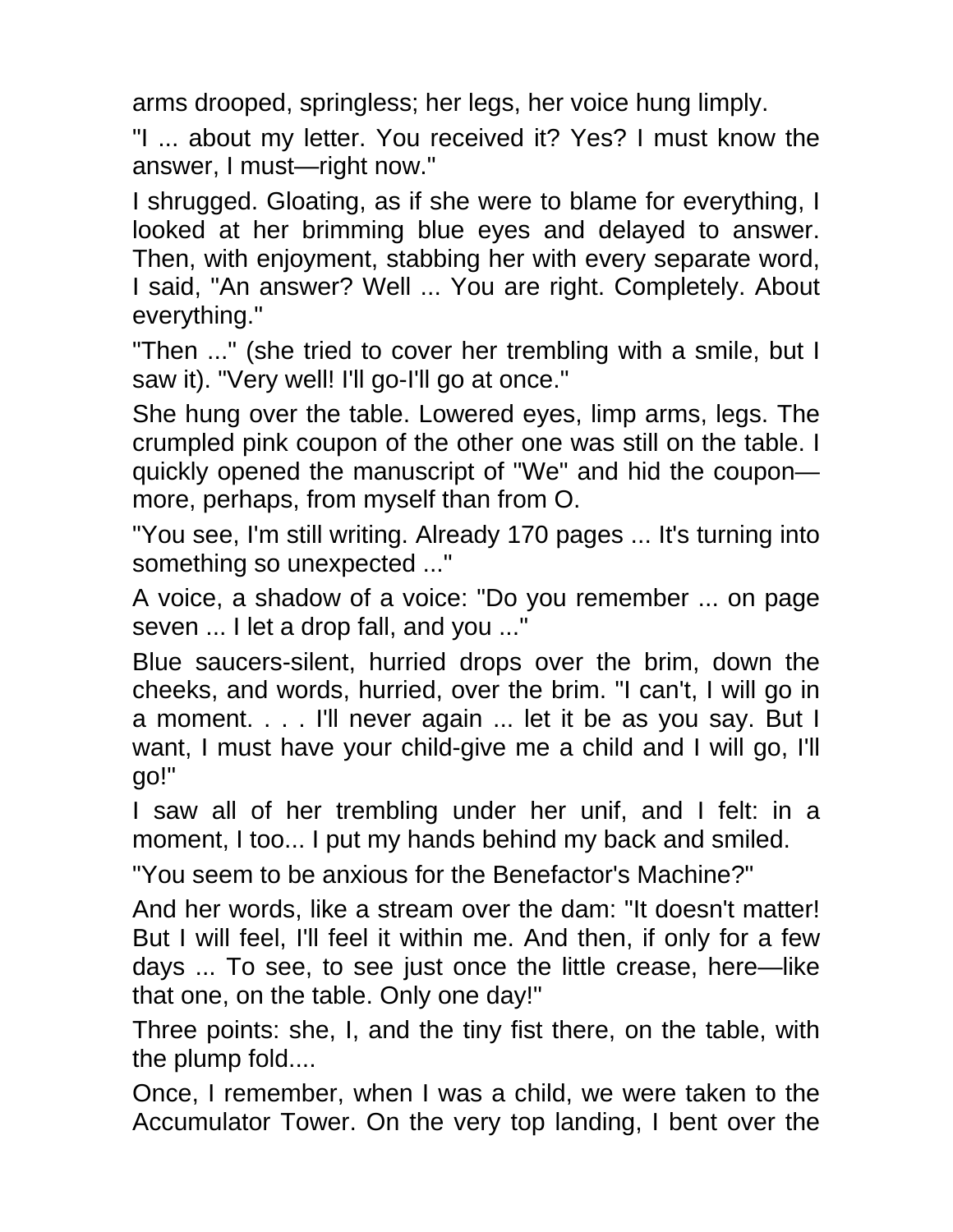arms drooped, springless; her legs, her voice hung limply.

"I ... about my letter. You received it? Yes? I must know the answer, I must—right now."

I shrugged. Gloating, as if she were to blame for everything, I looked at her brimming blue eyes and delayed to answer. Then, with enjoyment, stabbing her with every separate word, I said, "An answer? Well ... You are right. Completely. About everything."

"Then ..." (she tried to cover her trembling with a smile, but I saw it). "Very well! I'll go-I'll go at once."

She hung over the table. Lowered eyes, limp arms, legs. The crumpled pink coupon of the other one was still on the table. I quickly opened the manuscript of "We" and hid the coupon—more, perhaps, from myself than from O.

"You see, I'm still writing. Already 170 pages ... It's turning into something so unexpected ..."

A voice, a shadow of a voice: "Do you remember ... on page seven ... I let a drop fall, and you ..."

Blue saucers-silent, hurried drops over the brim, down the cheeks, and words, hurried, over the brim. "I can't, I will go in a moment. . . . I'll never again ... let it be as you say. But I want, I must have your child-give me a child and I will go, I'll go!"

I saw all of her trembling under her unif, and I felt: in a moment, I too... I put my hands behind my back and smiled.

"You seem to be anxious for the Benefactor's Machine?"

And her words, like a stream over the dam: "It doesn't matter! But I will feel, I'll feel it within me. And then, if only for a few days ... To see, to see just once the little crease, here—like that one, on the table. Only one day!"

Three points: she, I, and the tiny fist there, on the table, with the plump fold....

Once, I remember, when I was a child, we were taken to the Accumulator Tower. On the very top landing, I bent over the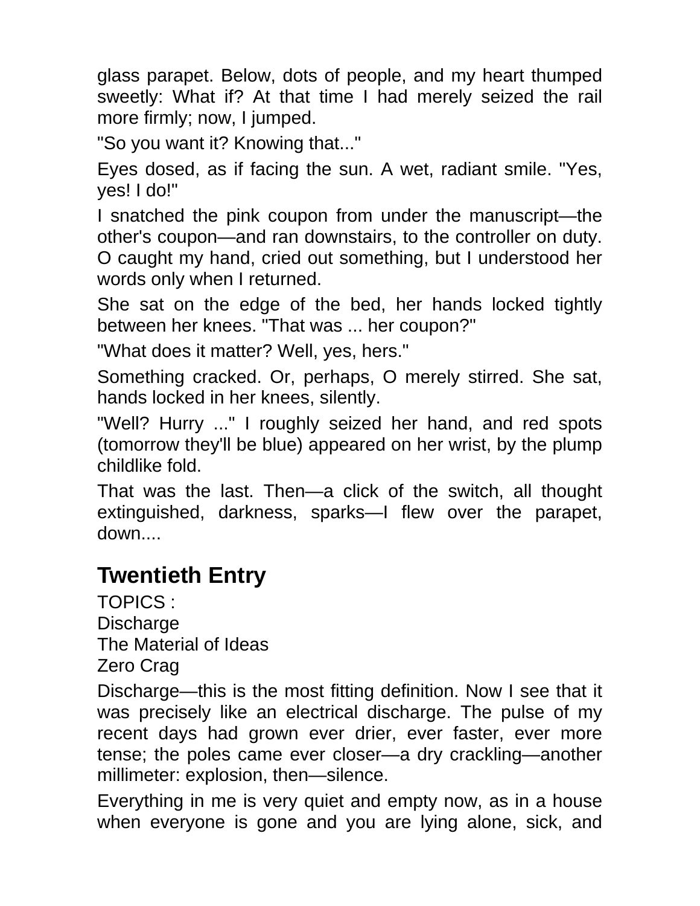glass parapet. Below, dots of people, and my heart thumped sweetly: What if? At that time I had merely seized the rail more firmly; now, I jumped.

"So you want it? Knowing that..."

Eyes dosed, as if facing the sun. A wet, radiant smile. "Yes, yes! I do!"

I snatched the pink coupon from under the manuscript—the other's coupon—and ran downstairs, to the controller on duty. O caught my hand, cried out something, but I understood her words only when I returned.

She sat on the edge of the bed, her hands locked tightly between her knees. "That was ... her coupon?"

"What does it matter? Well, yes, hers."

Something cracked. Or, perhaps, O merely stirred. She sat, hands locked in her knees, silently.

"Well? Hurry ..." I roughly seized her hand, and red spots (tomorrow they'll be blue) appeared on her wrist, by the plump childlike fold.

That was the last. Then—a click of the switch, all thought extinguished, darkness, sparks—I flew over the parapet, down....

## Twentieth Entry

TOPICS :
Discharge
The Material of Ideas
Zero Crag

Discharge—this is the most fitting definition. Now I see that it was precisely like an electrical discharge. The pulse of my recent days had grown ever drier, ever faster, ever more tense; the poles came ever closer—a dry crackling—another millimeter: explosion, then—silence.

Everything in me is very quiet and empty now, as in a house when everyone is gone and you are lying alone, sick, and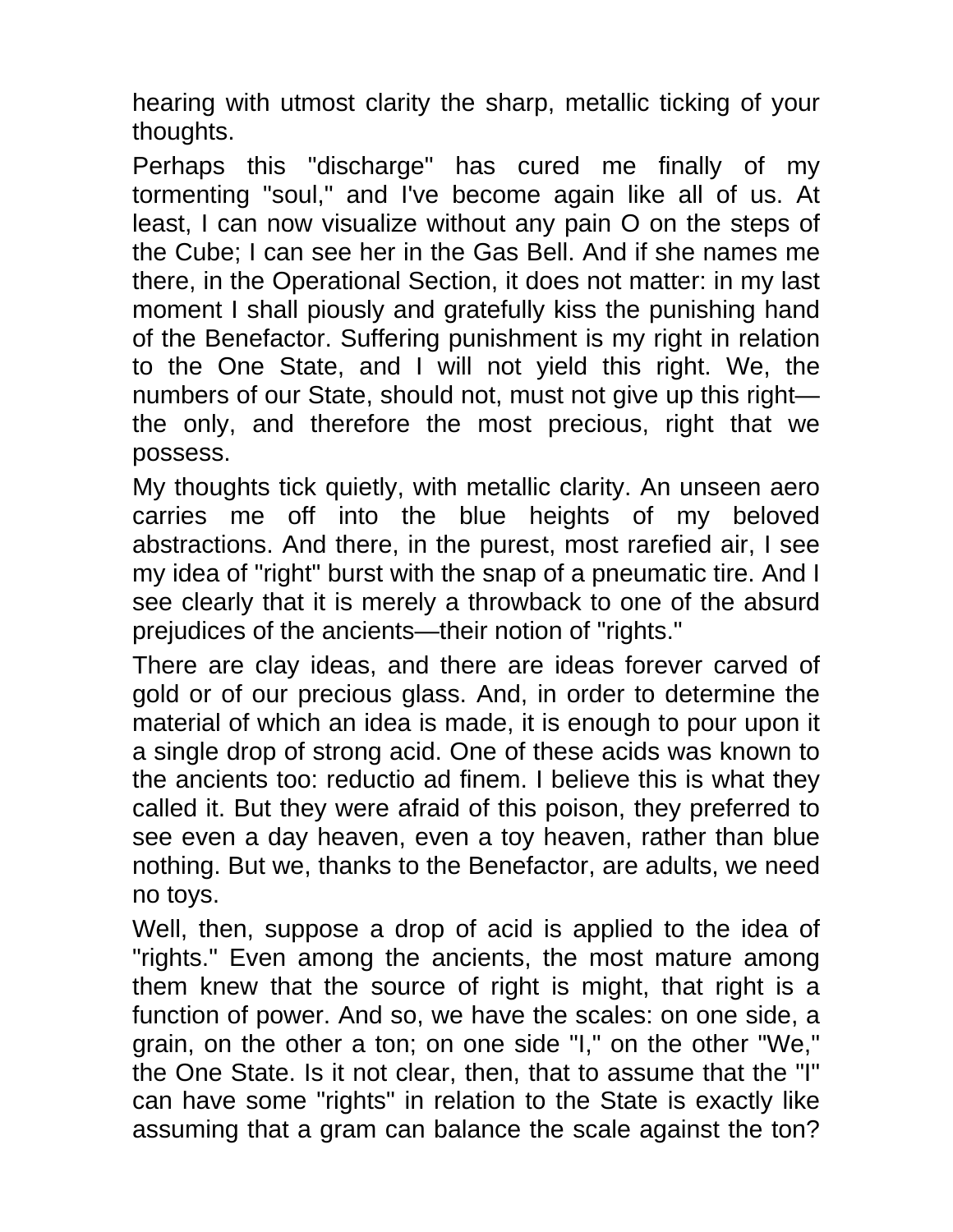hearing with utmost clarity the sharp, metallic ticking of your thoughts.

Perhaps this "discharge" has cured me finally of my tormenting "soul," and I've become again like all of us. At least, I can now visualize without any pain O on the steps of the Cube; I can see her in the Gas Bell. And if she names me there, in the Operational Section, it does not matter: in my last moment I shall piously and gratefully kiss the punishing hand of the Benefactor. Suffering punishment is my right in relation to the One State, and I will not yield this right. We, the numbers of our State, should not, must not give up this right—the only, and therefore the most precious, right that we possess.

My thoughts tick quietly, with metallic clarity. An unseen aero carries me off into the blue heights of my beloved abstractions. And there, in the purest, most rarefied air, I see my idea of "right" burst with the snap of a pneumatic tire. And I see clearly that it is merely a throwback to one of the absurd prejudices of the ancients—their notion of "rights."

There are clay ideas, and there are ideas forever carved of gold or of our precious glass. And, in order to determine the material of which an idea is made, it is enough to pour upon it a single drop of strong acid. One of these acids was known to the ancients too: reductio ad finem. I believe this is what they called it. But they were afraid of this poison, they preferred to see even a day heaven, even a toy heaven, rather than blue nothing. But we, thanks to the Benefactor, are adults, we need no toys.

Well, then, suppose a drop of acid is applied to the idea of "rights." Even among the ancients, the most mature among them knew that the source of right is might, that right is a function of power. And so, we have the scales: on one side, a grain, on the other a ton; on one side "I," on the other "We," the One State. Is it not clear, then, that to assume that the "I" can have some "rights" in relation to the State is exactly like assuming that a gram can balance the scale against the ton?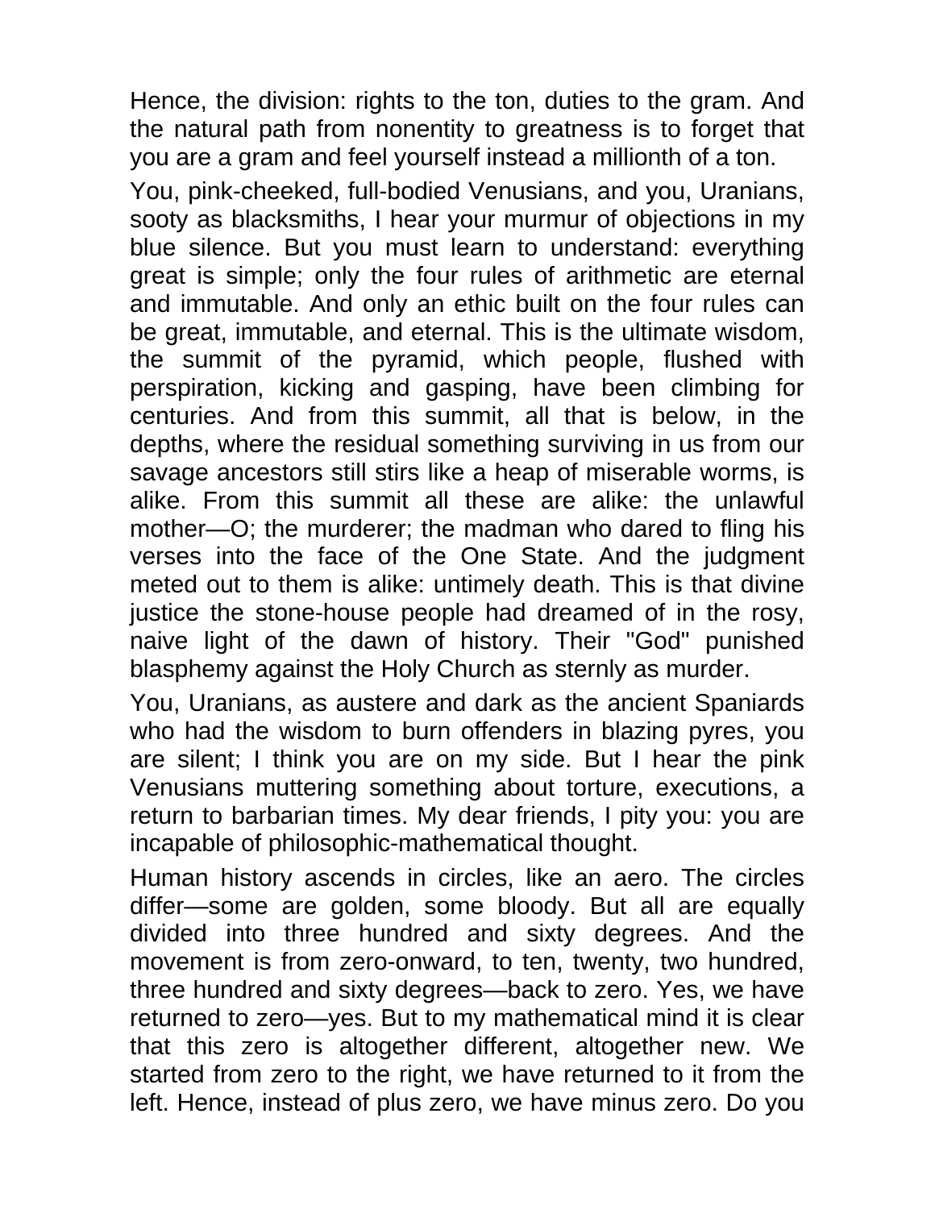Hence, the division: rights to the ton, duties to the gram. And the natural path from nonentity to greatness is to forget that you are a gram and feel yourself instead a millionth of a ton.

You, pink-cheeked, full-bodied Venusians, and you, Uranians, sooty as blacksmiths, I hear your murmur of objections in my blue silence. But you must learn to understand: everything great is simple; only the four rules of arithmetic are eternal and immutable. And only an ethic built on the four rules can be great, immutable, and eternal. This is the ultimate wisdom, the summit of the pyramid, which people, flushed with perspiration, kicking and gasping, have been climbing for centuries. And from this summit, all that is below, in the depths, where the residual something surviving in us from our savage ancestors still stirs like a heap of miserable worms, is alike. From this summit all these are alike: the unlawful mother—O; the murderer; the madman who dared to fling his verses into the face of the One State. And the judgment meted out to them is alike: untimely death. This is that divine justice the stone-house people had dreamed of in the rosy, naive light of the dawn of history. Their "God" punished blasphemy against the Holy Church as sternly as murder.

You, Uranians, as austere and dark as the ancient Spaniards who had the wisdom to burn offenders in blazing pyres, you are silent; I think you are on my side. But I hear the pink Venusians muttering something about torture, executions, a return to barbarian times. My dear friends, I pity you: you are incapable of philosophic-mathematical thought.

Human history ascends in circles, like an aero. The circles differ—some are golden, some bloody. But all are equally divided into three hundred and sixty degrees. And the movement is from zero-onward, to ten, twenty, two hundred, three hundred and sixty degrees—back to zero. Yes, we have returned to zero—yes. But to my mathematical mind it is clear that this zero is altogether different, altogether new. We started from zero to the right, we have returned to it from the left. Hence, instead of plus zero, we have minus zero. Do you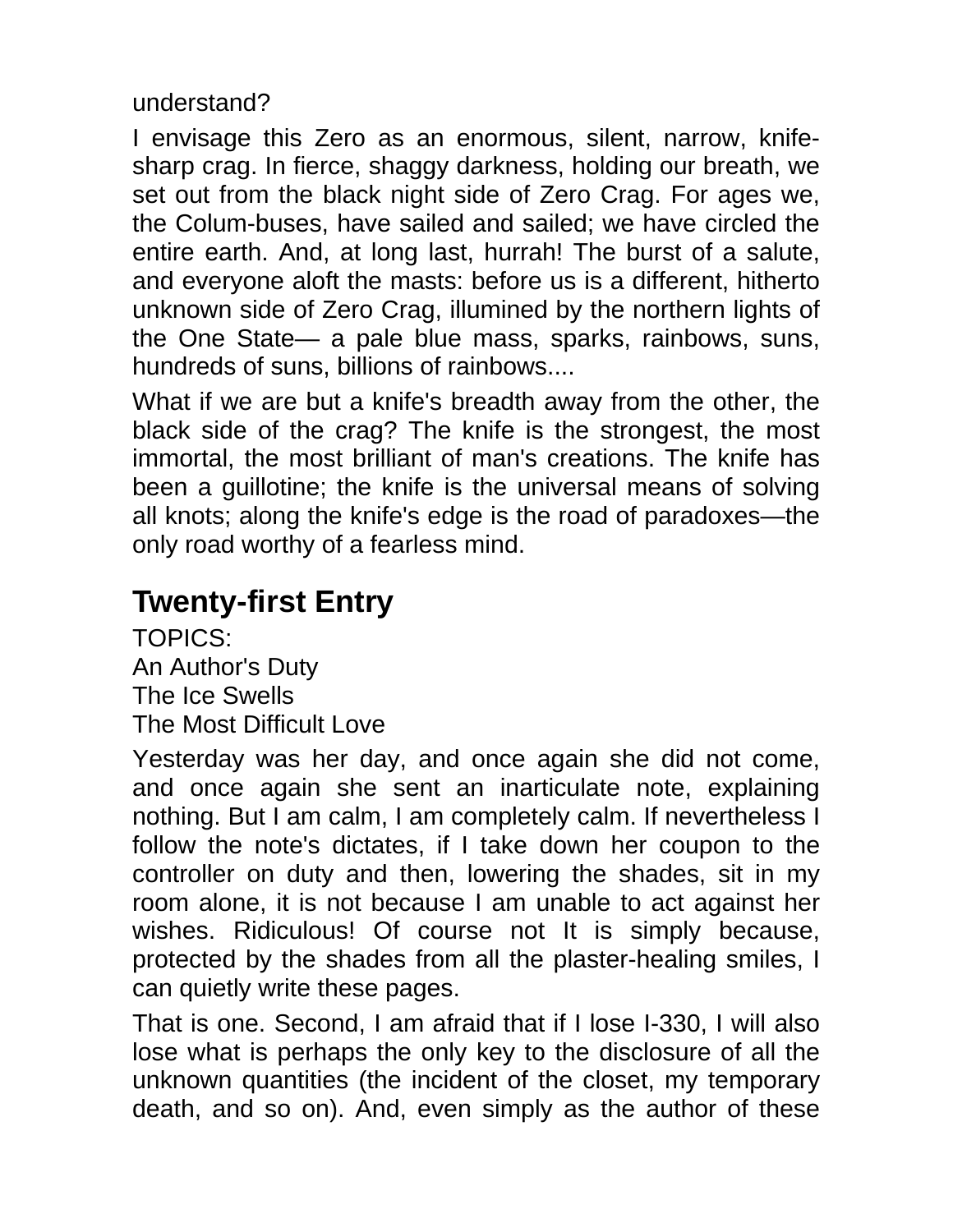understand?

I envisage this Zero as an enormous, silent, narrow, knife-sharp crag. In fierce, shaggy darkness, holding our breath, we set out from the black night side of Zero Crag. For ages we, the Colum-buses, have sailed and sailed; we have circled the entire earth. And, at long last, hurrah! The burst of a salute, and everyone aloft the masts: before us is a different, hitherto unknown side of Zero Crag, illumined by the northern lights of the One State— a pale blue mass, sparks, rainbows, suns, hundreds of suns, billions of rainbows....

What if we are but a knife's breadth away from the other, the black side of the crag? The knife is the strongest, the most immortal, the most brilliant of man's creations. The knife has been a guillotine; the knife is the universal means of solving all knots; along the knife's edge is the road of paradoxes—the only road worthy of a fearless mind.

## Twenty-first Entry

TOPICS:
An Author's Duty
The Ice Swells
The Most Difficult Love

Yesterday was her day, and once again she did not come, and once again she sent an inarticulate note, explaining nothing. But I am calm, I am completely calm. If nevertheless I follow the note's dictates, if I take down her coupon to the controller on duty and then, lowering the shades, sit in my room alone, it is not because I am unable to act against her wishes. Ridiculous! Of course not It is simply because, protected by the shades from all the plaster-healing smiles, I can quietly write these pages.

That is one. Second, I am afraid that if I lose I-330, I will also lose what is perhaps the only key to the disclosure of all the unknown quantities (the incident of the closet, my temporary death, and so on). And, even simply as the author of these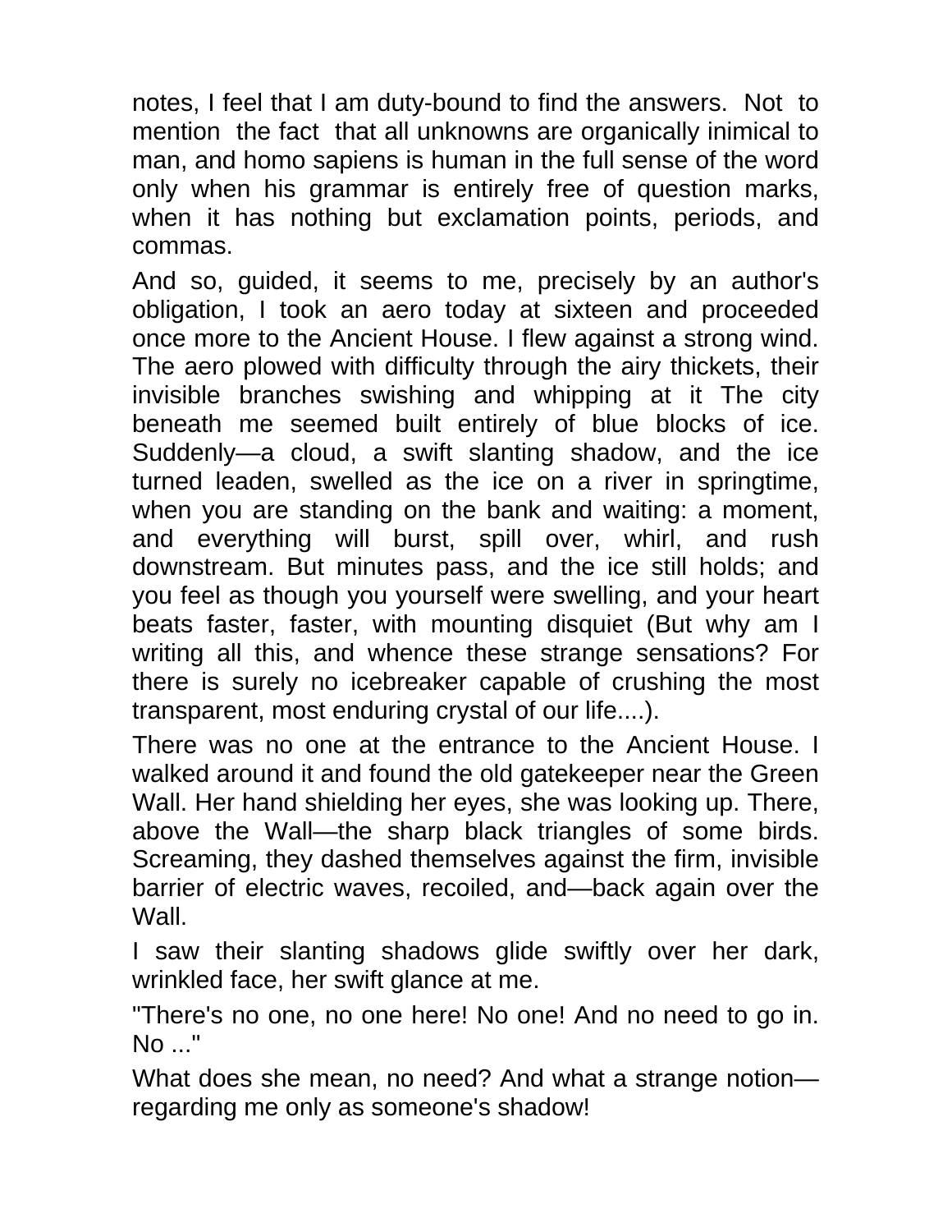notes, I feel that I am duty-bound to find the answers. Not to mention the fact that all unknowns are organically inimical to man, and homo sapiens is human in the full sense of the word only when his grammar is entirely free of question marks, when it has nothing but exclamation points, periods, and commas.

And so, guided, it seems to me, precisely by an author's obligation, I took an aero today at sixteen and proceeded once more to the Ancient House. I flew against a strong wind. The aero plowed with difficulty through the airy thickets, their invisible branches swishing and whipping at it The city beneath me seemed built entirely of blue blocks of ice. Suddenly—a cloud, a swift slanting shadow, and the ice turned leaden, swelled as the ice on a river in springtime, when you are standing on the bank and waiting: a moment, and everything will burst, spill over, whirl, and rush downstream. But minutes pass, and the ice still holds; and you feel as though you yourself were swelling, and your heart beats faster, faster, with mounting disquiet (But why am I writing all this, and whence these strange sensations? For there is surely no icebreaker capable of crushing the most transparent, most enduring crystal of our life....).

There was no one at the entrance to the Ancient House. I walked around it and found the old gatekeeper near the Green Wall. Her hand shielding her eyes, she was looking up. There, above the Wall—the sharp black triangles of some birds. Screaming, they dashed themselves against the firm, invisible barrier of electric waves, recoiled, and—back again over the Wall.

I saw their slanting shadows glide swiftly over her dark, wrinkled face, her swift glance at me.

"There's no one, no one here! No one! And no need to go in. No ..."

What does she mean, no need? And what a strange notion—regarding me only as someone's shadow!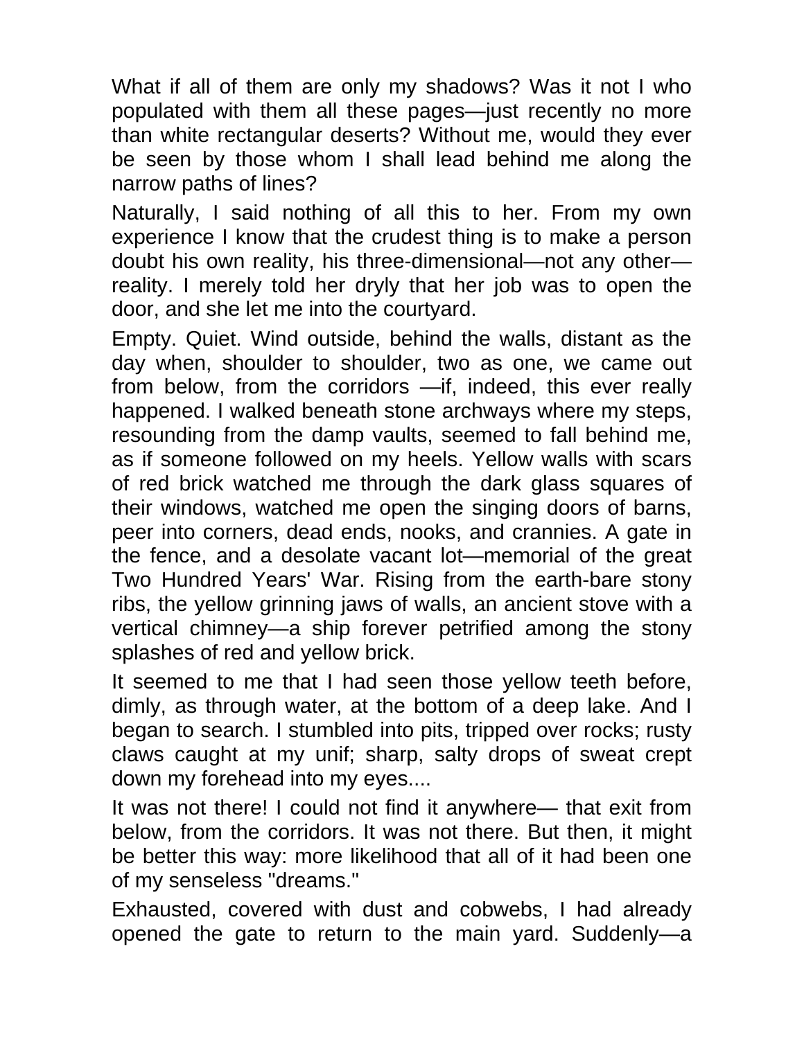What if all of them are only my shadows? Was it not I who populated with them all these pages—just recently no more than white rectangular deserts? Without me, would they ever be seen by those whom I shall lead behind me along the narrow paths of lines?

Naturally, I said nothing of all this to her. From my own experience I know that the crudest thing is to make a person doubt his own reality, his three-dimensional—not any other—reality. I merely told her dryly that her job was to open the door, and she let me into the courtyard.

Empty. Quiet. Wind outside, behind the walls, distant as the day when, shoulder to shoulder, two as one, we came out from below, from the corridors —if, indeed, this ever really happened. I walked beneath stone archways where my steps, resounding from the damp vaults, seemed to fall behind me, as if someone followed on my heels. Yellow walls with scars of red brick watched me through the dark glass squares of their windows, watched me open the singing doors of barns, peer into corners, dead ends, nooks, and crannies. A gate in the fence, and a desolate vacant lot—memorial of the great Two Hundred Years' War. Rising from the earth-bare stony ribs, the yellow grinning jaws of walls, an ancient stove with a vertical chimney—a ship forever petrified among the stony splashes of red and yellow brick.

It seemed to me that I had seen those yellow teeth before, dimly, as through water, at the bottom of a deep lake. And I began to search. I stumbled into pits, tripped over rocks; rusty claws caught at my unif; sharp, salty drops of sweat crept down my forehead into my eyes....

It was not there! I could not find it anywhere— that exit from below, from the corridors. It was not there. But then, it might be better this way: more likelihood that all of it had been one of my senseless "dreams."

Exhausted, covered with dust and cobwebs, I had already opened the gate to return to the main yard. Suddenly—a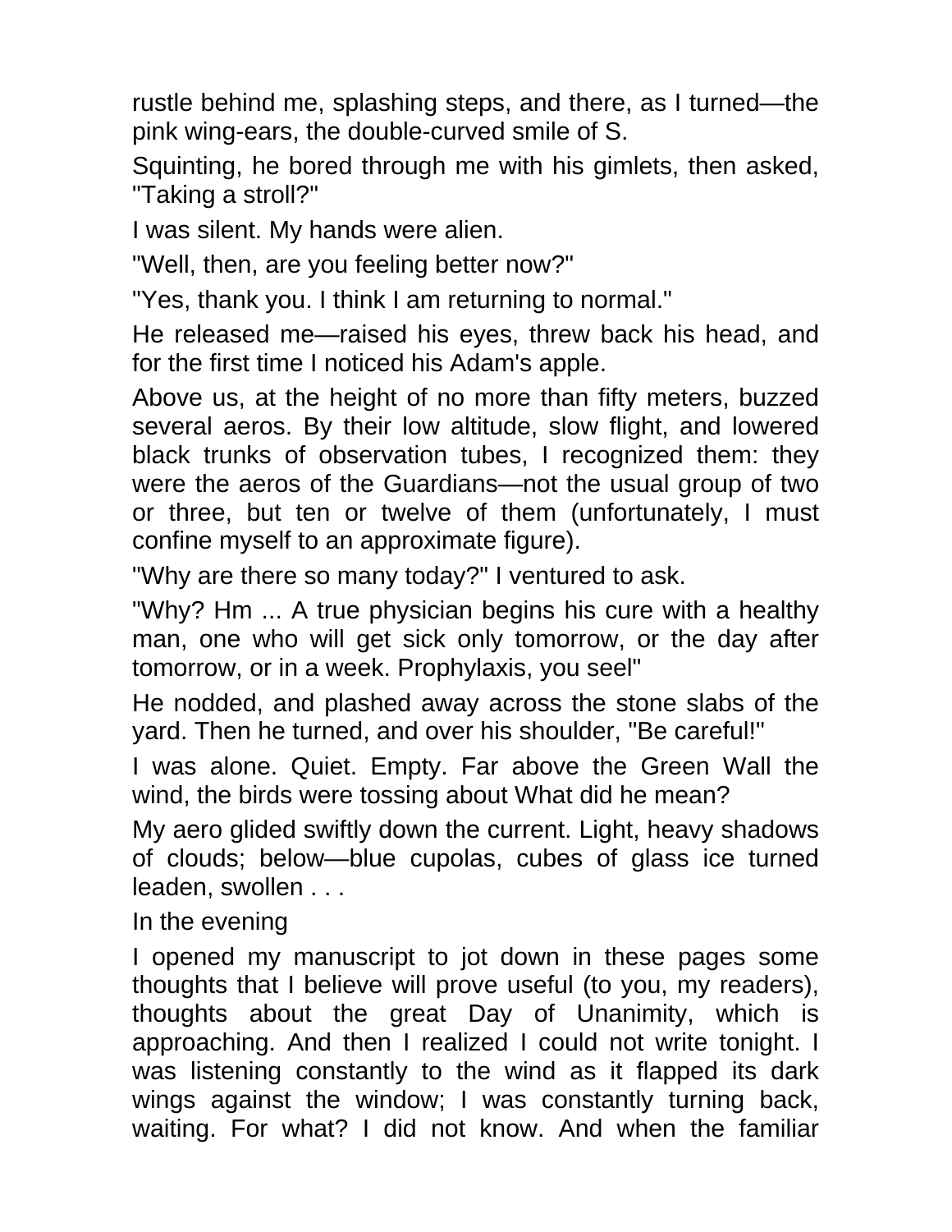rustle behind me, splashing steps, and there, as I turned—the pink wing-ears, the double-curved smile of S.

Squinting, he bored through me with his gimlets, then asked, "Taking a stroll?"

I was silent. My hands were alien.

"Well, then, are you feeling better now?"

"Yes, thank you. I think I am returning to normal."

He released me—raised his eyes, threw back his head, and for the first time I noticed his Adam's apple.

Above us, at the height of no more than fifty meters, buzzed several aeros. By their low altitude, slow flight, and lowered black trunks of observation tubes, I recognized them: they were the aeros of the Guardians—not the usual group of two or three, but ten or twelve of them (unfortunately, I must confine myself to an approximate figure).

"Why are there so many today?" I ventured to ask.

"Why? Hm ... A true physician begins his cure with a healthy man, one who will get sick only tomorrow, or the day after tomorrow, or in a week. Prophylaxis, you seel"

He nodded, and plashed away across the stone slabs of the yard. Then he turned, and over his shoulder, "Be careful!"

I was alone. Quiet. Empty. Far above the Green Wall the wind, the birds were tossing about What did he mean?

My aero glided swiftly down the current. Light, heavy shadows of clouds; below—blue cupolas, cubes of glass ice turned leaden, swollen . . .

In the evening

I opened my manuscript to jot down in these pages some thoughts that I believe will prove useful (to you, my readers), thoughts about the great Day of Unanimity, which is approaching. And then I realized I could not write tonight. I was listening constantly to the wind as it flapped its dark wings against the window; I was constantly turning back, waiting. For what? I did not know. And when the familiar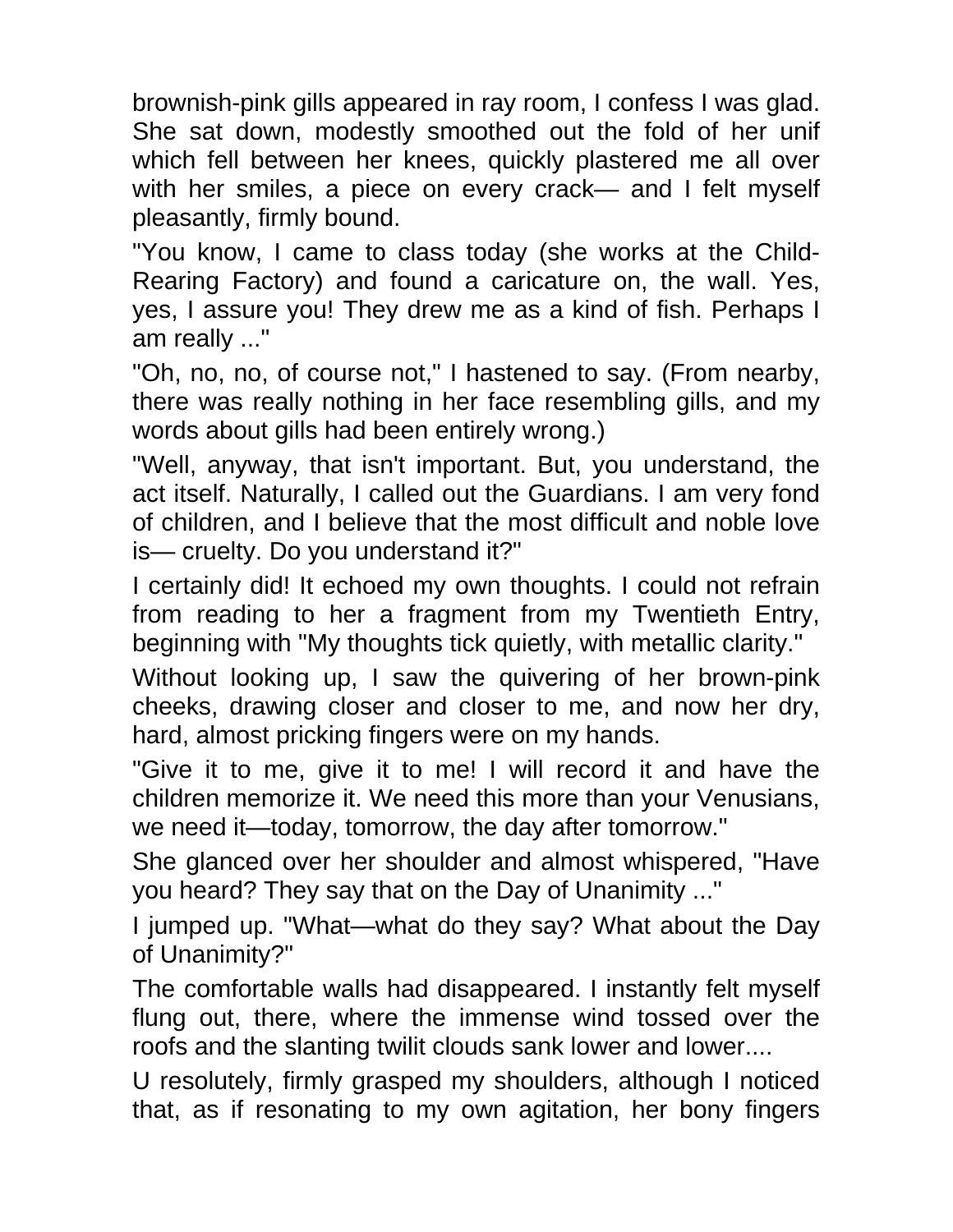brownish-pink gills appeared in ray room, I confess I was glad. She sat down, modestly smoothed out the fold of her unif which fell between her knees, quickly plastered me all over with her smiles, a piece on every crack— and I felt myself pleasantly, firmly bound.

"You know, I came to class today (she works at the Child-Rearing Factory) and found a caricature on, the wall. Yes, yes, I assure you! They drew me as a kind of fish. Perhaps I am really ..."

"Oh, no, no, of course not," I hastened to say. (From nearby, there was really nothing in her face resembling gills, and my words about gills had been entirely wrong.)

"Well, anyway, that isn't important. But, you understand, the act itself. Naturally, I called out the Guardians. I am very fond of children, and I believe that the most difficult and noble love is— cruelty. Do you understand it?"

I certainly did! It echoed my own thoughts. I could not refrain from reading to her a fragment from my Twentieth Entry, beginning with "My thoughts tick quietly, with metallic clarity."

Without looking up, I saw the quivering of her brown-pink cheeks, drawing closer and closer to me, and now her dry, hard, almost pricking fingers were on my hands.

"Give it to me, give it to me! I will record it and have the children memorize it. We need this more than your Venusians, we need it—today, tomorrow, the day after tomorrow."

She glanced over her shoulder and almost whispered, "Have you heard? They say that on the Day of Unanimity ..."

I jumped up. "What—what do they say? What about the Day of Unanimity?"

The comfortable walls had disappeared. I instantly felt myself flung out, there, where the immense wind tossed over the roofs and the slanting twilit clouds sank lower and lower....

U resolutely, firmly grasped my shoulders, although I noticed that, as if resonating to my own agitation, her bony fingers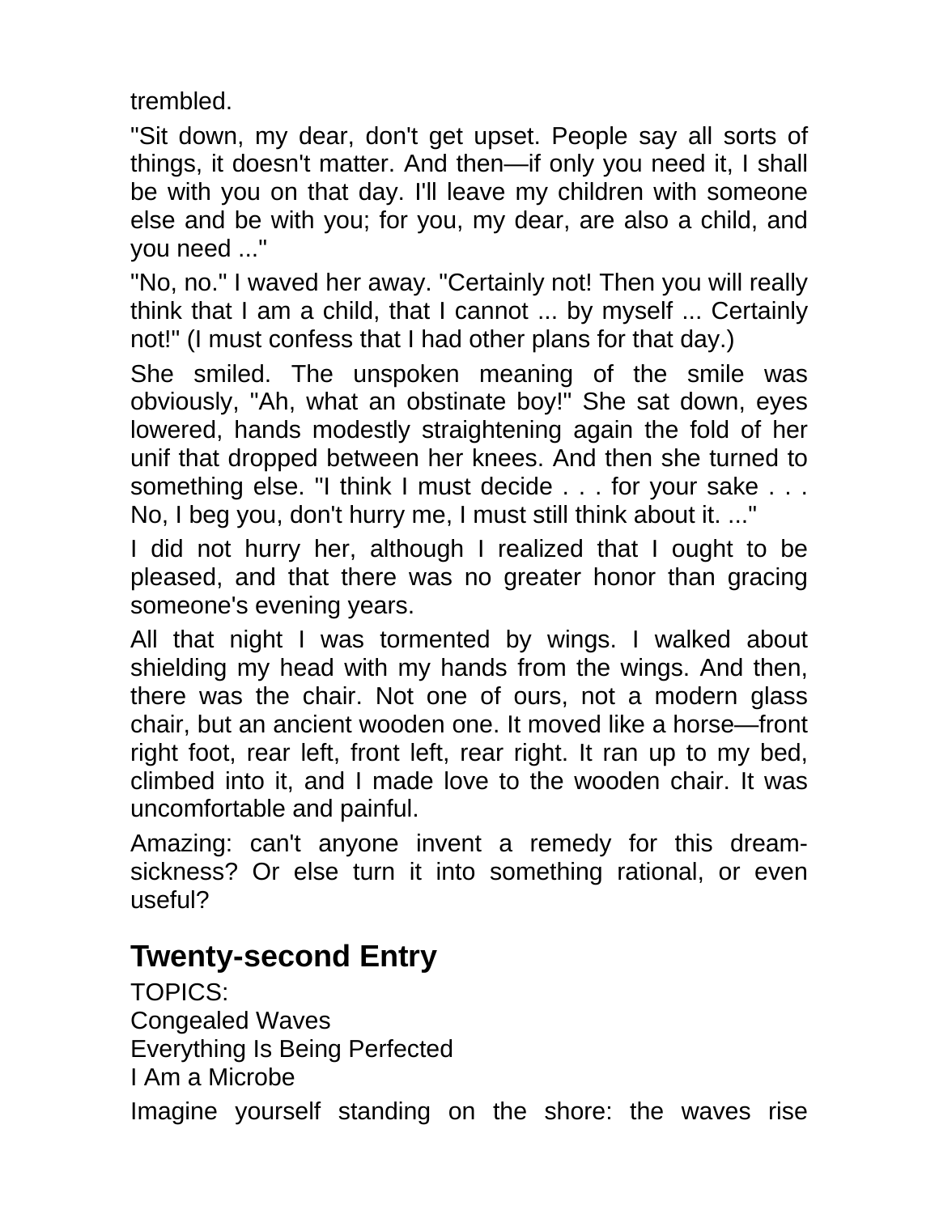trembled.

"Sit down, my dear, don't get upset. People say all sorts of things, it doesn't matter. And then—if only you need it, I shall be with you on that day. I'll leave my children with someone else and be with you; for you, my dear, are also a child, and you need ..."

"No, no." I waved her away. "Certainly not! Then you will really think that I am a child, that I cannot ... by myself ... Certainly not!" (I must confess that I had other plans for that day.)

She smiled. The unspoken meaning of the smile was obviously, "Ah, what an obstinate boy!" She sat down, eyes lowered, hands modestly straightening again the fold of her unif that dropped between her knees. And then she turned to something else. "I think I must decide . . . for your sake . . . No, I beg you, don't hurry me, I must still think about it. ..."

I did not hurry her, although I realized that I ought to be pleased, and that there was no greater honor than gracing someone's evening years.

All that night I was tormented by wings. I walked about shielding my head with my hands from the wings. And then, there was the chair. Not one of ours, not a modern glass chair, but an ancient wooden one. It moved like a horse—front right foot, rear left, front left, rear right. It ran up to my bed, climbed into it, and I made love to the wooden chair. It was uncomfortable and painful.

Amazing: can't anyone invent a remedy for this dream-sickness? Or else turn it into something rational, or even useful?

## Twenty-second Entry

TOPICS:
Congealed Waves
Everything Is Being Perfected
I Am a Microbe

Imagine yourself standing on the shore: the waves rise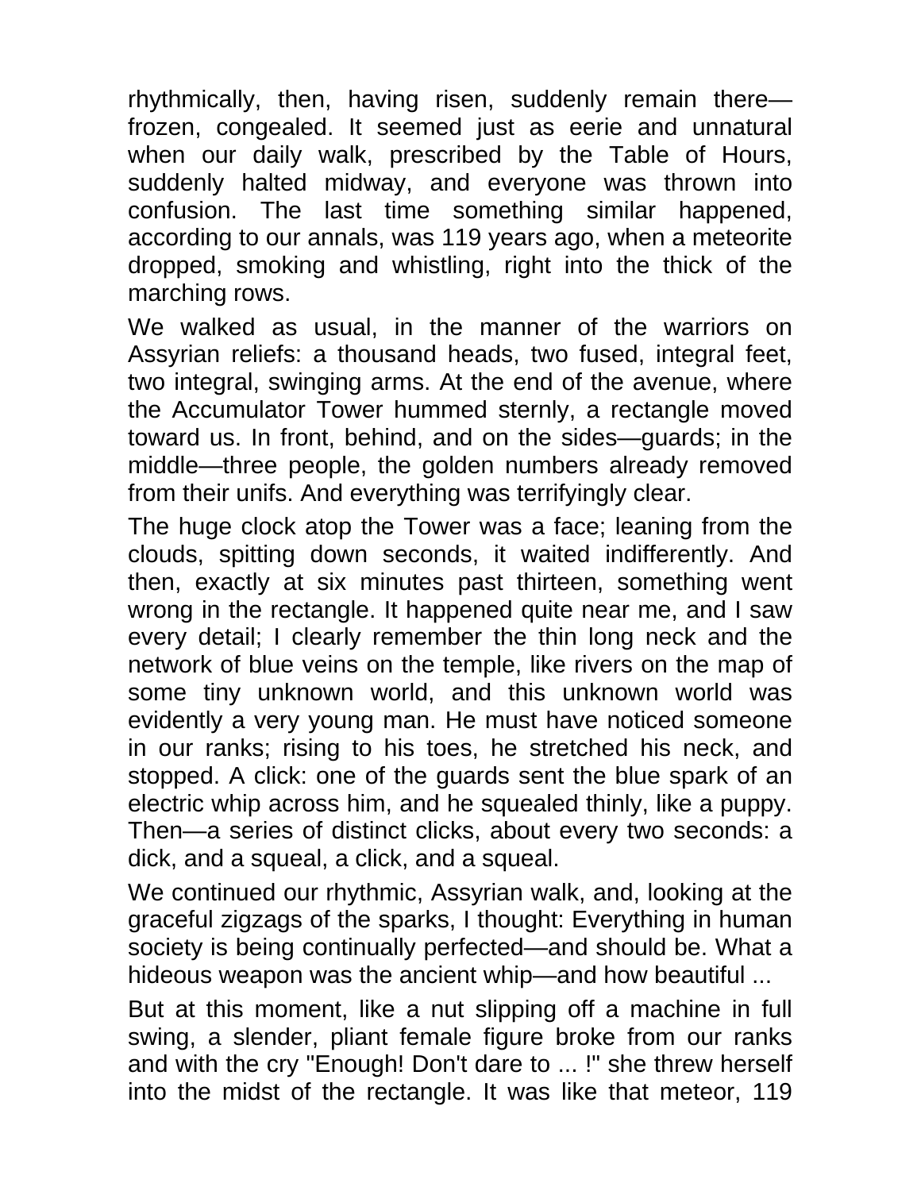rhythmically, then, having risen, suddenly remain there—frozen, congealed. It seemed just as eerie and unnatural when our daily walk, prescribed by the Table of Hours, suddenly halted midway, and everyone was thrown into confusion. The last time something similar happened, according to our annals, was 119 years ago, when a meteorite dropped, smoking and whistling, right into the thick of the marching rows.

We walked as usual, in the manner of the warriors on Assyrian reliefs: a thousand heads, two fused, integral feet, two integral, swinging arms. At the end of the avenue, where the Accumulator Tower hummed sternly, a rectangle moved toward us. In front, behind, and on the sides—guards; in the middle—three people, the golden numbers already removed from their unifs. And everything was terrifyingly clear.

The huge clock atop the Tower was a face; leaning from the clouds, spitting down seconds, it waited indifferently. And then, exactly at six minutes past thirteen, something went wrong in the rectangle. It happened quite near me, and I saw every detail; I clearly remember the thin long neck and the network of blue veins on the temple, like rivers on the map of some tiny unknown world, and this unknown world was evidently a very young man. He must have noticed someone in our ranks; rising to his toes, he stretched his neck, and stopped. A click: one of the guards sent the blue spark of an electric whip across him, and he squealed thinly, like a puppy. Then—a series of distinct clicks, about every two seconds: a dick, and a squeal, a click, and a squeal.

We continued our rhythmic, Assyrian walk, and, looking at the graceful zigzags of the sparks, I thought: Everything in human society is being continually perfected—and should be. What a hideous weapon was the ancient whip—and how beautiful ...

But at this moment, like a nut slipping off a machine in full swing, a slender, pliant female figure broke from our ranks and with the cry "Enough! Don't dare to ... !" she threw herself into the midst of the rectangle. It was like that meteor, 119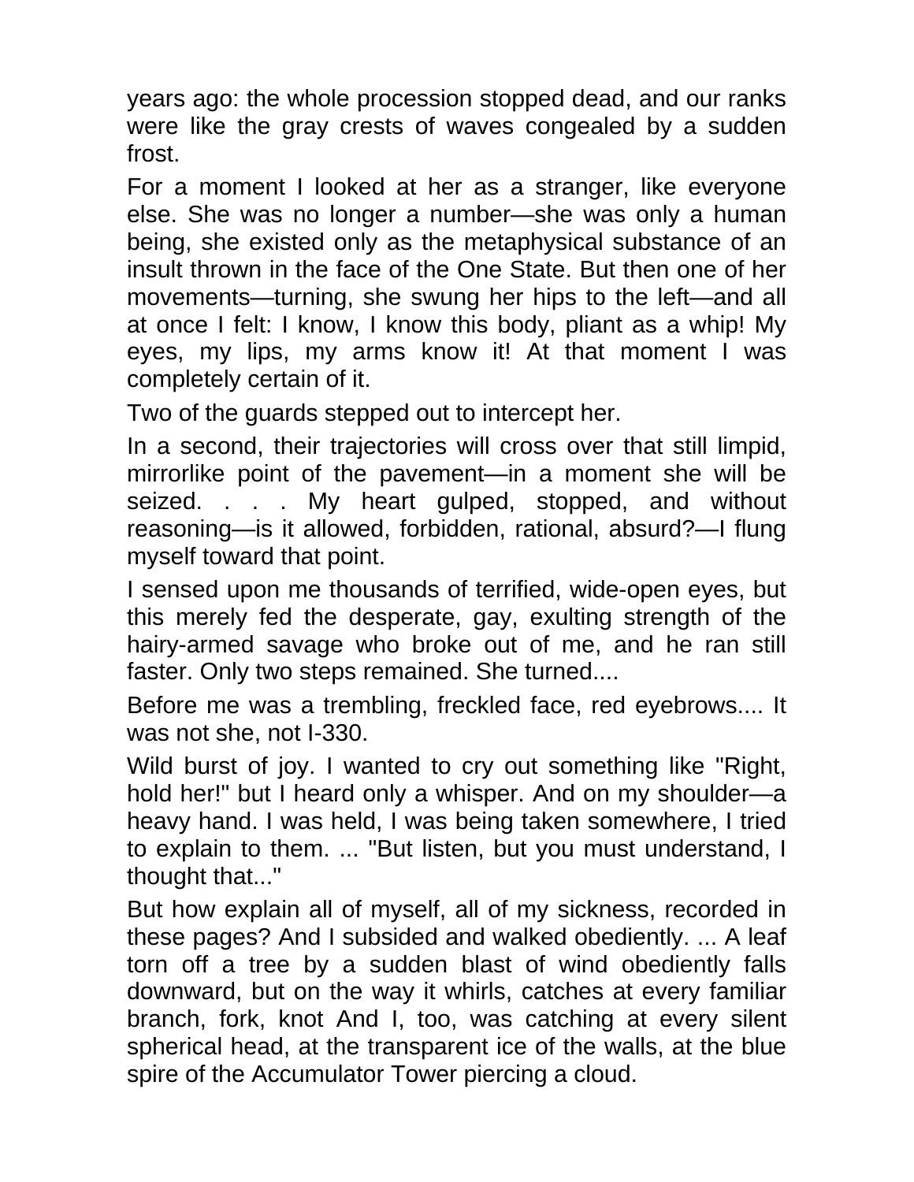years ago: the whole procession stopped dead, and our ranks were like the gray crests of waves congealed by a sudden frost.

For a moment I looked at her as a stranger, like everyone else. She was no longer a number—she was only a human being, she existed only as the metaphysical substance of an insult thrown in the face of the One State. But then one of her movements—turning, she swung her hips to the left—and all at once I felt: I know, I know this body, pliant as a whip! My eyes, my lips, my arms know it! At that moment I was completely certain of it.

Two of the guards stepped out to intercept her.

In a second, their trajectories will cross over that still limpid, mirrorlike point of the pavement—in a moment she will be seized. . . . My heart gulped, stopped, and without reasoning—is it allowed, forbidden, rational, absurd?—I flung myself toward that point.

I sensed upon me thousands of terrified, wide-open eyes, but this merely fed the desperate, gay, exulting strength of the hairy-armed savage who broke out of me, and he ran still faster. Only two steps remained. She turned....

Before me was a trembling, freckled face, red eyebrows.... It was not she, not I-330.

Wild burst of joy. I wanted to cry out something like "Right, hold her!" but I heard only a whisper. And on my shoulder—a heavy hand. I was held, I was being taken somewhere, I tried to explain to them. ... "But listen, but you must understand, I thought that..."

But how explain all of myself, all of my sickness, recorded in these pages? And I subsided and walked obediently. ... A leaf torn off a tree by a sudden blast of wind obediently falls downward, but on the way it whirls, catches at every familiar branch, fork, knot And I, too, was catching at every silent spherical head, at the transparent ice of the walls, at the blue spire of the Accumulator Tower piercing a cloud.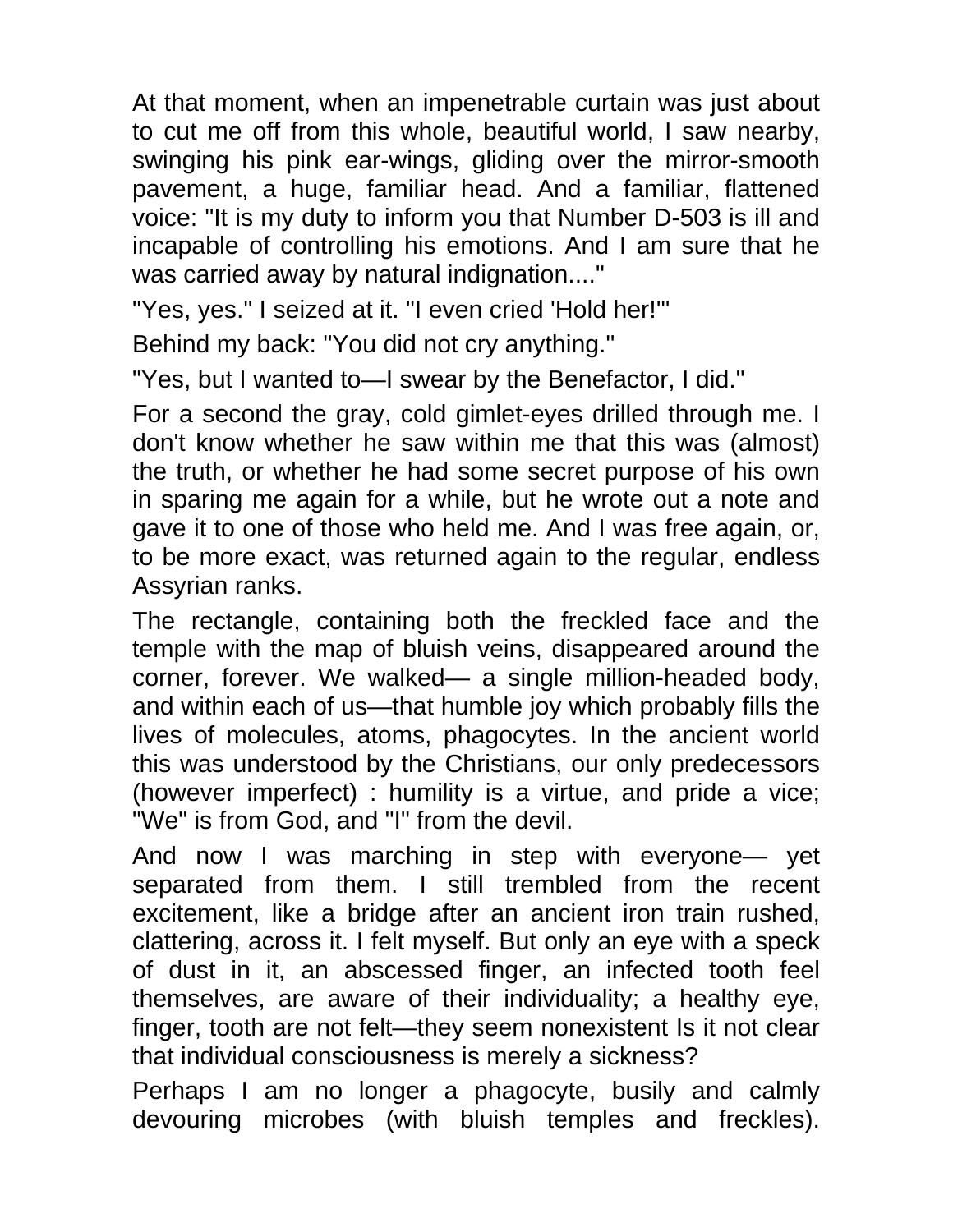At that moment, when an impenetrable curtain was just about to cut me off from this whole, beautiful world, I saw nearby, swinging his pink ear-wings, gliding over the mirror-smooth pavement, a huge, familiar head. And a familiar, flattened voice: "It is my duty to inform you that Number D-503 is ill and incapable of controlling his emotions. And I am sure that he was carried away by natural indignation...."

"Yes, yes." I seized at it. "I even cried 'Hold her!'"

Behind my back: "You did not cry anything."

"Yes, but I wanted to—I swear by the Benefactor, I did."

For a second the gray, cold gimlet-eyes drilled through me. I don't know whether he saw within me that this was (almost) the truth, or whether he had some secret purpose of his own in sparing me again for a while, but he wrote out a note and gave it to one of those who held me. And I was free again, or, to be more exact, was returned again to the regular, endless Assyrian ranks.

The rectangle, containing both the freckled face and the temple with the map of bluish veins, disappeared around the corner, forever. We walked— a single million-headed body, and within each of us—that humble joy which probably fills the lives of molecules, atoms, phagocytes. In the ancient world this was understood by the Christians, our only predecessors (however imperfect) : humility is a virtue, and pride a vice; "We" is from God, and "I" from the devil.

And now I was marching in step with everyone— yet separated from them. I still trembled from the recent excitement, like a bridge after an ancient iron train rushed, clattering, across it. I felt myself. But only an eye with a speck of dust in it, an abscessed finger, an infected tooth feel themselves, are aware of their individuality; a healthy eye, finger, tooth are not felt—they seem nonexistent Is it not clear that individual consciousness is merely a sickness?

Perhaps I am no longer a phagocyte, busily and calmly devouring microbes (with bluish temples and freckles).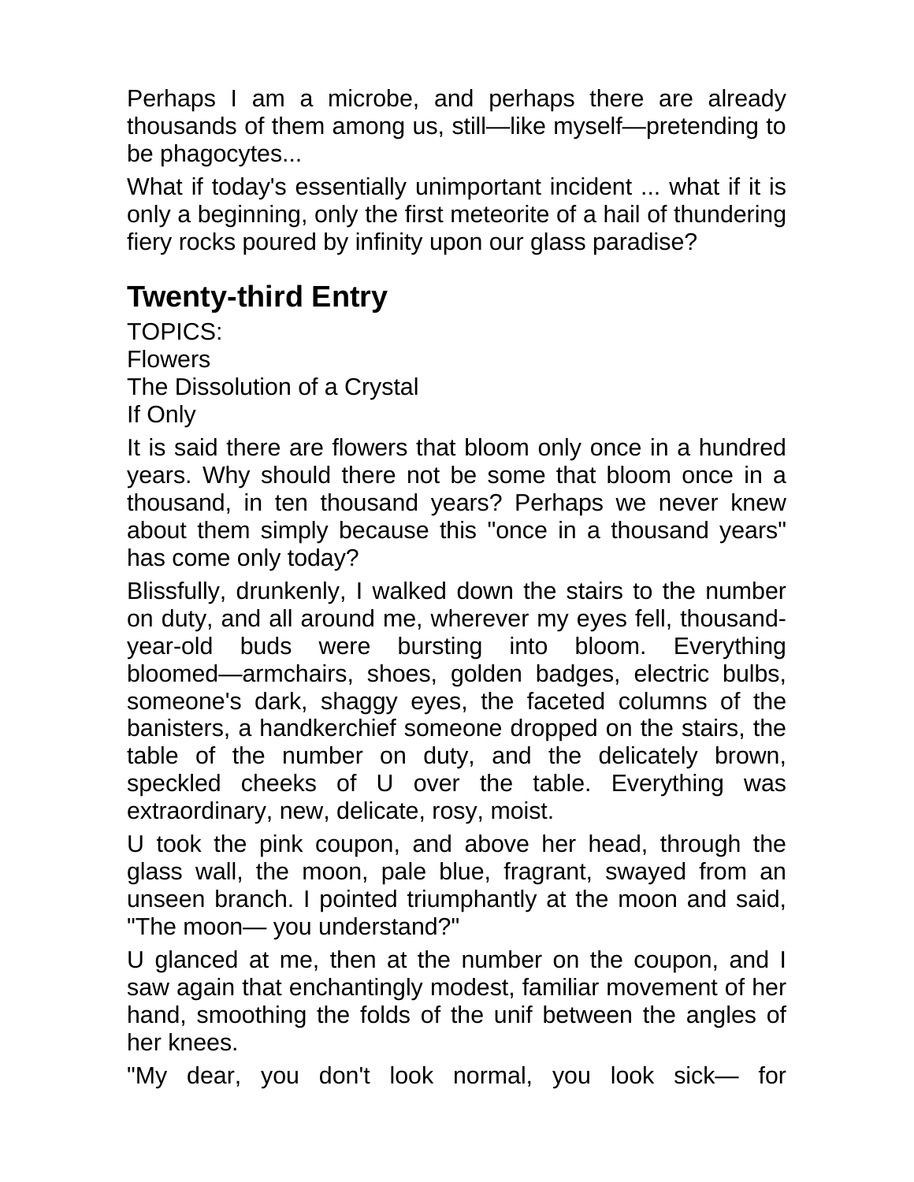Perhaps I am a microbe, and perhaps there are already thousands of them among us, still—like myself—pretending to be phagocytes...

What if today's essentially unimportant incident ... what if it is only a beginning, only the first meteorite of a hail of thundering fiery rocks poured by infinity upon our glass paradise?

## Twenty-third Entry

TOPICS:
Flowers
The Dissolution of a Crystal
If Only

It is said there are flowers that bloom only once in a hundred years. Why should there not be some that bloom once in a thousand, in ten thousand years? Perhaps we never knew about them simply because this "once in a thousand years" has come only today?

Blissfully, drunkenly, I walked down the stairs to the number on duty, and all around me, wherever my eyes fell, thousand-year-old buds were bursting into bloom. Everything bloomed—armchairs, shoes, golden badges, electric bulbs, someone's dark, shaggy eyes, the faceted columns of the banisters, a handkerchief someone dropped on the stairs, the table of the number on duty, and the delicately brown, speckled cheeks of U over the table. Everything was extraordinary, new, delicate, rosy, moist.

U took the pink coupon, and above her head, through the glass wall, the moon, pale blue, fragrant, swayed from an unseen branch. I pointed triumphantly at the moon and said, "The moon— you understand?"

U glanced at me, then at the number on the coupon, and I saw again that enchantingly modest, familiar movement of her hand, smoothing the folds of the unif between the angles of her knees.

"My dear, you don't look normal, you look sick— for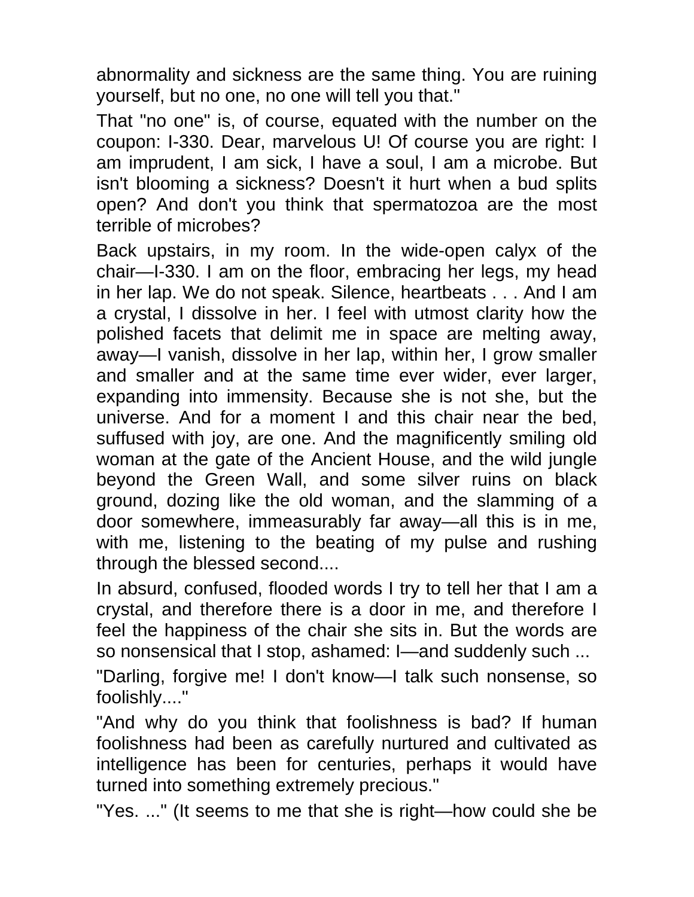abnormality and sickness are the same thing. You are ruining yourself, but no one, no one will tell you that."

That "no one" is, of course, equated with the number on the coupon: I-330. Dear, marvelous U! Of course you are right: I am imprudent, I am sick, I have a soul, I am a microbe. But isn't blooming a sickness? Doesn't it hurt when a bud splits open? And don't you think that spermatozoa are the most terrible of microbes?

Back upstairs, in my room. In the wide-open calyx of the chair—I-330. I am on the floor, embracing her legs, my head in her lap. We do not speak. Silence, heartbeats . . . And I am a crystal, I dissolve in her. I feel with utmost clarity how the polished facets that delimit me in space are melting away, away—I vanish, dissolve in her lap, within her, I grow smaller and smaller and at the same time ever wider, ever larger, expanding into immensity. Because she is not she, but the universe. And for a moment I and this chair near the bed, suffused with joy, are one. And the magnificently smiling old woman at the gate of the Ancient House, and the wild jungle beyond the Green Wall, and some silver ruins on black ground, dozing like the old woman, and the slamming of a door somewhere, immeasurably far away—all this is in me, with me, listening to the beating of my pulse and rushing through the blessed second....

In absurd, confused, flooded words I try to tell her that I am a crystal, and therefore there is a door in me, and therefore I feel the happiness of the chair she sits in. But the words are so nonsensical that I stop, ashamed: I—and suddenly such ...

"Darling, forgive me! I don't know—I talk such nonsense, so foolishly...."

"And why do you think that foolishness is bad? If human foolishness had been as carefully nurtured and cultivated as intelligence has been for centuries, perhaps it would have turned into something extremely precious."

"Yes. ..." (It seems to me that she is right—how could she be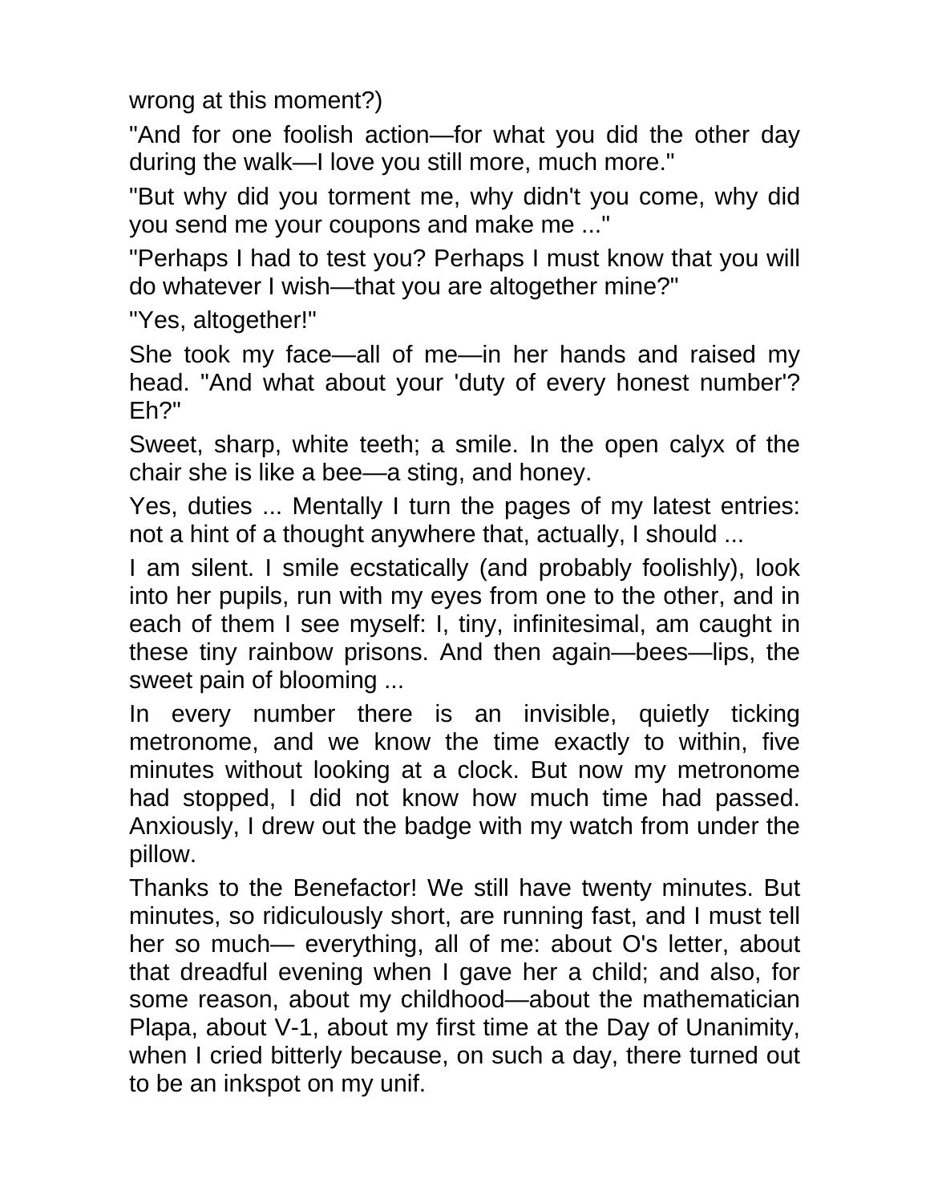wrong at this moment?)

"And for one foolish action—for what you did the other day during the walk—I love you still more, much more."

"But why did you torment me, why didn't you come, why did you send me your coupons and make me ..."

"Perhaps I had to test you? Perhaps I must know that you will do whatever I wish—that you are altogether mine?"

"Yes, altogether!"

She took my face—all of me—in her hands and raised my head. "And what about your 'duty of every honest number'? Eh?"

Sweet, sharp, white teeth; a smile. In the open calyx of the chair she is like a bee—a sting, and honey.

Yes, duties ... Mentally I turn the pages of my latest entries: not a hint of a thought anywhere that, actually, I should ...

I am silent. I smile ecstatically (and probably foolishly), look into her pupils, run with my eyes from one to the other, and in each of them I see myself: I, tiny, infinitesimal, am caught in these tiny rainbow prisons. And then again—bees—lips, the sweet pain of blooming ...

In every number there is an invisible, quietly ticking metronome, and we know the time exactly to within, five minutes without looking at a clock. But now my metronome had stopped, I did not know how much time had passed. Anxiously, I drew out the badge with my watch from under the pillow.

Thanks to the Benefactor! We still have twenty minutes. But minutes, so ridiculously short, are running fast, and I must tell her so much— everything, all of me: about O's letter, about that dreadful evening when I gave her a child; and also, for some reason, about my childhood—about the mathematician Plapa, about V-1, about my first time at the Day of Unanimity, when I cried bitterly because, on such a day, there turned out to be an inkspot on my unif.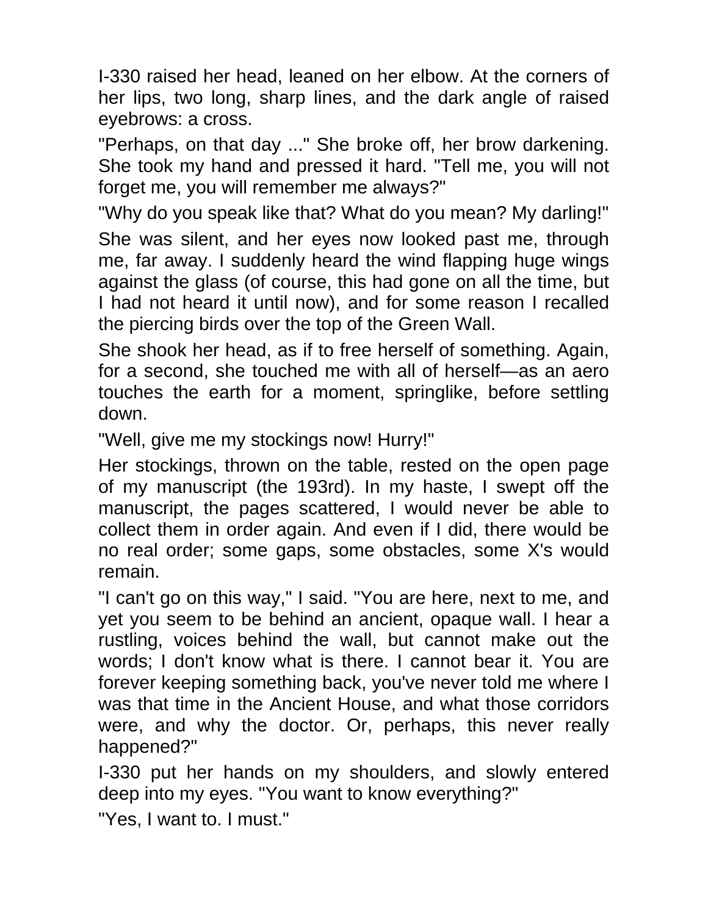I-330 raised her head, leaned on her elbow. At the corners of her lips, two long, sharp lines, and the dark angle of raised eyebrows: a cross.

"Perhaps, on that day ..." She broke off, her brow darkening. She took my hand and pressed it hard. "Tell me, you will not forget me, you will remember me always?"

"Why do you speak like that? What do you mean? My darling!"

She was silent, and her eyes now looked past me, through me, far away. I suddenly heard the wind flapping huge wings against the glass (of course, this had gone on all the time, but I had not heard it until now), and for some reason I recalled the piercing birds over the top of the Green Wall.

She shook her head, as if to free herself of something. Again, for a second, she touched me with all of herself—as an aero touches the earth for a moment, springlike, before settling down.

"Well, give me my stockings now! Hurry!"

Her stockings, thrown on the table, rested on the open page of my manuscript (the 193rd). In my haste, I swept off the manuscript, the pages scattered, I would never be able to collect them in order again. And even if I did, there would be no real order; some gaps, some obstacles, some X's would remain.

"I can't go on this way," I said. "You are here, next to me, and yet you seem to be behind an ancient, opaque wall. I hear a rustling, voices behind the wall, but cannot make out the words; I don't know what is there. I cannot bear it. You are forever keeping something back, you've never told me where I was that time in the Ancient House, and what those corridors were, and why the doctor. Or, perhaps, this never really happened?"

I-330 put her hands on my shoulders, and slowly entered deep into my eyes. "You want to know everything?"

"Yes, I want to. I must."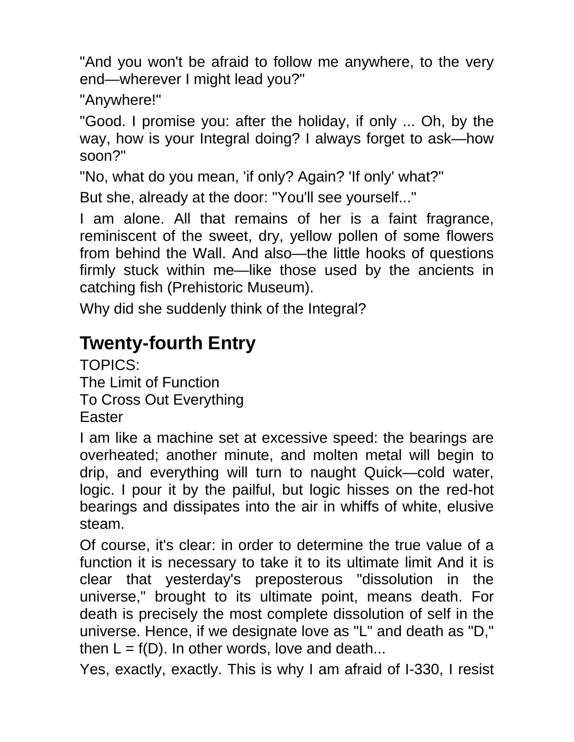"And you won't be afraid to follow me anywhere, to the very end—wherever I might lead you?"

"Anywhere!"

"Good. I promise you: after the holiday, if only ... Oh, by the way, how is your Integral doing? I always forget to ask—how soon?"

"No, what do you mean, 'if only? Again? 'If only' what?"

But she, already at the door: "You'll see yourself..."

I am alone. All that remains of her is a faint fragrance, reminiscent of the sweet, dry, yellow pollen of some flowers from behind the Wall. And also—the little hooks of questions firmly stuck within me—like those used by the ancients in catching fish (Prehistoric Museum).

Why did she suddenly think of the Integral?

## Twenty-fourth Entry

TOPICS:
The Limit of Function
To Cross Out Everything
Easter

I am like a machine set at excessive speed: the bearings are overheated; another minute, and molten metal will begin to drip, and everything will turn to naught Quick—cold water, logic. I pour it by the pailful, but logic hisses on the red-hot bearings and dissipates into the air in whiffs of white, elusive steam.

Of course, it's clear: in order to determine the true value of a function it is necessary to take it to its ultimate limit And it is clear that yesterday's preposterous "dissolution in the universe," brought to its ultimate point, means death. For death is precisely the most complete dissolution of self in the universe. Hence, if we designate love as "L" and death as "D," then $L = f(D)$. In other words, love and death...

Yes, exactly, exactly. This is why I am afraid of I-330, I resist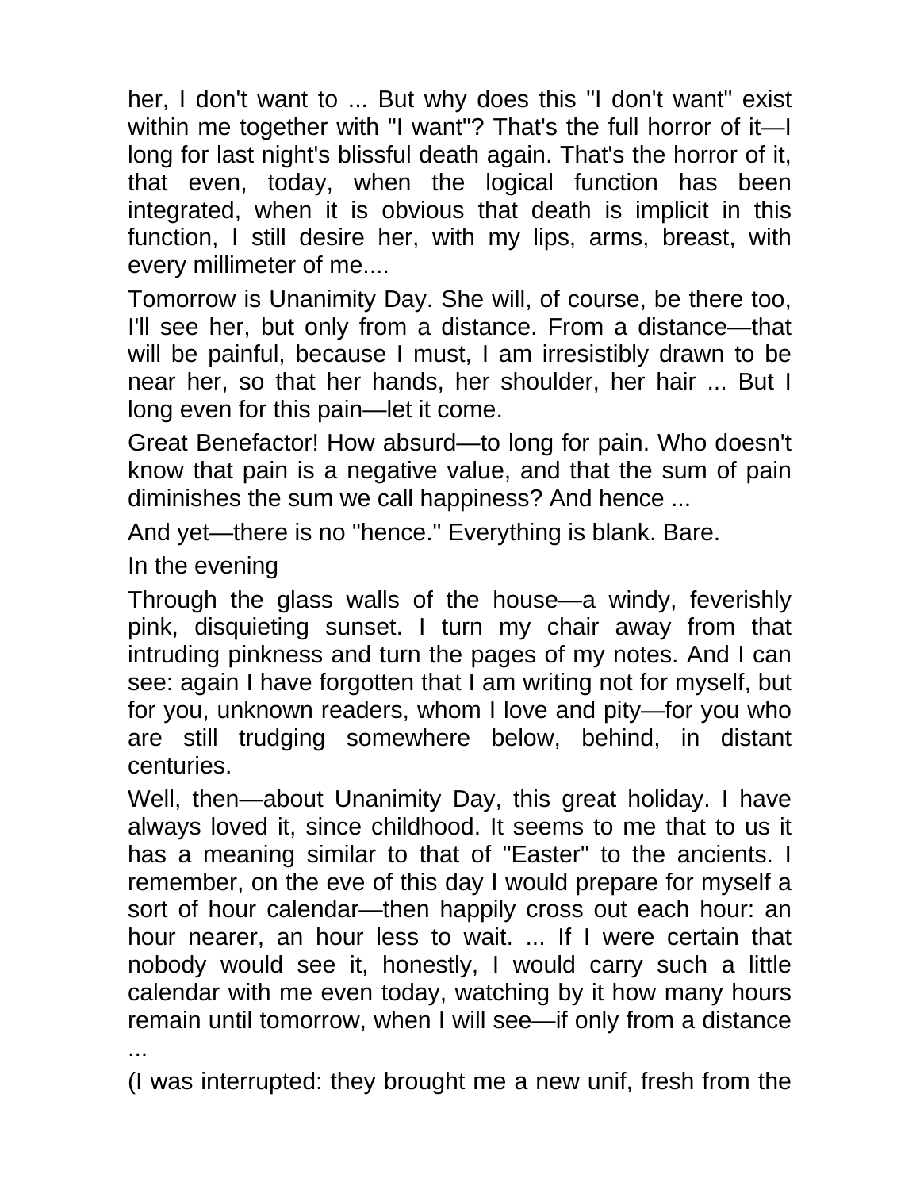her, I don't want to ... But why does this "I don't want" exist within me together with "I want"? That's the full horror of it—I long for last night's blissful death again. That's the horror of it, that even, today, when the logical function has been integrated, when it is obvious that death is implicit in this function, I still desire her, with my lips, arms, breast, with every millimeter of me....

Tomorrow is Unanimity Day. She will, of course, be there too, I'll see her, but only from a distance. From a distance—that will be painful, because I must, I am irresistibly drawn to be near her, so that her hands, her shoulder, her hair ... But I long even for this pain—let it come.

Great Benefactor! How absurd—to long for pain. Who doesn't know that pain is a negative value, and that the sum of pain diminishes the sum we call happiness? And hence ...

And yet—there is no "hence." Everything is blank. Bare.

In the evening

Through the glass walls of the house—a windy, feverishly pink, disquieting sunset. I turn my chair away from that intruding pinkness and turn the pages of my notes. And I can see: again I have forgotten that I am writing not for myself, but for you, unknown readers, whom I love and pity—for you who are still trudging somewhere below, behind, in distant centuries.

Well, then—about Unanimity Day, this great holiday. I have always loved it, since childhood. It seems to me that to us it has a meaning similar to that of "Easter" to the ancients. I remember, on the eve of this day I would prepare for myself a sort of hour calendar—then happily cross out each hour: an hour nearer, an hour less to wait. ... If I were certain that nobody would see it, honestly, I would carry such a little calendar with me even today, watching by it how many hours remain until tomorrow, when I will see—if only from a distance ...

(I was interrupted: they brought me a new unif, fresh from the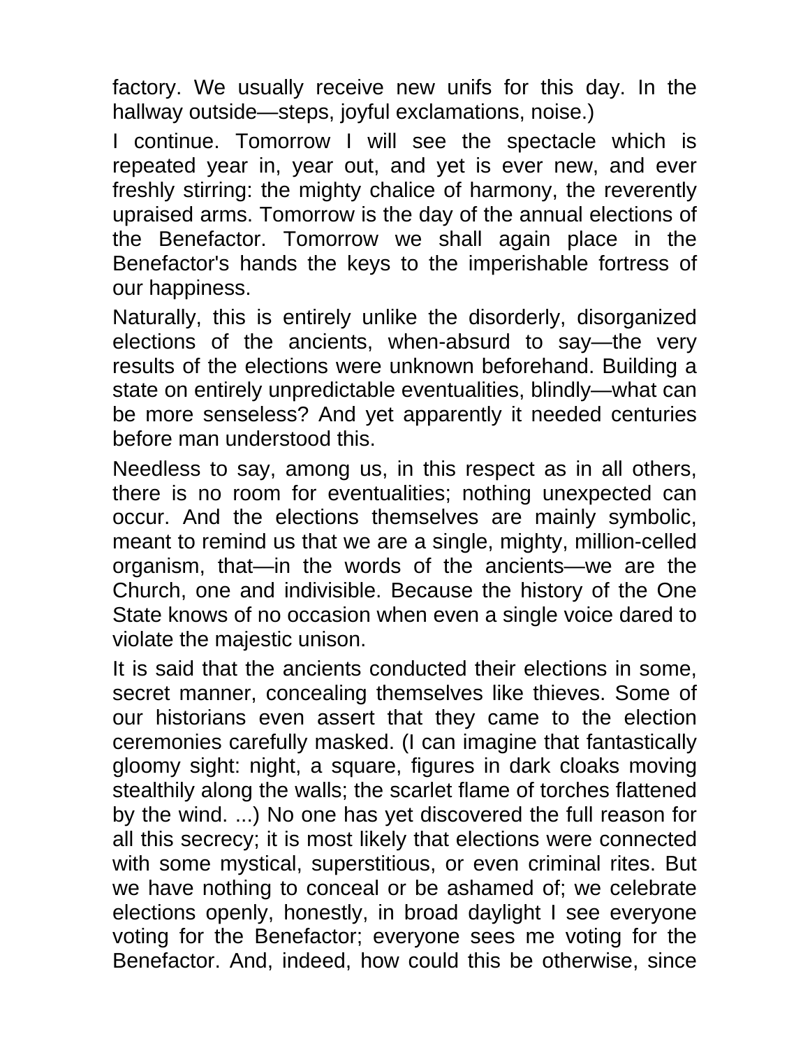factory. We usually receive new unifs for this day. In the hallway outside—steps, joyful exclamations, noise.)

I continue. Tomorrow I will see the spectacle which is repeated year in, year out, and yet is ever new, and ever freshly stirring: the mighty chalice of harmony, the reverently upraised arms. Tomorrow is the day of the annual elections of the Benefactor. Tomorrow we shall again place in the Benefactor's hands the keys to the imperishable fortress of our happiness.

Naturally, this is entirely unlike the disorderly, disorganized elections of the ancients, when-absurd to say—the very results of the elections were unknown beforehand. Building a state on entirely unpredictable eventualities, blindly—what can be more senseless? And yet apparently it needed centuries before man understood this.

Needless to say, among us, in this respect as in all others, there is no room for eventualities; nothing unexpected can occur. And the elections themselves are mainly symbolic, meant to remind us that we are a single, mighty, million-celled organism, that—in the words of the ancients—we are the Church, one and indivisible. Because the history of the One State knows of no occasion when even a single voice dared to violate the majestic unison.

It is said that the ancients conducted their elections in some, secret manner, concealing themselves like thieves. Some of our historians even assert that they came to the election ceremonies carefully masked. (I can imagine that fantastically gloomy sight: night, a square, figures in dark cloaks moving stealthily along the walls; the scarlet flame of torches flattened by the wind. ...) No one has yet discovered the full reason for all this secrecy; it is most likely that elections were connected with some mystical, superstitious, or even criminal rites. But we have nothing to conceal or be ashamed of; we celebrate elections openly, honestly, in broad daylight I see everyone voting for the Benefactor; everyone sees me voting for the Benefactor. And, indeed, how could this be otherwise, since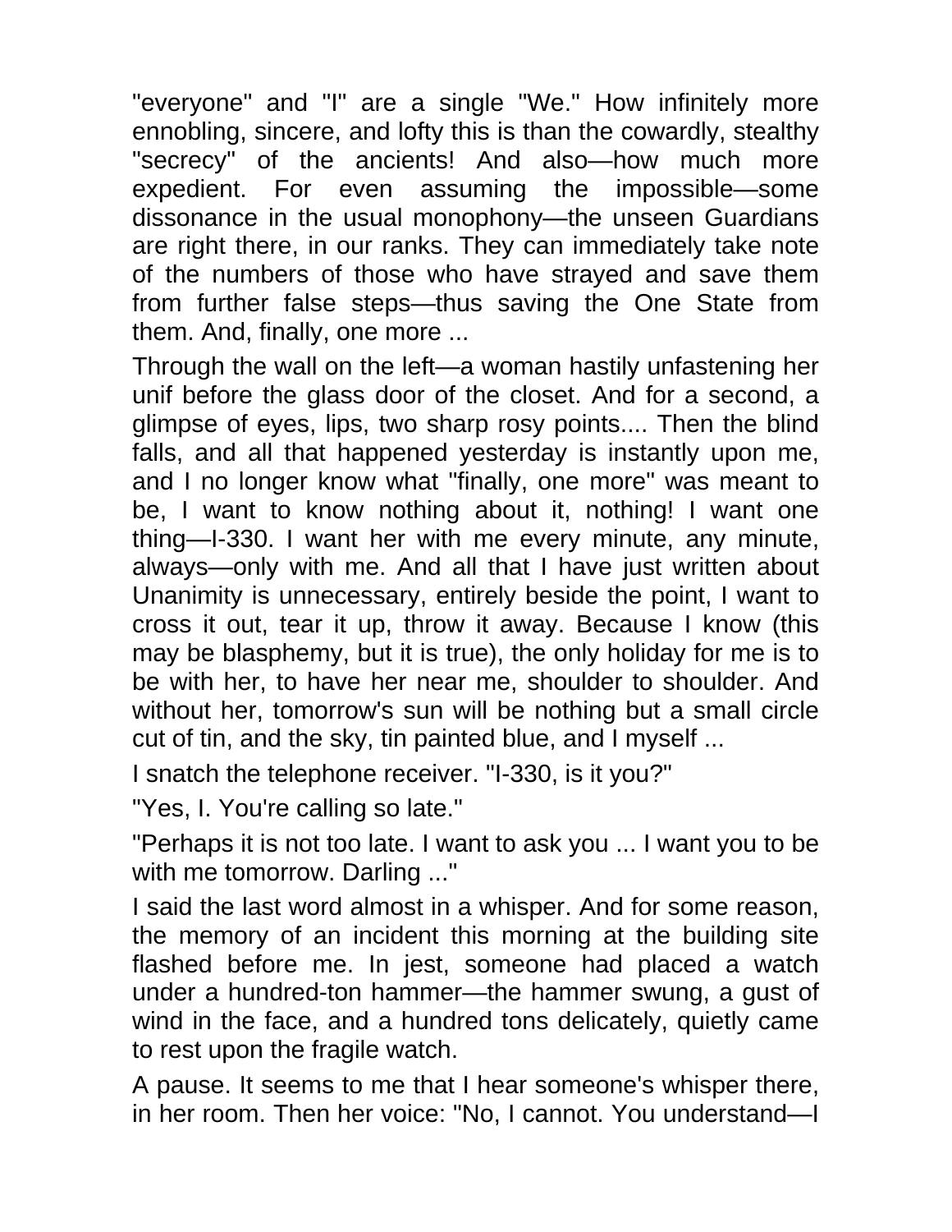"everyone" and "I" are a single "We." How infinitely more ennobling, sincere, and lofty this is than the cowardly, stealthy "secrecy" of the ancients! And also—how much more expedient. For even assuming the impossible—some dissonance in the usual monophony—the unseen Guardians are right there, in our ranks. They can immediately take note of the numbers of those who have strayed and save them from further false steps—thus saving the One State from them. And, finally, one more ...

Through the wall on the left—a woman hastily unfastening her unif before the glass door of the closet. And for a second, a glimpse of eyes, lips, two sharp rosy points.... Then the blind falls, and all that happened yesterday is instantly upon me, and I no longer know what "finally, one more" was meant to be, I want to know nothing about it, nothing! I want one thing—I-330. I want her with me every minute, any minute, always—only with me. And all that I have just written about Unanimity is unnecessary, entirely beside the point, I want to cross it out, tear it up, throw it away. Because I know (this may be blasphemy, but it is true), the only holiday for me is to be with her, to have her near me, shoulder to shoulder. And without her, tomorrow's sun will be nothing but a small circle cut of tin, and the sky, tin painted blue, and I myself ...

I snatch the telephone receiver. "I-330, is it you?"

"Yes, I. You're calling so late."

"Perhaps it is not too late. I want to ask you ... I want you to be with me tomorrow. Darling ..."

I said the last word almost in a whisper. And for some reason, the memory of an incident this morning at the building site flashed before me. In jest, someone had placed a watch under a hundred-ton hammer—the hammer swung, a gust of wind in the face, and a hundred tons delicately, quietly came to rest upon the fragile watch.

A pause. It seems to me that I hear someone's whisper there, in her room. Then her voice: "No, I cannot. You understand—I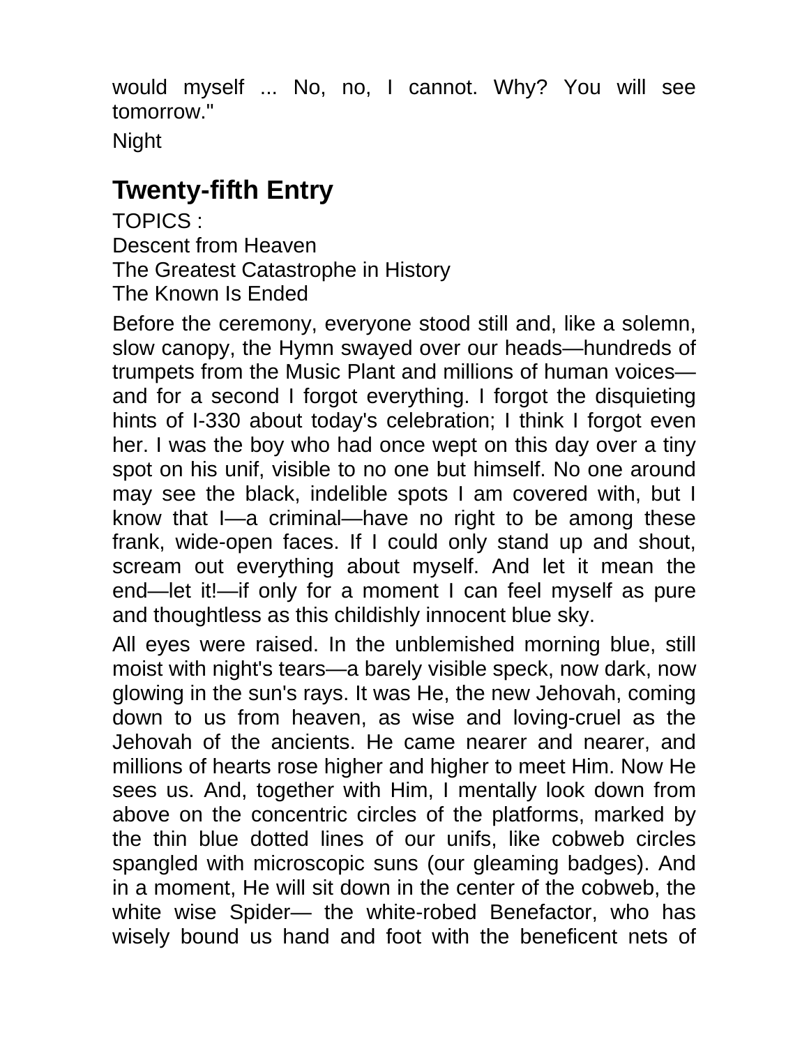would myself ... No, no, I cannot. Why? You will see tomorrow."

Night

## Twenty-fifth Entry

TOPICS :
Descent from Heaven
The Greatest Catastrophe in History
The Known Is Ended

Before the ceremony, everyone stood still and, like a solemn, slow canopy, the Hymn swayed over our heads—hundreds of trumpets from the Music Plant and millions of human voices—and for a second I forgot everything. I forgot the disquieting hints of I-330 about today's celebration; I think I forgot even her. I was the boy who had once wept on this day over a tiny spot on his unif, visible to no one but himself. No one around may see the black, indelible spots I am covered with, but I know that I—a criminal—have no right to be among these frank, wide-open faces. If I could only stand up and shout, scream out everything about myself. And let it mean the end—let it!—if only for a moment I can feel myself as pure and thoughtless as this childishly innocent blue sky.

All eyes were raised. In the unblemished morning blue, still moist with night's tears—a barely visible speck, now dark, now glowing in the sun's rays. It was He, the new Jehovah, coming down to us from heaven, as wise and loving-cruel as the Jehovah of the ancients. He came nearer and nearer, and millions of hearts rose higher and higher to meet Him. Now He sees us. And, together with Him, I mentally look down from above on the concentric circles of the platforms, marked by the thin blue dotted lines of our unifs, like cobweb circles spangled with microscopic suns (our gleaming badges). And in a moment, He will sit down in the center of the cobweb, the white wise Spider— the white-robed Benefactor, who has wisely bound us hand and foot with the beneficent nets of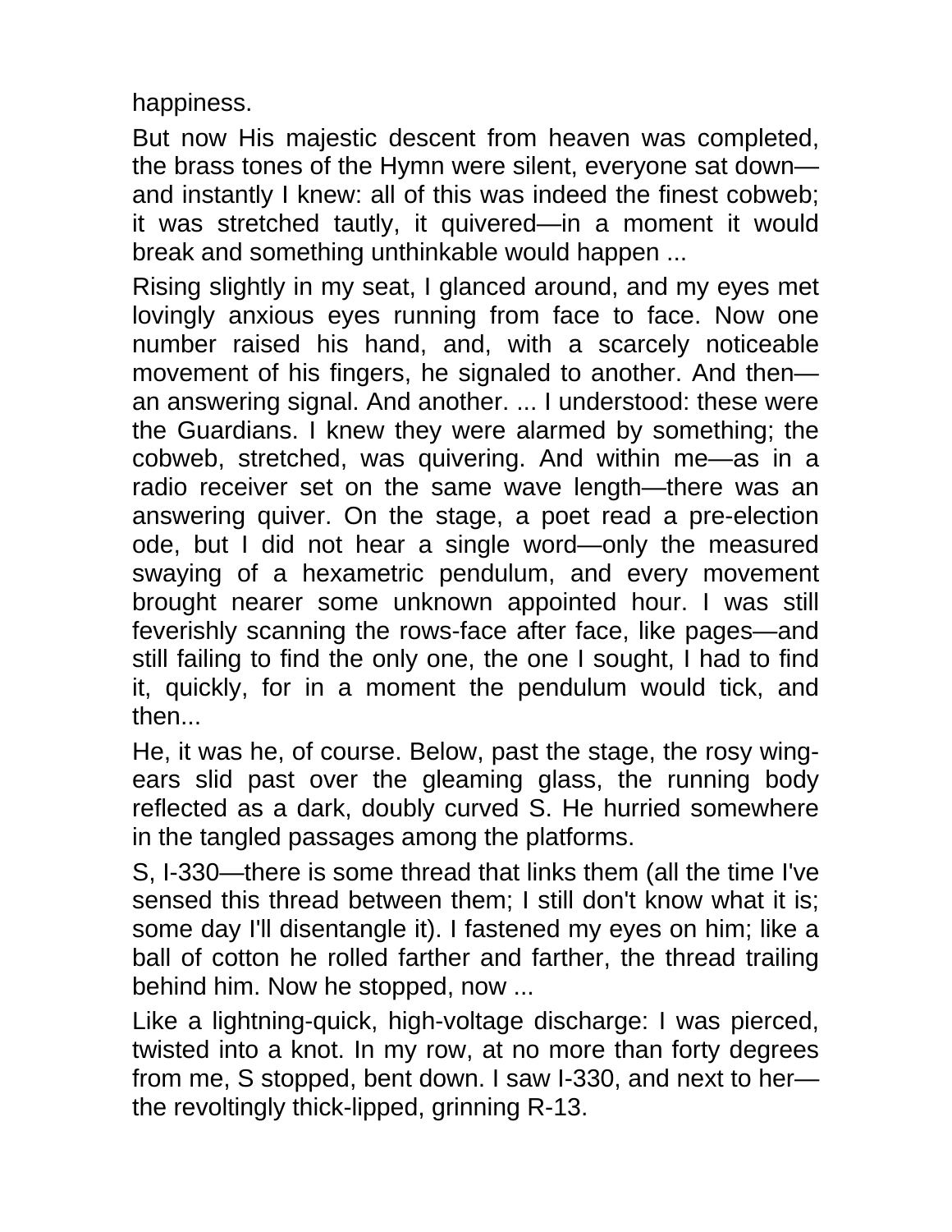happiness.

But now His majestic descent from heaven was completed, the brass tones of the Hymn were silent, everyone sat down—and instantly I knew: all of this was indeed the finest cobweb; it was stretched tautly, it quivered—in a moment it would break and something unthinkable would happen ...

Rising slightly in my seat, I glanced around, and my eyes met lovingly anxious eyes running from face to face. Now one number raised his hand, and, with a scarcely noticeable movement of his fingers, he signaled to another. And then—an answering signal. And another. ... I understood: these were the Guardians. I knew they were alarmed by something; the cobweb, stretched, was quivering. And within me—as in a radio receiver set on the same wave length—there was an answering quiver. On the stage, a poet read a pre-election ode, but I did not hear a single word—only the measured swaying of a hexametric pendulum, and every movement brought nearer some unknown appointed hour. I was still feverishly scanning the rows-face after face, like pages—and still failing to find the only one, the one I sought, I had to find it, quickly, for in a moment the pendulum would tick, and then...

He, it was he, of course. Below, past the stage, the rosy wing-ears slid past over the gleaming glass, the running body reflected as a dark, doubly curved S. He hurried somewhere in the tangled passages among the platforms.

S, I-330—there is some thread that links them (all the time I've sensed this thread between them; I still don't know what it is; some day I'll disentangle it). I fastened my eyes on him; like a ball of cotton he rolled farther and farther, the thread trailing behind him. Now he stopped, now ...

Like a lightning-quick, high-voltage discharge: I was pierced, twisted into a knot. In my row, at no more than forty degrees from me, S stopped, bent down. I saw I-330, and next to her—the revoltingly thick-lipped, grinning R-13.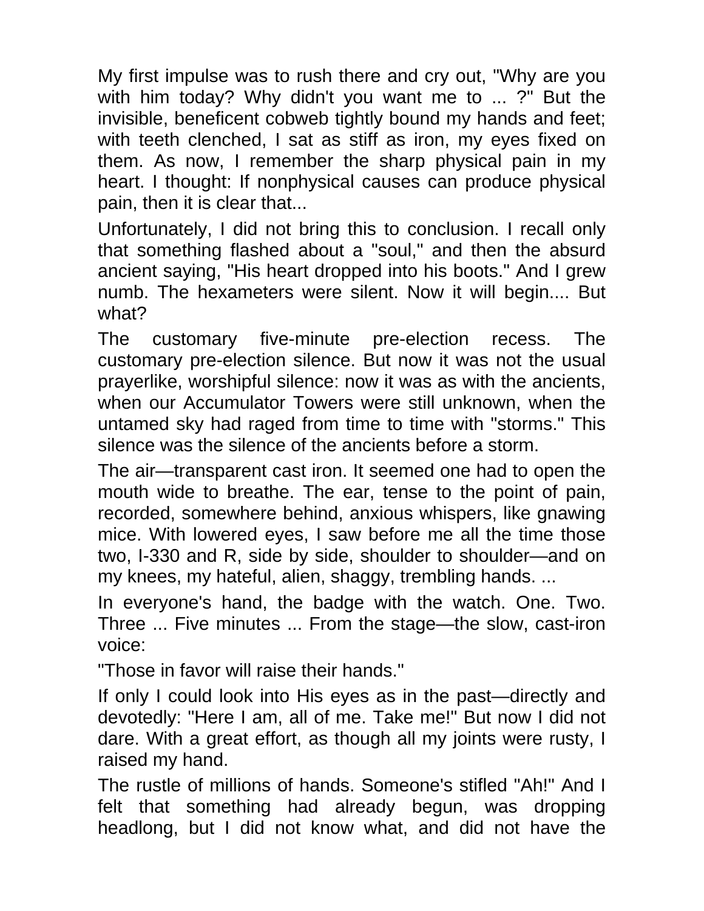My first impulse was to rush there and cry out, "Why are you with him today? Why didn't you want me to ... ?" But the invisible, beneficent cobweb tightly bound my hands and feet; with teeth clenched, I sat as stiff as iron, my eyes fixed on them. As now, I remember the sharp physical pain in my heart. I thought: If nonphysical causes can produce physical pain, then it is clear that...

Unfortunately, I did not bring this to conclusion. I recall only that something flashed about a "soul," and then the absurd ancient saying, "His heart dropped into his boots." And I grew numb. The hexameters were silent. Now it will begin.... But what?

The customary five-minute pre-election recess. The customary pre-election silence. But now it was not the usual prayerlike, worshipful silence: now it was as with the ancients, when our Accumulator Towers were still unknown, when the untamed sky had raged from time to time with "storms." This silence was the silence of the ancients before a storm.

The air—transparent cast iron. It seemed one had to open the mouth wide to breathe. The ear, tense to the point of pain, recorded, somewhere behind, anxious whispers, like gnawing mice. With lowered eyes, I saw before me all the time those two, I-330 and R, side by side, shoulder to shoulder—and on my knees, my hateful, alien, shaggy, trembling hands. ...

In everyone's hand, the badge with the watch. One. Two. Three ... Five minutes ... From the stage—the slow, cast-iron voice:

"Those in favor will raise their hands."

If only I could look into His eyes as in the past—directly and devotedly: "Here I am, all of me. Take me!" But now I did not dare. With a great effort, as though all my joints were rusty, I raised my hand.

The rustle of millions of hands. Someone's stifled "Ah!" And I felt that something had already begun, was dropping headlong, but I did not know what, and did not have the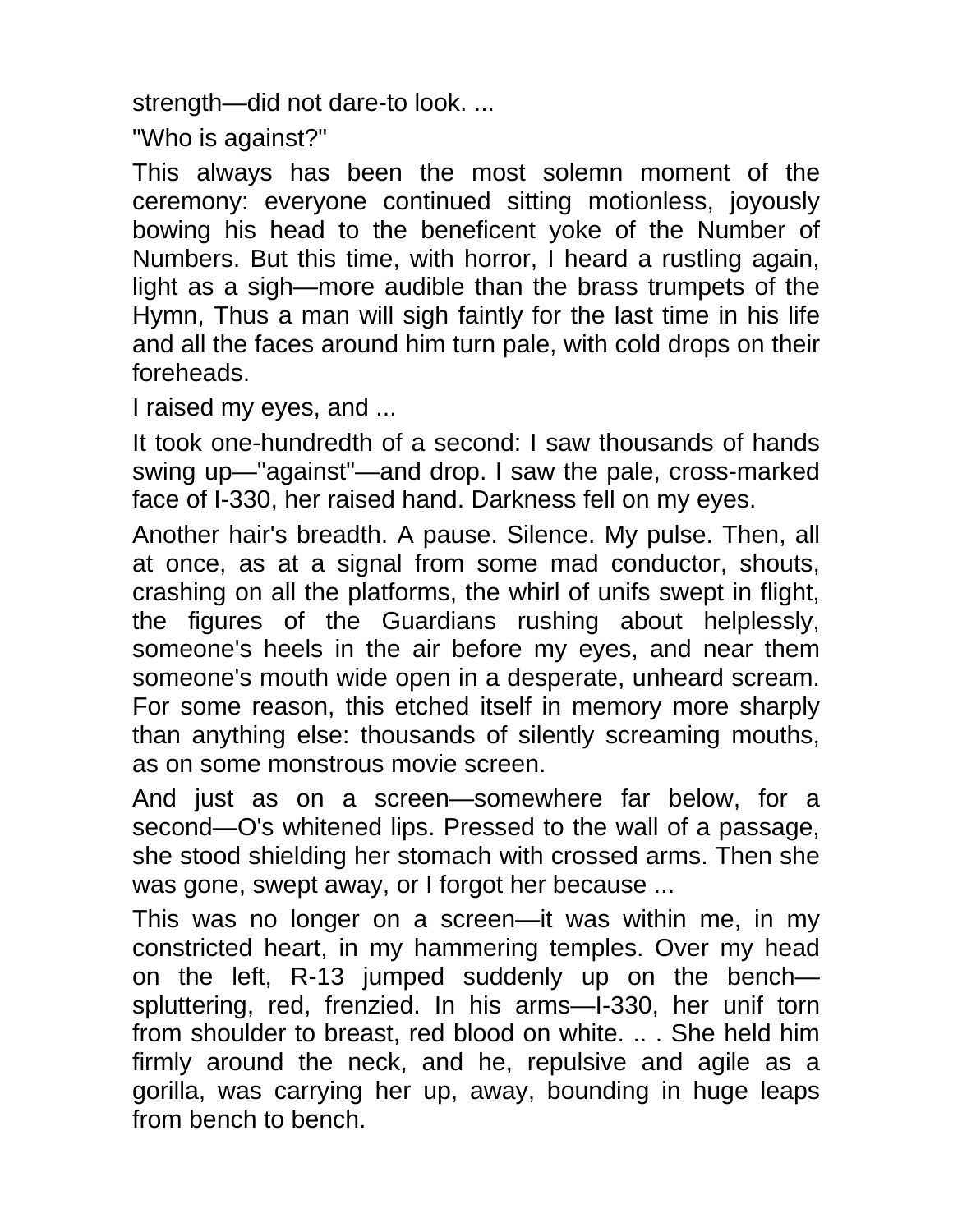strength—did not dare-to look. ...

"Who is against?"

This always has been the most solemn moment of the ceremony: everyone continued sitting motionless, joyously bowing his head to the beneficent yoke of the Number of Numbers. But this time, with horror, I heard a rustling again, light as a sigh—more audible than the brass trumpets of the Hymn, Thus a man will sigh faintly for the last time in his life and all the faces around him turn pale, with cold drops on their foreheads.

I raised my eyes, and ...

It took one-hundredth of a second: I saw thousands of hands swing up—"against"—and drop. I saw the pale, cross-marked face of I-330, her raised hand. Darkness fell on my eyes.

Another hair's breadth. A pause. Silence. My pulse. Then, all at once, as at a signal from some mad conductor, shouts, crashing on all the platforms, the whirl of unifs swept in flight, the figures of the Guardians rushing about helplessly, someone's heels in the air before my eyes, and near them someone's mouth wide open in a desperate, unheard scream. For some reason, this etched itself in memory more sharply than anything else: thousands of silently screaming mouths, as on some monstrous movie screen.

And just as on a screen—somewhere far below, for a second—O's whitened lips. Pressed to the wall of a passage, she stood shielding her stomach with crossed arms. Then she was gone, swept away, or I forgot her because ...

This was no longer on a screen—it was within me, in my constricted heart, in my hammering temples. Over my head on the left, R-13 jumped suddenly up on the bench—spluttering, red, frenzied. In his arms—I-330, her unif torn from shoulder to breast, red blood on white. .. . She held him firmly around the neck, and he, repulsive and agile as a gorilla, was carrying her up, away, bounding in huge leaps from bench to bench.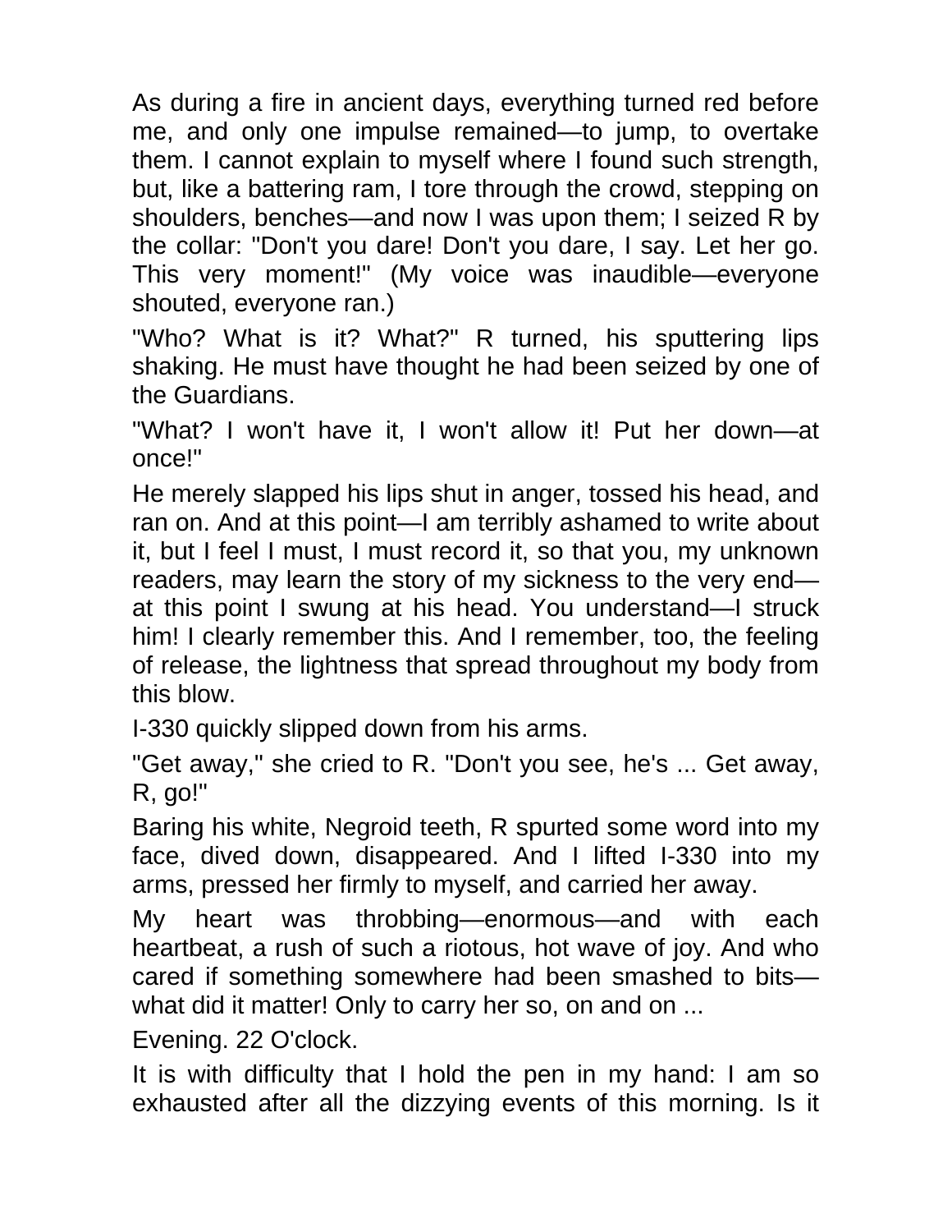As during a fire in ancient days, everything turned red before me, and only one impulse remained—to jump, to overtake them. I cannot explain to myself where I found such strength, but, like a battering ram, I tore through the crowd, stepping on shoulders, benches—and now I was upon them; I seized R by the collar: "Don't you dare! Don't you dare, I say. Let her go. This very moment!" (My voice was inaudible—everyone shouted, everyone ran.)

"Who? What is it? What?" R turned, his sputtering lips shaking. He must have thought he had been seized by one of the Guardians.

"What? I won't have it, I won't allow it! Put her down—at once!"

He merely slapped his lips shut in anger, tossed his head, and ran on. And at this point—I am terribly ashamed to write about it, but I feel I must, I must record it, so that you, my unknown readers, may learn the story of my sickness to the very end—at this point I swung at his head. You understand—I struck him! I clearly remember this. And I remember, too, the feeling of release, the lightness that spread throughout my body from this blow.

I-330 quickly slipped down from his arms.

"Get away," she cried to R. "Don't you see, he's ... Get away, R, go!"

Baring his white, Negroid teeth, R spurted some word into my face, dived down, disappeared. And I lifted I-330 into my arms, pressed her firmly to myself, and carried her away.

My heart was throbbing—enormous—and with each heartbeat, a rush of such a riotous, hot wave of joy. And who cared if something somewhere had been smashed to bits—what did it matter! Only to carry her so, on and on ...

Evening. 22 O'clock.

It is with difficulty that I hold the pen in my hand: I am so exhausted after all the dizzying events of this morning. Is it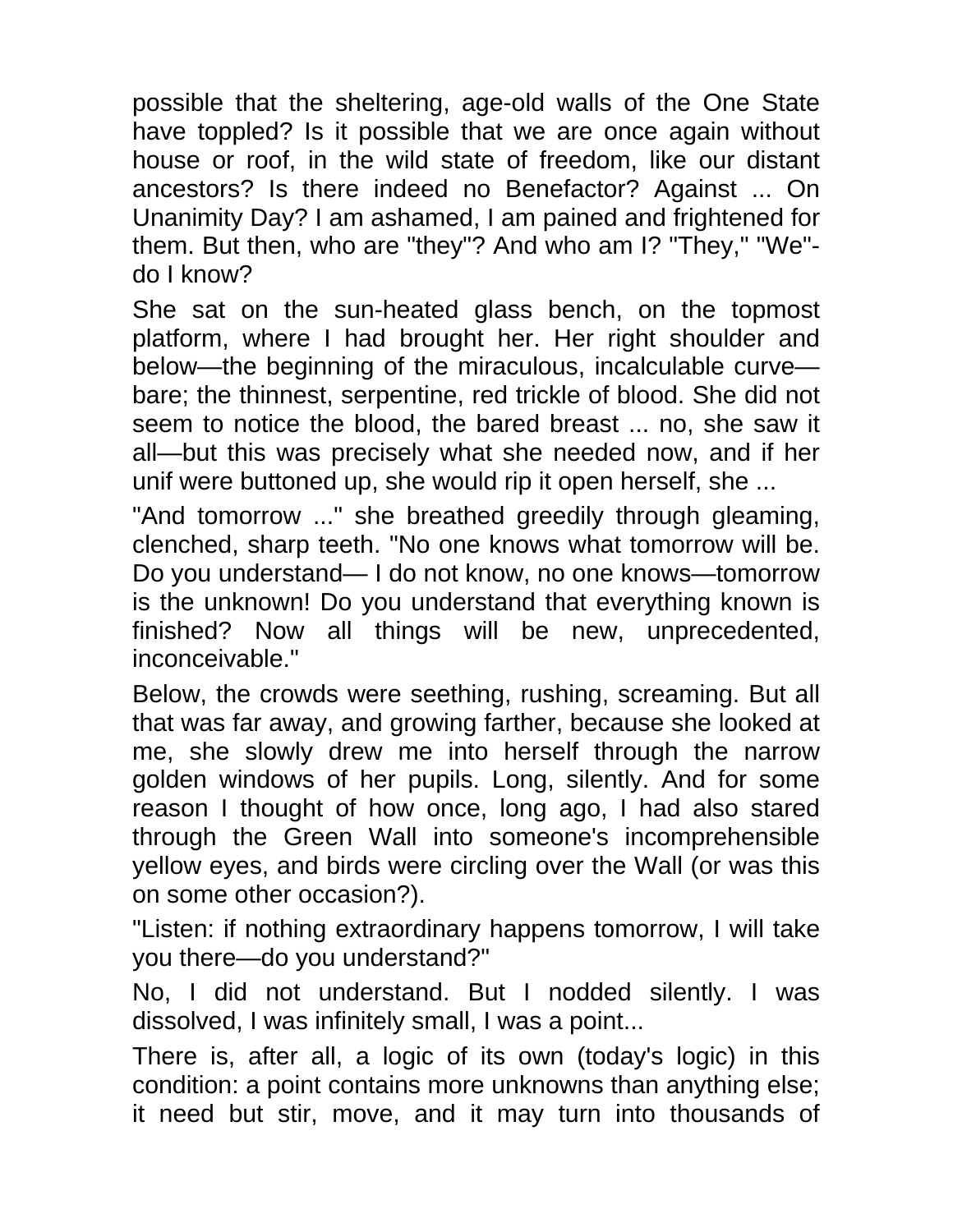possible that the sheltering, age-old walls of the One State have toppled? Is it possible that we are once again without house or roof, in the wild state of freedom, like our distant ancestors? Is there indeed no Benefactor? Against ... On Unanimity Day? I am ashamed, I am pained and frightened for them. But then, who are "they"? And who am I? "They," "We"- do I know?

She sat on the sun-heated glass bench, on the topmost platform, where I had brought her. Her right shoulder and below—the beginning of the miraculous, incalculable curve—bare; the thinnest, serpentine, red trickle of blood. She did not seem to notice the blood, the bared breast ... no, she saw it all—but this was precisely what she needed now, and if her unif were buttoned up, she would rip it open herself, she ...

"And tomorrow ..." she breathed greedily through gleaming, clenched, sharp teeth. "No one knows what tomorrow will be. Do you understand— I do not know, no one knows—tomorrow is the unknown! Do you understand that everything known is finished? Now all things will be new, unprecedented, inconceivable."

Below, the crowds were seething, rushing, screaming. But all that was far away, and growing farther, because she looked at me, she slowly drew me into herself through the narrow golden windows of her pupils. Long, silently. And for some reason I thought of how once, long ago, I had also stared through the Green Wall into someone's incomprehensible yellow eyes, and birds were circling over the Wall (or was this on some other occasion?).

"Listen: if nothing extraordinary happens tomorrow, I will take you there—do you understand?"

No, I did not understand. But I nodded silently. I was dissolved, I was infinitely small, I was a point...

There is, after all, a logic of its own (today's logic) in this condition: a point contains more unknowns than anything else; it need but stir, move, and it may turn into thousands of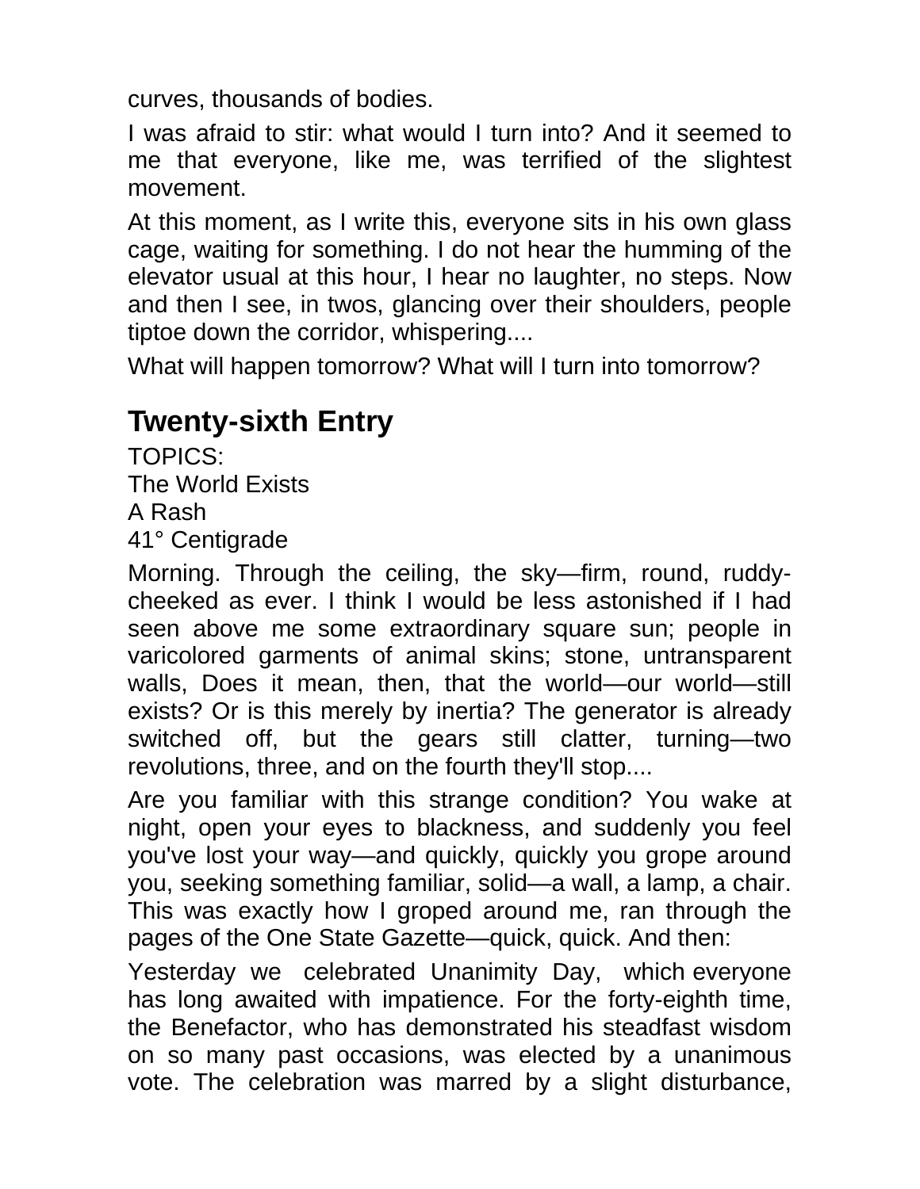curves, thousands of bodies.

I was afraid to stir: what would I turn into? And it seemed to me that everyone, like me, was terrified of the slightest movement.

At this moment, as I write this, everyone sits in his own glass cage, waiting for something. I do not hear the humming of the elevator usual at this hour, I hear no laughter, no steps. Now and then I see, in twos, glancing over their shoulders, people tiptoe down the corridor, whispering....

What will happen tomorrow? What will I turn into tomorrow?

## Twenty-sixth Entry

TOPICS:
The World Exists
A Rash
41° Centigrade

Morning. Through the ceiling, the sky—firm, round, ruddy-cheeked as ever. I think I would be less astonished if I had seen above me some extraordinary square sun; people in varicolored garments of animal skins; stone, untransparent walls, Does it mean, then, that the world—our world—still exists? Or is this merely by inertia? The generator is already switched off, but the gears still clatter, turning—two revolutions, three, and on the fourth they'll stop....

Are you familiar with this strange condition? You wake at night, open your eyes to blackness, and suddenly you feel you've lost your way—and quickly, quickly you grope around you, seeking something familiar, solid—a wall, a lamp, a chair. This was exactly how I groped around me, ran through the pages of the One State Gazette—quick, quick. And then:

Yesterday we celebrated Unanimity Day, which everyone has long awaited with impatience. For the forty-eighth time, the Benefactor, who has demonstrated his steadfast wisdom on so many past occasions, was elected by a unanimous vote. The celebration was marred by a slight disturbance,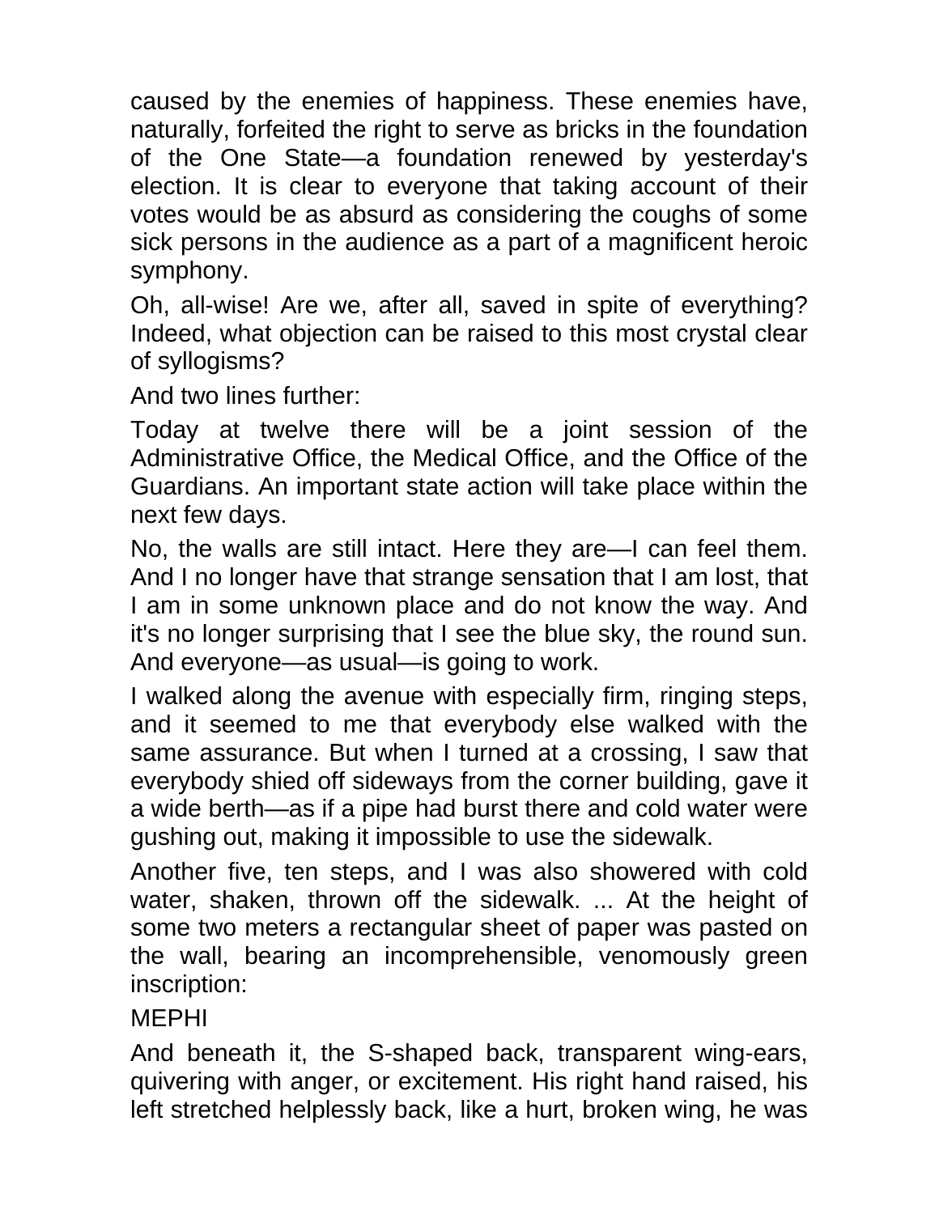caused by the enemies of happiness. These enemies have, naturally, forfeited the right to serve as bricks in the foundation of the One State—a foundation renewed by yesterday's election. It is clear to everyone that taking account of their votes would be as absurd as considering the coughs of some sick persons in the audience as a part of a magnificent heroic symphony.

Oh, all-wise! Are we, after all, saved in spite of everything? Indeed, what objection can be raised to this most crystal clear of syllogisms?

And two lines further:

Today at twelve there will be a joint session of the Administrative Office, the Medical Office, and the Office of the Guardians. An important state action will take place within the next few days.

No, the walls are still intact. Here they are—I can feel them. And I no longer have that strange sensation that I am lost, that I am in some unknown place and do not know the way. And it's no longer surprising that I see the blue sky, the round sun. And everyone—as usual—is going to work.

I walked along the avenue with especially firm, ringing steps, and it seemed to me that everybody else walked with the same assurance. But when I turned at a crossing, I saw that everybody shied off sideways from the corner building, gave it a wide berth—as if a pipe had burst there and cold water were gushing out, making it impossible to use the sidewalk.

Another five, ten steps, and I was also showered with cold water, shaken, thrown off the sidewalk. ... At the height of some two meters a rectangular sheet of paper was pasted on the wall, bearing an incomprehensible, venomously green inscription:

MEPHI

And beneath it, the S-shaped back, transparent wing-ears, quivering with anger, or excitement. His right hand raised, his left stretched helplessly back, like a hurt, broken wing, he was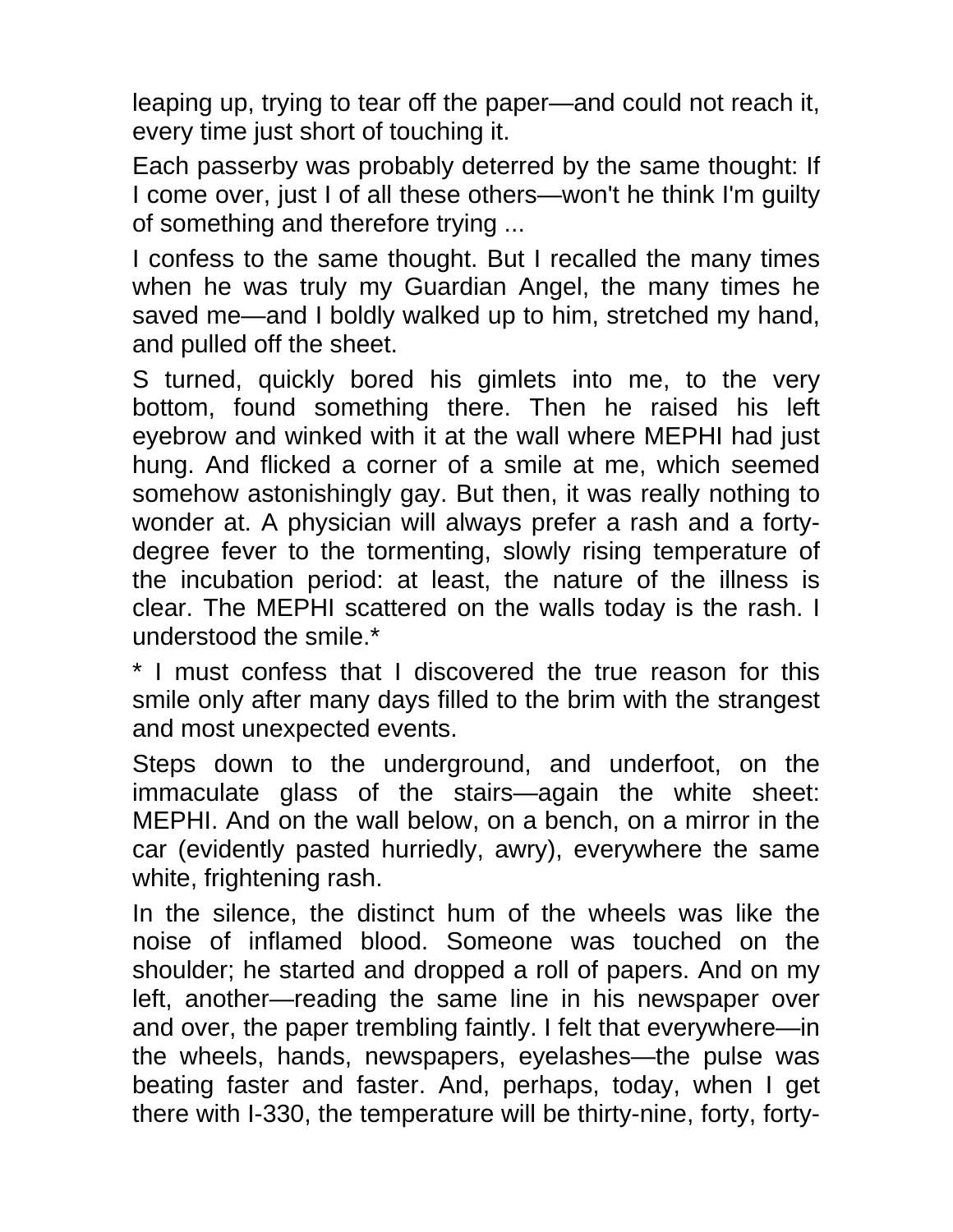leaping up, trying to tear off the paper—and could not reach it, every time just short of touching it.

Each passerby was probably deterred by the same thought: If I come over, just I of all these others—won't he think I'm guilty of something and therefore trying ...

I confess to the same thought. But I recalled the many times when he was truly my Guardian Angel, the many times he saved me—and I boldly walked up to him, stretched my hand, and pulled off the sheet.

S turned, quickly bored his gimlets into me, to the very bottom, found something there. Then he raised his left eyebrow and winked with it at the wall where MEPHI had just hung. And flicked a corner of a smile at me, which seemed somehow astonishingly gay. But then, it was really nothing to wonder at. A physician will always prefer a rash and a forty-degree fever to the tormenting, slowly rising temperature of the incubation period: at least, the nature of the illness is clear. The MEPHI scattered on the walls today is the rash. I understood the smile.*

* I must confess that I discovered the true reason for this smile only after many days filled to the brim with the strangest and most unexpected events.

Steps down to the underground, and underfoot, on the immaculate glass of the stairs—again the white sheet: MEPHI. And on the wall below, on a bench, on a mirror in the car (evidently pasted hurriedly, awry), everywhere the same white, frightening rash.

In the silence, the distinct hum of the wheels was like the noise of inflamed blood. Someone was touched on the shoulder; he started and dropped a roll of papers. And on my left, another—reading the same line in his newspaper over and over, the paper trembling faintly. I felt that everywhere—in the wheels, hands, newspapers, eyelashes—the pulse was beating faster and faster. And, perhaps, today, when I get there with I-330, the temperature will be thirty-nine, forty, forty-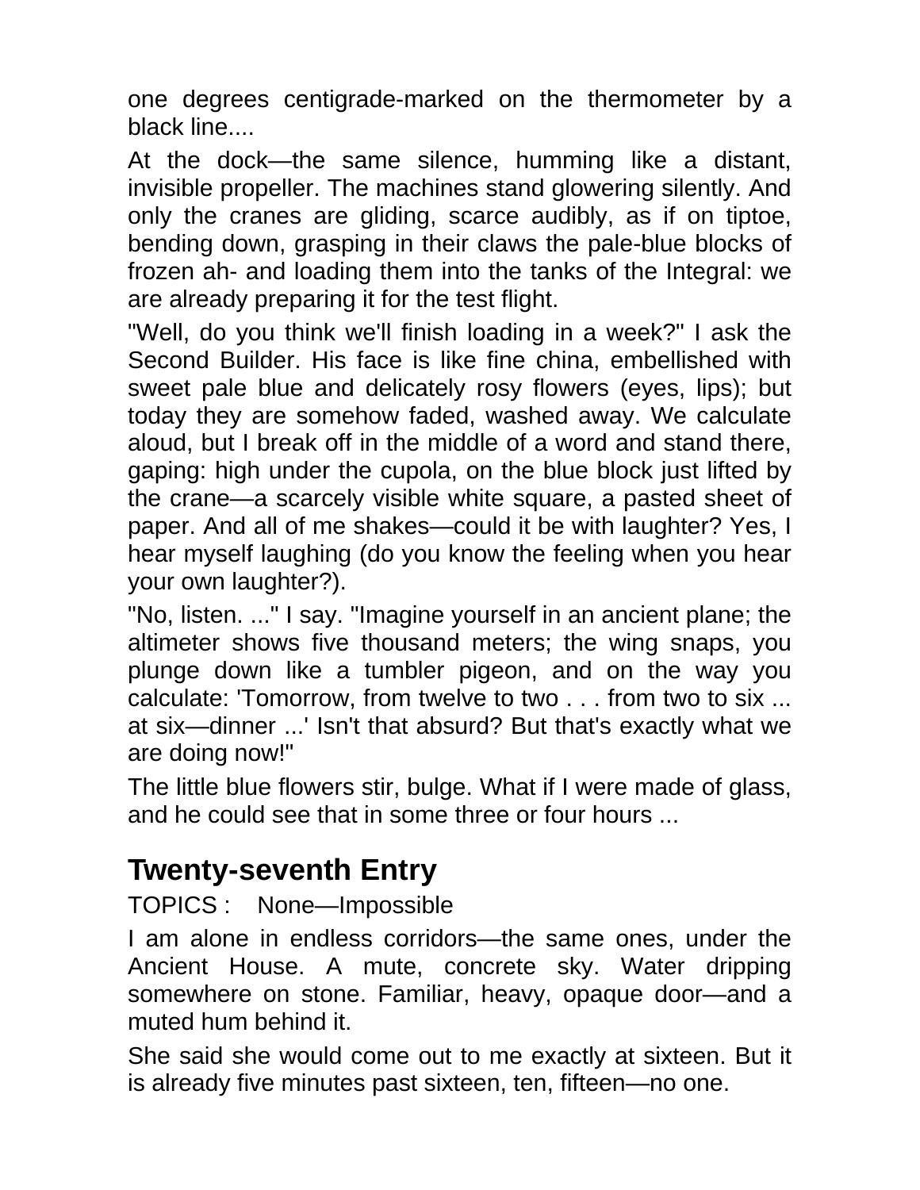one degrees centigrade-marked on the thermometer by a black line....

At the dock—the same silence, humming like a distant, invisible propeller. The machines stand glowering silently. And only the cranes are gliding, scarce audibly, as if on tiptoe, bending down, grasping in their claws the pale-blue blocks of frozen ah- and loading them into the tanks of the Integral: we are already preparing it for the test flight.

"Well, do you think we'll finish loading in a week?" I ask the Second Builder. His face is like fine china, embellished with sweet pale blue and delicately rosy flowers (eyes, lips); but today they are somehow faded, washed away. We calculate aloud, but I break off in the middle of a word and stand there, gaping: high under the cupola, on the blue block just lifted by the crane—a scarcely visible white square, a pasted sheet of paper. And all of me shakes—could it be with laughter? Yes, I hear myself laughing (do you know the feeling when you hear your own laughter?).

"No, listen. ..." I say. "Imagine yourself in an ancient plane; the altimeter shows five thousand meters; the wing snaps, you plunge down like a tumbler pigeon, and on the way you calculate: 'Tomorrow, from twelve to two . . . from two to six ... at six—dinner ...' Isn't that absurd? But that's exactly what we are doing now!"

The little blue flowers stir, bulge. What if I were made of glass, and he could see that in some three or four hours ...

## Twenty-seventh Entry

TOPICS : None—Impossible

I am alone in endless corridors—the same ones, under the Ancient House. A mute, concrete sky. Water dripping somewhere on stone. Familiar, heavy, opaque door—and a muted hum behind it.

She said she would come out to me exactly at sixteen. But it is already five minutes past sixteen, ten, fifteen—no one.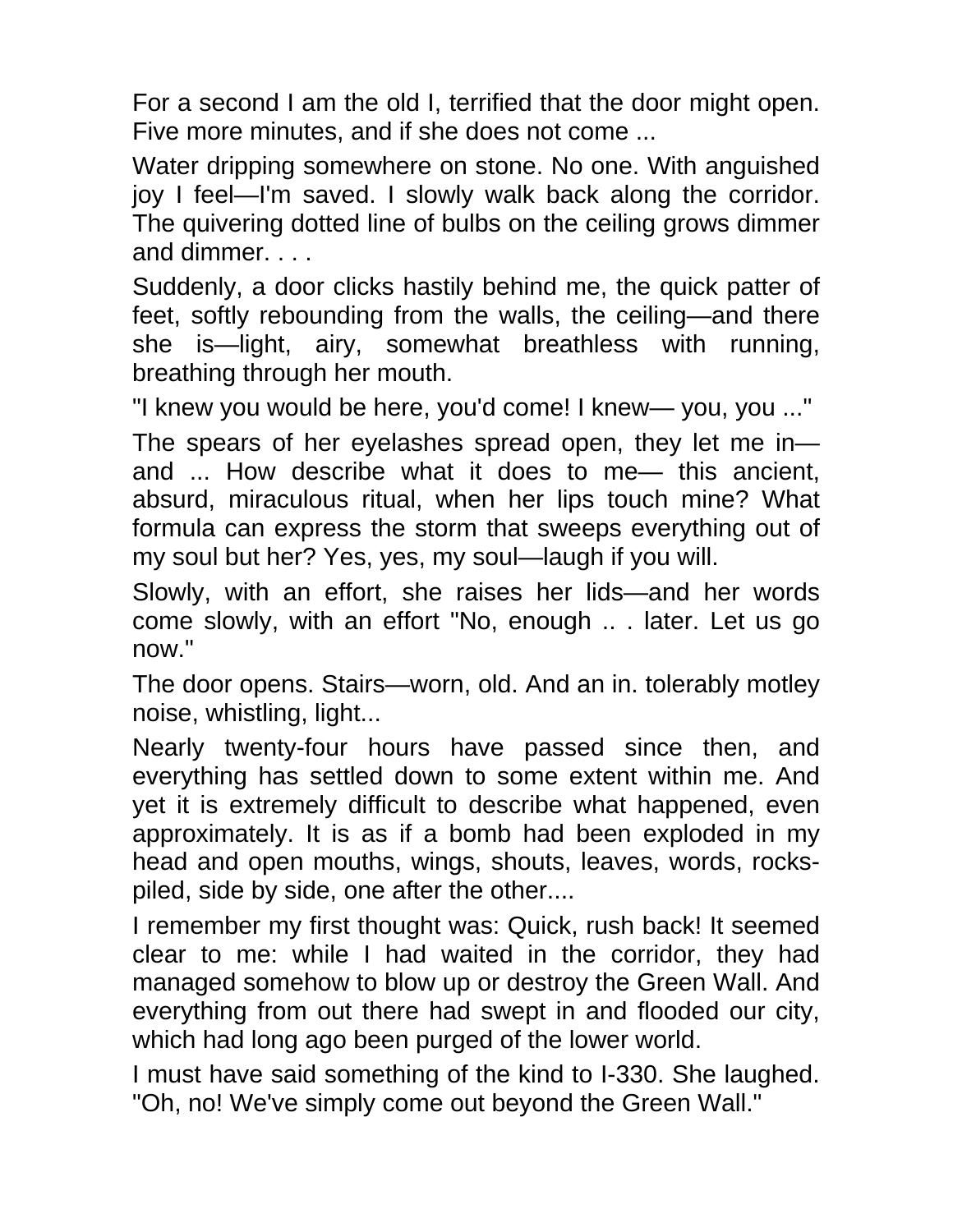For a second I am the old I, terrified that the door might open. Five more minutes, and if she does not come ...

Water dripping somewhere on stone. No one. With anguished joy I feel—I'm saved. I slowly walk back along the corridor. The quivering dotted line of bulbs on the ceiling grows dimmer and dimmer. . . .

Suddenly, a door clicks hastily behind me, the quick patter of feet, softly rebounding from the walls, the ceiling—and there she is—light, airy, somewhat breathless with running, breathing through her mouth.

"I knew you would be here, you'd come! I knew— you, you ..."

The spears of her eyelashes spread open, they let me in—and ... How describe what it does to me— this ancient, absurd, miraculous ritual, when her lips touch mine? What formula can express the storm that sweeps everything out of my soul but her? Yes, yes, my soul—laugh if you will.

Slowly, with an effort, she raises her lids—and her words come slowly, with an effort "No, enough .. . later. Let us go now."

The door opens. Stairs—worn, old. And an in. tolerably motley noise, whistling, light...

Nearly twenty-four hours have passed since then, and everything has settled down to some extent within me. And yet it is extremely difficult to describe what happened, even approximately. It is as if a bomb had been exploded in my head and open mouths, wings, shouts, leaves, words, rocks-piled, side by side, one after the other....

I remember my first thought was: Quick, rush back! It seemed clear to me: while I had waited in the corridor, they had managed somehow to blow up or destroy the Green Wall. And everything from out there had swept in and flooded our city, which had long ago been purged of the lower world.

I must have said something of the kind to I-330. She laughed. "Oh, no! We've simply come out beyond the Green Wall."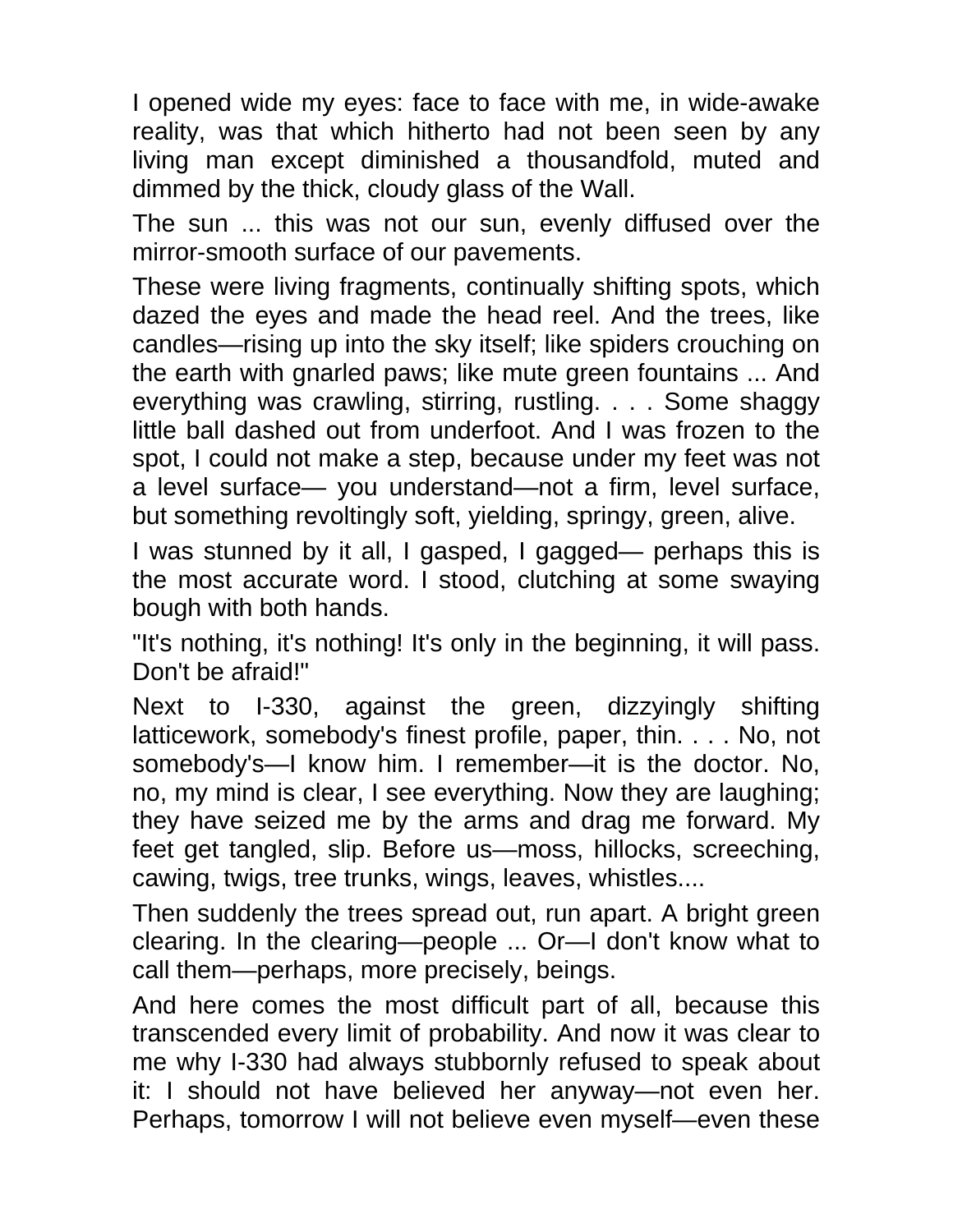I opened wide my eyes: face to face with me, in wide-awake reality, was that which hitherto had not been seen by any living man except diminished a thousandfold, muted and dimmed by the thick, cloudy glass of the Wall.

The sun ... this was not our sun, evenly diffused over the mirror-smooth surface of our pavements.

These were living fragments, continually shifting spots, which dazed the eyes and made the head reel. And the trees, like candles—rising up into the sky itself; like spiders crouching on the earth with gnarled paws; like mute green fountains ... And everything was crawling, stirring, rustling. . . . Some shaggy little ball dashed out from underfoot. And I was frozen to the spot, I could not make a step, because under my feet was not a level surface— you understand—not a firm, level surface, but something revoltingly soft, yielding, springy, green, alive.

I was stunned by it all, I gasped, I gagged— perhaps this is the most accurate word. I stood, clutching at some swaying bough with both hands.

"It's nothing, it's nothing! It's only in the beginning, it will pass. Don't be afraid!"

Next to I-330, against the green, dizzyingly shifting latticework, somebody's finest profile, paper, thin. . . . No, not somebody's—I know him. I remember—it is the doctor. No, no, my mind is clear, I see everything. Now they are laughing; they have seized me by the arms and drag me forward. My feet get tangled, slip. Before us—moss, hillocks, screeching, cawing, twigs, tree trunks, wings, leaves, whistles....

Then suddenly the trees spread out, run apart. A bright green clearing. In the clearing—people ... Or—I don't know what to call them—perhaps, more precisely, beings.

And here comes the most difficult part of all, because this transcended every limit of probability. And now it was clear to me why I-330 had always stubbornly refused to speak about it: I should not have believed her anyway—not even her. Perhaps, tomorrow I will not believe even myself—even these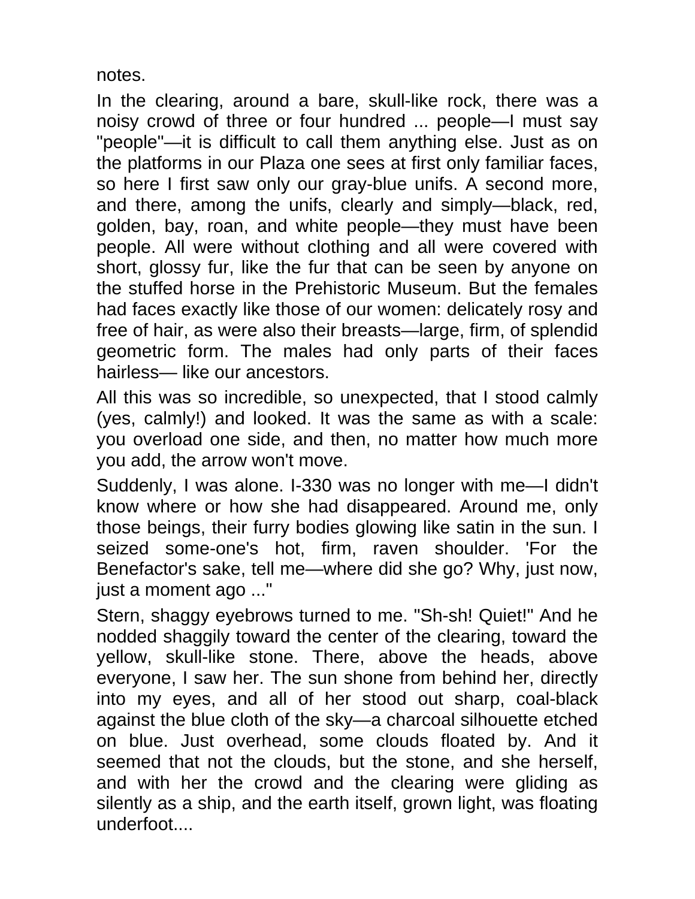notes.

In the clearing, around a bare, skull-like rock, there was a noisy crowd of three or four hundred ... people—I must say "people"—it is difficult to call them anything else. Just as on the platforms in our Plaza one sees at first only familiar faces, so here I first saw only our gray-blue unifs. A second more, and there, among the unifs, clearly and simply—black, red, golden, bay, roan, and white people—they must have been people. All were without clothing and all were covered with short, glossy fur, like the fur that can be seen by anyone on the stuffed horse in the Prehistoric Museum. But the females had faces exactly like those of our women: delicately rosy and free of hair, as were also their breasts—large, firm, of splendid geometric form. The males had only parts of their faces hairless— like our ancestors.

All this was so incredible, so unexpected, that I stood calmly (yes, calmly!) and looked. It was the same as with a scale: you overload one side, and then, no matter how much more you add, the arrow won't move.

Suddenly, I was alone. I-330 was no longer with me—I didn't know where or how she had disappeared. Around me, only those beings, their furry bodies glowing like satin in the sun. I seized some-one's hot, firm, raven shoulder. 'For the Benefactor's sake, tell me—where did she go? Why, just now, just a moment ago ..."

Stern, shaggy eyebrows turned to me. "Sh-sh! Quiet!" And he nodded shaggily toward the center of the clearing, toward the yellow, skull-like stone. There, above the heads, above everyone, I saw her. The sun shone from behind her, directly into my eyes, and all of her stood out sharp, coal-black against the blue cloth of the sky—a charcoal silhouette etched on blue. Just overhead, some clouds floated by. And it seemed that not the clouds, but the stone, and she herself, and with her the crowd and the clearing were gliding as silently as a ship, and the earth itself, grown light, was floating underfoot....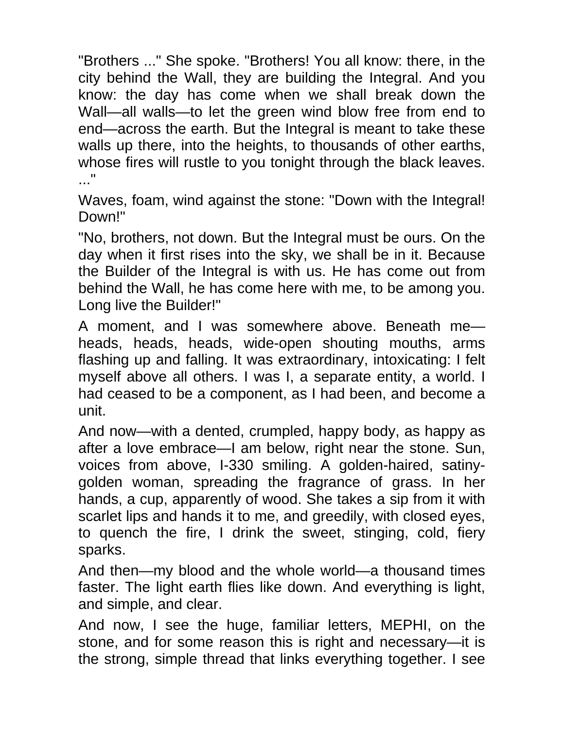"Brothers ..." She spoke. "Brothers! You all know: there, in the city behind the Wall, they are building the Integral. And you know: the day has come when we shall break down the Wall—all walls—to let the green wind blow free from end to end—across the earth. But the Integral is meant to take these walls up there, into the heights, to thousands of other earths, whose fires will rustle to you tonight through the black leaves. ..."

Waves, foam, wind against the stone: "Down with the Integral! Down!"

"No, brothers, not down. But the Integral must be ours. On the day when it first rises into the sky, we shall be in it. Because the Builder of the Integral is with us. He has come out from behind the Wall, he has come here with me, to be among you. Long live the Builder!"

A moment, and I was somewhere above. Beneath me—heads, heads, heads, wide-open shouting mouths, arms flashing up and falling. It was extraordinary, intoxicating: I felt myself above all others. I was I, a separate entity, a world. I had ceased to be a component, as I had been, and become a unit.

And now—with a dented, crumpled, happy body, as happy as after a love embrace—I am below, right near the stone. Sun, voices from above, I-330 smiling. A golden-haired, satiny-golden woman, spreading the fragrance of grass. In her hands, a cup, apparently of wood. She takes a sip from it with scarlet lips and hands it to me, and greedily, with closed eyes, to quench the fire, I drink the sweet, stinging, cold, fiery sparks.

And then—my blood and the whole world—a thousand times faster. The light earth flies like down. And everything is light, and simple, and clear.

And now, I see the huge, familiar letters, MEPHI, on the stone, and for some reason this is right and necessary—it is the strong, simple thread that links everything together. I see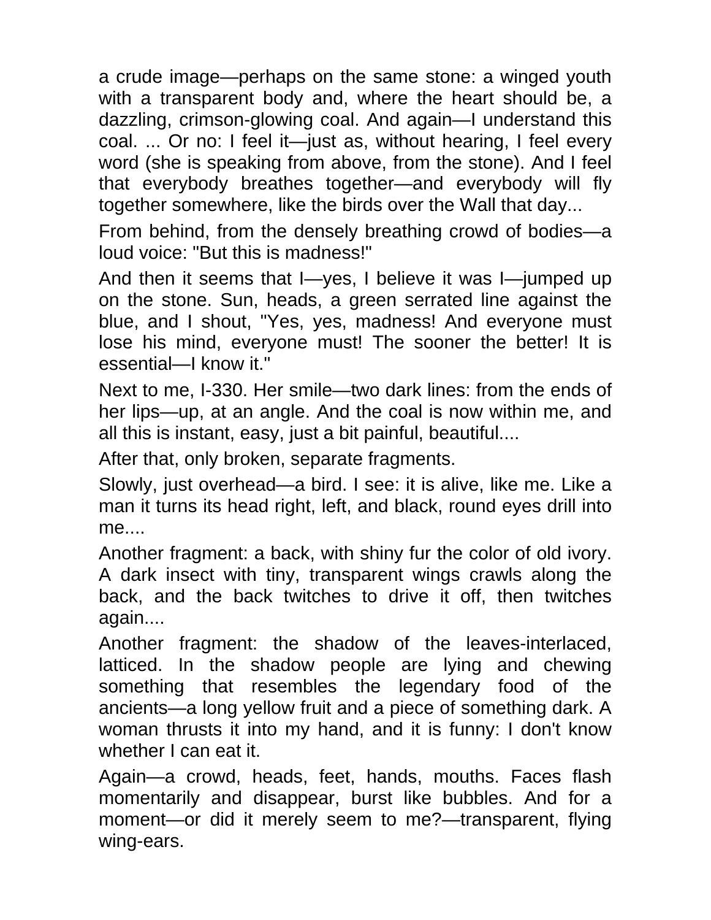a crude image—perhaps on the same stone: a winged youth with a transparent body and, where the heart should be, a dazzling, crimson-glowing coal. And again—I understand this coal. ... Or no: I feel it—just as, without hearing, I feel every word (she is speaking from above, from the stone). And I feel that everybody breathes together—and everybody will fly together somewhere, like the birds over the Wall that day...

From behind, from the densely breathing crowd of bodies—a loud voice: "But this is madness!"

And then it seems that I—yes, I believe it was I—jumped up on the stone. Sun, heads, a green serrated line against the blue, and I shout, "Yes, yes, madness! And everyone must lose his mind, everyone must! The sooner the better! It is essential—I know it."

Next to me, I-330. Her smile—two dark lines: from the ends of her lips—up, at an angle. And the coal is now within me, and all this is instant, easy, just a bit painful, beautiful....

After that, only broken, separate fragments.

Slowly, just overhead—a bird. I see: it is alive, like me. Like a man it turns its head right, left, and black, round eyes drill into me....

Another fragment: a back, with shiny fur the color of old ivory. A dark insect with tiny, transparent wings crawls along the back, and the back twitches to drive it off, then twitches again....

Another fragment: the shadow of the leaves-interlaced, latticed. In the shadow people are lying and chewing something that resembles the legendary food of the ancients—a long yellow fruit and a piece of something dark. A woman thrusts it into my hand, and it is funny: I don't know whether I can eat it.

Again—a crowd, heads, feet, hands, mouths. Faces flash momentarily and disappear, burst like bubbles. And for a moment—or did it merely seem to me?—transparent, flying wing-ears.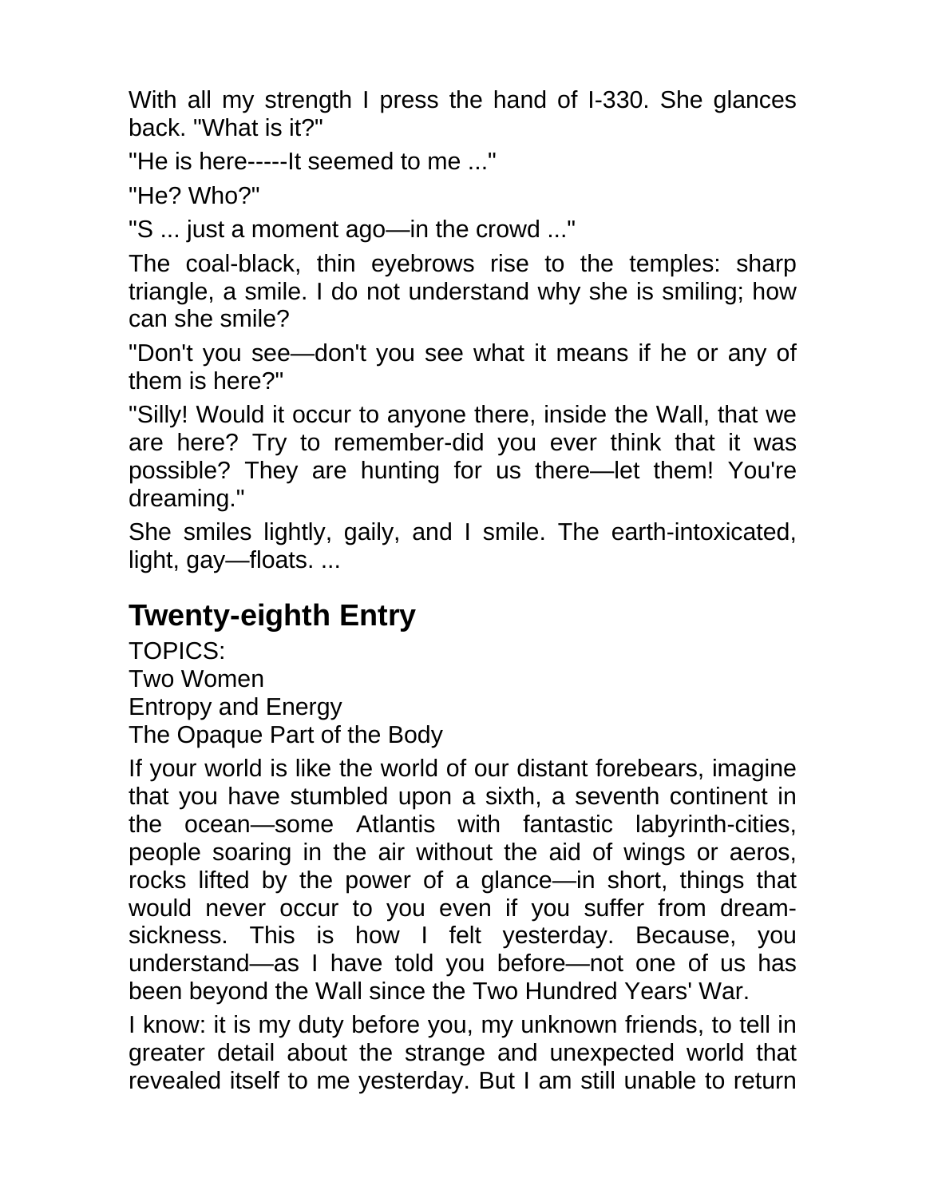With all my strength I press the hand of I-330. She glances back. "What is it?"

"He is here-----It seemed to me ..."

"He? Who?"

"S ... just a moment ago—in the crowd ..."

The coal-black, thin eyebrows rise to the temples: sharp triangle, a smile. I do not understand why she is smiling; how can she smile?

"Don't you see—don't you see what it means if he or any of them is here?"

"Silly! Would it occur to anyone there, inside the Wall, that we are here? Try to remember-did you ever think that it was possible? They are hunting for us there—let them! You're dreaming."

She smiles lightly, gaily, and I smile. The earth-intoxicated, light, gay—floats. ...

## Twenty-eighth Entry

TOPICS:

Two Women

Entropy and Energy

The Opaque Part of the Body

If your world is like the world of our distant forebears, imagine that you have stumbled upon a sixth, a seventh continent in the ocean—some Atlantis with fantastic labyrinth-cities, people soaring in the air without the aid of wings or aeros, rocks lifted by the power of a glance—in short, things that would never occur to you even if you suffer from dream-sickness. This is how I felt yesterday. Because, you understand—as I have told you before—not one of us has been beyond the Wall since the Two Hundred Years' War.

I know: it is my duty before you, my unknown friends, to tell in greater detail about the strange and unexpected world that revealed itself to me yesterday. But I am still unable to return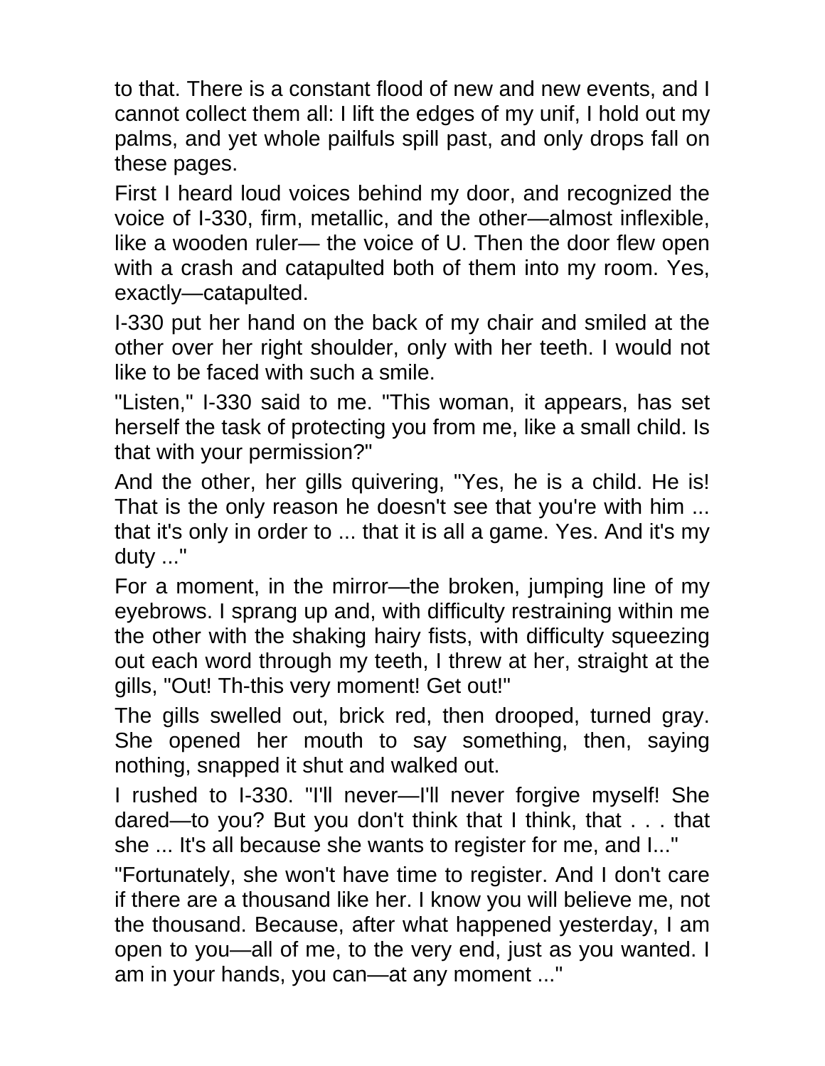to that. There is a constant flood of new and new events, and I cannot collect them all: I lift the edges of my unif, I hold out my palms, and yet whole pailfuls spill past, and only drops fall on these pages.

First I heard loud voices behind my door, and recognized the voice of I-330, firm, metallic, and the other—almost inflexible, like a wooden ruler— the voice of U. Then the door flew open with a crash and catapulted both of them into my room. Yes, exactly—catapulted.

I-330 put her hand on the back of my chair and smiled at the other over her right shoulder, only with her teeth. I would not like to be faced with such a smile.

"Listen," I-330 said to me. "This woman, it appears, has set herself the task of protecting you from me, like a small child. Is that with your permission?"

And the other, her gills quivering, "Yes, he is a child. He is! That is the only reason he doesn't see that you're with him ... that it's only in order to ... that it is all a game. Yes. And it's my duty ..."

For a moment, in the mirror—the broken, jumping line of my eyebrows. I sprang up and, with difficulty restraining within me the other with the shaking hairy fists, with difficulty squeezing out each word through my teeth, I threw at her, straight at the gills, "Out! Th-this very moment! Get out!"

The gills swelled out, brick red, then drooped, turned gray. She opened her mouth to say something, then, saying nothing, snapped it shut and walked out.

I rushed to I-330. "I'll never—I'll never forgive myself! She dared—to you? But you don't think that I think, that . . . that she ... It's all because she wants to register for me, and I..."

"Fortunately, she won't have time to register. And I don't care if there are a thousand like her. I know you will believe me, not the thousand. Because, after what happened yesterday, I am open to you—all of me, to the very end, just as you wanted. I am in your hands, you can—at any moment ..."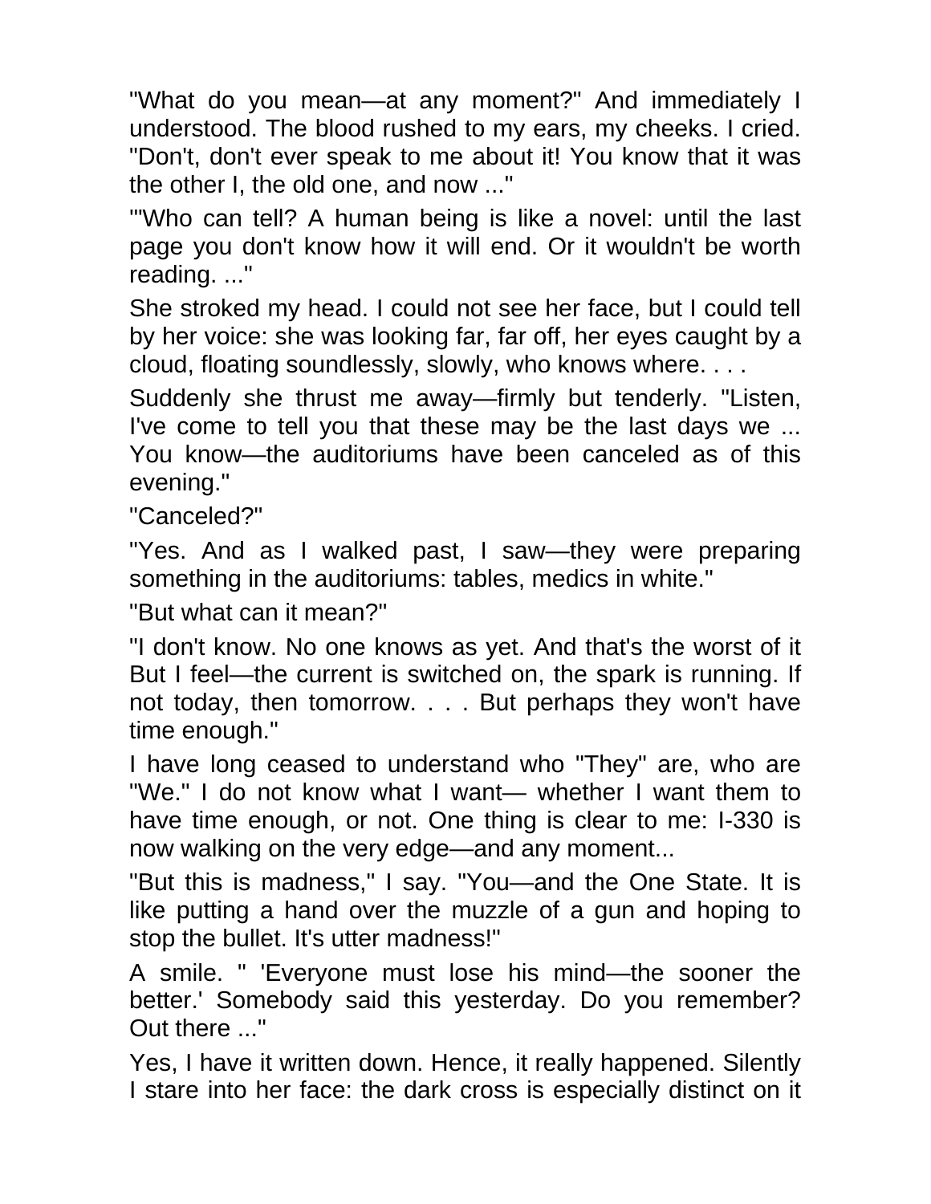"What do you mean—at any moment?" And immediately I understood. The blood rushed to my ears, my cheeks. I cried. "Don't, don't ever speak to me about it! You know that it was the other I, the old one, and now ..."

"'Who can tell? A human being is like a novel: until the last page you don't know how it will end. Or it wouldn't be worth reading. ..."

She stroked my head. I could not see her face, but I could tell by her voice: she was looking far, far off, her eyes caught by a cloud, floating soundlessly, slowly, who knows where. . . .

Suddenly she thrust me away—firmly but tenderly. "Listen, I've come to tell you that these may be the last days we ... You know—the auditoriums have been canceled as of this evening."

"Canceled?"

"Yes. And as I walked past, I saw—they were preparing something in the auditoriums: tables, medics in white."

"But what can it mean?"

"I don't know. No one knows as yet. And that's the worst of it But I feel—the current is switched on, the spark is running. If not today, then tomorrow. . . . But perhaps they won't have time enough."

I have long ceased to understand who "They" are, who are "We." I do not know what I want— whether I want them to have time enough, or not. One thing is clear to me: I-330 is now walking on the very edge—and any moment...

"But this is madness," I say. "You—and the One State. It is like putting a hand over the muzzle of a gun and hoping to stop the bullet. It's utter madness!"

A smile. " 'Everyone must lose his mind—the sooner the better.' Somebody said this yesterday. Do you remember? Out there ..."

Yes, I have it written down. Hence, it really happened. Silently I stare into her face: the dark cross is especially distinct on it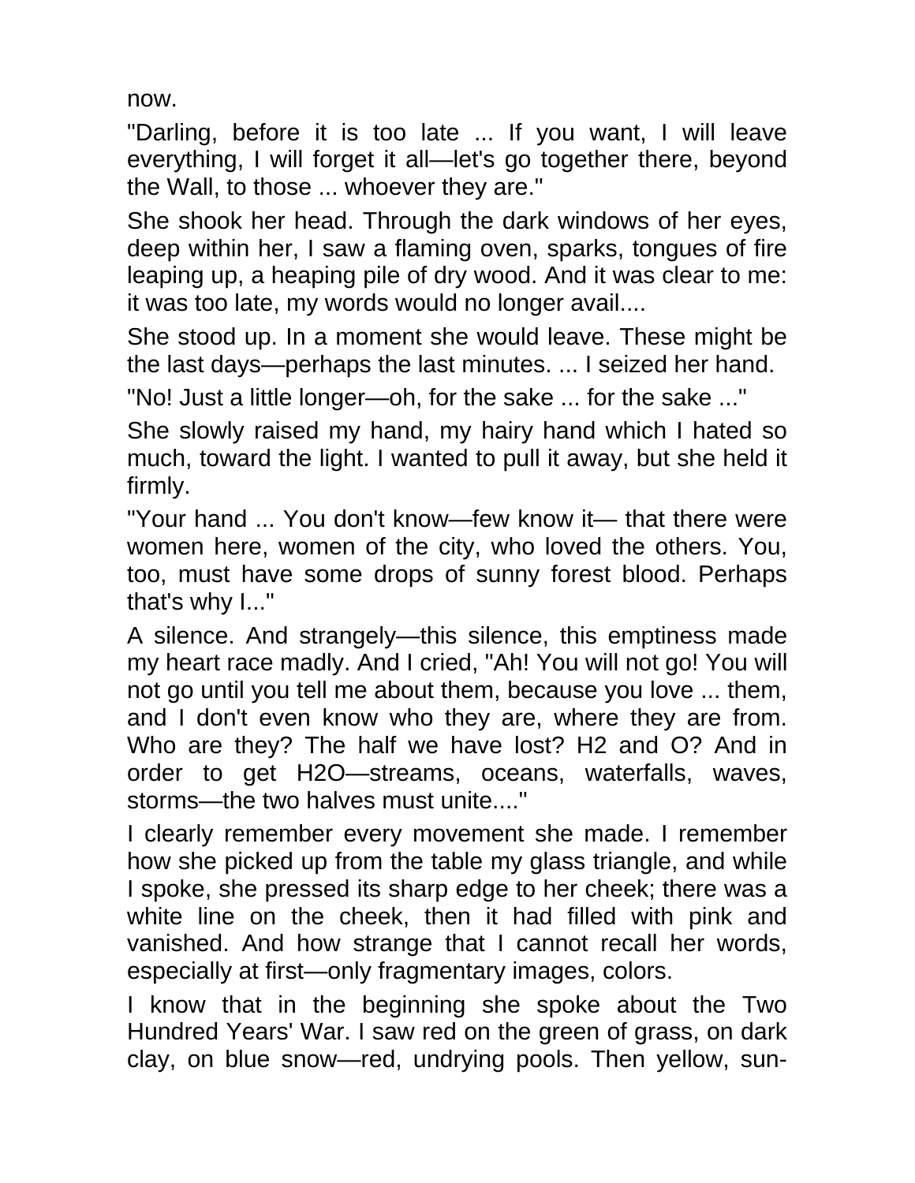now.

"Darling, before it is too late ... If you want, I will leave everything, I will forget it all—let's go together there, beyond the Wall, to those ... whoever they are."

She shook her head. Through the dark windows of her eyes, deep within her, I saw a flaming oven, sparks, tongues of fire leaping up, a heaping pile of dry wood. And it was clear to me: it was too late, my words would no longer avail....

She stood up. In a moment she would leave. These might be the last days—perhaps the last minutes. ... I seized her hand.

"No! Just a little longer—oh, for the sake ... for the sake ..."

She slowly raised my hand, my hairy hand which I hated so much, toward the light. I wanted to pull it away, but she held it firmly.

"Your hand ... You don't know—few know it— that there were women here, women of the city, who loved the others. You, too, must have some drops of sunny forest blood. Perhaps that's why I..."

A silence. And strangely—this silence, this emptiness made my heart race madly. And I cried, "Ah! You will not go! You will not go until you tell me about them, because you love ... them, and I don't even know who they are, where they are from. Who are they? The half we have lost? $H_2$ and O? And in order to get $H_2O$—streams, oceans, waterfalls, waves, storms—the two halves must unite...."

I clearly remember every movement she made. I remember how she picked up from the table my glass triangle, and while I spoke, she pressed its sharp edge to her cheek; there was a white line on the cheek, then it had filled with pink and vanished. And how strange that I cannot recall her words, especially at first—only fragmentary images, colors.

I know that in the beginning she spoke about the Two Hundred Years' War. I saw red on the green of grass, on dark clay, on blue snow—red, undrying pools. Then yellow, sun-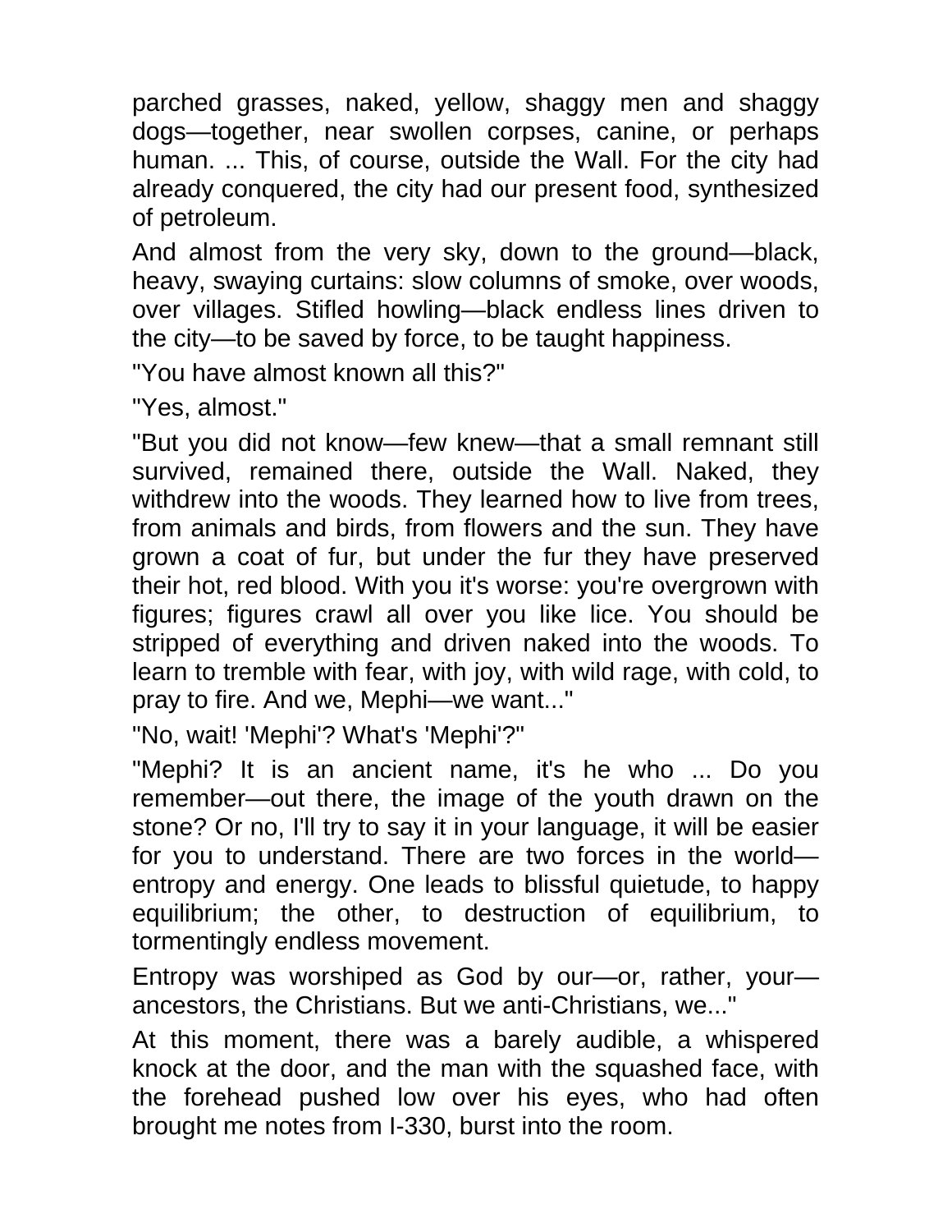parched grasses, naked, yellow, shaggy men and shaggy dogs—together, near swollen corpses, canine, or perhaps human. ... This, of course, outside the Wall. For the city had already conquered, the city had our present food, synthesized of petroleum.

And almost from the very sky, down to the ground—black, heavy, swaying curtains: slow columns of smoke, over woods, over villages. Stifled howling—black endless lines driven to the city—to be saved by force, to be taught happiness.

"You have almost known all this?"

"Yes, almost."

"But you did not know—few knew—that a small remnant still survived, remained there, outside the Wall. Naked, they withdrew into the woods. They learned how to live from trees, from animals and birds, from flowers and the sun. They have grown a coat of fur, but under the fur they have preserved their hot, red blood. With you it's worse: you're overgrown with figures; figures crawl all over you like lice. You should be stripped of everything and driven naked into the woods. To learn to tremble with fear, with joy, with wild rage, with cold, to pray to fire. And we, Mephi—we want..."

"No, wait! 'Mephi'? What's 'Mephi'?"

"Mephi? It is an ancient name, it's he who ... Do you remember—out there, the image of the youth drawn on the stone? Or no, I'll try to say it in your language, it will be easier for you to understand. There are two forces in the world—entropy and energy. One leads to blissful quietude, to happy equilibrium; the other, to destruction of equilibrium, to tormentingly endless movement.

Entropy was worshiped as God by our—or, rather, your—ancestors, the Christians. But we anti-Christians, we..."

At this moment, there was a barely audible, a whispered knock at the door, and the man with the squashed face, with the forehead pushed low over his eyes, who had often brought me notes from I-330, burst into the room.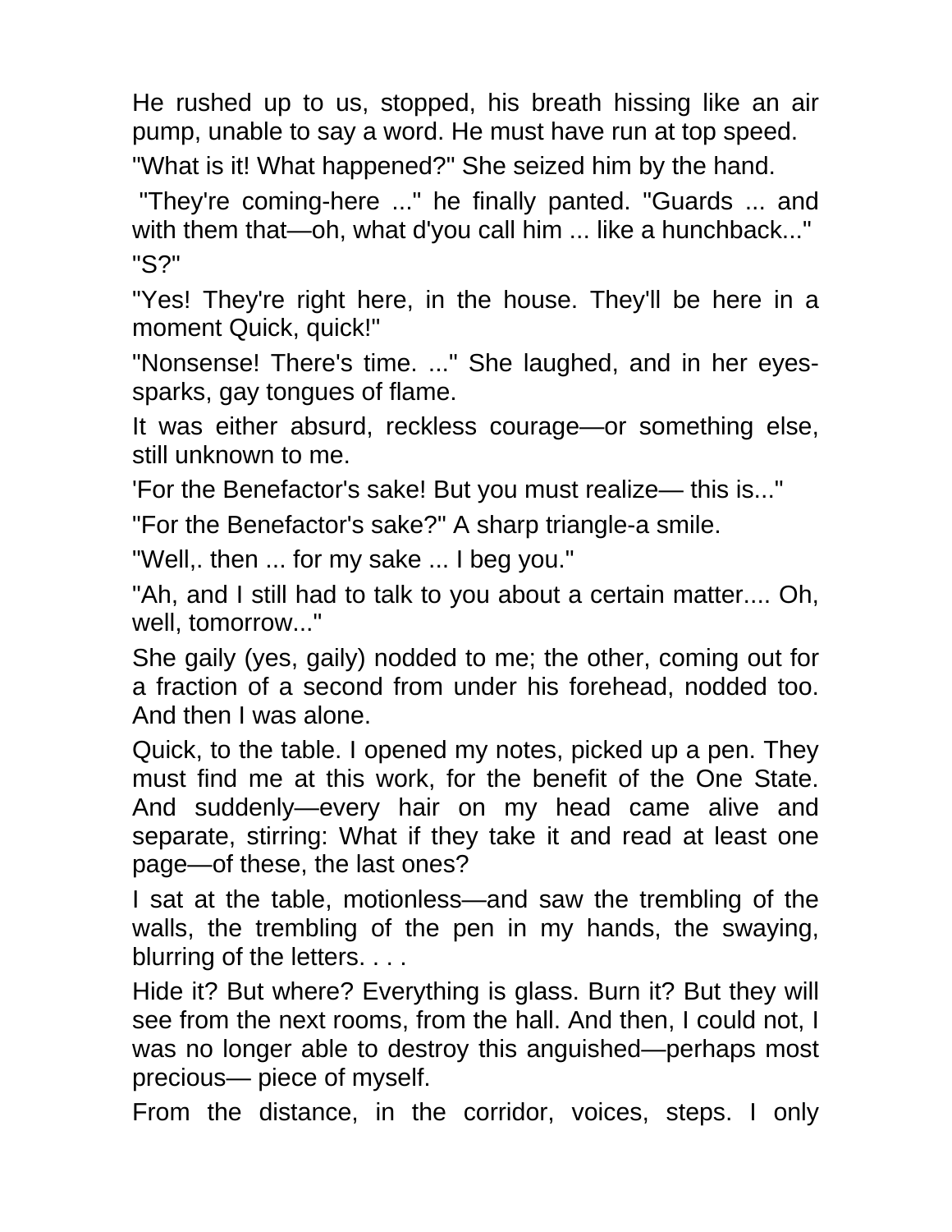He rushed up to us, stopped, his breath hissing like an air pump, unable to say a word. He must have run at top speed.

"What is it! What happened?" She seized him by the hand.

"They're coming-here ..." he finally panted. "Guards ... and with them that—oh, what d'you call him ... like a hunchback..."

"S?"

"Yes! They're right here, in the house. They'll be here in a moment Quick, quick!"

"Nonsense! There's time. ..." She laughed, and in her eyes-sparks, gay tongues of flame.

It was either absurd, reckless courage—or something else, still unknown to me.

'For the Benefactor's sake! But you must realize— this is..."

"For the Benefactor's sake?" A sharp triangle-a smile.

"Well,. then ... for my sake ... I beg you."

"Ah, and I still had to talk to you about a certain matter.... Oh, well, tomorrow..."

She gaily (yes, gaily) nodded to me; the other, coming out for a fraction of a second from under his forehead, nodded too. And then I was alone.

Quick, to the table. I opened my notes, picked up a pen. They must find me at this work, for the benefit of the One State. And suddenly—every hair on my head came alive and separate, stirring: What if they take it and read at least one page—of these, the last ones?

I sat at the table, motionless—and saw the trembling of the walls, the trembling of the pen in my hands, the swaying, blurring of the letters. . . .

Hide it? But where? Everything is glass. Burn it? But they will see from the next rooms, from the hall. And then, I could not, I was no longer able to destroy this anguished—perhaps most precious— piece of myself.

From the distance, in the corridor, voices, steps. I only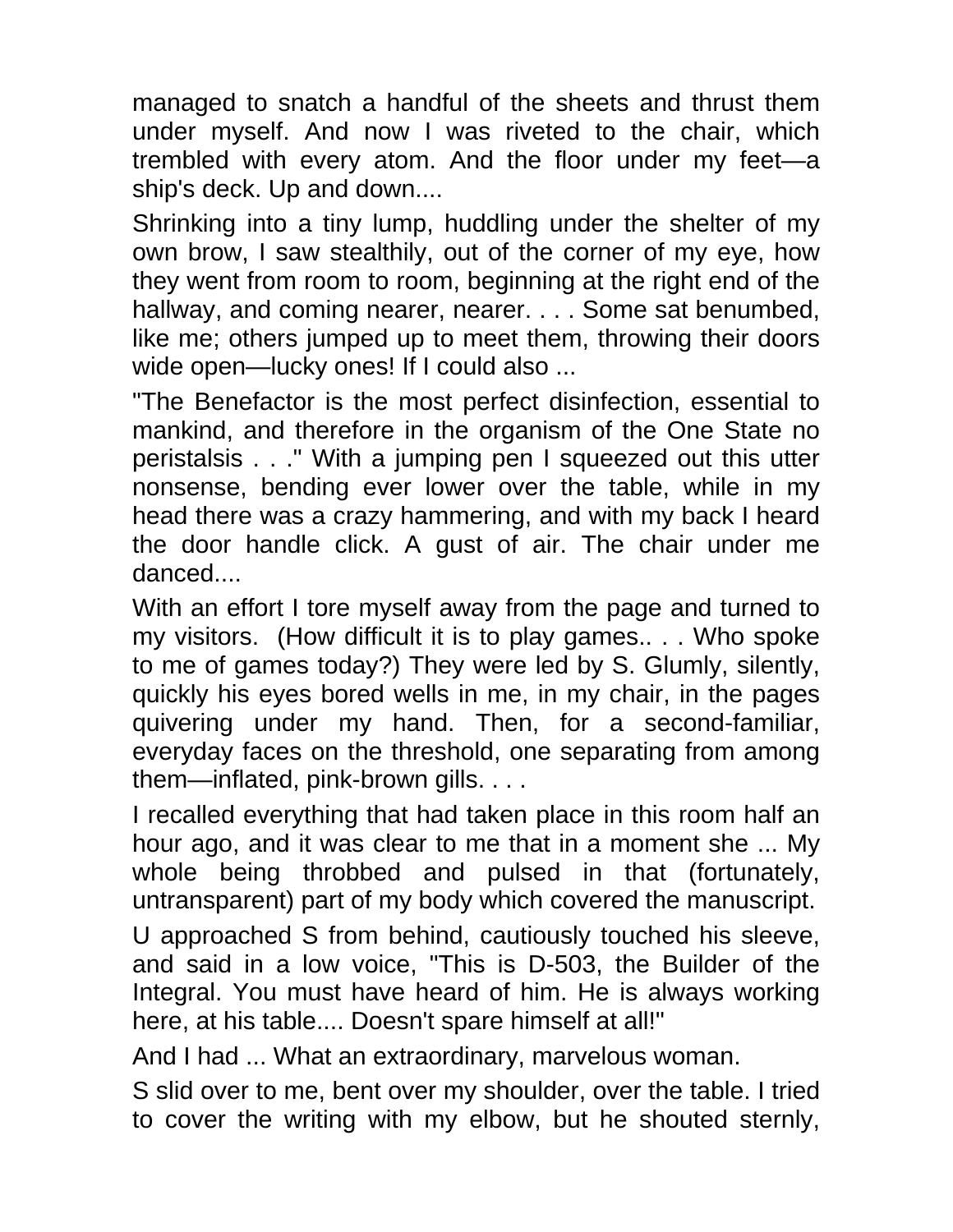managed to snatch a handful of the sheets and thrust them under myself. And now I was riveted to the chair, which trembled with every atom. And the floor under my feet—a ship's deck. Up and down....

Shrinking into a tiny lump, huddling under the shelter of my own brow, I saw stealthily, out of the corner of my eye, how they went from room to room, beginning at the right end of the hallway, and coming nearer, nearer. . . . Some sat benumbed, like me; others jumped up to meet them, throwing their doors wide open—lucky ones! If I could also ...

"The Benefactor is the most perfect disinfection, essential to mankind, and therefore in the organism of the One State no peristalsis . . ." With a jumping pen I squeezed out this utter nonsense, bending ever lower over the table, while in my head there was a crazy hammering, and with my back I heard the door handle click. A gust of air. The chair under me danced....

With an effort I tore myself away from the page and turned to my visitors. (How difficult it is to play games.. . . Who spoke to me of games today?) They were led by S. Glumly, silently, quickly his eyes bored wells in me, in my chair, in the pages quivering under my hand. Then, for a second-familiar, everyday faces on the threshold, one separating from among them—inflated, pink-brown gills. . . .

I recalled everything that had taken place in this room half an hour ago, and it was clear to me that in a moment she ... My whole being throbbed and pulsed in that (fortunately, untransparent) part of my body which covered the manuscript.

U approached S from behind, cautiously touched his sleeve, and said in a low voice, "This is D-503, the Builder of the Integral. You must have heard of him. He is always working here, at his table.... Doesn't spare himself at all!"

And I had ... What an extraordinary, marvelous woman.

S slid over to me, bent over my shoulder, over the table. I tried to cover the writing with my elbow, but he shouted sternly,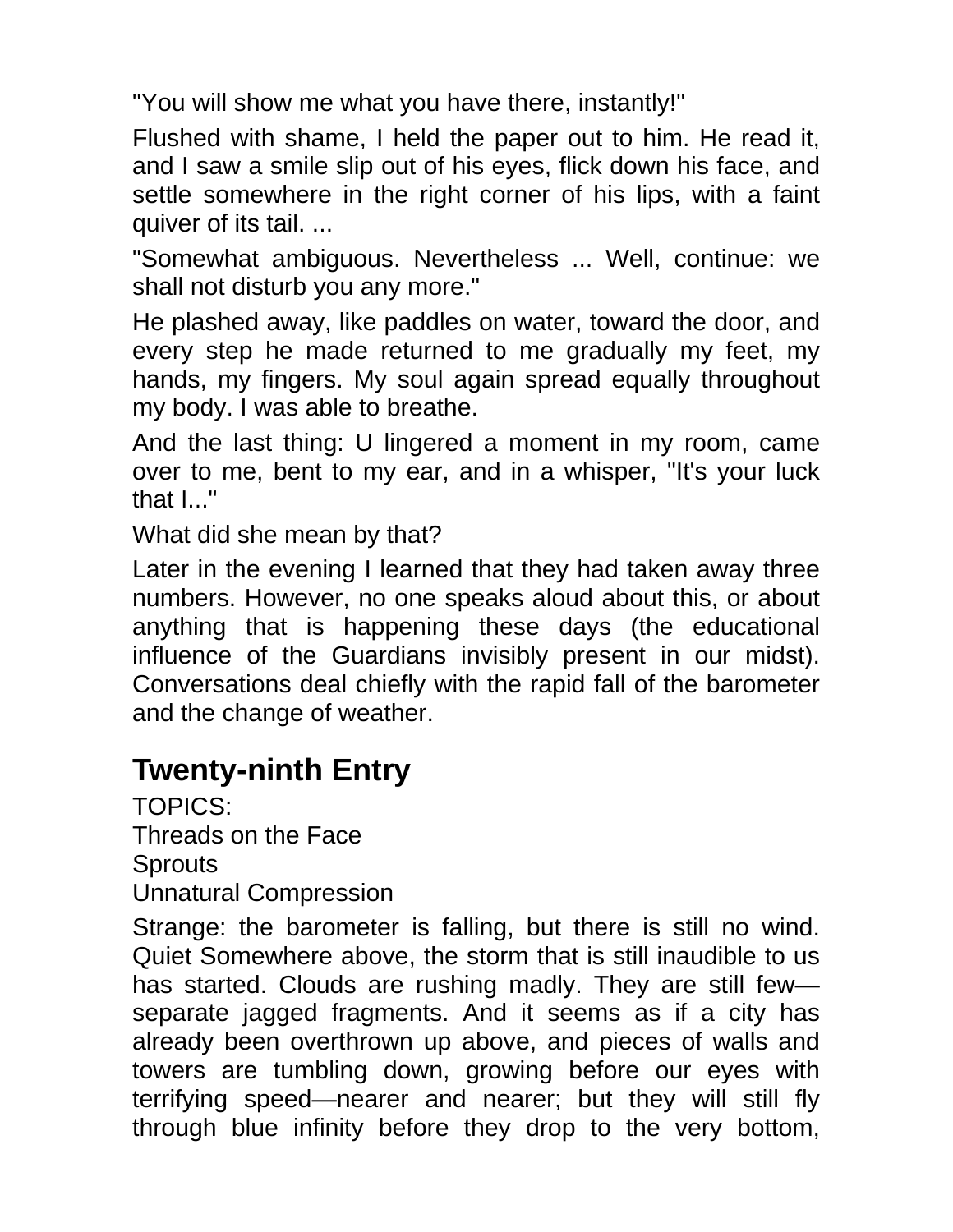"You will show me what you have there, instantly!"

Flushed with shame, I held the paper out to him. He read it, and I saw a smile slip out of his eyes, flick down his face, and settle somewhere in the right corner of his lips, with a faint quiver of its tail. ...

"Somewhat ambiguous. Nevertheless ... Well, continue: we shall not disturb you any more."

He plashed away, like paddles on water, toward the door, and every step he made returned to me gradually my feet, my hands, my fingers. My soul again spread equally throughout my body. I was able to breathe.

And the last thing: U lingered a moment in my room, came over to me, bent to my ear, and in a whisper, "It's your luck that I..."

What did she mean by that?

Later in the evening I learned that they had taken away three numbers. However, no one speaks aloud about this, or about anything that is happening these days (the educational influence of the Guardians invisibly present in our midst). Conversations deal chiefly with the rapid fall of the barometer and the change of weather.

## Twenty-ninth Entry

TOPICS:
Threads on the Face
Sprouts
Unnatural Compression

Strange: the barometer is falling, but there is still no wind. Quiet Somewhere above, the storm that is still inaudible to us has started. Clouds are rushing madly. They are still few—separate jagged fragments. And it seems as if a city has already been overthrown up above, and pieces of walls and towers are tumbling down, growing before our eyes with terrifying speed—nearer and nearer; but they will still fly through blue infinity before they drop to the very bottom,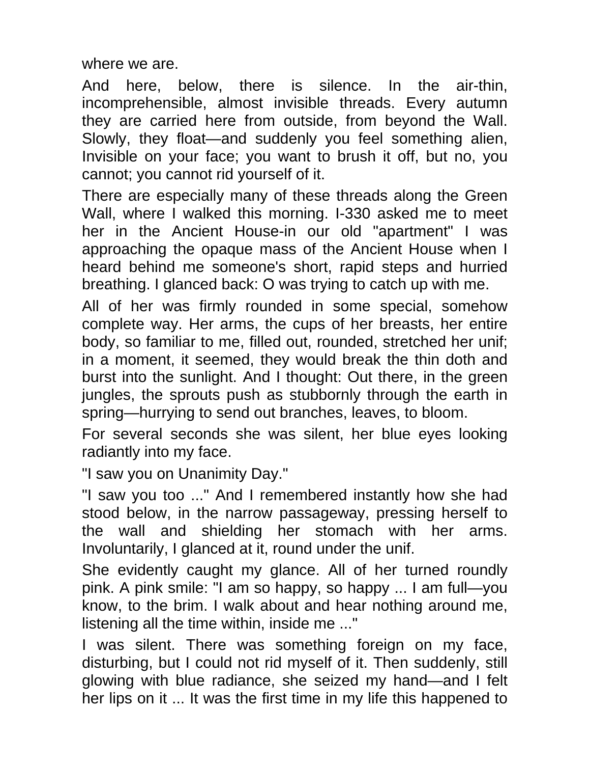where we are.

And here, below, there is silence. In the air-thin, incomprehensible, almost invisible threads. Every autumn they are carried here from outside, from beyond the Wall. Slowly, they float—and suddenly you feel something alien, Invisible on your face; you want to brush it off, but no, you cannot; you cannot rid yourself of it.

There are especially many of these threads along the Green Wall, where I walked this morning. I-330 asked me to meet her in the Ancient House-in our old "apartment" I was approaching the opaque mass of the Ancient House when I heard behind me someone's short, rapid steps and hurried breathing. I glanced back: O was trying to catch up with me.

All of her was firmly rounded in some special, somehow complete way. Her arms, the cups of her breasts, her entire body, so familiar to me, filled out, rounded, stretched her unif; in a moment, it seemed, they would break the thin doth and burst into the sunlight. And I thought: Out there, in the green jungles, the sprouts push as stubbornly through the earth in spring—hurrying to send out branches, leaves, to bloom.

For several seconds she was silent, her blue eyes looking radiantly into my face.

"I saw you on Unanimity Day."

"I saw you too ..." And I remembered instantly how she had stood below, in the narrow passageway, pressing herself to the wall and shielding her stomach with her arms. Involuntarily, I glanced at it, round under the unif.

She evidently caught my glance. All of her turned roundly pink. A pink smile: "I am so happy, so happy ... I am full—you know, to the brim. I walk about and hear nothing around me, listening all the time within, inside me ..."

I was silent. There was something foreign on my face, disturbing, but I could not rid myself of it. Then suddenly, still glowing with blue radiance, she seized my hand—and I felt her lips on it ... It was the first time in my life this happened to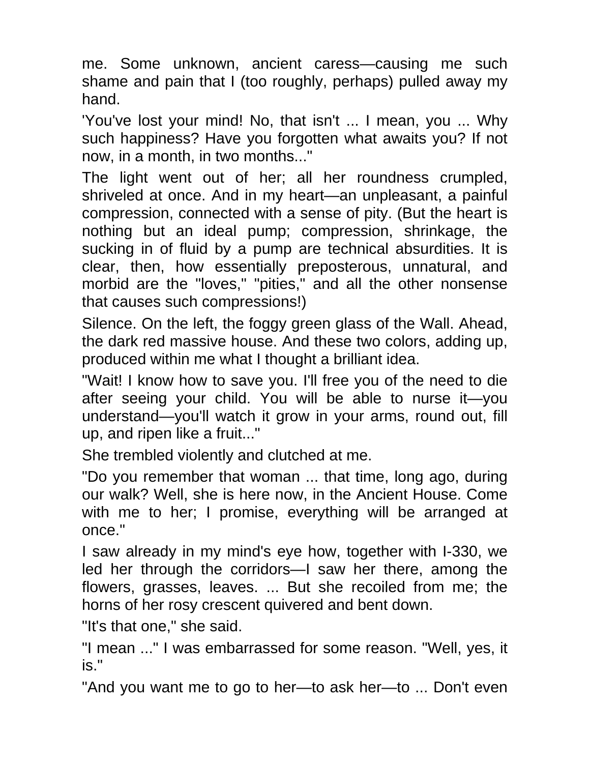me. Some unknown, ancient caress—causing me such shame and pain that I (too roughly, perhaps) pulled away my hand.

'You've lost your mind! No, that isn't ... I mean, you ... Why such happiness? Have you forgotten what awaits you? If not now, in a month, in two months..."

The light went out of her; all her roundness crumpled, shriveled at once. And in my heart—an unpleasant, a painful compression, connected with a sense of pity. (But the heart is nothing but an ideal pump; compression, shrinkage, the sucking in of fluid by a pump are technical absurdities. It is clear, then, how essentially preposterous, unnatural, and morbid are the "loves," "pities," and all the other nonsense that causes such compressions!)

Silence. On the left, the foggy green glass of the Wall. Ahead, the dark red massive house. And these two colors, adding up, produced within me what I thought a brilliant idea.

"Wait! I know how to save you. I'll free you of the need to die after seeing your child. You will be able to nurse it—you understand—you'll watch it grow in your arms, round out, fill up, and ripen like a fruit..."

She trembled violently and clutched at me.

"Do you remember that woman ... that time, long ago, during our walk? Well, she is here now, in the Ancient House. Come with me to her; I promise, everything will be arranged at once."

I saw already in my mind's eye how, together with I-330, we led her through the corridors—I saw her there, among the flowers, grasses, leaves. ... But she recoiled from me; the horns of her rosy crescent quivered and bent down.

"It's that one," she said.

"I mean ..." I was embarrassed for some reason. "Well, yes, it is."

"And you want me to go to her—to ask her—to ... Don't even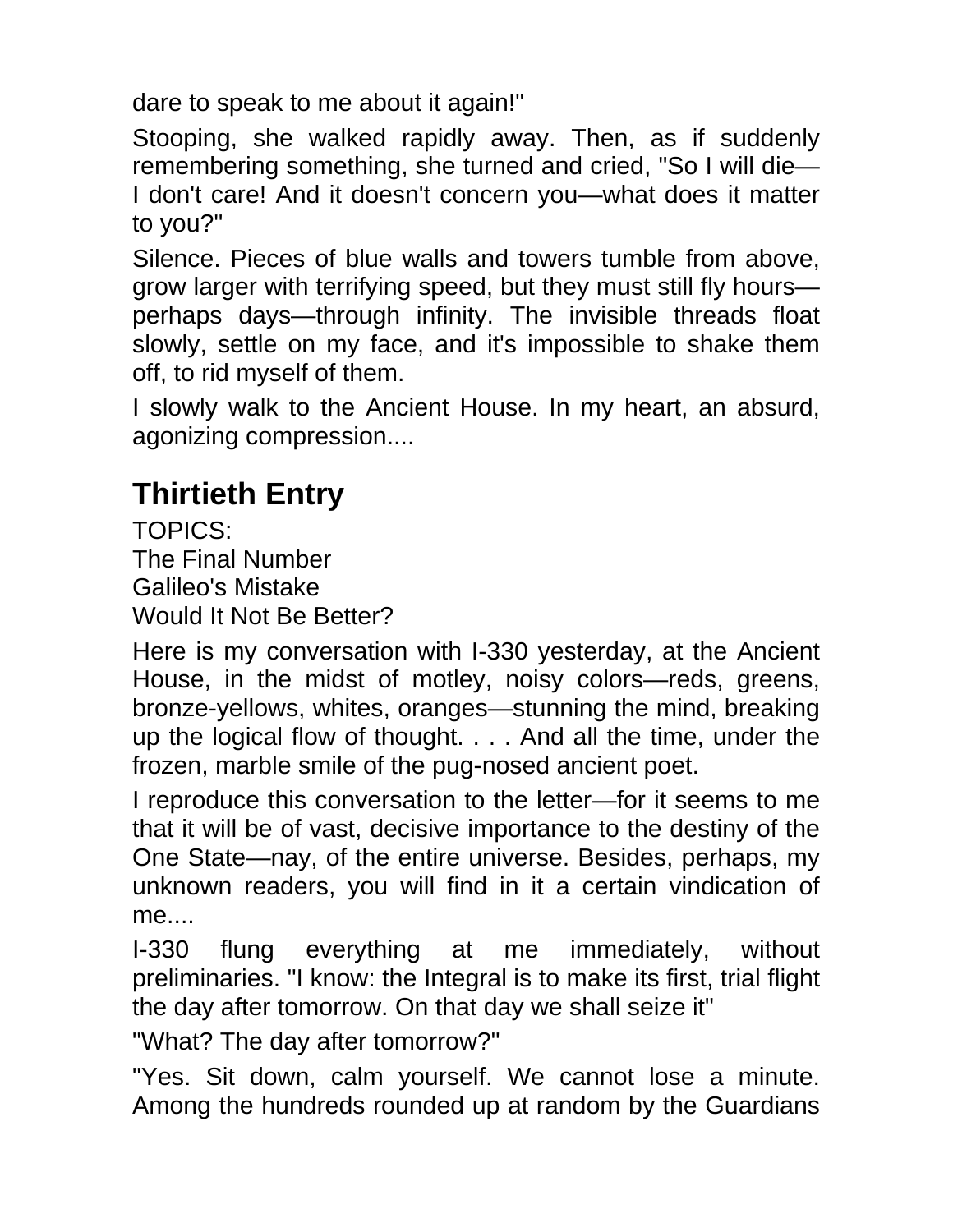dare to speak to me about it again!"

Stooping, she walked rapidly away. Then, as if suddenly remembering something, she turned and cried, "So I will die—I don't care! And it doesn't concern you—what does it matter to you?"

Silence. Pieces of blue walls and towers tumble from above, grow larger with terrifying speed, but they must still fly hours—perhaps days—through infinity. The invisible threads float slowly, settle on my face, and it's impossible to shake them off, to rid myself of them.

I slowly walk to the Ancient House. In my heart, an absurd, agonizing compression....

## Thirtieth Entry

TOPICS:
The Final Number
Galileo's Mistake
Would It Not Be Better?

Here is my conversation with I-330 yesterday, at the Ancient House, in the midst of motley, noisy colors—reds, greens, bronze-yellows, whites, oranges—stunning the mind, breaking up the logical flow of thought. . . . And all the time, under the frozen, marble smile of the pug-nosed ancient poet.

I reproduce this conversation to the letter—for it seems to me that it will be of vast, decisive importance to the destiny of the One State—nay, of the entire universe. Besides, perhaps, my unknown readers, you will find in it a certain vindication of me....

I-330 flung everything at me immediately, without preliminaries. "I know: the Integral is to make its first, trial flight the day after tomorrow. On that day we shall seize it"

"What? The day after tomorrow?"

"Yes. Sit down, calm yourself. We cannot lose a minute. Among the hundreds rounded up at random by the Guardians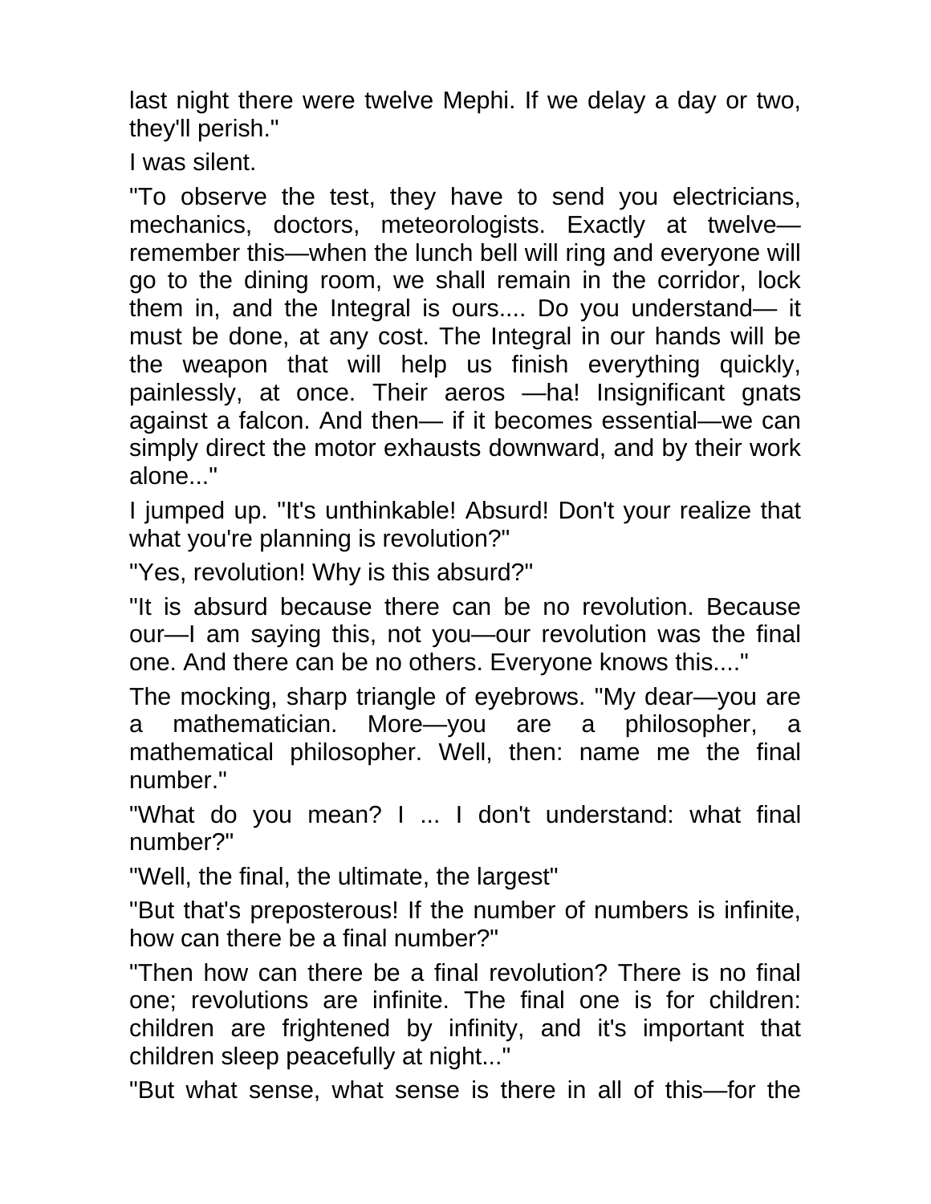last night there were twelve Mephi. If we delay a day or two, they'll perish."

I was silent.

"To observe the test, they have to send you electricians, mechanics, doctors, meteorologists. Exactly at twelve—remember this—when the lunch bell will ring and everyone will go to the dining room, we shall remain in the corridor, lock them in, and the Integral is ours.... Do you understand— it must be done, at any cost. The Integral in our hands will be the weapon that will help us finish everything quickly, painlessly, at once. Their aeros —ha! Insignificant gnats against a falcon. And then— if it becomes essential—we can simply direct the motor exhausts downward, and by their work alone..."

I jumped up. "It's unthinkable! Absurd! Don't your realize that what you're planning is revolution?"

"Yes, revolution! Why is this absurd?"

"It is absurd because there can be no revolution. Because our—I am saying this, not you—our revolution was the final one. And there can be no others. Everyone knows this...."

The mocking, sharp triangle of eyebrows. "My dear—you are a mathematician. More—you are a philosopher, a mathematical philosopher. Well, then: name me the final number."

"What do you mean? I ... I don't understand: what final number?"

"Well, the final, the ultimate, the largest"

"But that's preposterous! If the number of numbers is infinite, how can there be a final number?"

"Then how can there be a final revolution? There is no final one; revolutions are infinite. The final one is for children: children are frightened by infinity, and it's important that children sleep peacefully at night..."

"But what sense, what sense is there in all of this—for the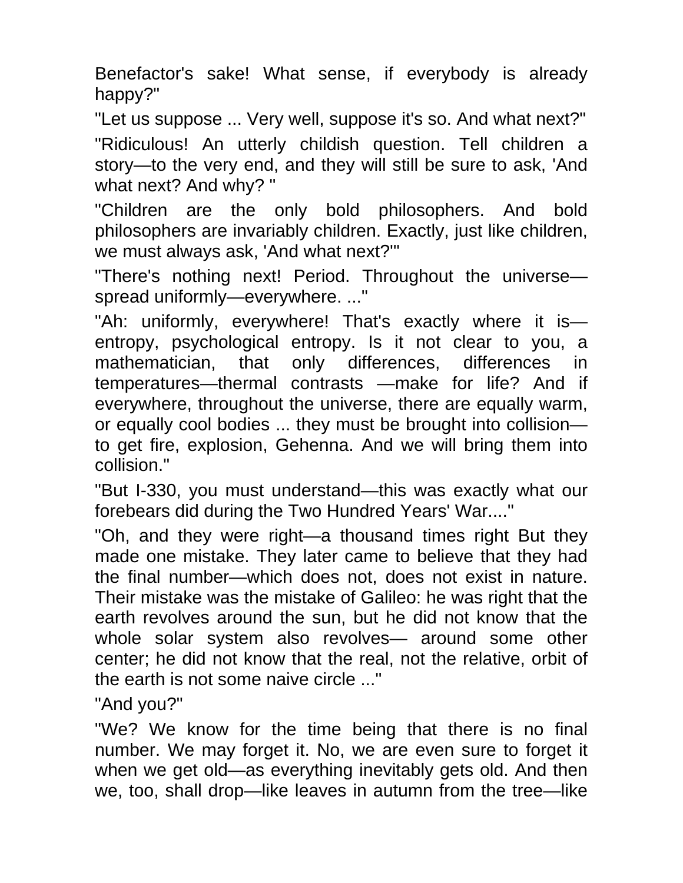Benefactor's sake! What sense, if everybody is already happy?"

"Let us suppose ... Very well, suppose it's so. And what next?"

"Ridiculous! An utterly childish question. Tell children a story—to the very end, and they will still be sure to ask, 'And what next? And why? '

"Children are the only bold philosophers. And bold philosophers are invariably children. Exactly, just like children, we must always ask, 'And what next?'"

"There's nothing next! Period. Throughout the universe—spread uniformly—everywhere. ..."

"Ah: uniformly, everywhere! That's exactly where it is—entropy, psychological entropy. Is it not clear to you, a mathematician, that only differences, differences in temperatures—thermal contrasts —make for life? And if everywhere, throughout the universe, there are equally warm, or equally cool bodies ... they must be brought into collision—to get fire, explosion, Gehenna. And we will bring them into collision."

"But I-330, you must understand—this was exactly what our forebears did during the Two Hundred Years' War...."

"Oh, and they were right—a thousand times right But they made one mistake. They later came to believe that they had the final number—which does not, does not exist in nature. Their mistake was the mistake of Galileo: he was right that the earth revolves around the sun, but he did not know that the whole solar system also revolves— around some other center; he did not know that the real, not the relative, orbit of the earth is not some naive circle ..."

"And you?"

"We? We know for the time being that there is no final number. We may forget it. No, we are even sure to forget it when we get old—as everything inevitably gets old. And then we, too, shall drop—like leaves in autumn from the tree—like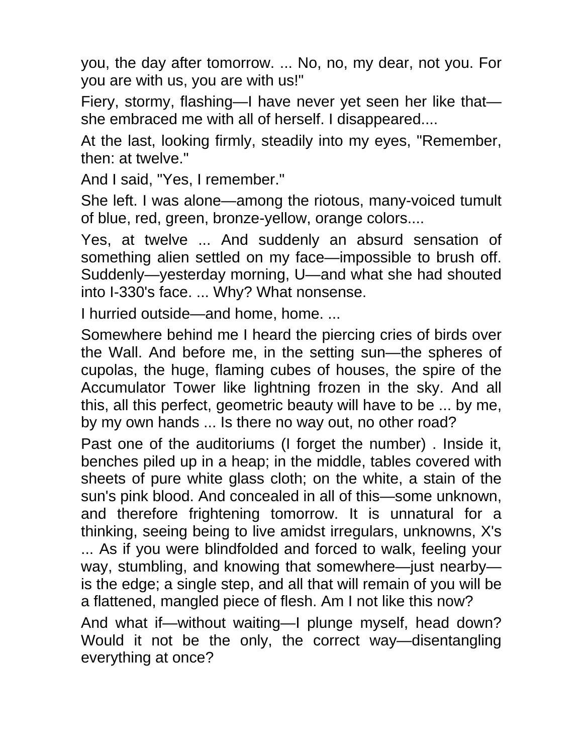you, the day after tomorrow. ... No, no, my dear, not you. For you are with us, you are with us!"

Fiery, stormy, flashing—I have never yet seen her like that—she embraced me with all of herself. I disappeared....

At the last, looking firmly, steadily into my eyes, "Remember, then: at twelve."

And I said, "Yes, I remember."

She left. I was alone—among the riotous, many-voiced tumult of blue, red, green, bronze-yellow, orange colors....

Yes, at twelve ... And suddenly an absurd sensation of something alien settled on my face—impossible to brush off. Suddenly—yesterday morning, U—and what she had shouted into I-330's face. ... Why? What nonsense.

I hurried outside—and home, home. ...

Somewhere behind me I heard the piercing cries of birds over the Wall. And before me, in the setting sun—the spheres of cupolas, the huge, flaming cubes of houses, the spire of the Accumulator Tower like lightning frozen in the sky. And all this, all this perfect, geometric beauty will have to be ... by me, by my own hands ... Is there no way out, no other road?

Past one of the auditoriums (I forget the number) . Inside it, benches piled up in a heap; in the middle, tables covered with sheets of pure white glass cloth; on the white, a stain of the sun's pink blood. And concealed in all of this—some unknown, and therefore frightening tomorrow. It is unnatural for a thinking, seeing being to live amidst irregulars, unknowns, X's ... As if you were blindfolded and forced to walk, feeling your way, stumbling, and knowing that somewhere—just nearby—is the edge; a single step, and all that will remain of you will be a flattened, mangled piece of flesh. Am I not like this now?

And what if—without waiting—I plunge myself, head down? Would it not be the only, the correct way—disentangling everything at once?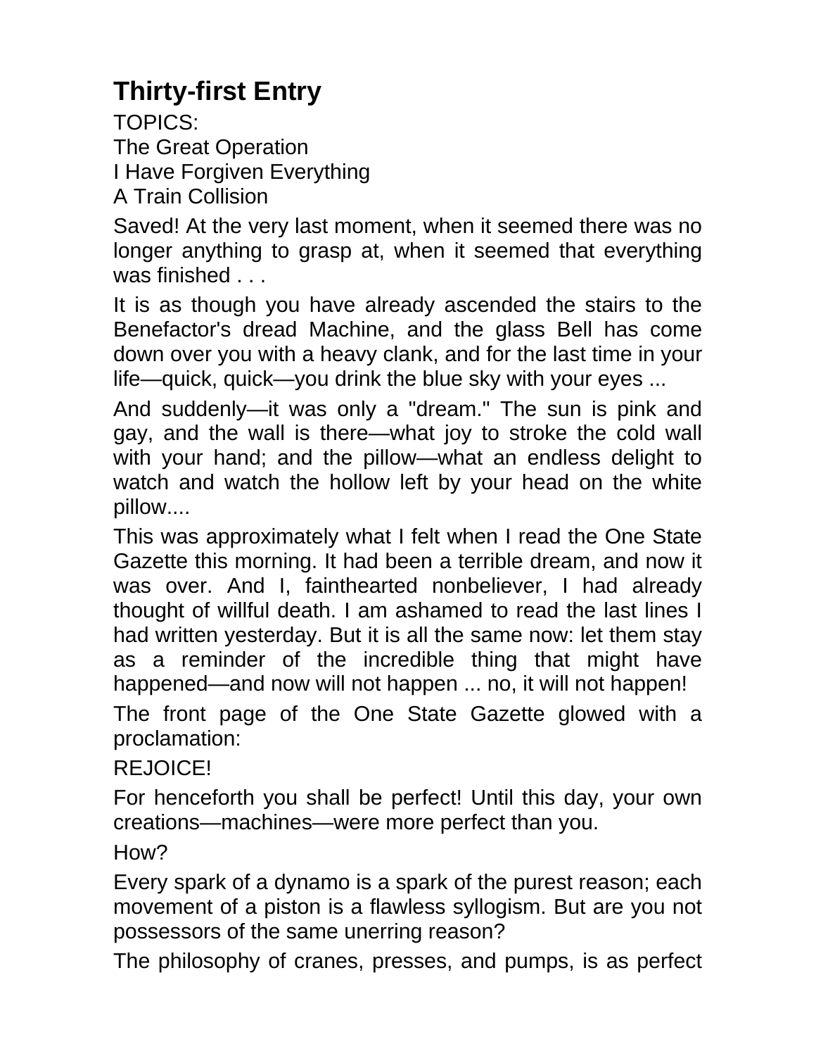## Thirty-first Entry

TOPICS:
The Great Operation
I Have Forgiven Everything
A Train Collision

Saved! At the very last moment, when it seemed there was no longer anything to grasp at, when it seemed that everything was finished . . .

It is as though you have already ascended the stairs to the Benefactor's dread Machine, and the glass Bell has come down over you with a heavy clank, and for the last time in your life—quick, quick—you drink the blue sky with your eyes ...

And suddenly—it was only a "dream." The sun is pink and gay, and the wall is there—what joy to stroke the cold wall with your hand; and the pillow—what an endless delight to watch and watch the hollow left by your head on the white pillow....

This was approximately what I felt when I read the One State Gazette this morning. It had been a terrible dream, and now it was over. And I, fainthearted nonbeliever, I had already thought of willful death. I am ashamed to read the last lines I had written yesterday. But it is all the same now: let them stay as a reminder of the incredible thing that might have happened—and now will not happen ... no, it will not happen!

The front page of the One State Gazette glowed with a proclamation:

REJOICE!

For henceforth you shall be perfect! Until this day, your own creations—machines—were more perfect than you.

How?

Every spark of a dynamo is a spark of the purest reason; each movement of a piston is a flawless syllogism. But are you not possessors of the same unerring reason?

The philosophy of cranes, presses, and pumps, is as perfect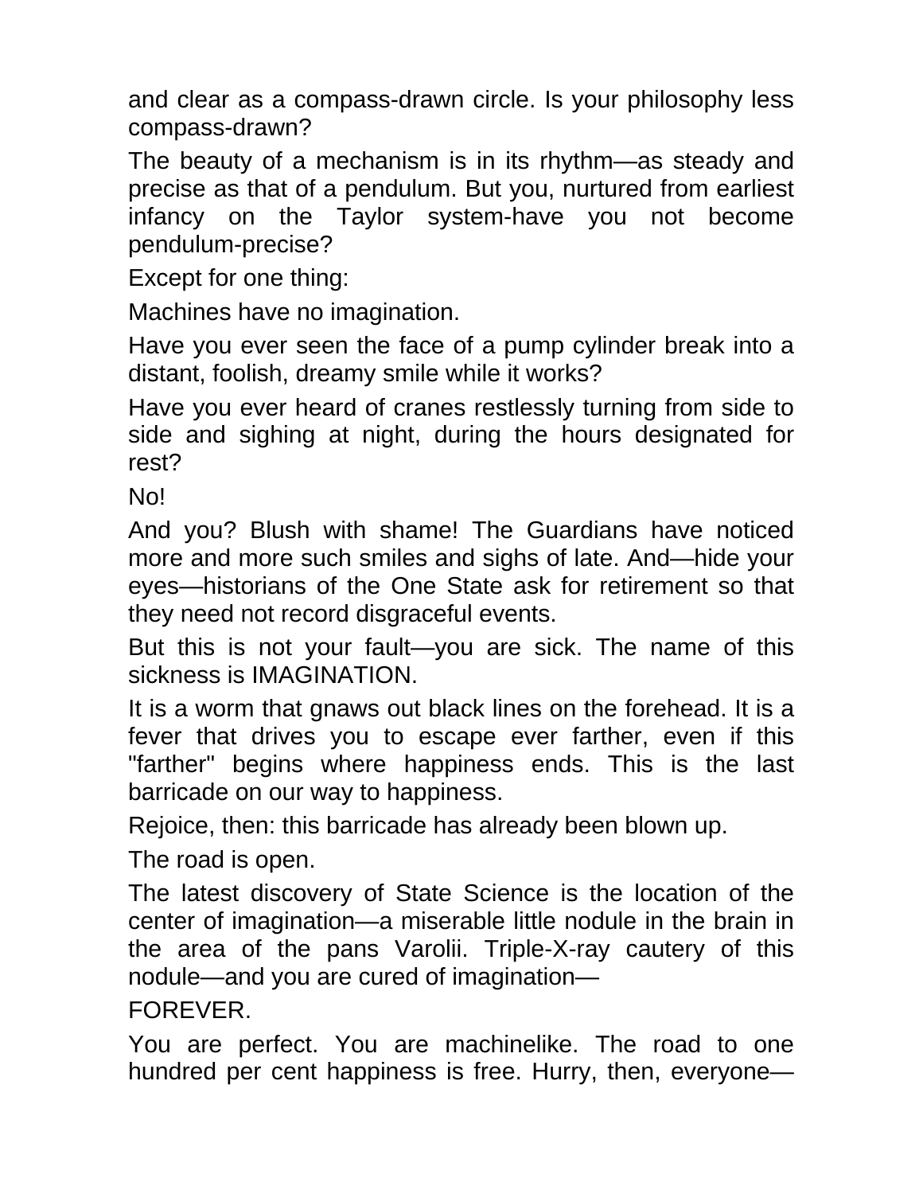and clear as a compass-drawn circle. Is your philosophy less compass-drawn?

The beauty of a mechanism is in its rhythm—as steady and precise as that of a pendulum. But you, nurtured from earliest infancy on the Taylor system-have you not become pendulum-precise?

Except for one thing:

Machines have no imagination.

Have you ever seen the face of a pump cylinder break into a distant, foolish, dreamy smile while it works?

Have you ever heard of cranes restlessly turning from side to side and sighing at night, during the hours designated for rest?

No!

And you? Blush with shame! The Guardians have noticed more and more such smiles and sighs of late. And—hide your eyes—historians of the One State ask for retirement so that they need not record disgraceful events.

But this is not your fault—you are sick. The name of this sickness is IMAGINATION.

It is a worm that gnaws out black lines on the forehead. It is a fever that drives you to escape ever farther, even if this "farther" begins where happiness ends. This is the last barricade on our way to happiness.

Rejoice, then: this barricade has already been blown up.

The road is open.

The latest discovery of State Science is the location of the center of imagination—a miserable little nodule in the brain in the area of the pans Varolii. Triple-X-ray cautery of this nodule—and you are cured of imagination—

FOREVER.

You are perfect. You are machinelike. The road to one hundred per cent happiness is free. Hurry, then, everyone—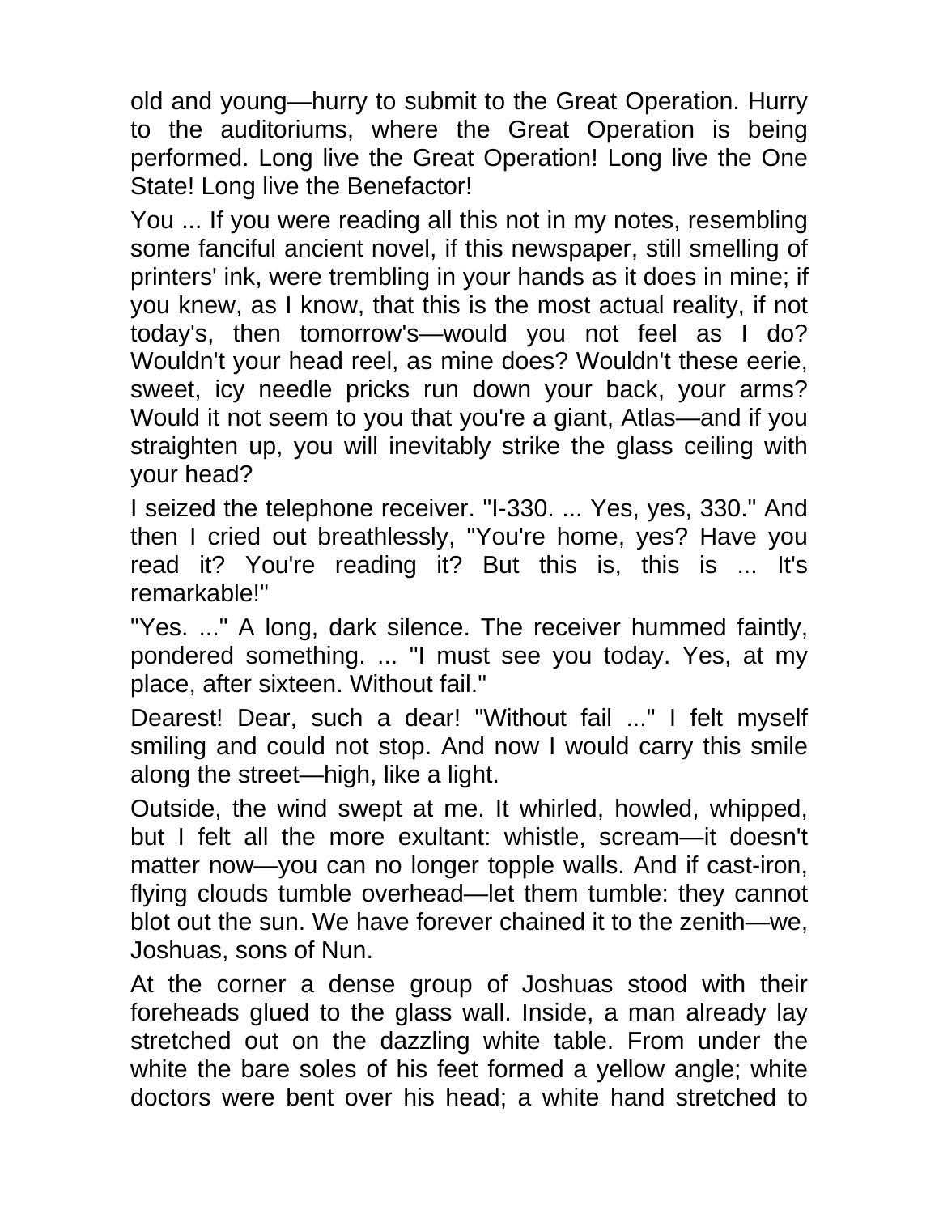old and young—hurry to submit to the Great Operation. Hurry to the auditoriums, where the Great Operation is being performed. Long live the Great Operation! Long live the One State! Long live the Benefactor!

You ... If you were reading all this not in my notes, resembling some fanciful ancient novel, if this newspaper, still smelling of printers' ink, were trembling in your hands as it does in mine; if you knew, as I know, that this is the most actual reality, if not today's, then tomorrow's—would you not feel as I do? Wouldn't your head reel, as mine does? Wouldn't these eerie, sweet, icy needle pricks run down your back, your arms? Would it not seem to you that you're a giant, Atlas—and if you straighten up, you will inevitably strike the glass ceiling with your head?

I seized the telephone receiver. "I-330. ... Yes, yes, 330." And then I cried out breathlessly, "You're home, yes? Have you read it? You're reading it? But this is, this is ... It's remarkable!"

"Yes. ..." A long, dark silence. The receiver hummed faintly, pondered something. ... "I must see you today. Yes, at my place, after sixteen. Without fail."

Dearest! Dear, such a dear! "Without fail ..." I felt myself smiling and could not stop. And now I would carry this smile along the street—high, like a light.

Outside, the wind swept at me. It whirled, howled, whipped, but I felt all the more exultant: whistle, scream—it doesn't matter now—you can no longer topple walls. And if cast-iron, flying clouds tumble overhead—let them tumble: they cannot blot out the sun. We have forever chained it to the zenith—we, Joshuas, sons of Nun.

At the corner a dense group of Joshuas stood with their foreheads glued to the glass wall. Inside, a man already lay stretched out on the dazzling white table. From under the white the bare soles of his feet formed a yellow angle; white doctors were bent over his head; a white hand stretched to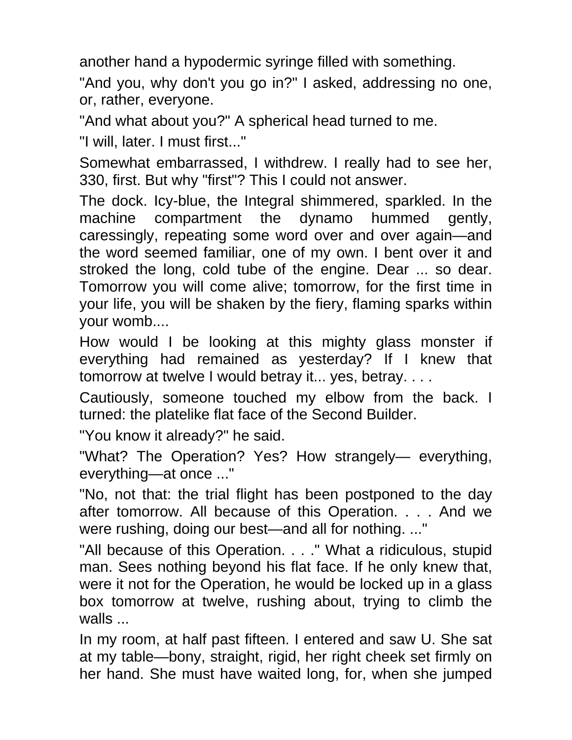another hand a hypodermic syringe filled with something.

"And you, why don't you go in?" I asked, addressing no one, or, rather, everyone.

"And what about you?" A spherical head turned to me.

"I will, later. I must first..."

Somewhat embarrassed, I withdrew. I really had to see her, 330, first. But why "first"? This I could not answer.

The dock. Icy-blue, the Integral shimmered, sparkled. In the machine compartment the dynamo hummed gently, caressingly, repeating some word over and over again—and the word seemed familiar, one of my own. I bent over it and stroked the long, cold tube of the engine. Dear ... so dear. Tomorrow you will come alive; tomorrow, for the first time in your life, you will be shaken by the fiery, flaming sparks within your womb....

How would I be looking at this mighty glass monster if everything had remained as yesterday? If I knew that tomorrow at twelve I would betray it... yes, betray. . . .

Cautiously, someone touched my elbow from the back. I turned: the platelike flat face of the Second Builder.

"You know it already?" he said.

"What? The Operation? Yes? How strangely— everything, everything—at once ..."

"No, not that: the trial flight has been postponed to the day after tomorrow. All because of this Operation. . . . And we were rushing, doing our best—and all for nothing. ..."

"All because of this Operation. . . ." What a ridiculous, stupid man. Sees nothing beyond his flat face. If he only knew that, were it not for the Operation, he would be locked up in a glass box tomorrow at twelve, rushing about, trying to climb the walls ...

In my room, at half past fifteen. I entered and saw U. She sat at my table—bony, straight, rigid, her right cheek set firmly on her hand. She must have waited long, for, when she jumped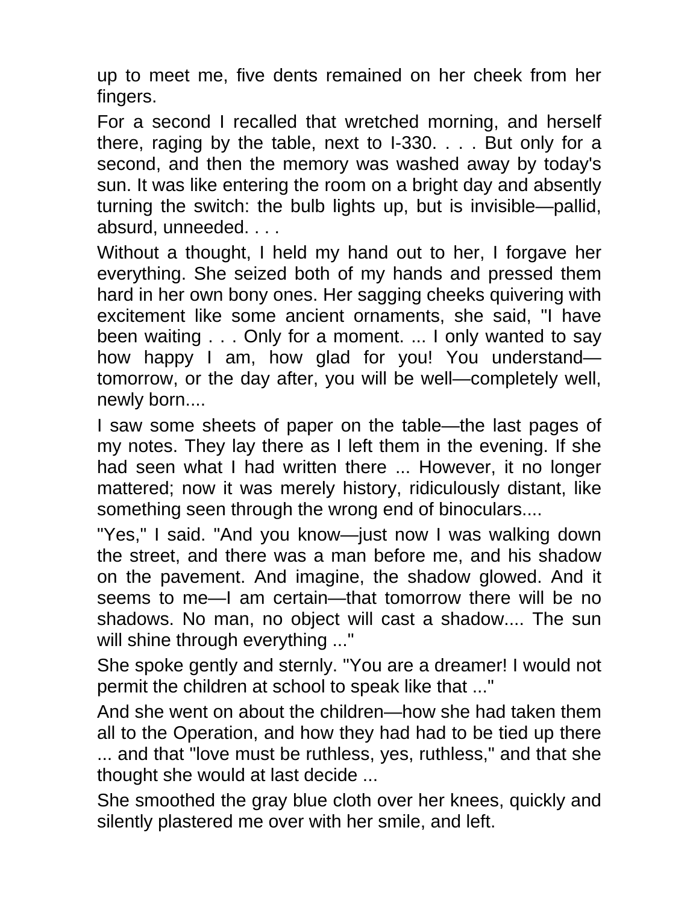up to meet me, five dents remained on her cheek from her fingers.

For a second I recalled that wretched morning, and herself there, raging by the table, next to I-330. . . . But only for a second, and then the memory was washed away by today's sun. It was like entering the room on a bright day and absently turning the switch: the bulb lights up, but is invisible—pallid, absurd, unneeded. . . .

Without a thought, I held my hand out to her, I forgave her everything. She seized both of my hands and pressed them hard in her own bony ones. Her sagging cheeks quivering with excitement like some ancient ornaments, she said, "I have been waiting . . . Only for a moment. ... I only wanted to say how happy I am, how glad for you! You understand—tomorrow, or the day after, you will be well—completely well, newly born....

I saw some sheets of paper on the table—the last pages of my notes. They lay there as I left them in the evening. If she had seen what I had written there ... However, it no longer mattered; now it was merely history, ridiculously distant, like something seen through the wrong end of binoculars....

"Yes," I said. "And you know—just now I was walking down the street, and there was a man before me, and his shadow on the pavement. And imagine, the shadow glowed. And it seems to me—I am certain—that tomorrow there will be no shadows. No man, no object will cast a shadow.... The sun will shine through everything ..."

She spoke gently and sternly. "You are a dreamer! I would not permit the children at school to speak like that ..."

And she went on about the children—how she had taken them all to the Operation, and how they had had to be tied up there ... and that "love must be ruthless, yes, ruthless," and that she thought she would at last decide ...

She smoothed the gray blue cloth over her knees, quickly and silently plastered me over with her smile, and left.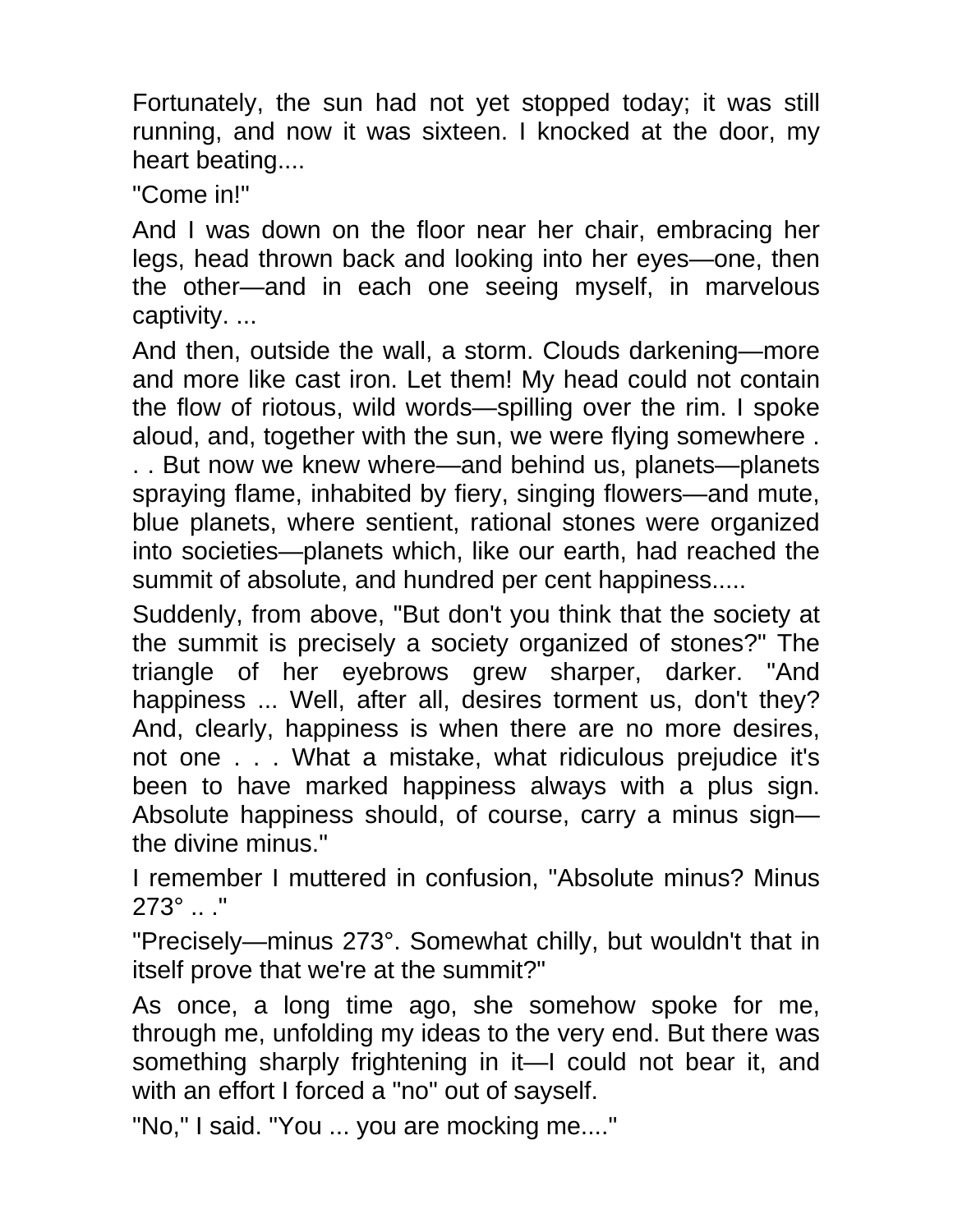Fortunately, the sun had not yet stopped today; it was still running, and now it was sixteen. I knocked at the door, my heart beating....

"Come in!"

And I was down on the floor near her chair, embracing her legs, head thrown back and looking into her eyes—one, then the other—and in each one seeing myself, in marvelous captivity. ...

And then, outside the wall, a storm. Clouds darkening—more and more like cast iron. Let them! My head could not contain the flow of riotous, wild words—spilling over the rim. I spoke aloud, and, together with the sun, we were flying somewhere . . . But now we knew where—and behind us, planets—planets spraying flame, inhabited by fiery, singing flowers—and mute, blue planets, where sentient, rational stones were organized into societies—planets which, like our earth, had reached the summit of absolute, and hundred per cent happiness.....

Suddenly, from above, "But don't you think that the society at the summit is precisely a society organized of stones?" The triangle of her eyebrows grew sharper, darker. "And happiness ... Well, after all, desires torment us, don't they? And, clearly, happiness is when there are no more desires, not one . . . What a mistake, what ridiculous prejudice it's been to have marked happiness always with a plus sign. Absolute happiness should, of course, carry a minus sign—the divine minus."

I remember I muttered in confusion, "Absolute minus? Minus 273° .. ."

"Precisely—minus 273°. Somewhat chilly, but wouldn't that in itself prove that we're at the summit?"

As once, a long time ago, she somehow spoke for me, through me, unfolding my ideas to the very end. But there was something sharply frightening in it—I could not bear it, and with an effort I forced a "no" out of sayself.

"No," I said. "You ... you are mocking me...."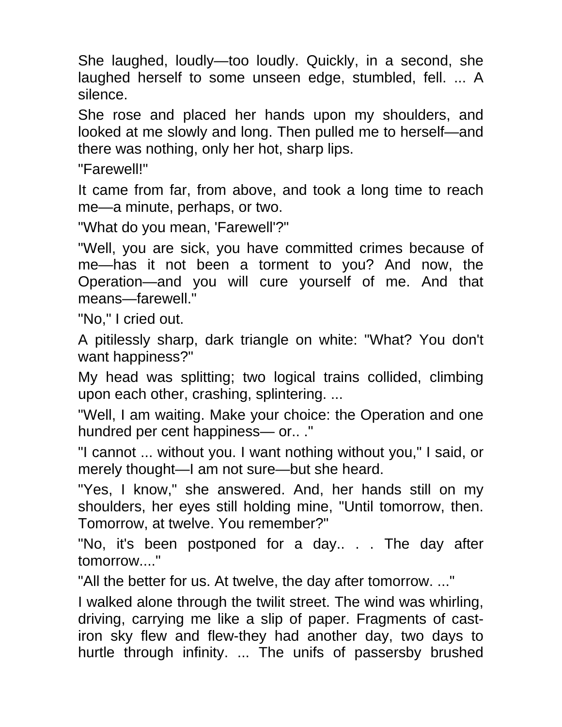She laughed, loudly—too loudly. Quickly, in a second, she laughed herself to some unseen edge, stumbled, fell. ... A silence.

She rose and placed her hands upon my shoulders, and looked at me slowly and long. Then pulled me to herself—and there was nothing, only her hot, sharp lips.

"Farewell!"

It came from far, from above, and took a long time to reach me—a minute, perhaps, or two.

"What do you mean, 'Farewell'?"

"Well, you are sick, you have committed crimes because of me—has it not been a torment to you? And now, the Operation—and you will cure yourself of me. And that means—farewell."

"No," I cried out.

A pitilessly sharp, dark triangle on white: "What? You don't want happiness?"

My head was splitting; two logical trains collided, climbing upon each other, crashing, splintering. ...

"Well, I am waiting. Make your choice: the Operation and one hundred per cent happiness— or.. ."

"I cannot ... without you. I want nothing without you," I said, or merely thought—I am not sure—but she heard.

"Yes, I know," she answered. And, her hands still on my shoulders, her eyes still holding mine, "Until tomorrow, then. Tomorrow, at twelve. You remember?"

"No, it's been postponed for a day.. . . The day after tomorrow...."

"All the better for us. At twelve, the day after tomorrow. ..."

I walked alone through the twilit street. The wind was whirling, driving, carrying me like a slip of paper. Fragments of cast-iron sky flew and flew-they had another day, two days to hurtle through infinity. ... The unifs of passersby brushed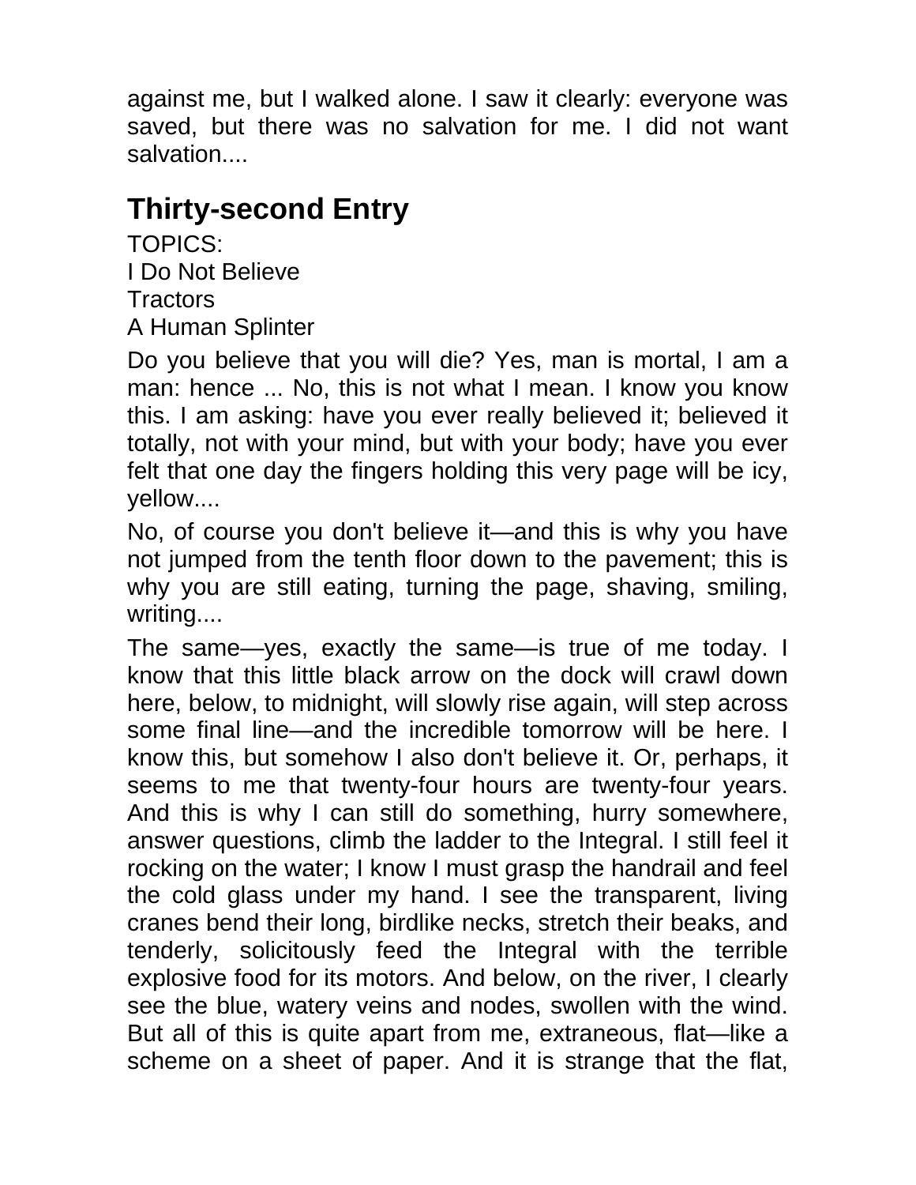against me, but I walked alone. I saw it clearly: everyone was saved, but there was no salvation for me. I did not want salvation....

## Thirty-second Entry

TOPICS:
I Do Not Believe
Tractors
A Human Splinter

Do you believe that you will die? Yes, man is mortal, I am a man: hence ... No, this is not what I mean. I know you know this. I am asking: have you ever really believed it; believed it totally, not with your mind, but with your body; have you ever felt that one day the fingers holding this very page will be icy, yellow....

No, of course you don't believe it—and this is why you have not jumped from the tenth floor down to the pavement; this is why you are still eating, turning the page, shaving, smiling, writing....

The same—yes, exactly the same—is true of me today. I know that this little black arrow on the dock will crawl down here, below, to midnight, will slowly rise again, will step across some final line—and the incredible tomorrow will be here. I know this, but somehow I also don't believe it. Or, perhaps, it seems to me that twenty-four hours are twenty-four years. And this is why I can still do something, hurry somewhere, answer questions, climb the ladder to the Integral. I still feel it rocking on the water; I know I must grasp the handrail and feel the cold glass under my hand. I see the transparent, living cranes bend their long, birdlike necks, stretch their beaks, and tenderly, solicitously feed the Integral with the terrible explosive food for its motors. And below, on the river, I clearly see the blue, watery veins and nodes, swollen with the wind. But all of this is quite apart from me, extraneous, flat—like a scheme on a sheet of paper. And it is strange that the flat,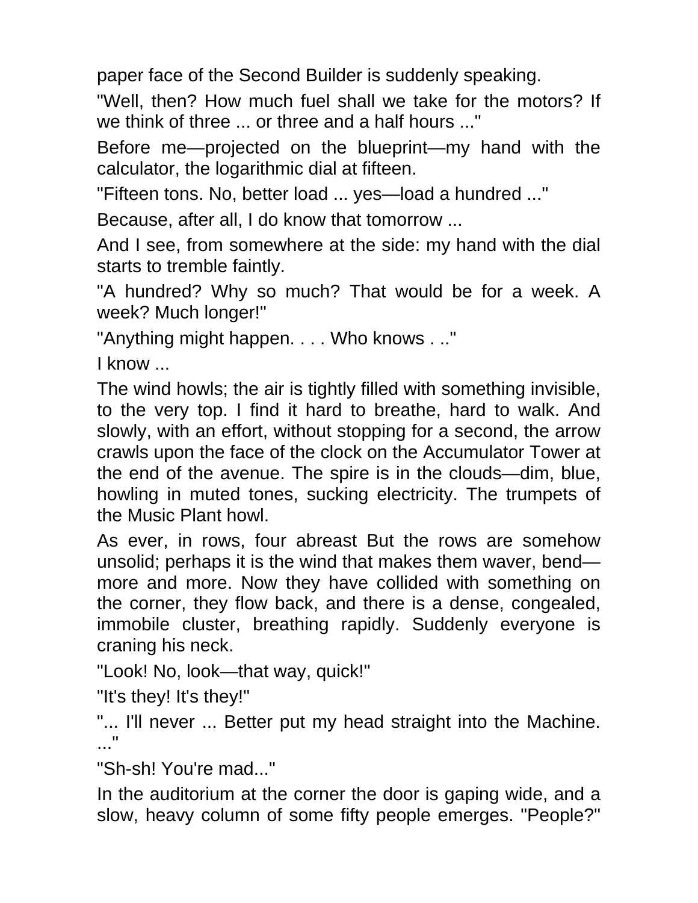paper face of the Second Builder is suddenly speaking.

"Well, then? How much fuel shall we take for the motors? If we think of three ... or three and a half hours ..."

Before me—projected on the blueprint—my hand with the calculator, the logarithmic dial at fifteen.

"Fifteen tons. No, better load ... yes—load a hundred ..."

Because, after all, I do know that tomorrow ...

And I see, from somewhere at the side: my hand with the dial starts to tremble faintly.

"A hundred? Why so much? That would be for a week. A week? Much longer!"

"Anything might happen. . . . Who knows . .."

I know ...

The wind howls; the air is tightly filled with something invisible, to the very top. I find it hard to breathe, hard to walk. And slowly, with an effort, without stopping for a second, the arrow crawls upon the face of the clock on the Accumulator Tower at the end of the avenue. The spire is in the clouds—dim, blue, howling in muted tones, sucking electricity. The trumpets of the Music Plant howl.

As ever, in rows, four abreast But the rows are somehow unsolid; perhaps it is the wind that makes them waver, bend—more and more. Now they have collided with something on the corner, they flow back, and there is a dense, congealed, immobile cluster, breathing rapidly. Suddenly everyone is craning his neck.

"Look! No, look—that way, quick!"

"It's they! It's they!"

"... I'll never ... Better put my head straight into the Machine. ..."

"Sh-sh! You're mad..."

In the auditorium at the corner the door is gaping wide, and a slow, heavy column of some fifty people emerges. "People?"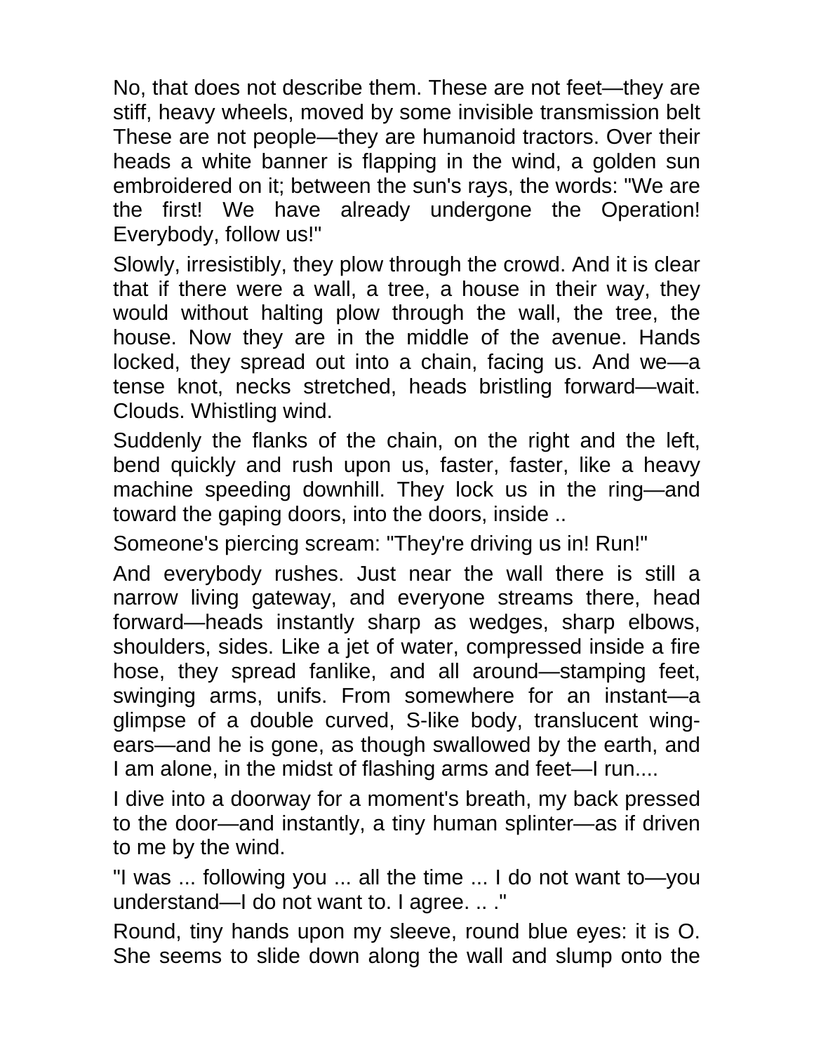No, that does not describe them. These are not feet—they are stiff, heavy wheels, moved by some invisible transmission belt These are not people—they are humanoid tractors. Over their heads a white banner is flapping in the wind, a golden sun embroidered on it; between the sun's rays, the words: "We are the first! We have already undergone the Operation! Everybody, follow us!"

Slowly, irresistibly, they plow through the crowd. And it is clear that if there were a wall, a tree, a house in their way, they would without halting plow through the wall, the tree, the house. Now they are in the middle of the avenue. Hands locked, they spread out into a chain, facing us. And we—a tense knot, necks stretched, heads bristling forward—wait. Clouds. Whistling wind.

Suddenly the flanks of the chain, on the right and the left, bend quickly and rush upon us, faster, faster, like a heavy machine speeding downhill. They lock us in the ring—and toward the gaping doors, into the doors, inside ..

Someone's piercing scream: "They're driving us in! Run!"

And everybody rushes. Just near the wall there is still a narrow living gateway, and everyone streams there, head forward—heads instantly sharp as wedges, sharp elbows, shoulders, sides. Like a jet of water, compressed inside a fire hose, they spread fanlike, and all around—stamping feet, swinging arms, unifs. From somewhere for an instant—a glimpse of a double curved, S-like body, translucent wing-ears—and he is gone, as though swallowed by the earth, and I am alone, in the midst of flashing arms and feet—I run....

I dive into a doorway for a moment's breath, my back pressed to the door—and instantly, a tiny human splinter—as if driven to me by the wind.

"I was ... following you ... all the time ... I do not want to—you understand—I do not want to. I agree. .. ."

Round, tiny hands upon my sleeve, round blue eyes: it is O. She seems to slide down along the wall and slump onto the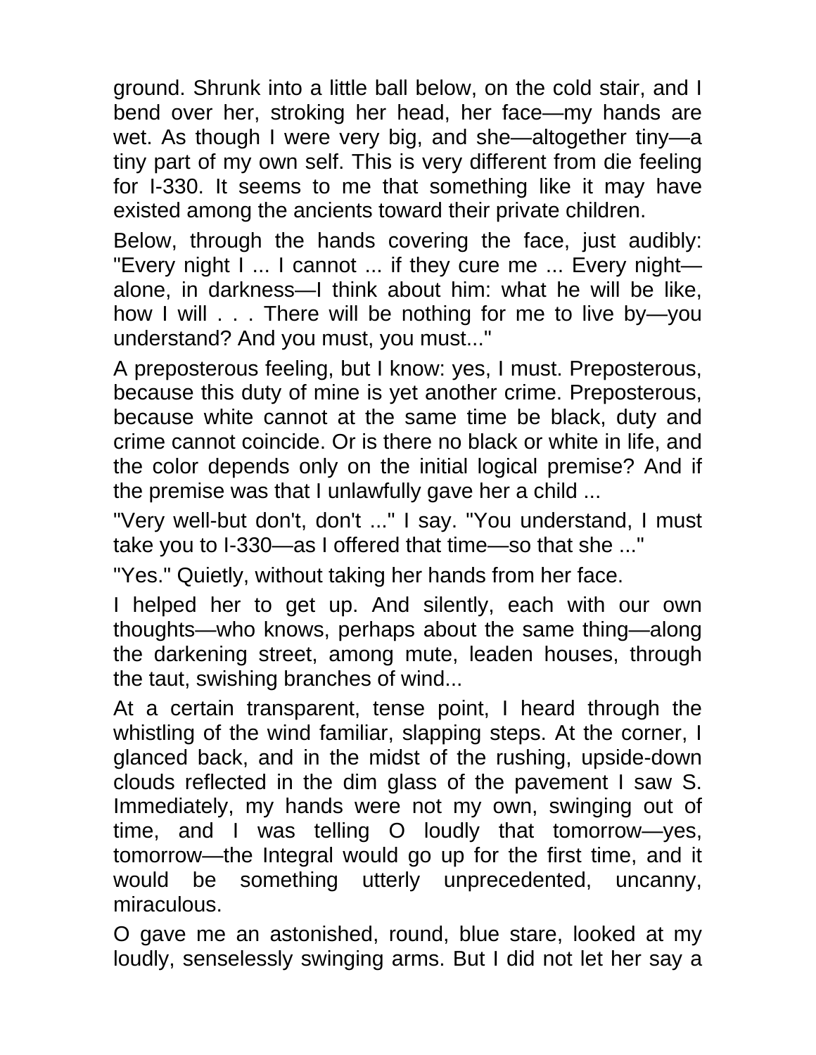ground. Shrunk into a little ball below, on the cold stair, and I bend over her, stroking her head, her face—my hands are wet. As though I were very big, and she—altogether tiny—a tiny part of my own self. This is very different from die feeling for I-330. It seems to me that something like it may have existed among the ancients toward their private children.

Below, through the hands covering the face, just audibly: "Every night I ... I cannot ... if they cure me ... Every night—alone, in darkness—I think about him: what he will be like, how I will . . . There will be nothing for me to live by—you understand? And you must, you must..."

A preposterous feeling, but I know: yes, I must. Preposterous, because this duty of mine is yet another crime. Preposterous, because white cannot at the same time be black, duty and crime cannot coincide. Or is there no black or white in life, and the color depends only on the initial logical premise? And if the premise was that I unlawfully gave her a child ...

"Very well-but don't, don't ..." I say. "You understand, I must take you to I-330—as I offered that time—so that she ..."

"Yes." Quietly, without taking her hands from her face.

I helped her to get up. And silently, each with our own thoughts—who knows, perhaps about the same thing—along the darkening street, among mute, leaden houses, through the taut, swishing branches of wind...

At a certain transparent, tense point, I heard through the whistling of the wind familiar, slapping steps. At the corner, I glanced back, and in the midst of the rushing, upside-down clouds reflected in the dim glass of the pavement I saw S. Immediately, my hands were not my own, swinging out of time, and I was telling O loudly that tomorrow—yes, tomorrow—the Integral would go up for the first time, and it would be something utterly unprecedented, uncanny, miraculous.

O gave me an astonished, round, blue stare, looked at my loudly, senselessly swinging arms. But I did not let her say a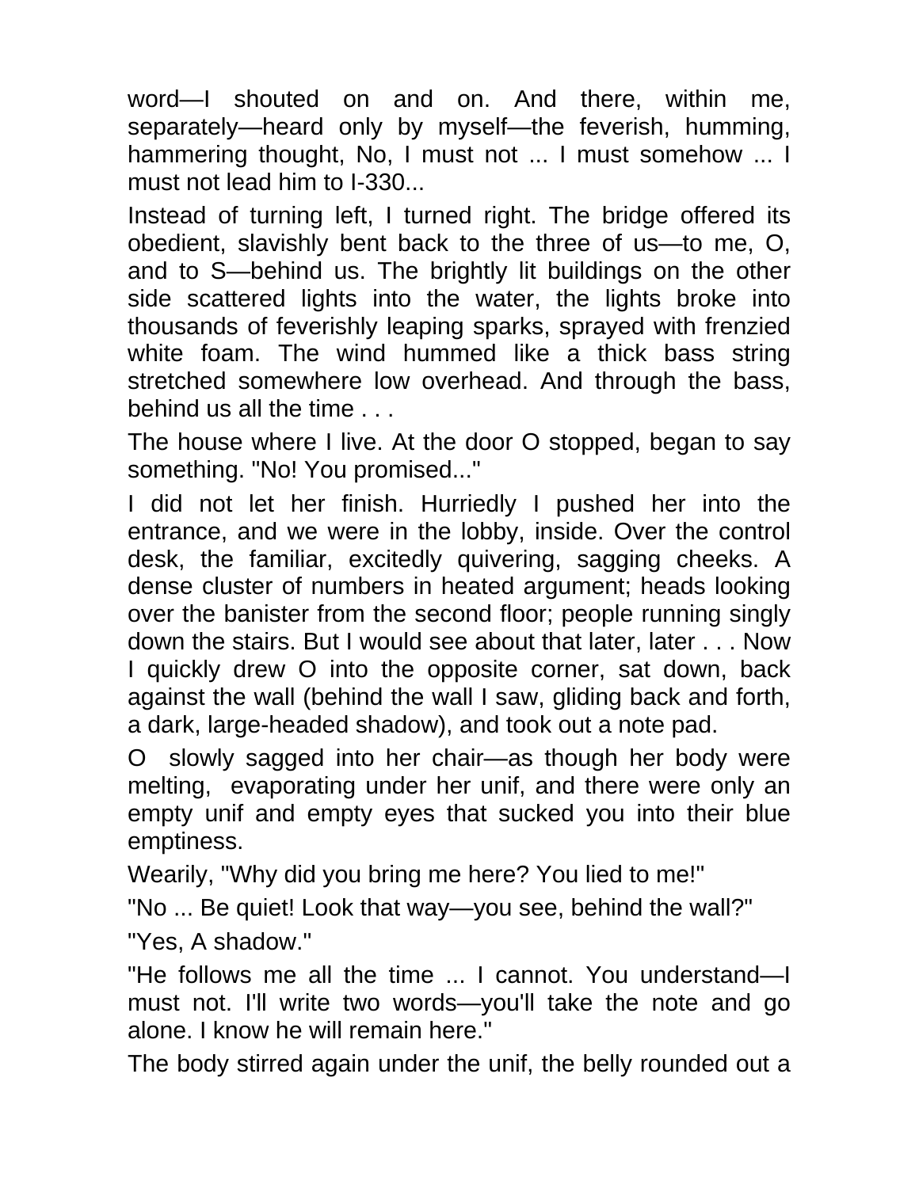word—I shouted on and on. And there, within me, separately—heard only by myself—the feverish, humming, hammering thought, No, I must not ... I must somehow ... I must not lead him to I-330...

Instead of turning left, I turned right. The bridge offered its obedient, slavishly bent back to the three of us—to me, O, and to S—behind us. The brightly lit buildings on the other side scattered lights into the water, the lights broke into thousands of feverishly leaping sparks, sprayed with frenzied white foam. The wind hummed like a thick bass string stretched somewhere low overhead. And through the bass, behind us all the time . . .

The house where I live. At the door O stopped, began to say something. "No! You promised..."

I did not let her finish. Hurriedly I pushed her into the entrance, and we were in the lobby, inside. Over the control desk, the familiar, excitedly quivering, sagging cheeks. A dense cluster of numbers in heated argument; heads looking over the banister from the second floor; people running singly down the stairs. But I would see about that later, later . . . Now I quickly drew O into the opposite corner, sat down, back against the wall (behind the wall I saw, gliding back and forth, a dark, large-headed shadow), and took out a note pad.

O slowly sagged into her chair—as though her body were melting, evaporating under her unif, and there were only an empty unif and empty eyes that sucked you into their blue emptiness.

Wearily, "Why did you bring me here? You lied to me!"

"No ... Be quiet! Look that way—you see, behind the wall?"

"Yes, A shadow."

"He follows me all the time ... I cannot. You understand—I must not. I'll write two words—you'll take the note and go alone. I know he will remain here."

The body stirred again under the unif, the belly rounded out a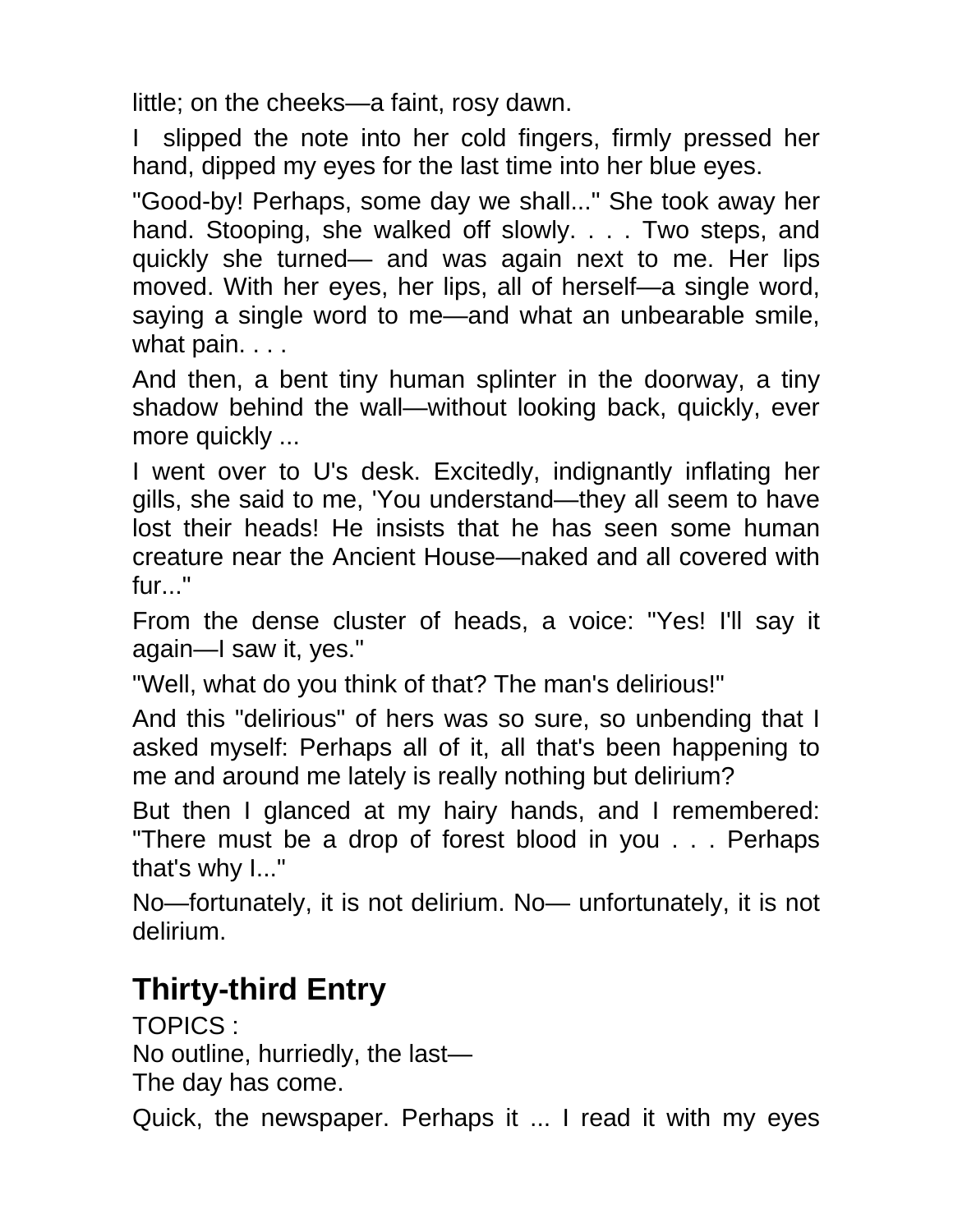little; on the cheeks—a faint, rosy dawn.

I slipped the note into her cold fingers, firmly pressed her hand, dipped my eyes for the last time into her blue eyes.

"Good-by! Perhaps, some day we shall..." She took away her hand. Stooping, she walked off slowly. . . . Two steps, and quickly she turned— and was again next to me. Her lips moved. With her eyes, her lips, all of herself—a single word, saying a single word to me—and what an unbearable smile, what pain. . . .

And then, a bent tiny human splinter in the doorway, a tiny shadow behind the wall—without looking back, quickly, ever more quickly ...

I went over to U's desk. Excitedly, indignantly inflating her gills, she said to me, 'You understand—they all seem to have lost their heads! He insists that he has seen some human creature near the Ancient House—naked and all covered with fur..."

From the dense cluster of heads, a voice: "Yes! I'll say it again—I saw it, yes."

"Well, what do you think of that? The man's delirious!"

And this "delirious" of hers was so sure, so unbending that I asked myself: Perhaps all of it, all that's been happening to me and around me lately is really nothing but delirium?

But then I glanced at my hairy hands, and I remembered: "There must be a drop of forest blood in you . . . Perhaps that's why I..."

No—fortunately, it is not delirium. No— unfortunately, it is not delirium.

## Thirty-third Entry

TOPICS :
No outline, hurriedly, the last—
The day has come.

Quick, the newspaper. Perhaps it ... I read it with my eyes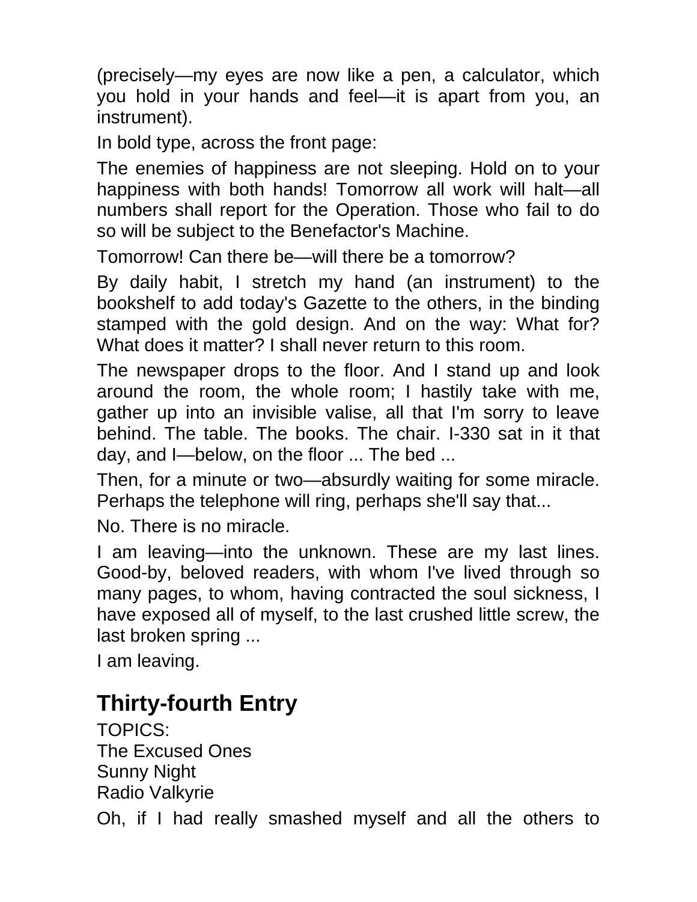(precisely—my eyes are now like a pen, a calculator, which you hold in your hands and feel—it is apart from you, an instrument).

In bold type, across the front page:

The enemies of happiness are not sleeping. Hold on to your happiness with both hands! Tomorrow all work will halt—all numbers shall report for the Operation. Those who fail to do so will be subject to the Benefactor's Machine.

Tomorrow! Can there be—will there be a tomorrow?

By daily habit, I stretch my hand (an instrument) to the bookshelf to add today's Gazette to the others, in the binding stamped with the gold design. And on the way: What for? What does it matter? I shall never return to this room.

The newspaper drops to the floor. And I stand up and look around the room, the whole room; I hastily take with me, gather up into an invisible valise, all that I'm sorry to leave behind. The table. The books. The chair. I-330 sat in it that day, and I—below, on the floor ... The bed ...

Then, for a minute or two—absurdly waiting for some miracle. Perhaps the telephone will ring, perhaps she'll say that...

No. There is no miracle.

I am leaving—into the unknown. These are my last lines. Good-by, beloved readers, with whom I've lived through so many pages, to whom, having contracted the soul sickness, I have exposed all of myself, to the last crushed little screw, the last broken spring ...

I am leaving.

## Thirty-fourth Entry

TOPICS:
The Excused Ones
Sunny Night
Radio Valkyrie

Oh, if I had really smashed myself and all the others to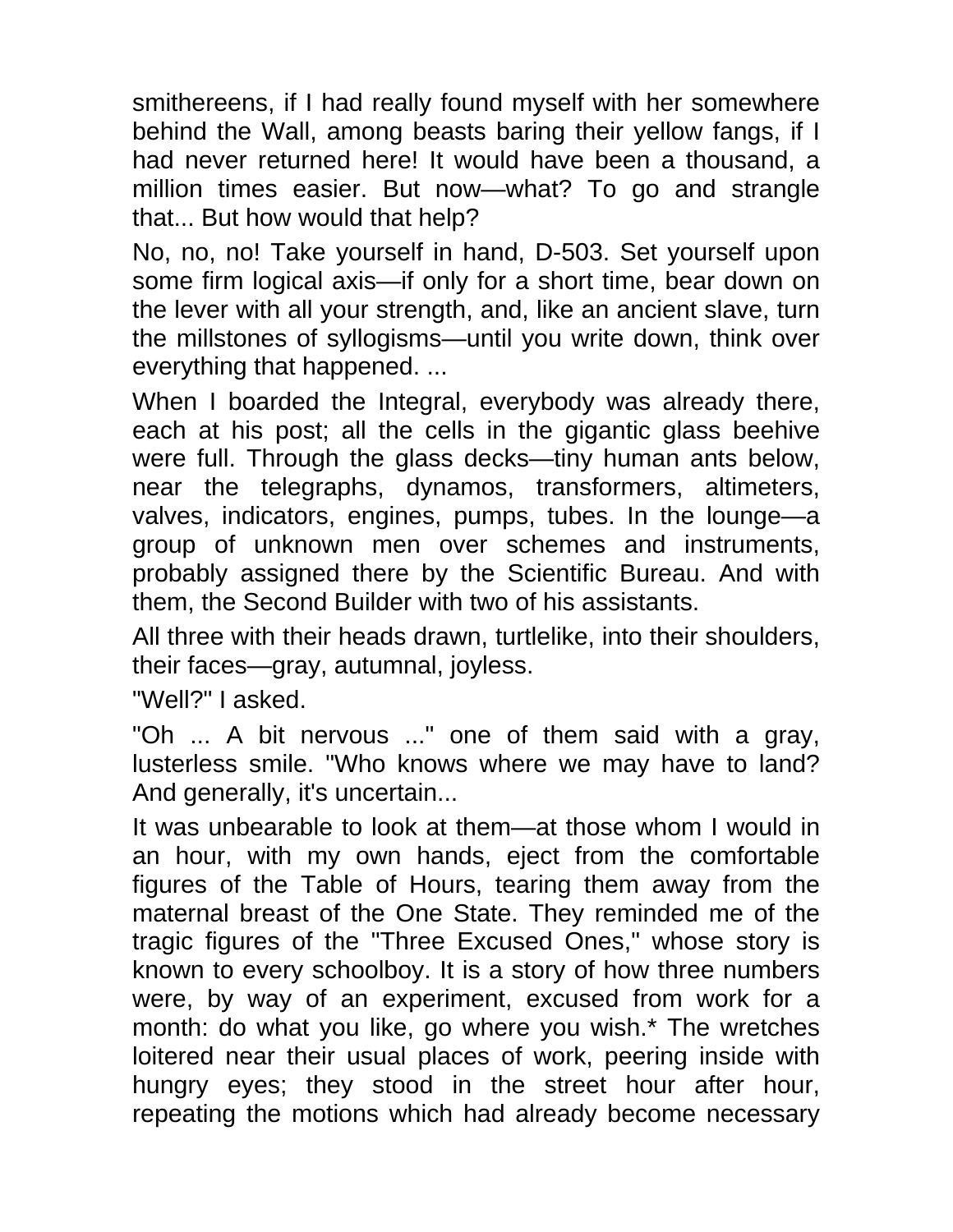smithereens, if I had really found myself with her somewhere behind the Wall, among beasts baring their yellow fangs, if I had never returned here! It would have been a thousand, a million times easier. But now—what? To go and strangle that... But how would that help?

No, no, no! Take yourself in hand, D-503. Set yourself upon some firm logical axis—if only for a short time, bear down on the lever with all your strength, and, like an ancient slave, turn the millstones of syllogisms—until you write down, think over everything that happened. ...

When I boarded the Integral, everybody was already there, each at his post; all the cells in the gigantic glass beehive were full. Through the glass decks—tiny human ants below, near the telegraphs, dynamos, transformers, altimeters, valves, indicators, engines, pumps, tubes. In the lounge—a group of unknown men over schemes and instruments, probably assigned there by the Scientific Bureau. And with them, the Second Builder with two of his assistants.

All three with their heads drawn, turtlelike, into their shoulders, their faces—gray, autumnal, joyless.

"Well?" I asked.

"Oh ... A bit nervous ..." one of them said with a gray, lusterless smile. "Who knows where we may have to land? And generally, it's uncertain...

It was unbearable to look at them—at those whom I would in an hour, with my own hands, eject from the comfortable figures of the Table of Hours, tearing them away from the maternal breast of the One State. They reminded me of the tragic figures of the "Three Excused Ones," whose story is known to every schoolboy. It is a story of how three numbers were, by way of an experiment, excused from work for a month: do what you like, go where you wish.* The wretches loitered near their usual places of work, peering inside with hungry eyes; they stood in the street hour after hour, repeating the motions which had already become necessary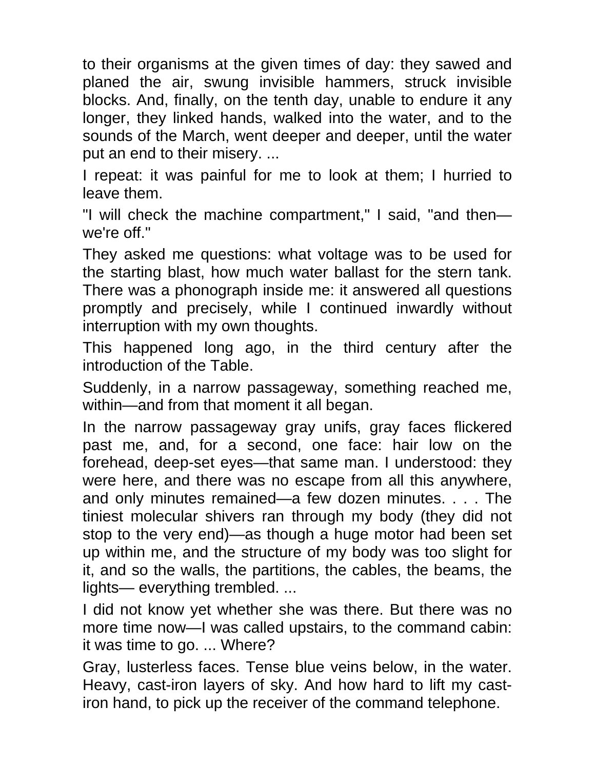to their organisms at the given times of day: they sawed and planed the air, swung invisible hammers, struck invisible blocks. And, finally, on the tenth day, unable to endure it any longer, they linked hands, walked into the water, and to the sounds of the March, went deeper and deeper, until the water put an end to their misery. ...

I repeat: it was painful for me to look at them; I hurried to leave them.

"I will check the machine compartment," I said, "and then—we're off."

They asked me questions: what voltage was to be used for the starting blast, how much water ballast for the stern tank. There was a phonograph inside me: it answered all questions promptly and precisely, while I continued inwardly without interruption with my own thoughts.

This happened long ago, in the third century after the introduction of the Table.

Suddenly, in a narrow passageway, something reached me, within—and from that moment it all began.

In the narrow passageway gray unifs, gray faces flickered past me, and, for a second, one face: hair low on the forehead, deep-set eyes—that same man. I understood: they were here, and there was no escape from all this anywhere, and only minutes remained—a few dozen minutes. . . . The tiniest molecular shivers ran through my body (they did not stop to the very end)—as though a huge motor had been set up within me, and the structure of my body was too slight for it, and so the walls, the partitions, the cables, the beams, the lights— everything trembled. ...

I did not know yet whether she was there. But there was no more time now—I was called upstairs, to the command cabin: it was time to go. ... Where?

Gray, lusterless faces. Tense blue veins below, in the water. Heavy, cast-iron layers of sky. And how hard to lift my cast-iron hand, to pick up the receiver of the command telephone.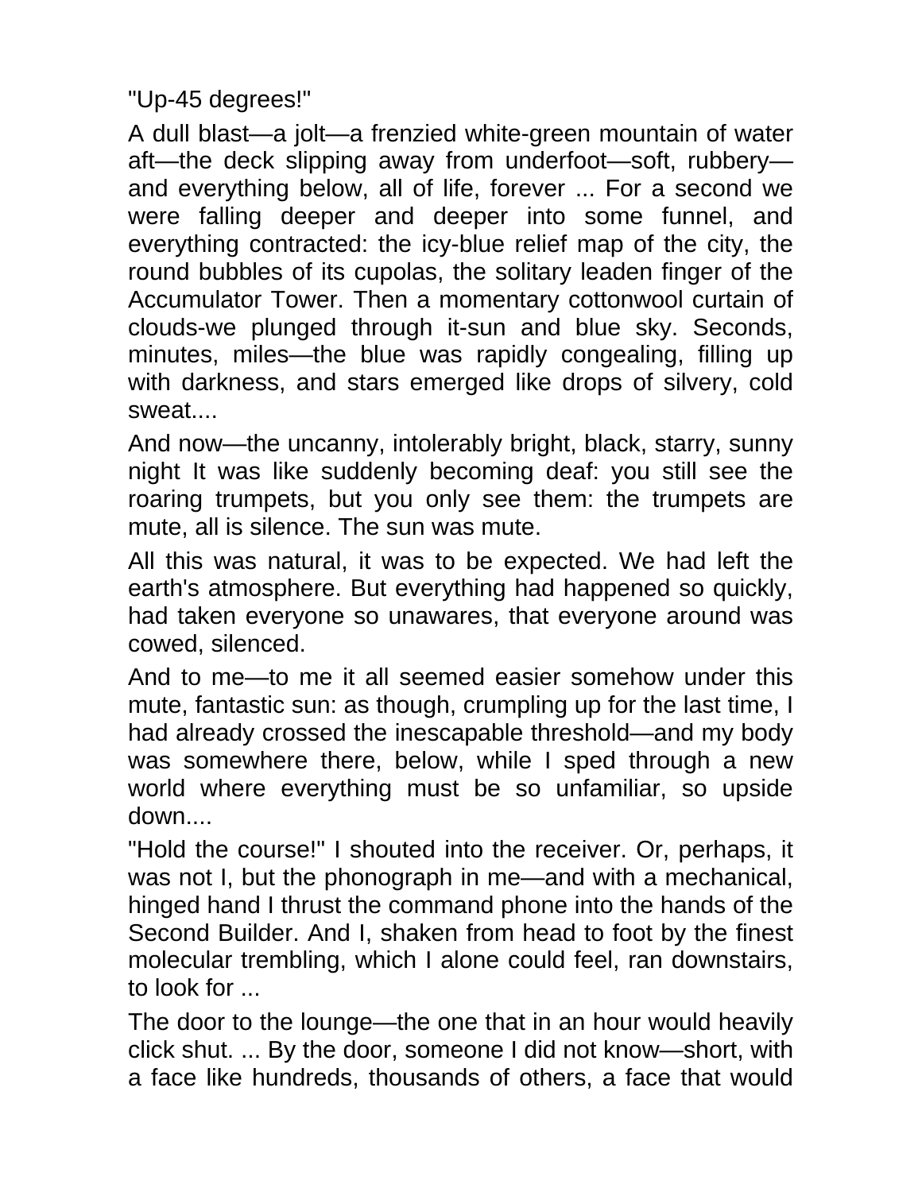"Up-45 degrees!"

A dull blast—a jolt—a frenzied white-green mountain of water aft—the deck slipping away from underfoot—soft, rubbery—and everything below, all of life, forever ... For a second we were falling deeper and deeper into some funnel, and everything contracted: the icy-blue relief map of the city, the round bubbles of its cupolas, the solitary leaden finger of the Accumulator Tower. Then a momentary cottonwool curtain of clouds-we plunged through it-sun and blue sky. Seconds, minutes, miles—the blue was rapidly congealing, filling up with darkness, and stars emerged like drops of silvery, cold sweat....

And now—the uncanny, intolerably bright, black, starry, sunny night It was like suddenly becoming deaf: you still see the roaring trumpets, but you only see them: the trumpets are mute, all is silence. The sun was mute.

All this was natural, it was to be expected. We had left the earth's atmosphere. But everything had happened so quickly, had taken everyone so unawares, that everyone around was cowed, silenced.

And to me—to me it all seemed easier somehow under this mute, fantastic sun: as though, crumpling up for the last time, I had already crossed the inescapable threshold—and my body was somewhere there, below, while I sped through a new world where everything must be so unfamiliar, so upside down....

"Hold the course!" I shouted into the receiver. Or, perhaps, it was not I, but the phonograph in me—and with a mechanical, hinged hand I thrust the command phone into the hands of the Second Builder. And I, shaken from head to foot by the finest molecular trembling, which I alone could feel, ran downstairs, to look for ...

The door to the lounge—the one that in an hour would heavily click shut. ... By the door, someone I did not know—short, with a face like hundreds, thousands of others, a face that would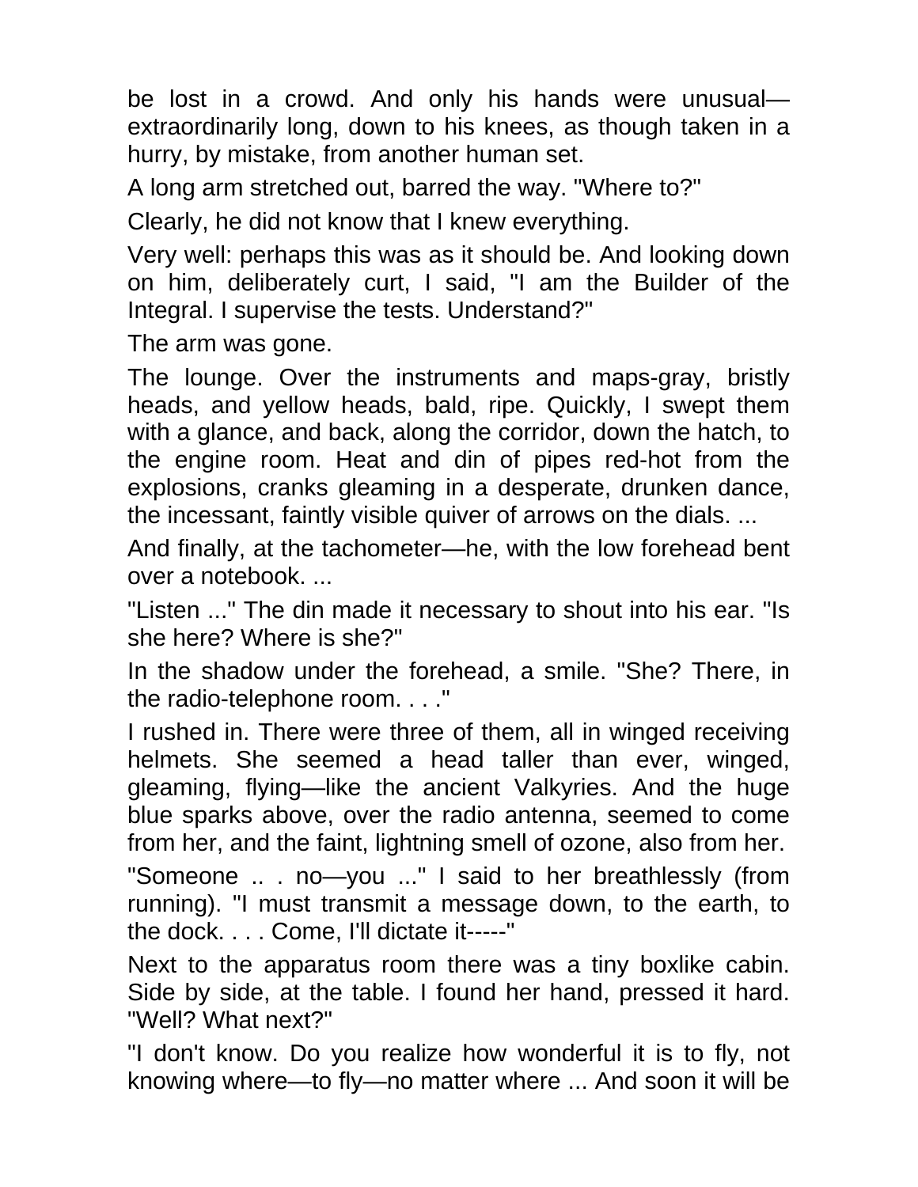be lost in a crowd. And only his hands were unusual—extraordinarily long, down to his knees, as though taken in a hurry, by mistake, from another human set.

A long arm stretched out, barred the way. "Where to?"

Clearly, he did not know that I knew everything.

Very well: perhaps this was as it should be. And looking down on him, deliberately curt, I said, "I am the Builder of the Integral. I supervise the tests. Understand?"

The arm was gone.

The lounge. Over the instruments and maps-gray, bristly heads, and yellow heads, bald, ripe. Quickly, I swept them with a glance, and back, along the corridor, down the hatch, to the engine room. Heat and din of pipes red-hot from the explosions, cranks gleaming in a desperate, drunken dance, the incessant, faintly visible quiver of arrows on the dials. ...

And finally, at the tachometer—he, with the low forehead bent over a notebook. ...

"Listen ..." The din made it necessary to shout into his ear. "Is she here? Where is she?"

In the shadow under the forehead, a smile. "She? There, in the radio-telephone room. . . ."

I rushed in. There were three of them, all in winged receiving helmets. She seemed a head taller than ever, winged, gleaming, flying—like the ancient Valkyries. And the huge blue sparks above, over the radio antenna, seemed to come from her, and the faint, lightning smell of ozone, also from her.

"Someone .. . no—you ..." I said to her breathlessly (from running). "I must transmit a message down, to the earth, to the dock. . . . Come, I'll dictate it-----"

Next to the apparatus room there was a tiny boxlike cabin. Side by side, at the table. I found her hand, pressed it hard. "Well? What next?"

"I don't know. Do you realize how wonderful it is to fly, not knowing where—to fly—no matter where ... And soon it will be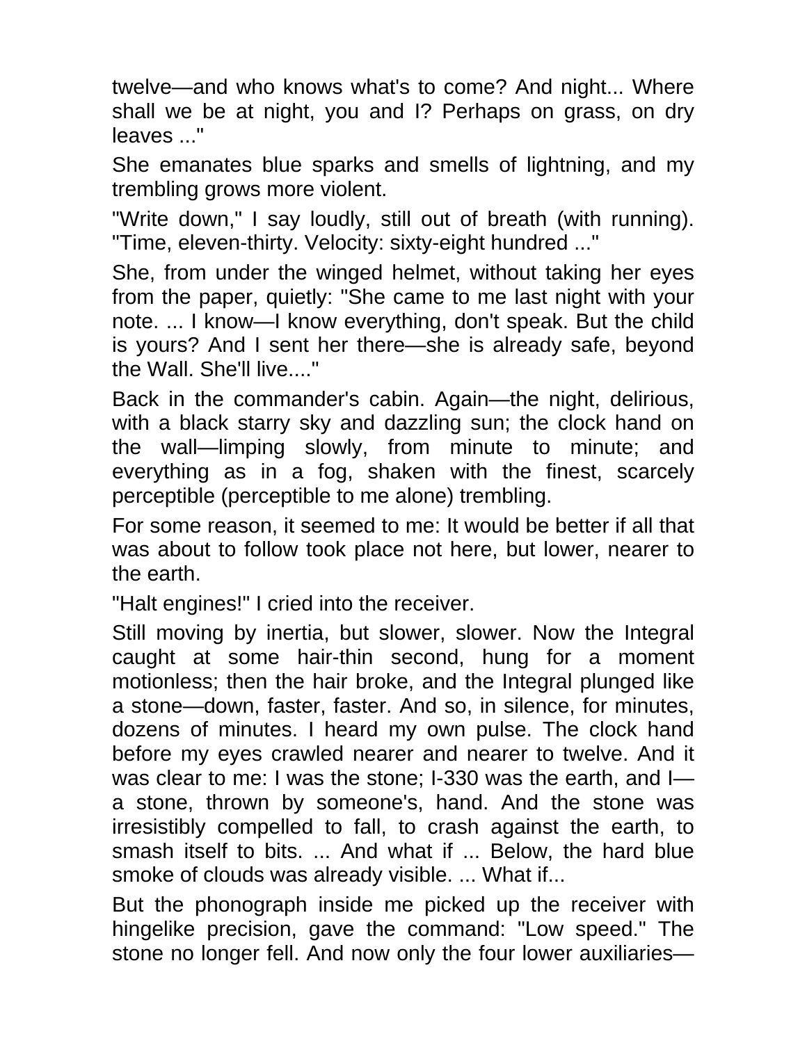twelve—and who knows what's to come? And night... Where shall we be at night, you and I? Perhaps on grass, on dry leaves ..."

She emanates blue sparks and smells of lightning, and my trembling grows more violent.

"Write down," I say loudly, still out of breath (with running). "Time, eleven-thirty. Velocity: sixty-eight hundred ..."

She, from under the winged helmet, without taking her eyes from the paper, quietly: "She came to me last night with your note. ... I know—I know everything, don't speak. But the child is yours? And I sent her there—she is already safe, beyond the Wall. She'll live...."

Back in the commander's cabin. Again—the night, delirious, with a black starry sky and dazzling sun; the clock hand on the wall—limping slowly, from minute to minute; and everything as in a fog, shaken with the finest, scarcely perceptible (perceptible to me alone) trembling.

For some reason, it seemed to me: It would be better if all that was about to follow took place not here, but lower, nearer to the earth.

"Halt engines!" I cried into the receiver.

Still moving by inertia, but slower, slower. Now the Integral caught at some hair-thin second, hung for a moment motionless; then the hair broke, and the Integral plunged like a stone—down, faster, faster. And so, in silence, for minutes, dozens of minutes. I heard my own pulse. The clock hand before my eyes crawled nearer and nearer to twelve. And it was clear to me: I was the stone; I-330 was the earth, and I—a stone, thrown by someone's, hand. And the stone was irresistibly compelled to fall, to crash against the earth, to smash itself to bits. ... And what if ... Below, the hard blue smoke of clouds was already visible. ... What if...

But the phonograph inside me picked up the receiver with hingelike precision, gave the command: "Low speed." The stone no longer fell. And now only the four lower auxiliaries—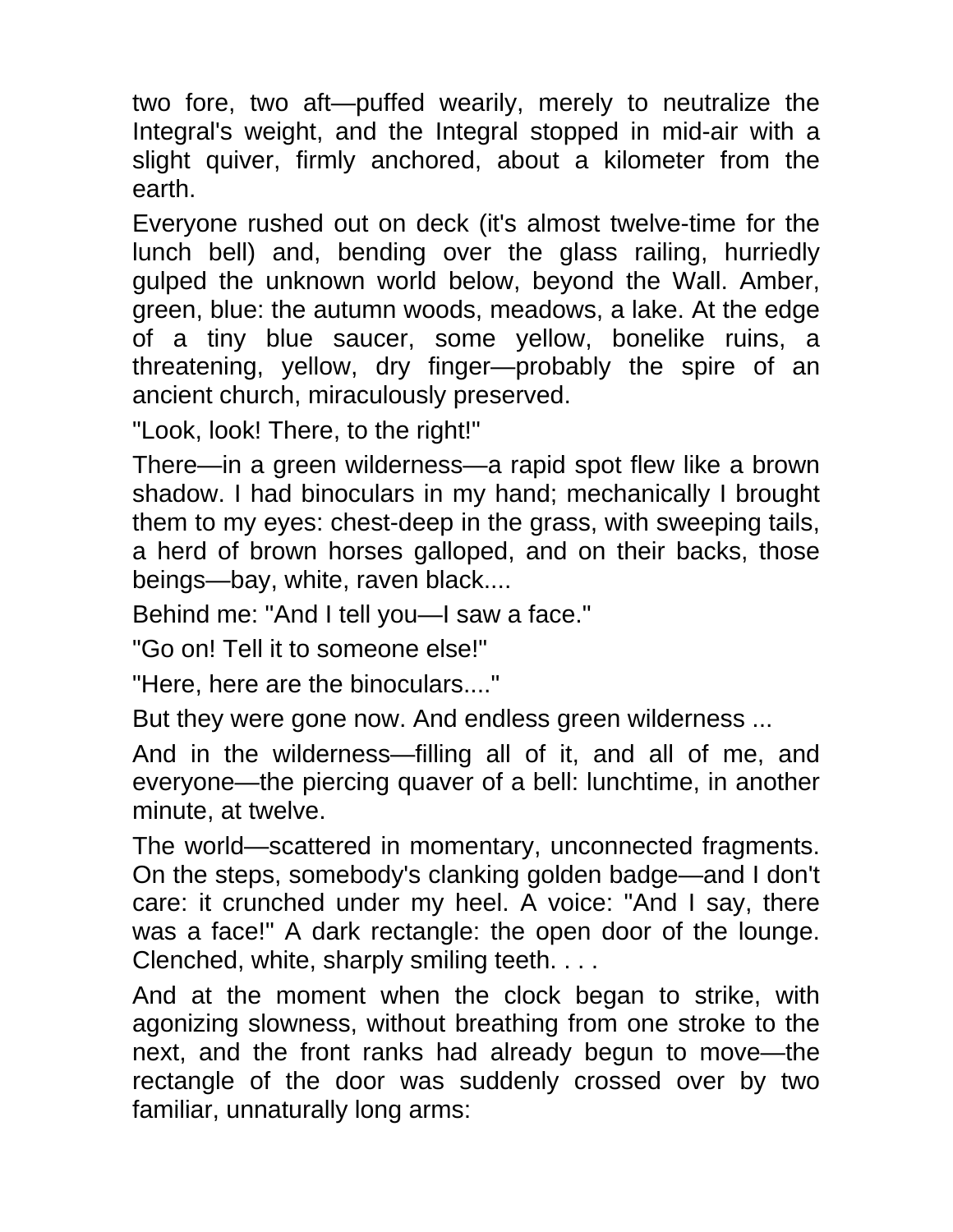two fore, two aft—puffed wearily, merely to neutralize the Integral's weight, and the Integral stopped in mid-air with a slight quiver, firmly anchored, about a kilometer from the earth.

Everyone rushed out on deck (it's almost twelve-time for the lunch bell) and, bending over the glass railing, hurriedly gulped the unknown world below, beyond the Wall. Amber, green, blue: the autumn woods, meadows, a lake. At the edge of a tiny blue saucer, some yellow, bonelike ruins, a threatening, yellow, dry finger—probably the spire of an ancient church, miraculously preserved.

"Look, look! There, to the right!"

There—in a green wilderness—a rapid spot flew like a brown shadow. I had binoculars in my hand; mechanically I brought them to my eyes: chest-deep in the grass, with sweeping tails, a herd of brown horses galloped, and on their backs, those beings—bay, white, raven black....

Behind me: "And I tell you—I saw a face."

"Go on! Tell it to someone else!"

"Here, here are the binoculars...."

But they were gone now. And endless green wilderness ...

And in the wilderness—filling all of it, and all of me, and everyone—the piercing quaver of a bell: lunchtime, in another minute, at twelve.

The world—scattered in momentary, unconnected fragments. On the steps, somebody's clanking golden badge—and I don't care: it crunched under my heel. A voice: "And I say, there was a face!" A dark rectangle: the open door of the lounge. Clenched, white, sharply smiling teeth. . . .

And at the moment when the clock began to strike, with agonizing slowness, without breathing from one stroke to the next, and the front ranks had already begun to move—the rectangle of the door was suddenly crossed over by two familiar, unnaturally long arms: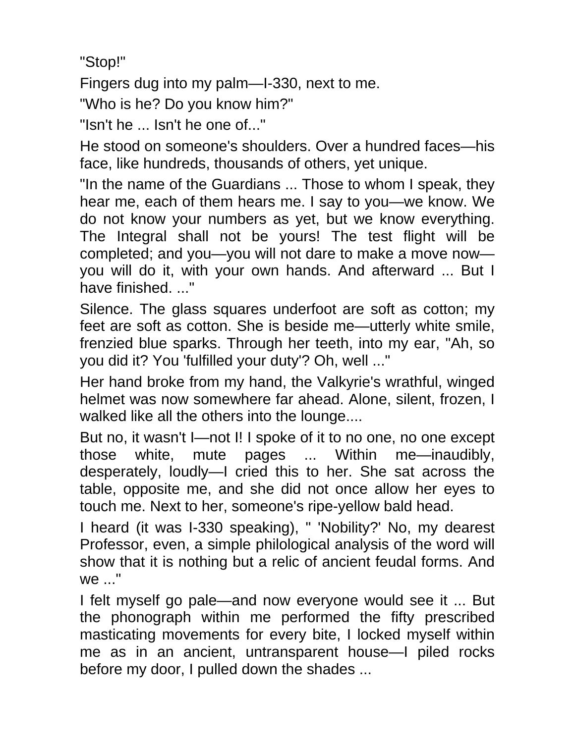"Stop!"

Fingers dug into my palm—I-330, next to me.

"Who is he? Do you know him?"

"Isn't he ... Isn't he one of..."

He stood on someone's shoulders. Over a hundred faces—his face, like hundreds, thousands of others, yet unique.

"In the name of the Guardians ... Those to whom I speak, they hear me, each of them hears me. I say to you—we know. We do not know your numbers as yet, but we know everything. The Integral shall not be yours! The test flight will be completed; and you—you will not dare to make a move now—you will do it, with your own hands. And afterward ... But I have finished. ..."

Silence. The glass squares underfoot are soft as cotton; my feet are soft as cotton. She is beside me—utterly white smile, frenzied blue sparks. Through her teeth, into my ear, "Ah, so you did it? You 'fulfilled your duty'? Oh, well ..."

Her hand broke from my hand, the Valkyrie's wrathful, winged helmet was now somewhere far ahead. Alone, silent, frozen, I walked like all the others into the lounge....

But no, it wasn't I—not I! I spoke of it to no one, no one except those white, mute pages ... Within me—inaudibly, desperately, loudly—I cried this to her. She sat across the table, opposite me, and she did not once allow her eyes to touch me. Next to her, someone's ripe-yellow bald head.

I heard (it was I-330 speaking), " 'Nobility?' No, my dearest Professor, even, a simple philological analysis of the word will show that it is nothing but a relic of ancient feudal forms. And we ..."

I felt myself go pale—and now everyone would see it ... But the phonograph within me performed the fifty prescribed masticating movements for every bite, I locked myself within me as in an ancient, untransparent house—I piled rocks before my door, I pulled down the shades ...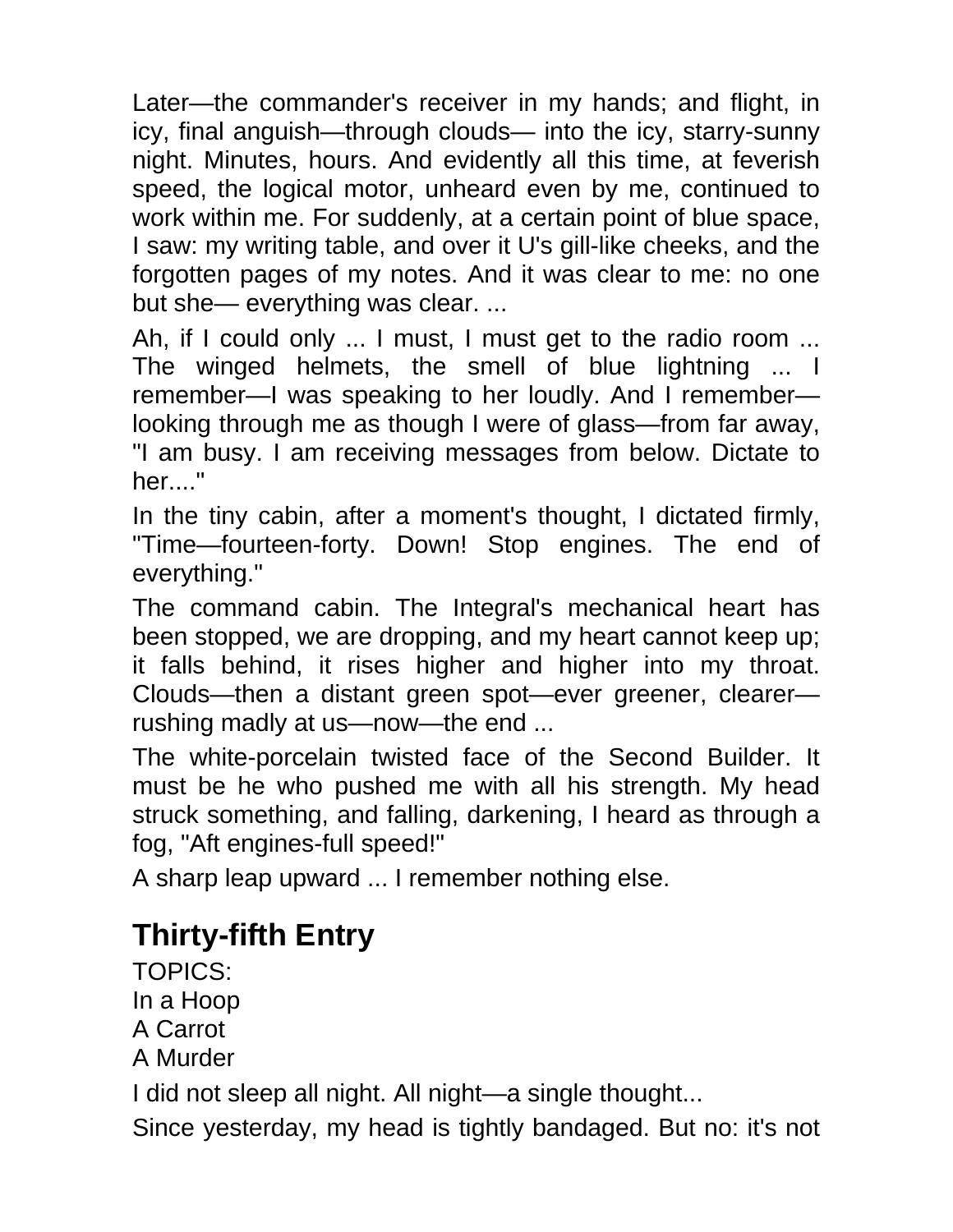Later—the commander's receiver in my hands; and flight, in icy, final anguish—through clouds— into the icy, starry-sunny night. Minutes, hours. And evidently all this time, at feverish speed, the logical motor, unheard even by me, continued to work within me. For suddenly, at a certain point of blue space, I saw: my writing table, and over it U's gill-like cheeks, and the forgotten pages of my notes. And it was clear to me: no one but she— everything was clear. ...

Ah, if I could only ... I must, I must get to the radio room ... The winged helmets, the smell of blue lightning ... I remember—I was speaking to her loudly. And I remember—looking through me as though I were of glass—from far away, "I am busy. I am receiving messages from below. Dictate to her...."

In the tiny cabin, after a moment's thought, I dictated firmly, "Time—fourteen-forty. Down! Stop engines. The end of everything."

The command cabin. The Integral's mechanical heart has been stopped, we are dropping, and my heart cannot keep up; it falls behind, it rises higher and higher into my throat. Clouds—then a distant green spot—ever greener, clearer—rushing madly at us—now—the end ...

The white-porcelain twisted face of the Second Builder. It must be he who pushed me with all his strength. My head struck something, and falling, darkening, I heard as through a fog, "Aft engines-full speed!"

A sharp leap upward ... I remember nothing else.

## Thirty-fifth Entry

TOPICS:
In a Hoop
A Carrot
A Murder

I did not sleep all night. All night—a single thought...

Since yesterday, my head is tightly bandaged. But no: it's not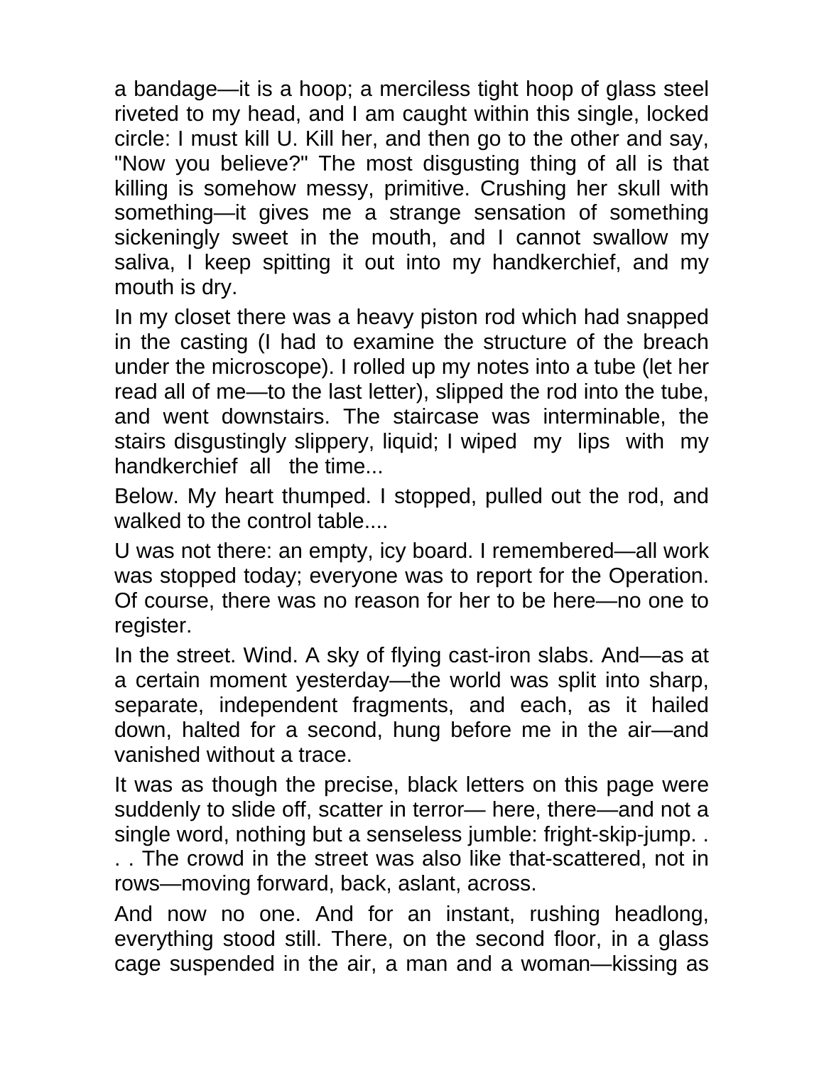a bandage—it is a hoop; a merciless tight hoop of glass steel riveted to my head, and I am caught within this single, locked circle: I must kill U. Kill her, and then go to the other and say, "Now you believe?" The most disgusting thing of all is that killing is somehow messy, primitive. Crushing her skull with something—it gives me a strange sensation of something sickeningly sweet in the mouth, and I cannot swallow my saliva, I keep spitting it out into my handkerchief, and my mouth is dry.

In my closet there was a heavy piston rod which had snapped in the casting (I had to examine the structure of the breach under the microscope). I rolled up my notes into a tube (let her read all of me—to the last letter), slipped the rod into the tube, and went downstairs. The staircase was interminable, the stairs disgustingly slippery, liquid; I wiped my lips with my handkerchief all the time...

Below. My heart thumped. I stopped, pulled out the rod, and walked to the control table....

U was not there: an empty, icy board. I remembered—all work was stopped today; everyone was to report for the Operation. Of course, there was no reason for her to be here—no one to register.

In the street. Wind. A sky of flying cast-iron slabs. And—as at a certain moment yesterday—the world was split into sharp, separate, independent fragments, and each, as it hailed down, halted for a second, hung before me in the air—and vanished without a trace.

It was as though the precise, black letters on this page were suddenly to slide off, scatter in terror— here, there—and not a single word, nothing but a senseless jumble: fright-skip-jump. . . . The crowd in the street was also like that-scattered, not in rows—moving forward, back, aslant, across.

And now no one. And for an instant, rushing headlong, everything stood still. There, on the second floor, in a glass cage suspended in the air, a man and a woman—kissing as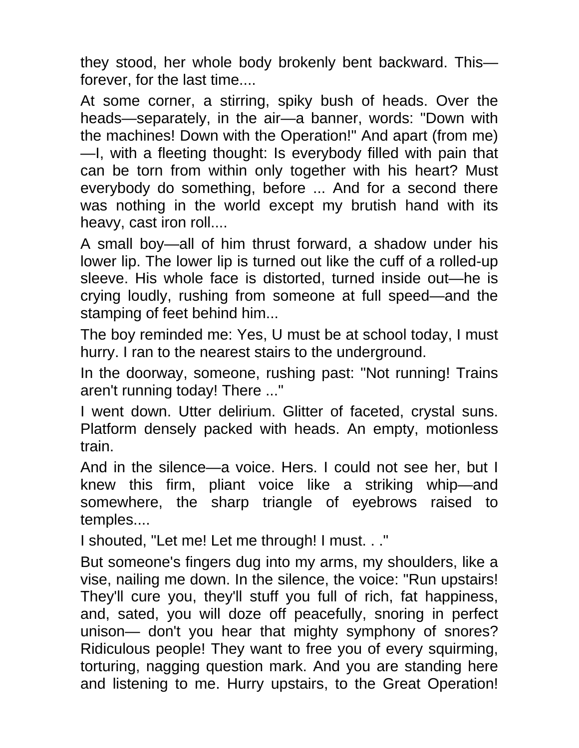they stood, her whole body brokenly bent backward. This—forever, for the last time....

At some corner, a stirring, spiky bush of heads. Over the heads—separately, in the air—a banner, words: "Down with the machines! Down with the Operation!" And apart (from me)—I, with a fleeting thought: Is everybody filled with pain that can be torn from within only together with his heart? Must everybody do something, before ... And for a second there was nothing in the world except my brutish hand with its heavy, cast iron roll....

A small boy—all of him thrust forward, a shadow under his lower lip. The lower lip is turned out like the cuff of a rolled-up sleeve. His whole face is distorted, turned inside out—he is crying loudly, rushing from someone at full speed—and the stamping of feet behind him...

The boy reminded me: Yes, U must be at school today, I must hurry. I ran to the nearest stairs to the underground.

In the doorway, someone, rushing past: "Not running! Trains aren't running today! There ..."

I went down. Utter delirium. Glitter of faceted, crystal suns. Platform densely packed with heads. An empty, motionless train.

And in the silence—a voice. Hers. I could not see her, but I knew this firm, pliant voice like a striking whip—and somewhere, the sharp triangle of eyebrows raised to temples....

I shouted, "Let me! Let me through! I must. . ."

But someone's fingers dug into my arms, my shoulders, like a vise, nailing me down. In the silence, the voice: "Run upstairs! They'll cure you, they'll stuff you full of rich, fat happiness, and, sated, you will doze off peacefully, snoring in perfect unison— don't you hear that mighty symphony of snores? Ridiculous people! They want to free you of every squirming, torturing, nagging question mark. And you are standing here and listening to me. Hurry upstairs, to the Great Operation!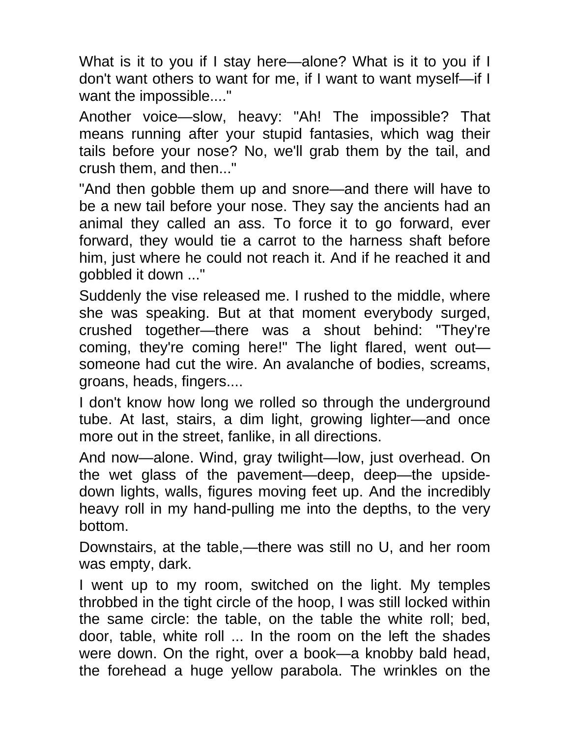What is it to you if I stay here—alone? What is it to you if I don't want others to want for me, if I want to want myself—if I want the impossible...."

Another voice—slow, heavy: "Ah! The impossible? That means running after your stupid fantasies, which wag their tails before your nose? No, we'll grab them by the tail, and crush them, and then..."

"And then gobble them up and snore—and there will have to be a new tail before your nose. They say the ancients had an animal they called an ass. To force it to go forward, ever forward, they would tie a carrot to the harness shaft before him, just where he could not reach it. And if he reached it and gobbled it down ..."

Suddenly the vise released me. I rushed to the middle, where she was speaking. But at that moment everybody surged, crushed together—there was a shout behind: "They're coming, they're coming here!" The light flared, went out—someone had cut the wire. An avalanche of bodies, screams, groans, heads, fingers....

I don't know how long we rolled so through the underground tube. At last, stairs, a dim light, growing lighter—and once more out in the street, fanlike, in all directions.

And now—alone. Wind, gray twilight—low, just overhead. On the wet glass of the pavement—deep, deep—the upside-down lights, walls, figures moving feet up. And the incredibly heavy roll in my hand-pulling me into the depths, to the very bottom.

Downstairs, at the table,—there was still no U, and her room was empty, dark.

I went up to my room, switched on the light. My temples throbbed in the tight circle of the hoop, I was still locked within the same circle: the table, on the table the white roll; bed, door, table, white roll ... In the room on the left the shades were down. On the right, over a book—a knobby bald head, the forehead a huge yellow parabola. The wrinkles on the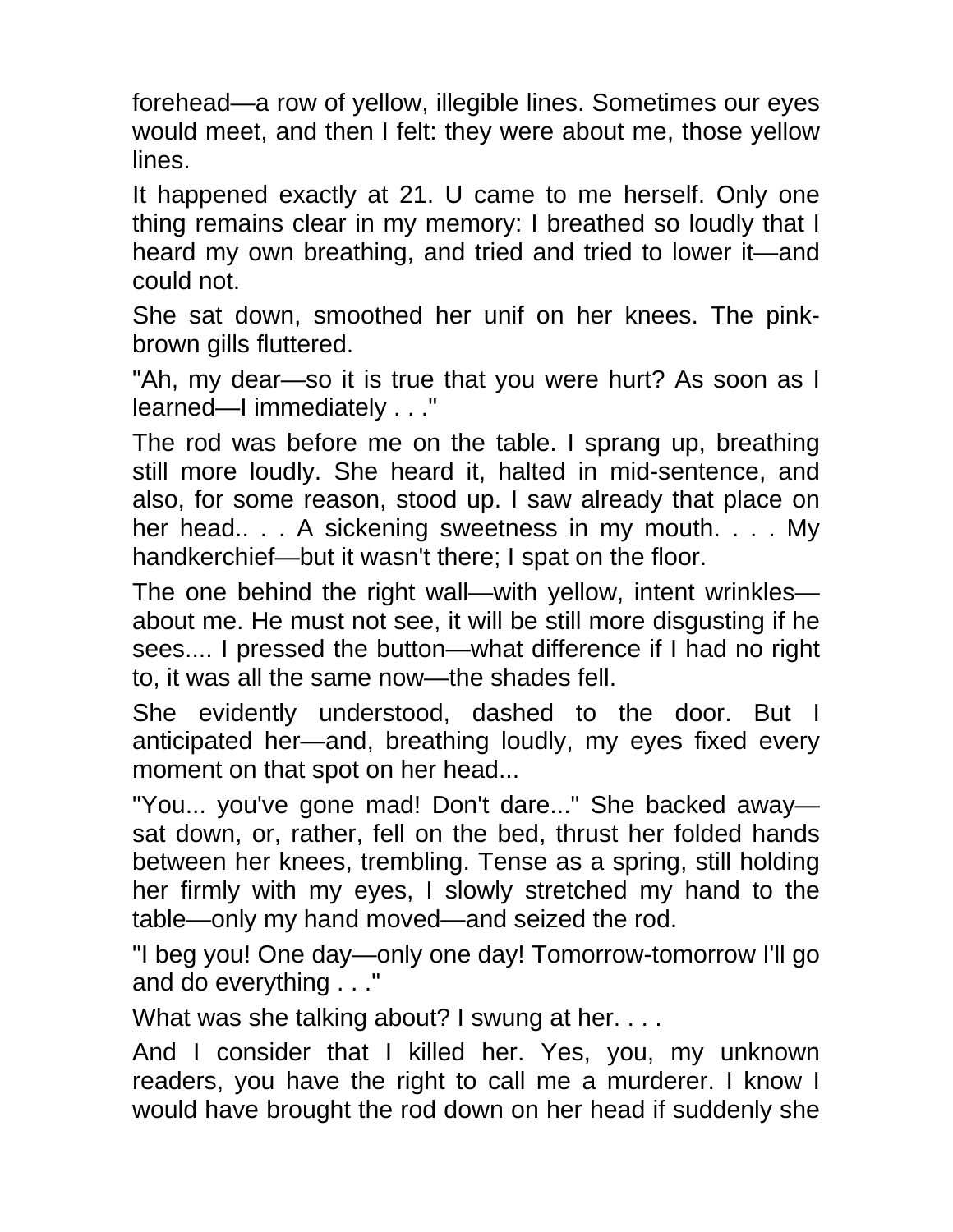forehead—a row of yellow, illegible lines. Sometimes our eyes would meet, and then I felt: they were about me, those yellow lines.

It happened exactly at 21. U came to me herself. Only one thing remains clear in my memory: I breathed so loudly that I heard my own breathing, and tried and tried to lower it—and could not.

She sat down, smoothed her unif on her knees. The pink-brown gills fluttered.

"Ah, my dear—so it is true that you were hurt? As soon as I learned—I immediately . . ."

The rod was before me on the table. I sprang up, breathing still more loudly. She heard it, halted in mid-sentence, and also, for some reason, stood up. I saw already that place on her head.. . . A sickening sweetness in my mouth. . . . My handkerchief—but it wasn't there; I spat on the floor.

The one behind the right wall—with yellow, intent wrinkles—about me. He must not see, it will be still more disgusting if he sees.... I pressed the button—what difference if I had no right to, it was all the same now—the shades fell.

She evidently understood, dashed to the door. But I anticipated her—and, breathing loudly, my eyes fixed every moment on that spot on her head...

"You... you've gone mad! Don't dare..." She backed away—sat down, or, rather, fell on the bed, thrust her folded hands between her knees, trembling. Tense as a spring, still holding her firmly with my eyes, I slowly stretched my hand to the table—only my hand moved—and seized the rod.

"I beg you! One day—only one day! Tomorrow-tomorrow I'll go and do everything . . ."

What was she talking about? I swung at her. . . .

And I consider that I killed her. Yes, you, my unknown readers, you have the right to call me a murderer. I know I would have brought the rod down on her head if suddenly she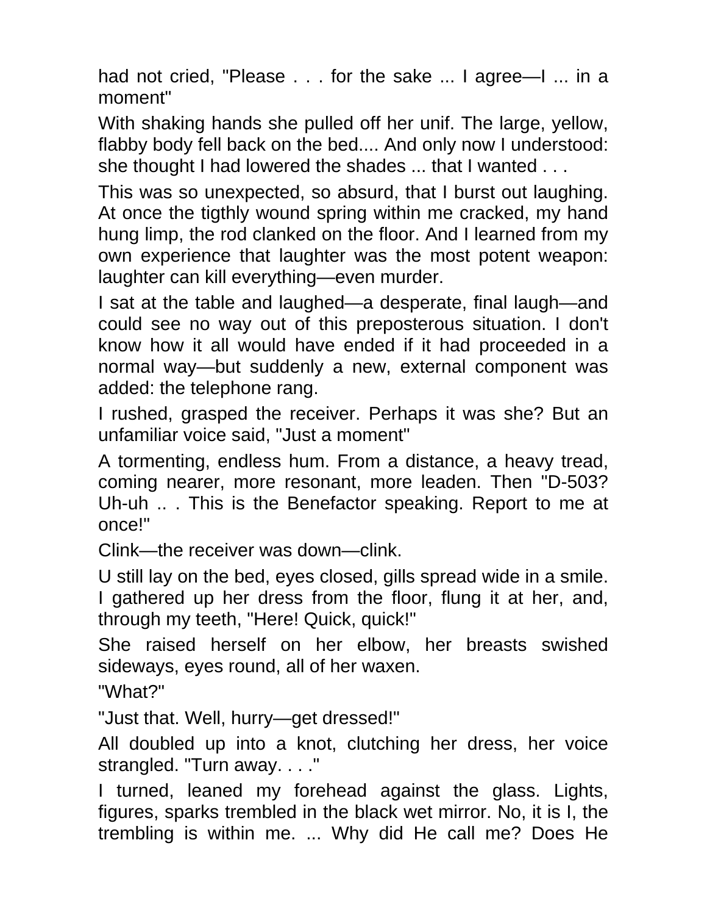had not cried, "Please . . . for the sake ... I agree—I ... in a moment"

With shaking hands she pulled off her unif. The large, yellow, flabby body fell back on the bed.... And only now I understood: she thought I had lowered the shades ... that I wanted . . .

This was so unexpected, so absurd, that I burst out laughing. At once the tigthly wound spring within me cracked, my hand hung limp, the rod clanked on the floor. And I learned from my own experience that laughter was the most potent weapon: laughter can kill everything—even murder.

I sat at the table and laughed—a desperate, final laugh—and could see no way out of this preposterous situation. I don't know how it all would have ended if it had proceeded in a normal way—but suddenly a new, external component was added: the telephone rang.

I rushed, grasped the receiver. Perhaps it was she? But an unfamiliar voice said, "Just a moment"

A tormenting, endless hum. From a distance, a heavy tread, coming nearer, more resonant, more leaden. Then "D-503? Uh-uh .. . This is the Benefactor speaking. Report to me at once!"

Clink—the receiver was down—clink.

U still lay on the bed, eyes closed, gills spread wide in a smile. I gathered up her dress from the floor, flung it at her, and, through my teeth, "Here! Quick, quick!"

She raised herself on her elbow, her breasts swished sideways, eyes round, all of her waxen.

"What?"

"Just that. Well, hurry—get dressed!"

All doubled up into a knot, clutching her dress, her voice strangled. "Turn away. . . ."

I turned, leaned my forehead against the glass. Lights, figures, sparks trembled in the black wet mirror. No, it is I, the trembling is within me. ... Why did He call me? Does He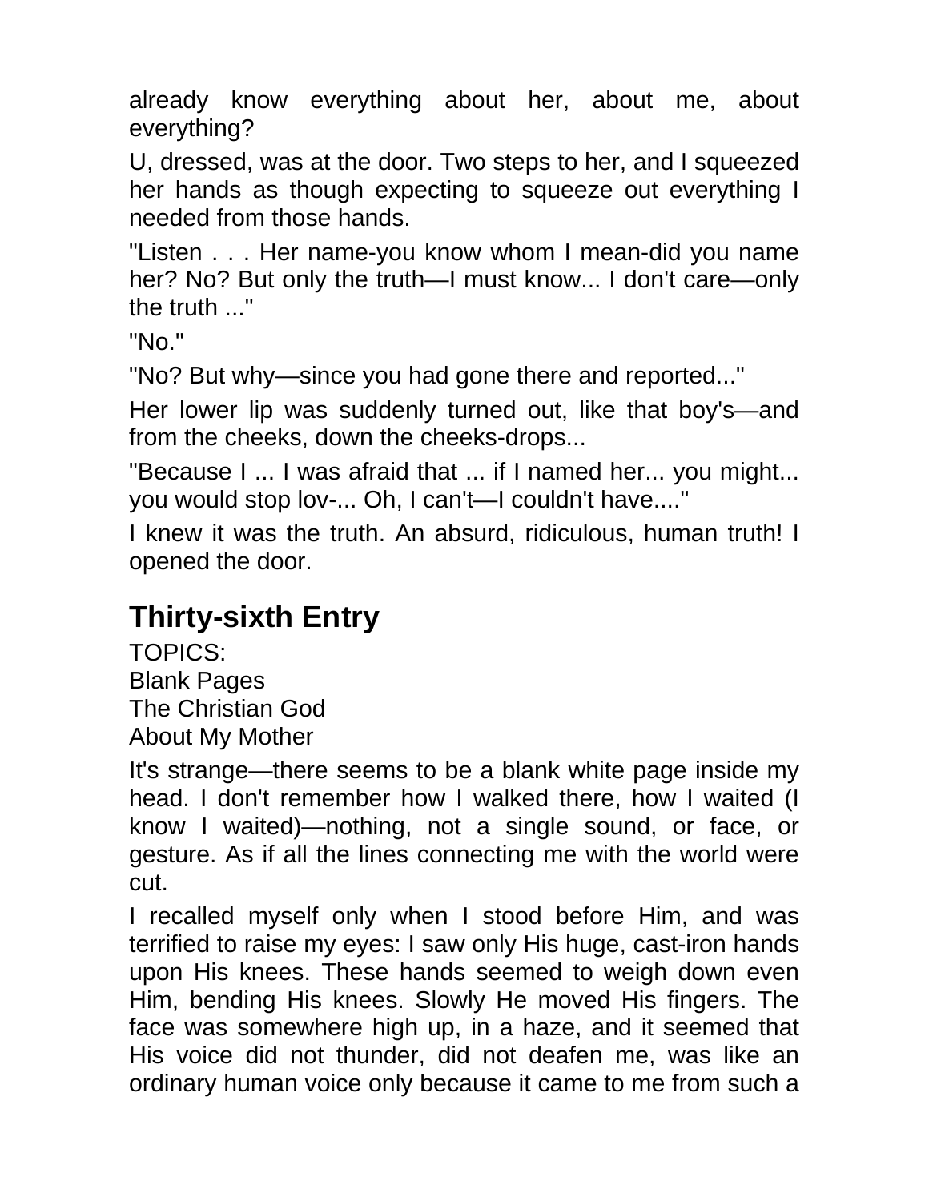already know everything about her, about me, about everything?

U, dressed, was at the door. Two steps to her, and I squeezed her hands as though expecting to squeeze out everything I needed from those hands.

"Listen . . . Her name-you know whom I mean-did you name her? No? But only the truth—I must know... I don't care—only the truth ..."

"No."

"No? But why—since you had gone there and reported..."

Her lower lip was suddenly turned out, like that boy's—and from the cheeks, down the cheeks-drops...

"Because I ... I was afraid that ... if I named her... you might... you would stop lov-... Oh, I can't—I couldn't have...."

I knew it was the truth. An absurd, ridiculous, human truth! I opened the door.

## Thirty-sixth Entry

TOPICS:
Blank Pages
The Christian God
About My Mother

It's strange—there seems to be a blank white page inside my head. I don't remember how I walked there, how I waited (I know I waited)—nothing, not a single sound, or face, or gesture. As if all the lines connecting me with the world were cut.

I recalled myself only when I stood before Him, and was terrified to raise my eyes: I saw only His huge, cast-iron hands upon His knees. These hands seemed to weigh down even Him, bending His knees. Slowly He moved His fingers. The face was somewhere high up, in a haze, and it seemed that His voice did not thunder, did not deafen me, was like an ordinary human voice only because it came to me from such a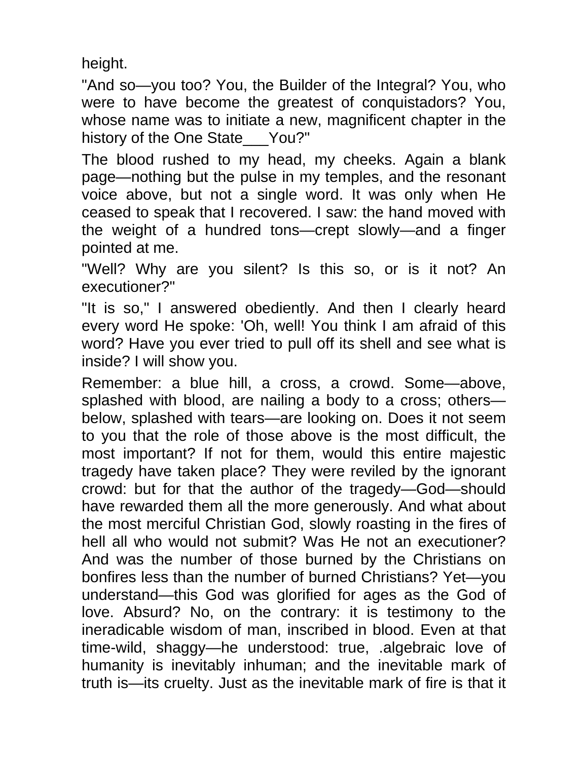height.

"And so—you too? You, the Builder of the Integral? You, who were to have become the greatest of conquistadors? You, whose name was to initiate a new, magnificent chapter in the history of the One State___You?"

The blood rushed to my head, my cheeks. Again a blank page—nothing but the pulse in my temples, and the resonant voice above, but not a single word. It was only when He ceased to speak that I recovered. I saw: the hand moved with the weight of a hundred tons—crept slowly—and a finger pointed at me.

"Well? Why are you silent? Is this so, or is it not? An executioner?"

"It is so," I answered obediently. And then I clearly heard every word He spoke: 'Oh, well! You think I am afraid of this word? Have you ever tried to pull off its shell and see what is inside? I will show you.

Remember: a blue hill, a cross, a crowd. Some—above, splashed with blood, are nailing a body to a cross; others—below, splashed with tears—are looking on. Does it not seem to you that the role of those above is the most difficult, the most important? If not for them, would this entire majestic tragedy have taken place? They were reviled by the ignorant crowd: but for that the author of the tragedy—God—should have rewarded them all the more generously. And what about the most merciful Christian God, slowly roasting in the fires of hell all who would not submit? Was He not an executioner? And was the number of those burned by the Christians on bonfires less than the number of burned Christians? Yet—you understand—this God was glorified for ages as the God of love. Absurd? No, on the contrary: it is testimony to the ineradicable wisdom of man, inscribed in blood. Even at that time-wild, shaggy—he understood: true, .algebraic love of humanity is inevitably inhuman; and the inevitable mark of truth is—its cruelty. Just as the inevitable mark of fire is that it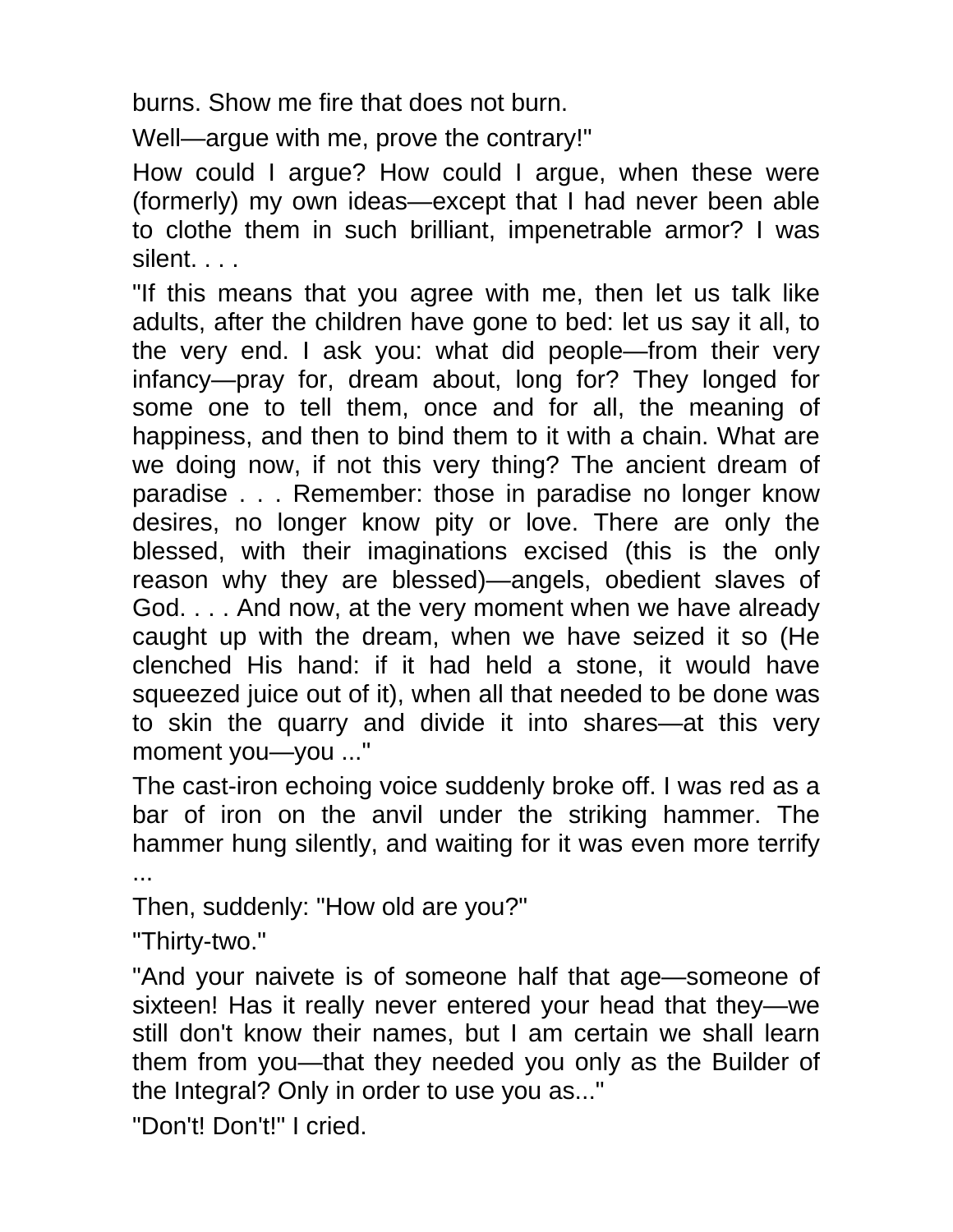burns. Show me fire that does not burn.

Well—argue with me, prove the contrary!"

How could I argue? How could I argue, when these were (formerly) my own ideas—except that I had never been able to clothe them in such brilliant, impenetrable armor? I was silent. . . .

"If this means that you agree with me, then let us talk like adults, after the children have gone to bed: let us say it all, to the very end. I ask you: what did people—from their very infancy—pray for, dream about, long for? They longed for some one to tell them, once and for all, the meaning of happiness, and then to bind them to it with a chain. What are we doing now, if not this very thing? The ancient dream of paradise . . . Remember: those in paradise no longer know desires, no longer know pity or love. There are only the blessed, with their imaginations excised (this is the only reason why they are blessed)—angels, obedient slaves of God. . . . And now, at the very moment when we have already caught up with the dream, when we have seized it so (He clenched His hand: if it had held a stone, it would have squeezed juice out of it), when all that needed to be done was to skin the quarry and divide it into shares—at this very moment you—you ..."

The cast-iron echoing voice suddenly broke off. I was red as a bar of iron on the anvil under the striking hammer. The hammer hung silently, and waiting for it was even more terrify ...

Then, suddenly: "How old are you?"

"Thirty-two."

"And your naivete is of someone half that age—someone of sixteen! Has it really never entered your head that they—we still don't know their names, but I am certain we shall learn them from you—that they needed you only as the Builder of the Integral? Only in order to use you as..."

"Don't! Don't!" I cried.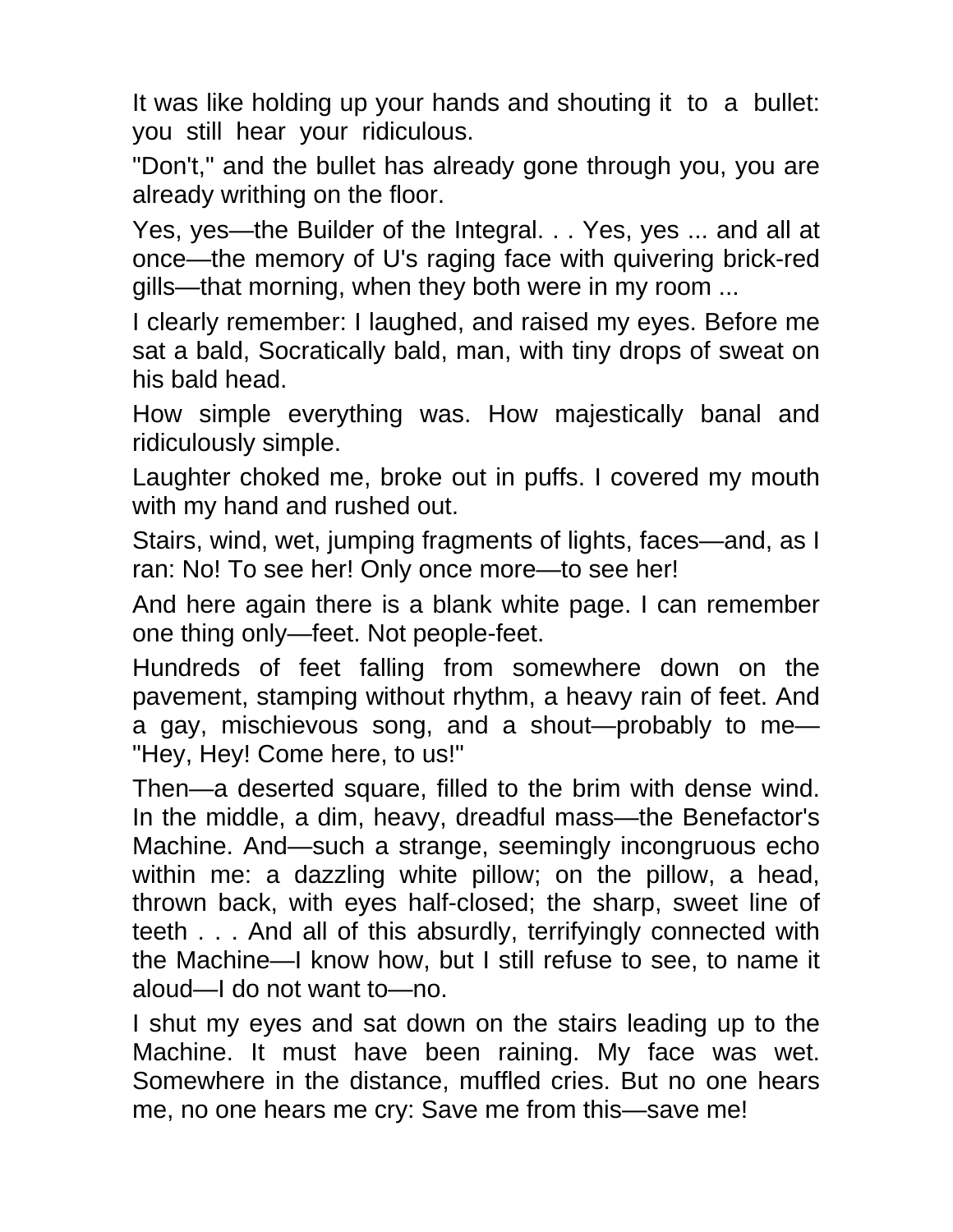It was like holding up your hands and shouting it to a bullet: you still hear your ridiculous.

"Don't," and the bullet has already gone through you, you are already writhing on the floor.

Yes, yes—the Builder of the Integral. . . Yes, yes ... and all at once—the memory of U's raging face with quivering brick-red gills—that morning, when they both were in my room ...

I clearly remember: I laughed, and raised my eyes. Before me sat a bald, Socratically bald, man, with tiny drops of sweat on his bald head.

How simple everything was. How majestically banal and ridiculously simple.

Laughter choked me, broke out in puffs. I covered my mouth with my hand and rushed out.

Stairs, wind, wet, jumping fragments of lights, faces—and, as I ran: No! To see her! Only once more—to see her!

And here again there is a blank white page. I can remember one thing only—feet. Not people-feet.

Hundreds of feet falling from somewhere down on the pavement, stamping without rhythm, a heavy rain of feet. And a gay, mischievous song, and a shout—probably to me—"Hey, Hey! Come here, to us!"

Then—a deserted square, filled to the brim with dense wind. In the middle, a dim, heavy, dreadful mass—the Benefactor's Machine. And—such a strange, seemingly incongruous echo within me: a dazzling white pillow; on the pillow, a head, thrown back, with eyes half-closed; the sharp, sweet line of teeth . . . And all of this absurdly, terrifyingly connected with the Machine—I know how, but I still refuse to see, to name it aloud—I do not want to—no.

I shut my eyes and sat down on the stairs leading up to the Machine. It must have been raining. My face was wet. Somewhere in the distance, muffled cries. But no one hears me, no one hears me cry: Save me from this—save me!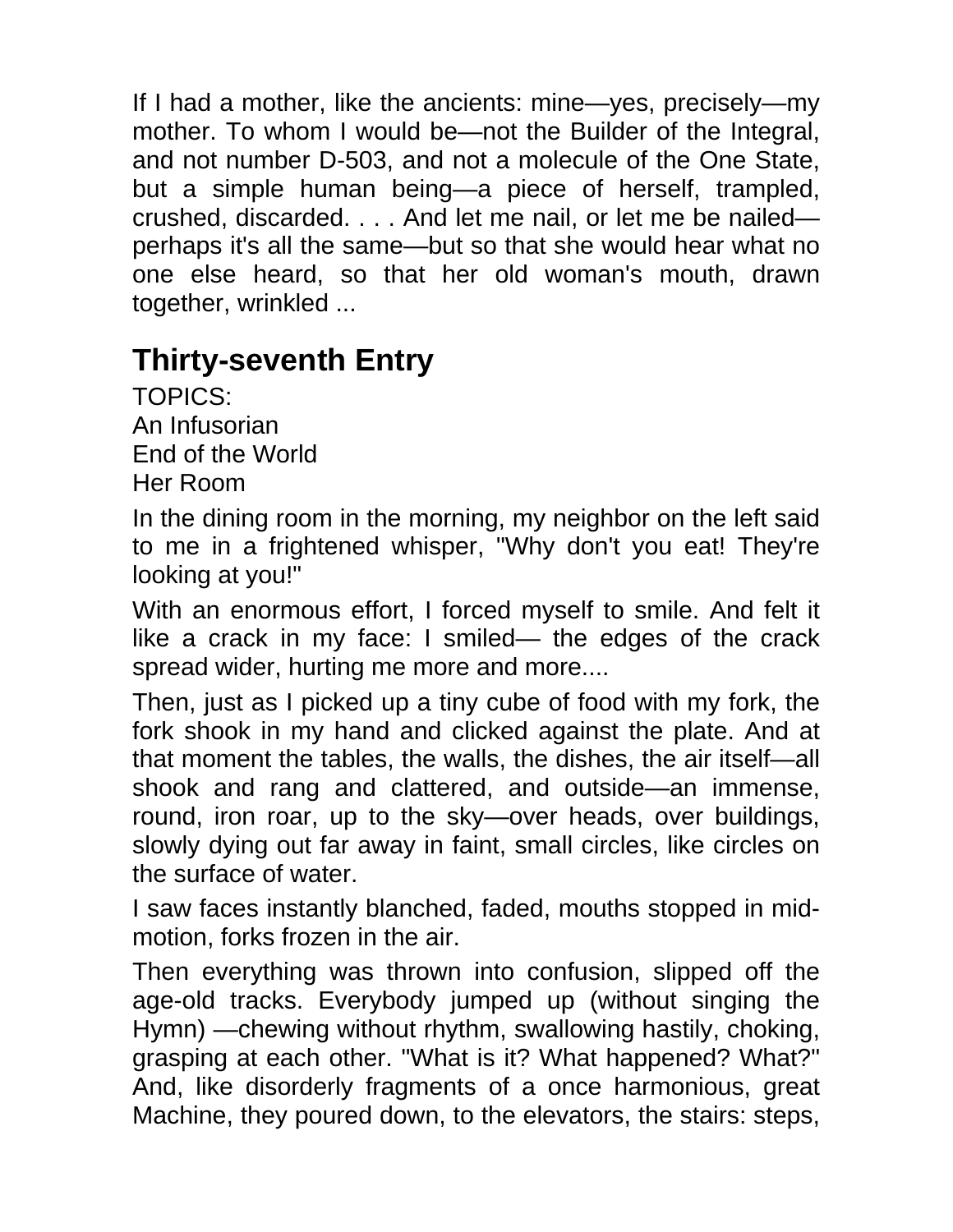If I had a mother, like the ancients: mine—yes, precisely—my mother. To whom I would be—not the Builder of the Integral, and not number D-503, and not a molecule of the One State, but a simple human being—a piece of herself, trampled, crushed, discarded. . . . And let me nail, or let me be nailed—perhaps it's all the same—but so that she would hear what no one else heard, so that her old woman's mouth, drawn together, wrinkled ...

## Thirty-seventh Entry

TOPICS:
An Infusorian
End of the World
Her Room

In the dining room in the morning, my neighbor on the left said to me in a frightened whisper, "Why don't you eat! They're looking at you!"

With an enormous effort, I forced myself to smile. And felt it like a crack in my face: I smiled— the edges of the crack spread wider, hurting me more and more....

Then, just as I picked up a tiny cube of food with my fork, the fork shook in my hand and clicked against the plate. And at that moment the tables, the walls, the dishes, the air itself—all shook and rang and clattered, and outside—an immense, round, iron roar, up to the sky—over heads, over buildings, slowly dying out far away in faint, small circles, like circles on the surface of water.

I saw faces instantly blanched, faded, mouths stopped in mid-motion, forks frozen in the air.

Then everything was thrown into confusion, slipped off the age-old tracks. Everybody jumped up (without singing the Hymn) —chewing without rhythm, swallowing hastily, choking, grasping at each other. "What is it? What happened? What?" And, like disorderly fragments of a once harmonious, great Machine, they poured down, to the elevators, the stairs: steps,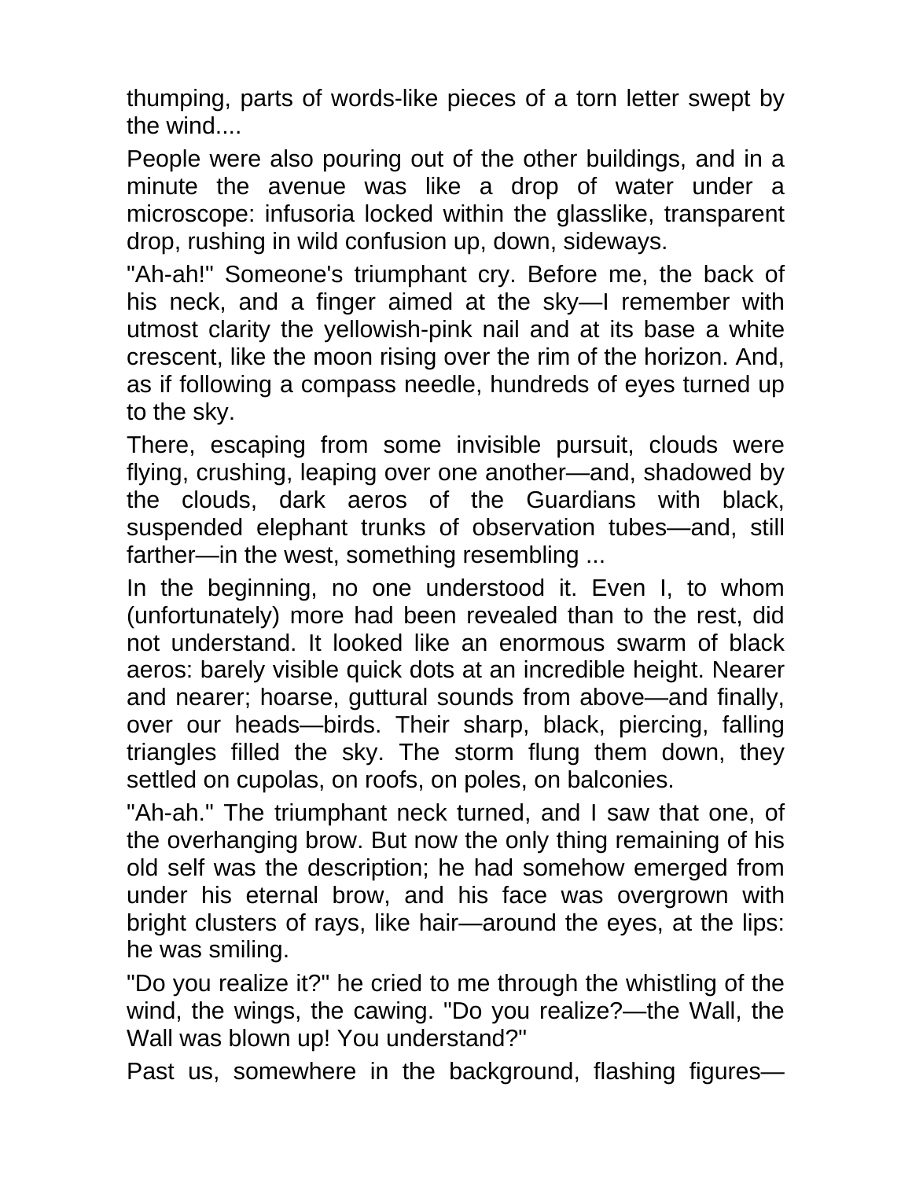thumping, parts of words-like pieces of a torn letter swept by the wind....

People were also pouring out of the other buildings, and in a minute the avenue was like a drop of water under a microscope: infusoria locked within the glasslike, transparent drop, rushing in wild confusion up, down, sideways.

"Ah-ah!" Someone's triumphant cry. Before me, the back of his neck, and a finger aimed at the sky—I remember with utmost clarity the yellowish-pink nail and at its base a white crescent, like the moon rising over the rim of the horizon. And, as if following a compass needle, hundreds of eyes turned up to the sky.

There, escaping from some invisible pursuit, clouds were flying, crushing, leaping over one another—and, shadowed by the clouds, dark aeros of the Guardians with black, suspended elephant trunks of observation tubes—and, still farther—in the west, something resembling ...

In the beginning, no one understood it. Even I, to whom (unfortunately) more had been revealed than to the rest, did not understand. It looked like an enormous swarm of black aeros: barely visible quick dots at an incredible height. Nearer and nearer; hoarse, guttural sounds from above—and finally, over our heads—birds. Their sharp, black, piercing, falling triangles filled the sky. The storm flung them down, they settled on cupolas, on roofs, on poles, on balconies.

"Ah-ah." The triumphant neck turned, and I saw that one, of the overhanging brow. But now the only thing remaining of his old self was the description; he had somehow emerged from under his eternal brow, and his face was overgrown with bright clusters of rays, like hair—around the eyes, at the lips: he was smiling.

"Do you realize it?" he cried to me through the whistling of the wind, the wings, the cawing. "Do you realize?—the Wall, the Wall was blown up! You understand?"

Past us, somewhere in the background, flashing figures—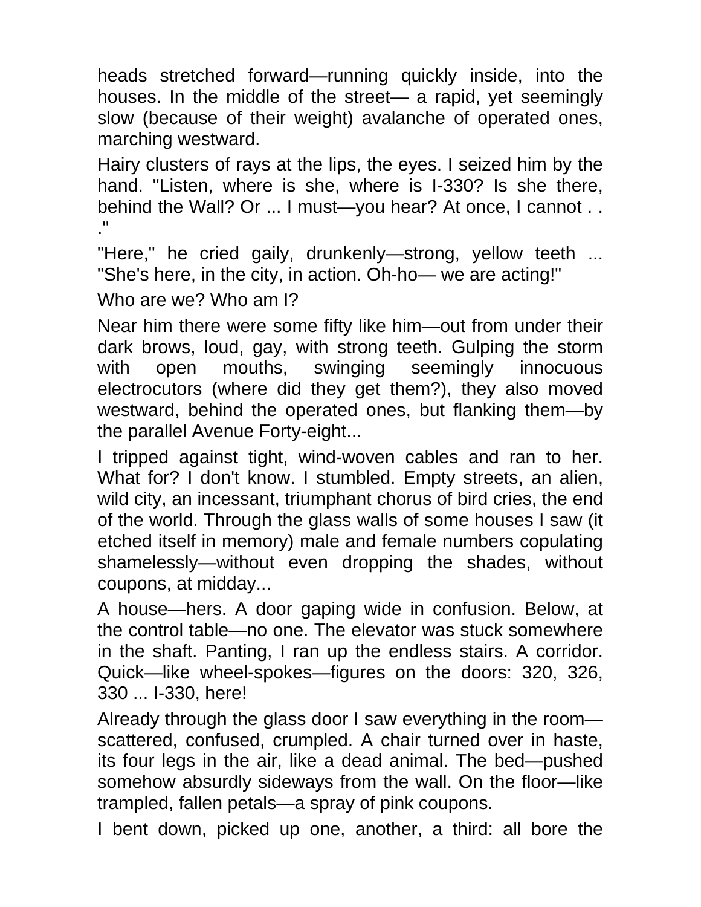heads stretched forward—running quickly inside, into the houses. In the middle of the street— a rapid, yet seemingly slow (because of their weight) avalanche of operated ones, marching westward.

Hairy clusters of rays at the lips, the eyes. I seized him by the hand. "Listen, where is she, where is I-330? Is she there, behind the Wall? Or ... I must—you hear? At once, I cannot . . ."

"Here," he cried gaily, drunkenly—strong, yellow teeth ... "She's here, in the city, in action. Oh-ho— we are acting!"

Who are we? Who am I?

Near him there were some fifty like him—out from under their dark brows, loud, gay, with strong teeth. Gulping the storm with open mouths, swinging seemingly innocuous electrocutors (where did they get them?), they also moved westward, behind the operated ones, but flanking them—by the parallel Avenue Forty-eight...

I tripped against tight, wind-woven cables and ran to her. What for? I don't know. I stumbled. Empty streets, an alien, wild city, an incessant, triumphant chorus of bird cries, the end of the world. Through the glass walls of some houses I saw (it etched itself in memory) male and female numbers copulating shamelessly—without even dropping the shades, without coupons, at midday...

A house—hers. A door gaping wide in confusion. Below, at the control table—no one. The elevator was stuck somewhere in the shaft. Panting, I ran up the endless stairs. A corridor. Quick—like wheel-spokes—figures on the doors: 320, 326, 330 ... I-330, here!

Already through the glass door I saw everything in the room—scattered, confused, crumpled. A chair turned over in haste, its four legs in the air, like a dead animal. The bed—pushed somehow absurdly sideways from the wall. On the floor—like trampled, fallen petals—a spray of pink coupons.

I bent down, picked up one, another, a third: all bore the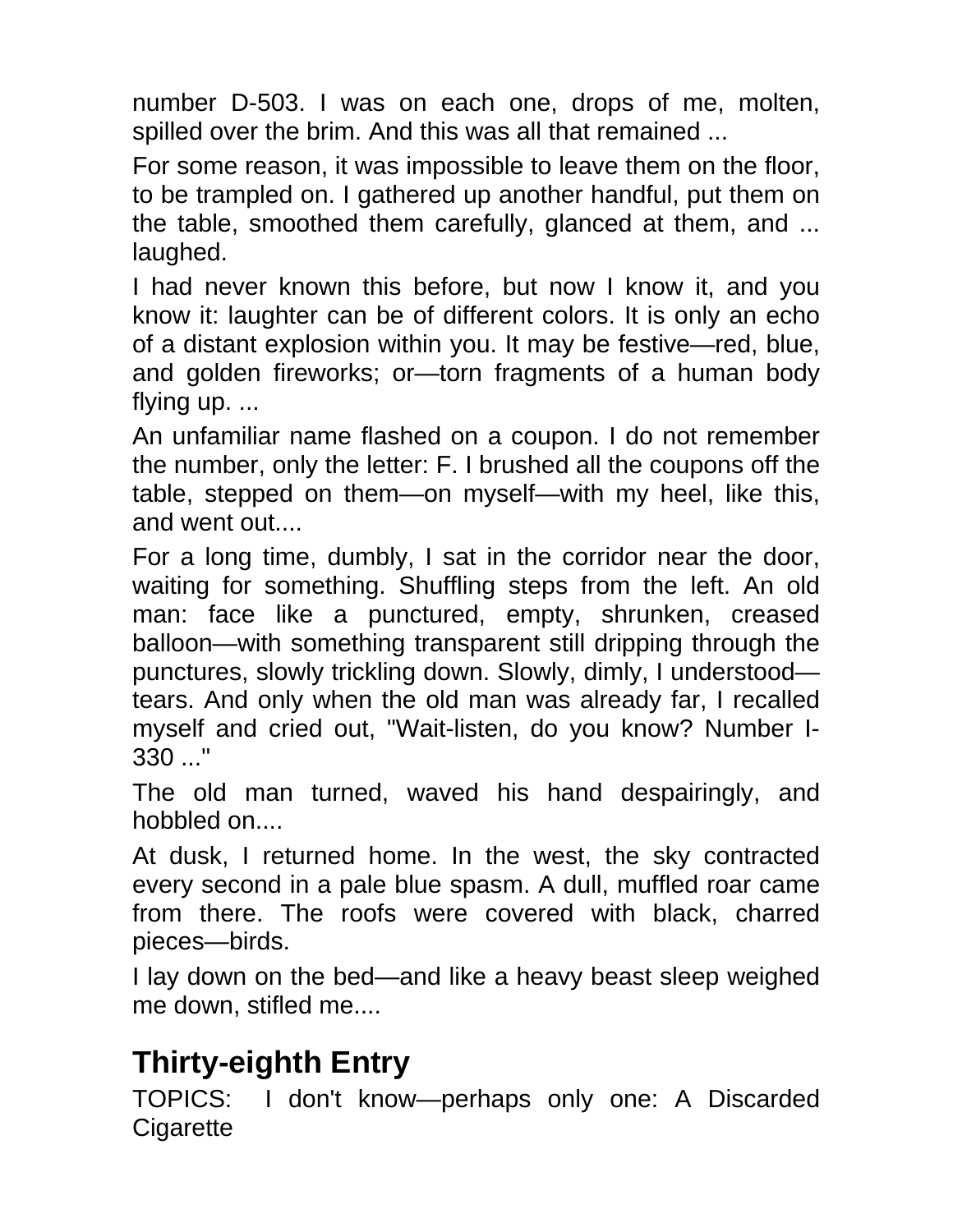number D-503. I was on each one, drops of me, molten, spilled over the brim. And this was all that remained ...

For some reason, it was impossible to leave them on the floor, to be trampled on. I gathered up another handful, put them on the table, smoothed them carefully, glanced at them, and ... laughed.

I had never known this before, but now I know it, and you know it: laughter can be of different colors. It is only an echo of a distant explosion within you. It may be festive—red, blue, and golden fireworks; or—torn fragments of a human body flying up. ...

An unfamiliar name flashed on a coupon. I do not remember the number, only the letter: F. I brushed all the coupons off the table, stepped on them—on myself—with my heel, like this, and went out....

For a long time, dumbly, I sat in the corridor near the door, waiting for something. Shuffling steps from the left. An old man: face like a punctured, empty, shrunken, creased balloon—with something transparent still dripping through the punctures, slowly trickling down. Slowly, dimly, I understood—tears. And only when the old man was already far, I recalled myself and cried out, "Wait-listen, do you know? Number I-330 ..."

The old man turned, waved his hand despairingly, and hobbled on....

At dusk, I returned home. In the west, the sky contracted every second in a pale blue spasm. A dull, muffled roar came from there. The roofs were covered with black, charred pieces—birds.

I lay down on the bed—and like a heavy beast sleep weighed me down, stifled me....

## Thirty-eighth Entry

TOPICS: I don't know—perhaps only one: A Discarded Cigarette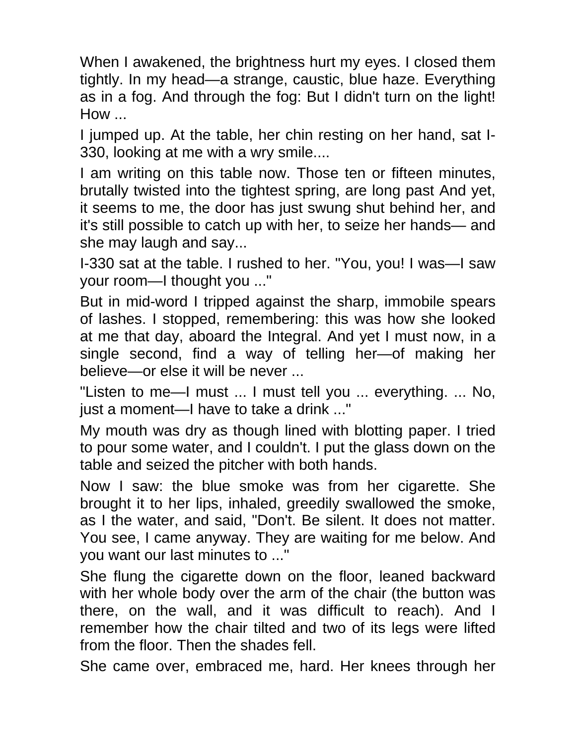When I awakened, the brightness hurt my eyes. I closed them tightly. In my head—a strange, caustic, blue haze. Everything as in a fog. And through the fog: But I didn't turn on the light! How ...

I jumped up. At the table, her chin resting on her hand, sat I-330, looking at me with a wry smile....

I am writing on this table now. Those ten or fifteen minutes, brutally twisted into the tightest spring, are long past And yet, it seems to me, the door has just swung shut behind her, and it's still possible to catch up with her, to seize her hands— and she may laugh and say...

I-330 sat at the table. I rushed to her. "You, you! I was—I saw your room—I thought you ..."

But in mid-word I tripped against the sharp, immobile spears of lashes. I stopped, remembering: this was how she looked at me that day, aboard the Integral. And yet I must now, in a single second, find a way of telling her—of making her believe—or else it will be never ...

"Listen to me—I must ... I must tell you ... everything. ... No, just a moment—I have to take a drink ..."

My mouth was dry as though lined with blotting paper. I tried to pour some water, and I couldn't. I put the glass down on the table and seized the pitcher with both hands.

Now I saw: the blue smoke was from her cigarette. She brought it to her lips, inhaled, greedily swallowed the smoke, as I the water, and said, "Don't. Be silent. It does not matter. You see, I came anyway. They are waiting for me below. And you want our last minutes to ..."

She flung the cigarette down on the floor, leaned backward with her whole body over the arm of the chair (the button was there, on the wall, and it was difficult to reach). And I remember how the chair tilted and two of its legs were lifted from the floor. Then the shades fell.

She came over, embraced me, hard. Her knees through her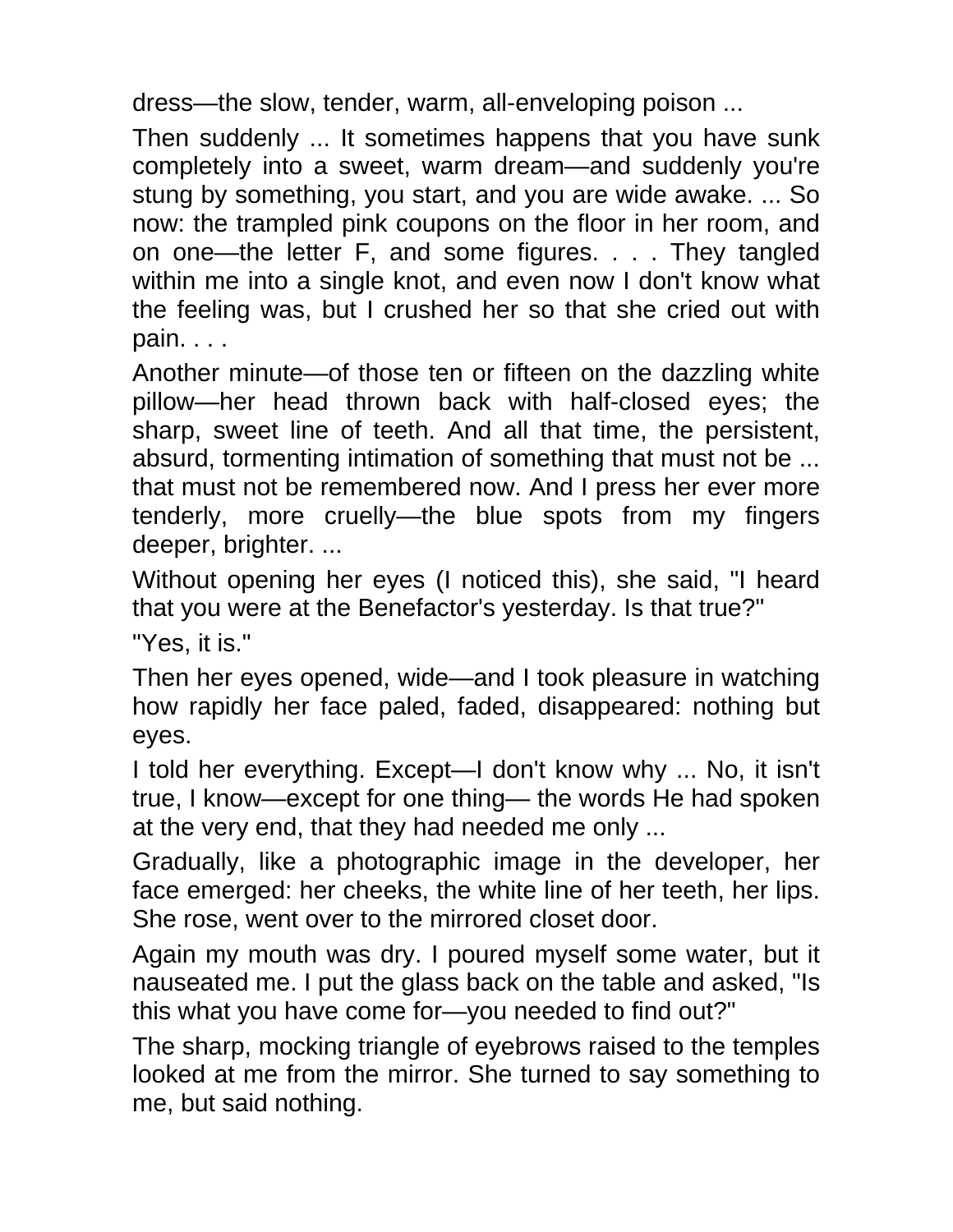dress—the slow, tender, warm, all-enveloping poison ...

Then suddenly ... It sometimes happens that you have sunk completely into a sweet, warm dream—and suddenly you're stung by something, you start, and you are wide awake. ... So now: the trampled pink coupons on the floor in her room, and on one—the letter F, and some figures. . . . They tangled within me into a single knot, and even now I don't know what the feeling was, but I crushed her so that she cried out with pain. . . .

Another minute—of those ten or fifteen on the dazzling white pillow—her head thrown back with half-closed eyes; the sharp, sweet line of teeth. And all that time, the persistent, absurd, tormenting intimation of something that must not be ... that must not be remembered now. And I press her ever more tenderly, more cruelly—the blue spots from my fingers deeper, brighter. ...

Without opening her eyes (I noticed this), she said, "I heard that you were at the Benefactor's yesterday. Is that true?"

"Yes, it is."

Then her eyes opened, wide—and I took pleasure in watching how rapidly her face paled, faded, disappeared: nothing but eyes.

I told her everything. Except—I don't know why ... No, it isn't true, I know—except for one thing— the words He had spoken at the very end, that they had needed me only ...

Gradually, like a photographic image in the developer, her face emerged: her cheeks, the white line of her teeth, her lips. She rose, went over to the mirrored closet door.

Again my mouth was dry. I poured myself some water, but it nauseated me. I put the glass back on the table and asked, "Is this what you have come for—you needed to find out?"

The sharp, mocking triangle of eyebrows raised to the temples looked at me from the mirror. She turned to say something to me, but said nothing.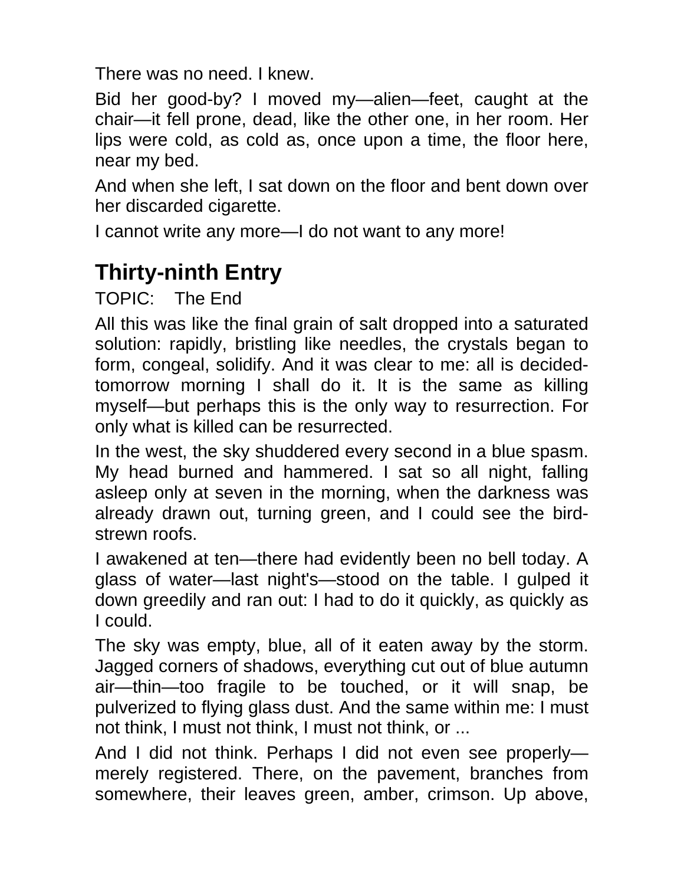There was no need. I knew.

Bid her good-by? I moved my—alien—feet, caught at the chair—it fell prone, dead, like the other one, in her room. Her lips were cold, as cold as, once upon a time, the floor here, near my bed.

And when she left, I sat down on the floor and bent down over her discarded cigarette.

I cannot write any more—I do not want to any more!

## Thirty-ninth Entry

TOPIC: The End

All this was like the final grain of salt dropped into a saturated solution: rapidly, bristling like needles, the crystals began to form, congeal, solidify. And it was clear to me: all is decided-tomorrow morning I shall do it. It is the same as killing myself—but perhaps this is the only way to resurrection. For only what is killed can be resurrected.

In the west, the sky shuddered every second in a blue spasm. My head burned and hammered. I sat so all night, falling asleep only at seven in the morning, when the darkness was already drawn out, turning green, and I could see the bird-strewn roofs.

I awakened at ten—there had evidently been no bell today. A glass of water—last night's—stood on the table. I gulped it down greedily and ran out: I had to do it quickly, as quickly as I could.

The sky was empty, blue, all of it eaten away by the storm. Jagged corners of shadows, everything cut out of blue autumn air—thin—too fragile to be touched, or it will snap, be pulverized to flying glass dust. And the same within me: I must not think, I must not think, I must not think, or ...

And I did not think. Perhaps I did not even see properly—merely registered. There, on the pavement, branches from somewhere, their leaves green, amber, crimson. Up above,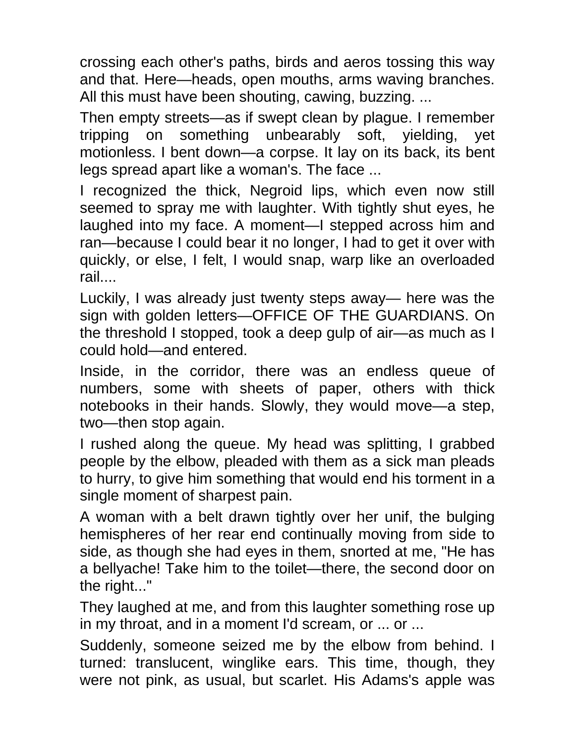crossing each other's paths, birds and aeros tossing this way and that. Here—heads, open mouths, arms waving branches. All this must have been shouting, cawing, buzzing. ...

Then empty streets—as if swept clean by plague. I remember tripping on something unbearably soft, yielding, yet motionless. I bent down—a corpse. It lay on its back, its bent legs spread apart like a woman's. The face ...

I recognized the thick, Negroid lips, which even now still seemed to spray me with laughter. With tightly shut eyes, he laughed into my face. A moment—I stepped across him and ran—because I could bear it no longer, I had to get it over with quickly, or else, I felt, I would snap, warp like an overloaded rail....

Luckily, I was already just twenty steps away— here was the sign with golden letters—OFFICE OF THE GUARDIANS. On the threshold I stopped, took a deep gulp of air—as much as I could hold—and entered.

Inside, in the corridor, there was an endless queue of numbers, some with sheets of paper, others with thick notebooks in their hands. Slowly, they would move—a step, two—then stop again.

I rushed along the queue. My head was splitting, I grabbed people by the elbow, pleaded with them as a sick man pleads to hurry, to give him something that would end his torment in a single moment of sharpest pain.

A woman with a belt drawn tightly over her unif, the bulging hemispheres of her rear end continually moving from side to side, as though she had eyes in them, snorted at me, "He has a bellyache! Take him to the toilet—there, the second door on the right..."

They laughed at me, and from this laughter something rose up in my throat, and in a moment I'd scream, or ... or ...

Suddenly, someone seized me by the elbow from behind. I turned: translucent, winglike ears. This time, though, they were not pink, as usual, but scarlet. His Adams's apple was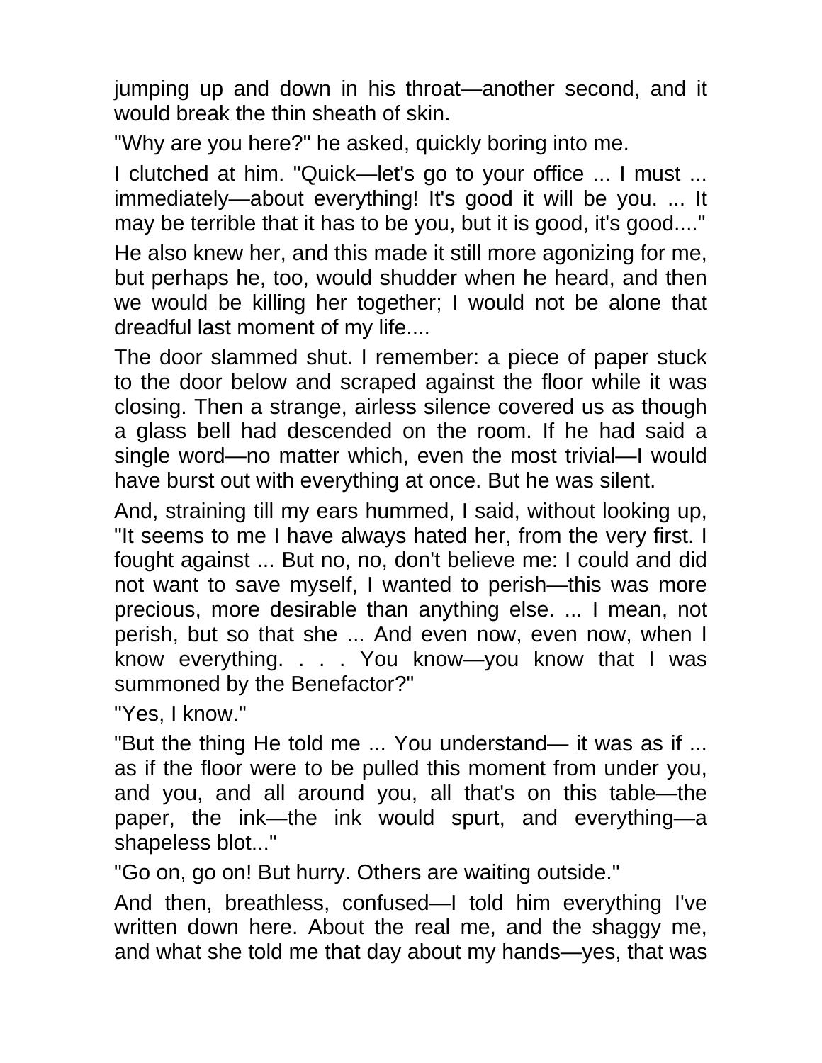jumping up and down in his throat—another second, and it would break the thin sheath of skin.

"Why are you here?" he asked, quickly boring into me.

I clutched at him. "Quick—let's go to your office ... I must ... immediately—about everything! It's good it will be you. ... It may be terrible that it has to be you, but it is good, it's good...."

He also knew her, and this made it still more agonizing for me, but perhaps he, too, would shudder when he heard, and then we would be killing her together; I would not be alone that dreadful last moment of my life....

The door slammed shut. I remember: a piece of paper stuck to the door below and scraped against the floor while it was closing. Then a strange, airless silence covered us as though a glass bell had descended on the room. If he had said a single word—no matter which, even the most trivial—I would have burst out with everything at once. But he was silent.

And, straining till my ears hummed, I said, without looking up, "It seems to me I have always hated her, from the very first. I fought against ... But no, no, don't believe me: I could and did not want to save myself, I wanted to perish—this was more precious, more desirable than anything else. ... I mean, not perish, but so that she ... And even now, even now, when I know everything. . . . You know—you know that I was summoned by the Benefactor?"

"Yes, I know."

"But the thing He told me ... You understand— it was as if ... as if the floor were to be pulled this moment from under you, and you, and all around you, all that's on this table—the paper, the ink—the ink would spurt, and everything—a shapeless blot..."

"Go on, go on! But hurry. Others are waiting outside."

And then, breathless, confused—I told him everything I've written down here. About the real me, and the shaggy me, and what she told me that day about my hands—yes, that was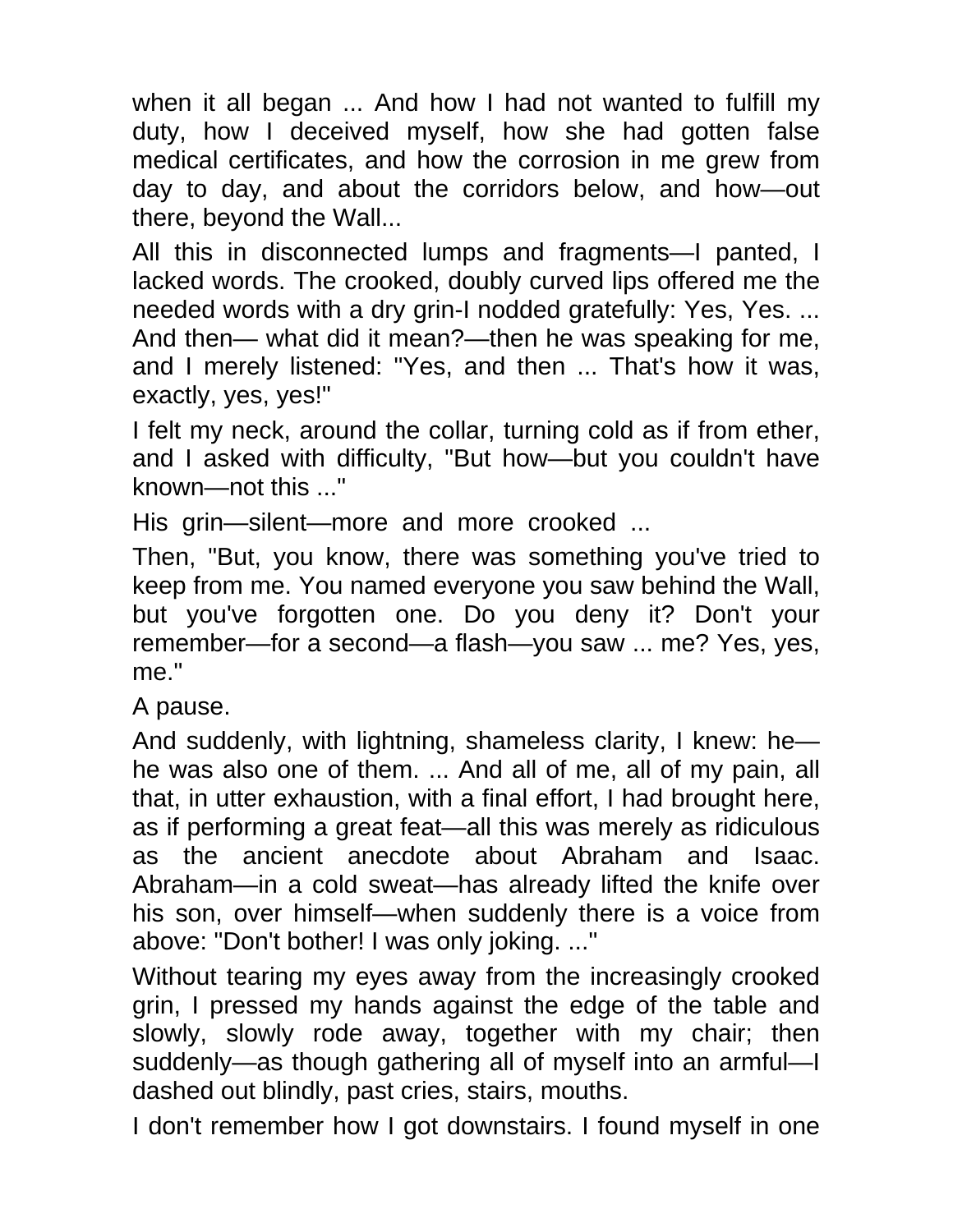when it all began ... And how I had not wanted to fulfill my duty, how I deceived myself, how she had gotten false medical certificates, and how the corrosion in me grew from day to day, and about the corridors below, and how—out there, beyond the Wall...

All this in disconnected lumps and fragments—I panted, I lacked words. The crooked, doubly curved lips offered me the needed words with a dry grin-I nodded gratefully: Yes, Yes. ... And then— what did it mean?—then he was speaking for me, and I merely listened: "Yes, and then ... That's how it was, exactly, yes, yes!"

I felt my neck, around the collar, turning cold as if from ether, and I asked with difficulty, "But how—but you couldn't have known—not this ..."

His grin—silent—more and more crooked ...

Then, "But, you know, there was something you've tried to keep from me. You named everyone you saw behind the Wall, but you've forgotten one. Do you deny it? Don't your remember—for a second—a flash—you saw ... me? Yes, yes, me."

A pause.

And suddenly, with lightning, shameless clarity, I knew: he—he was also one of them. ... And all of me, all of my pain, all that, in utter exhaustion, with a final effort, I had brought here, as if performing a great feat—all this was merely as ridiculous as the ancient anecdote about Abraham and Isaac. Abraham—in a cold sweat—has already lifted the knife over his son, over himself—when suddenly there is a voice from above: "Don't bother! I was only joking. ..."

Without tearing my eyes away from the increasingly crooked grin, I pressed my hands against the edge of the table and slowly, slowly rode away, together with my chair; then suddenly—as though gathering all of myself into an armful—I dashed out blindly, past cries, stairs, mouths.

I don't remember how I got downstairs. I found myself in one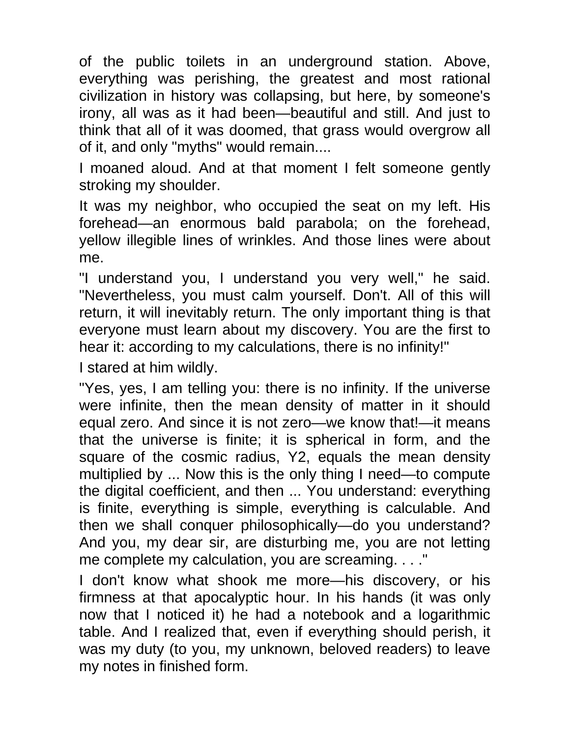of the public toilets in an underground station. Above, everything was perishing, the greatest and most rational civilization in history was collapsing, but here, by someone's irony, all was as it had been—beautiful and still. And just to think that all of it was doomed, that grass would overgrow all of it, and only "myths" would remain....

I moaned aloud. And at that moment I felt someone gently stroking my shoulder.

It was my neighbor, who occupied the seat on my left. His forehead—an enormous bald parabola; on the forehead, yellow illegible lines of wrinkles. And those lines were about me.

"I understand you, I understand you very well," he said. "Nevertheless, you must calm yourself. Don't. All of this will return, it will inevitably return. The only important thing is that everyone must learn about my discovery. You are the first to hear it: according to my calculations, there is no infinity!"

I stared at him wildly.

"Yes, yes, I am telling you: there is no infinity. If the universe were infinite, then the mean density of matter in it should equal zero. And since it is not zero—we know that!—it means that the universe is finite; it is spherical in form, and the square of the cosmic radius, $Y^2$, equals the mean density multiplied by ... Now this is the only thing I need—to compute the digital coefficient, and then ... You understand: everything is finite, everything is simple, everything is calculable. And then we shall conquer philosophically—do you understand? And you, my dear sir, are disturbing me, you are not letting me complete my calculation, you are screaming. . . ."

I don't know what shook me more—his discovery, or his firmness at that apocalyptic hour. In his hands (it was only now that I noticed it) he had a notebook and a logarithmic table. And I realized that, even if everything should perish, it was my duty (to you, my unknown, beloved readers) to leave my notes in finished form.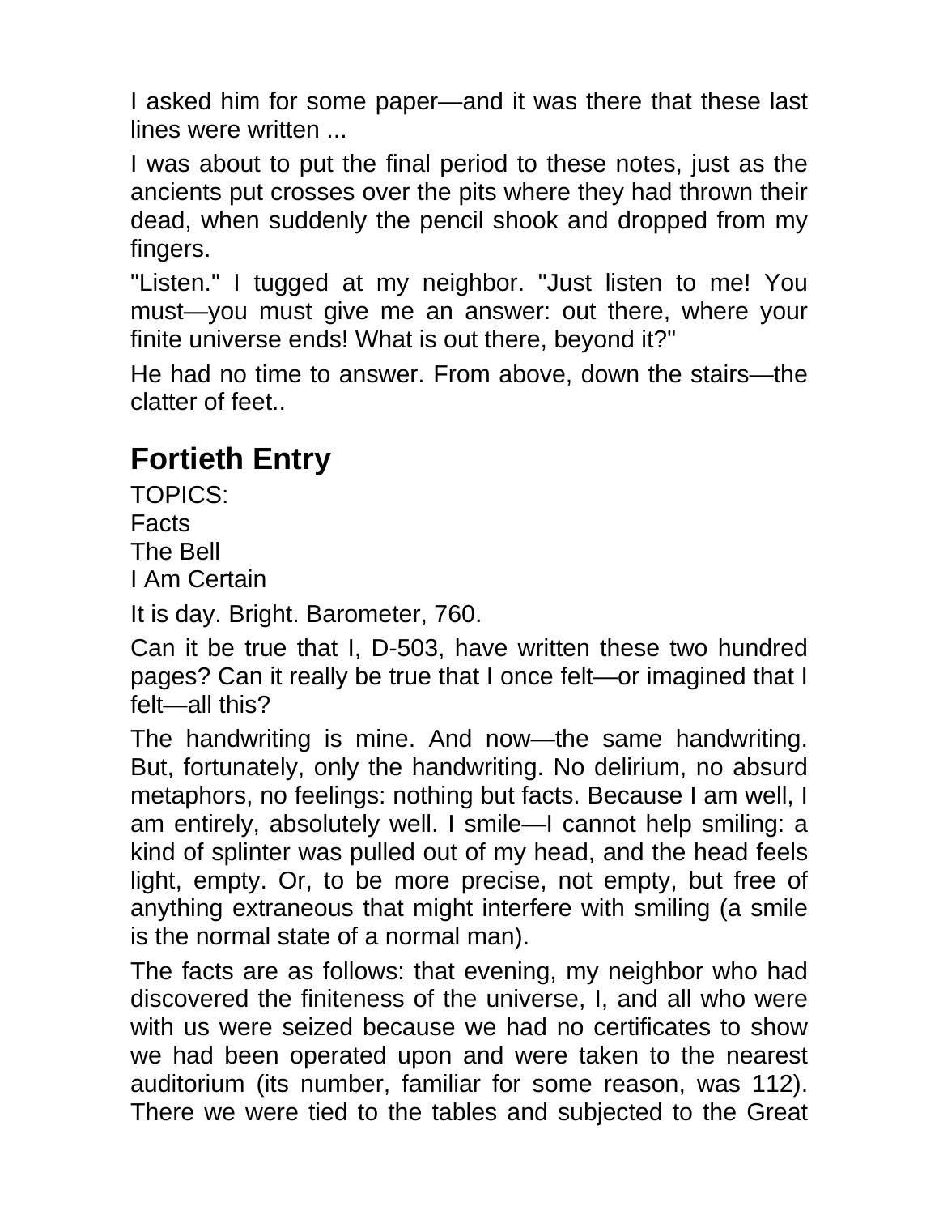I asked him for some paper—and it was there that these last lines were written ...

I was about to put the final period to these notes, just as the ancients put crosses over the pits where they had thrown their dead, when suddenly the pencil shook and dropped from my fingers.

"Listen." I tugged at my neighbor. "Just listen to me! You must—you must give me an answer: out there, where your finite universe ends! What is out there, beyond it?"

He had no time to answer. From above, down the stairs—the clatter of feet..

## Fortieth Entry

TOPICS:
Facts
The Bell
I Am Certain

It is day. Bright. Barometer, 760.

Can it be true that I, D-503, have written these two hundred pages? Can it really be true that I once felt—or imagined that I felt—all this?

The handwriting is mine. And now—the same handwriting. But, fortunately, only the handwriting. No delirium, no absurd metaphors, no feelings: nothing but facts. Because I am well, I am entirely, absolutely well. I smile—I cannot help smiling: a kind of splinter was pulled out of my head, and the head feels light, empty. Or, to be more precise, not empty, but free of anything extraneous that might interfere with smiling (a smile is the normal state of a normal man).

The facts are as follows: that evening, my neighbor who had discovered the finiteness of the universe, I, and all who were with us were seized because we had no certificates to show we had been operated upon and were taken to the nearest auditorium (its number, familiar for some reason, was 112). There we were tied to the tables and subjected to the Great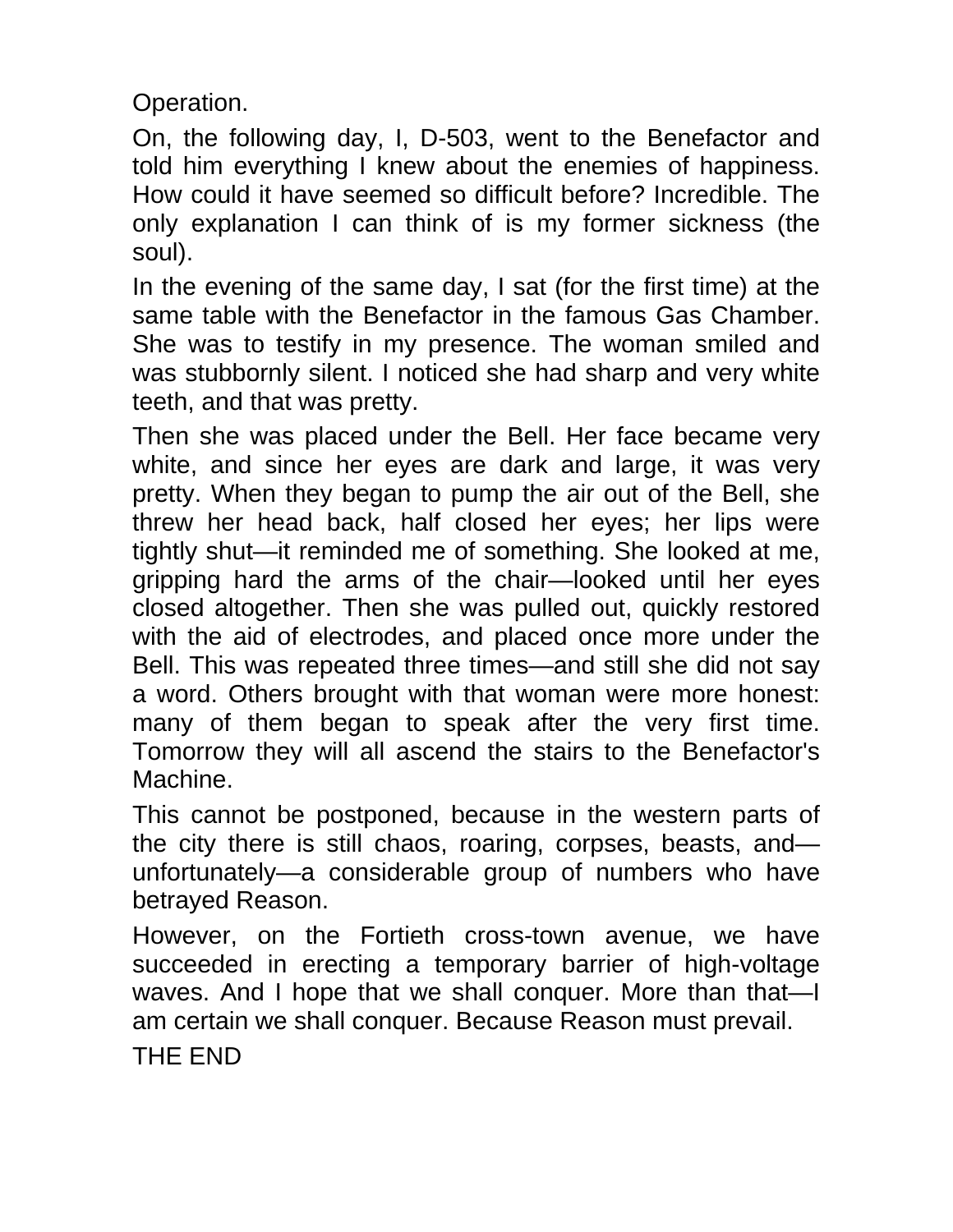Operation.

On, the following day, I, D-503, went to the Benefactor and told him everything I knew about the enemies of happiness. How could it have seemed so difficult before? Incredible. The only explanation I can think of is my former sickness (the soul).

In the evening of the same day, I sat (for the first time) at the same table with the Benefactor in the famous Gas Chamber. She was to testify in my presence. The woman smiled and was stubbornly silent. I noticed she had sharp and very white teeth, and that was pretty.

Then she was placed under the Bell. Her face became very white, and since her eyes are dark and large, it was very pretty. When they began to pump the air out of the Bell, she threw her head back, half closed her eyes; her lips were tightly shut—it reminded me of something. She looked at me, gripping hard the arms of the chair—looked until her eyes closed altogether. Then she was pulled out, quickly restored with the aid of electrodes, and placed once more under the Bell. This was repeated three times—and still she did not say a word. Others brought with that woman were more honest: many of them began to speak after the very first time. Tomorrow they will all ascend the stairs to the Benefactor's Machine.

This cannot be postponed, because in the western parts of the city there is still chaos, roaring, corpses, beasts, and—unfortunately—a considerable group of numbers who have betrayed Reason.

However, on the Fortieth cross-town avenue, we have succeeded in erecting a temporary barrier of high-voltage waves. And I hope that we shall conquer. More than that—I am certain we shall conquer. Because Reason must prevail.

THE END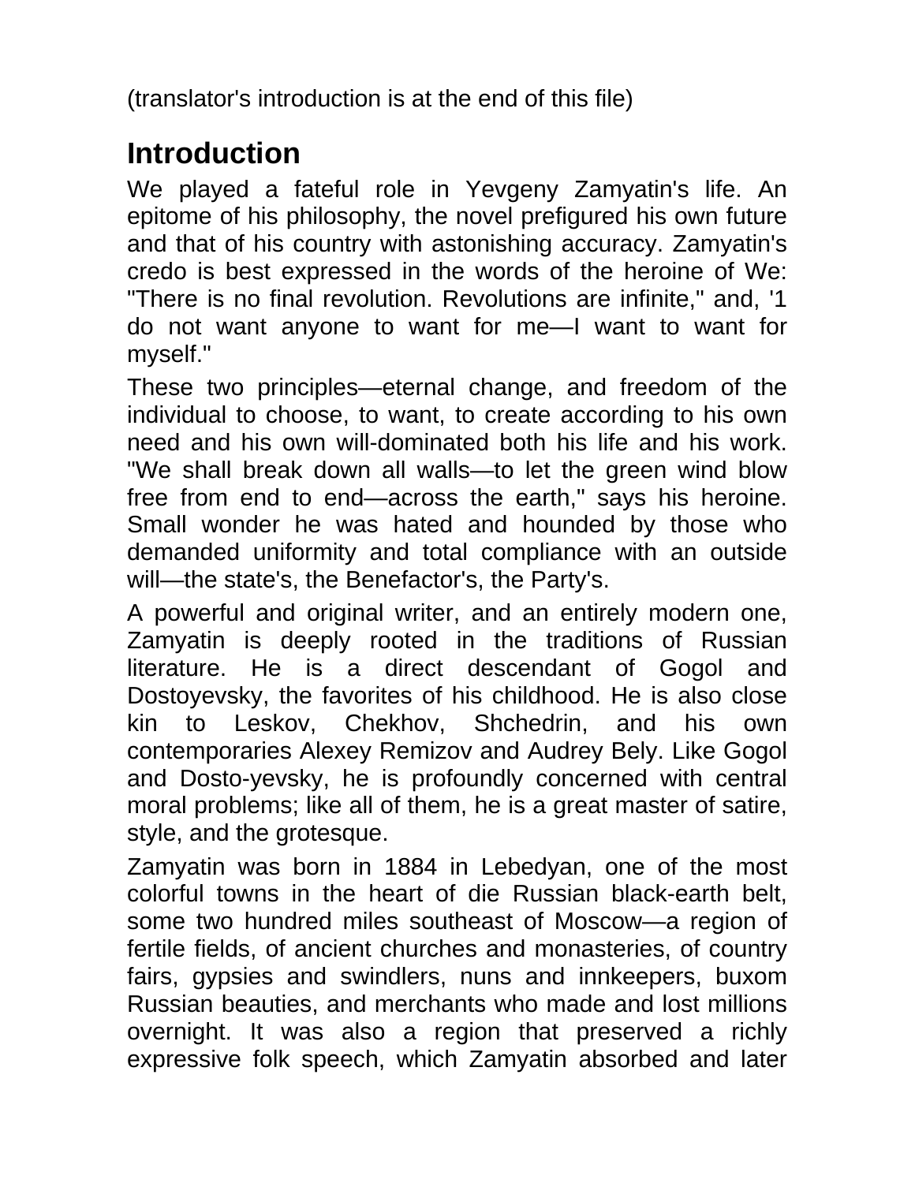(translator's introduction is at the end of this file)

## Introduction

We played a fateful role in Yevgeny Zamyatin's life. An epitome of his philosophy, the novel prefigured his own future and that of his country with astonishing accuracy. Zamyatin's credo is best expressed in the words of the heroine of We: "There is no final revolution. Revolutions are infinite," and, '1 do not want anyone to want for me—I want to want for myself."

These two principles—eternal change, and freedom of the individual to choose, to want, to create according to his own need and his own will-dominated both his life and his work. "We shall break down all walls—to let the green wind blow free from end to end—across the earth," says his heroine. Small wonder he was hated and hounded by those who demanded uniformity and total compliance with an outside will—the state's, the Benefactor's, the Party's.

A powerful and original writer, and an entirely modern one, Zamyatin is deeply rooted in the traditions of Russian literature. He is a direct descendant of Gogol and Dostoyevsky, the favorites of his childhood. He is also close kin to Leskov, Chekhov, Shchedrin, and his own contemporaries Alexey Remizov and Audrey Bely. Like Gogol and Dosto-yevsky, he is profoundly concerned with central moral problems; like all of them, he is a great master of satire, style, and the grotesque.

Zamyatin was born in 1884 in Lebedyan, one of the most colorful towns in the heart of die Russian black-earth belt, some two hundred miles southeast of Moscow—a region of fertile fields, of ancient churches and monasteries, of country fairs, gypsies and swindlers, nuns and innkeepers, buxom Russian beauties, and merchants who made and lost millions overnight. It was also a region that preserved a richly expressive folk speech, which Zamyatin absorbed and later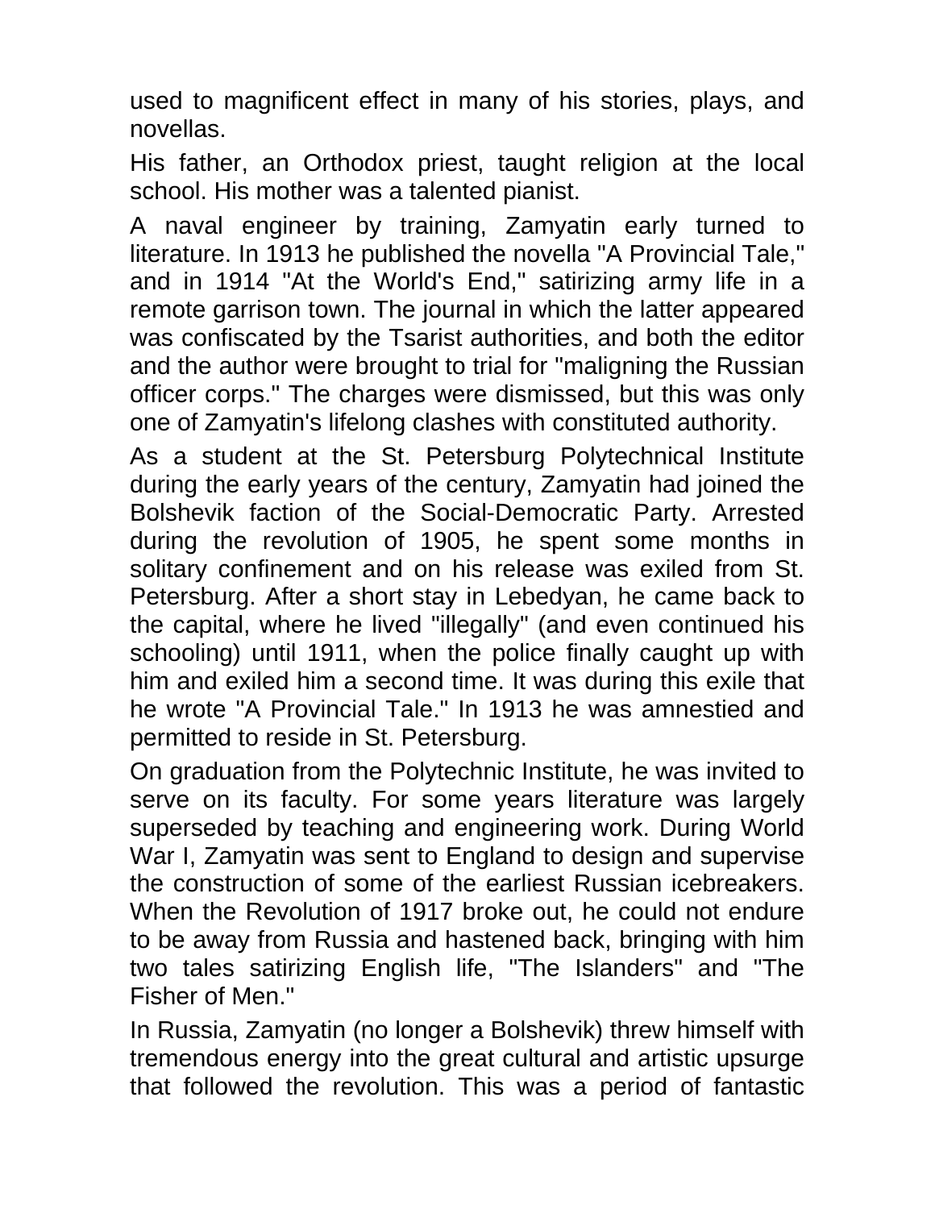used to magnificent effect in many of his stories, plays, and novellas.

His father, an Orthodox priest, taught religion at the local school. His mother was a talented pianist.

A naval engineer by training, Zamyatin early turned to literature. In 1913 he published the novella "A Provincial Tale," and in 1914 "At the World's End," satirizing army life in a remote garrison town. The journal in which the latter appeared was confiscated by the Tsarist authorities, and both the editor and the author were brought to trial for "maligning the Russian officer corps." The charges were dismissed, but this was only one of Zamyatin's lifelong clashes with constituted authority.

As a student at the St. Petersburg Polytechnical Institute during the early years of the century, Zamyatin had joined the Bolshevik faction of the Social-Democratic Party. Arrested during the revolution of 1905, he spent some months in solitary confinement and on his release was exiled from St. Petersburg. After a short stay in Lebedyan, he came back to the capital, where he lived "illegally" (and even continued his schooling) until 1911, when the police finally caught up with him and exiled him a second time. It was during this exile that he wrote "A Provincial Tale." In 1913 he was amnestied and permitted to reside in St. Petersburg.

On graduation from the Polytechnic Institute, he was invited to serve on its faculty. For some years literature was largely superseded by teaching and engineering work. During World War I, Zamyatin was sent to England to design and supervise the construction of some of the earliest Russian icebreakers. When the Revolution of 1917 broke out, he could not endure to be away from Russia and hastened back, bringing with him two tales satirizing English life, "The Islanders" and "The Fisher of Men."

In Russia, Zamyatin (no longer a Bolshevik) threw himself with tremendous energy into the great cultural and artistic upsurge that followed the revolution. This was a period of fantastic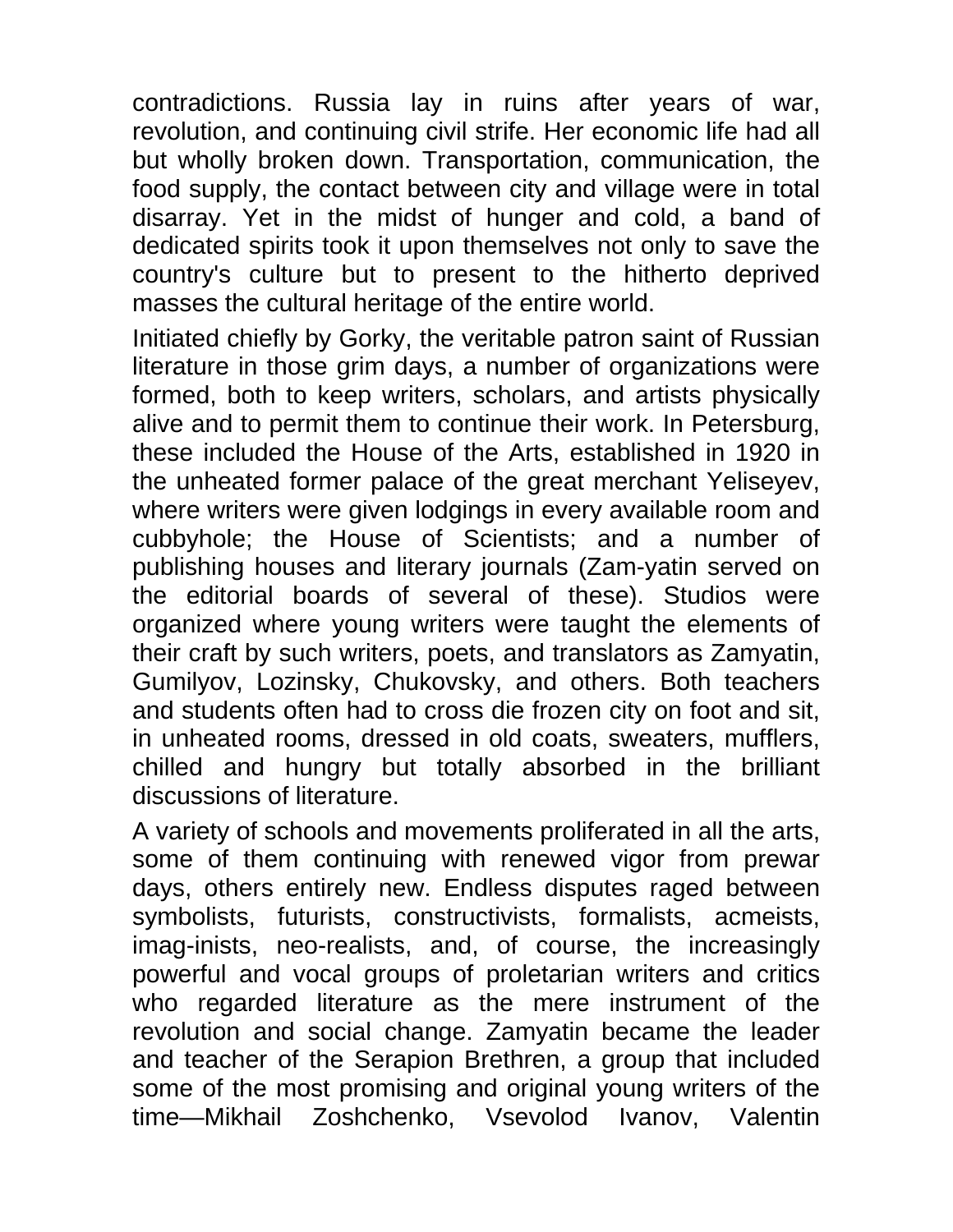contradictions. Russia lay in ruins after years of war, revolution, and continuing civil strife. Her economic life had all but wholly broken down. Transportation, communication, the food supply, the contact between city and village were in total disarray. Yet in the midst of hunger and cold, a band of dedicated spirits took it upon themselves not only to save the country's culture but to present to the hitherto deprived masses the cultural heritage of the entire world.

Initiated chiefly by Gorky, the veritable patron saint of Russian literature in those grim days, a number of organizations were formed, both to keep writers, scholars, and artists physically alive and to permit them to continue their work. In Petersburg, these included the House of the Arts, established in 1920 in the unheated former palace of the great merchant Yeliseyev, where writers were given lodgings in every available room and cubbyhole; the House of Scientists; and a number of publishing houses and literary journals (Zam-yatin served on the editorial boards of several of these). Studios were organized where young writers were taught the elements of their craft by such writers, poets, and translators as Zamyatin, Gumilyov, Lozinsky, Chukovsky, and others. Both teachers and students often had to cross die frozen city on foot and sit, in unheated rooms, dressed in old coats, sweaters, mufflers, chilled and hungry but totally absorbed in the brilliant discussions of literature.

A variety of schools and movements proliferated in all the arts, some of them continuing with renewed vigor from prewar days, others entirely new. Endless disputes raged between symbolists, futurists, constructivists, formalists, acmeists, imag-inists, neo-realists, and, of course, the increasingly powerful and vocal groups of proletarian writers and critics who regarded literature as the mere instrument of the revolution and social change. Zamyatin became the leader and teacher of the Serapion Brethren, a group that included some of the most promising and original young writers of the time—Mikhail Zoshchenko, Vsevolod Ivanov, Valentin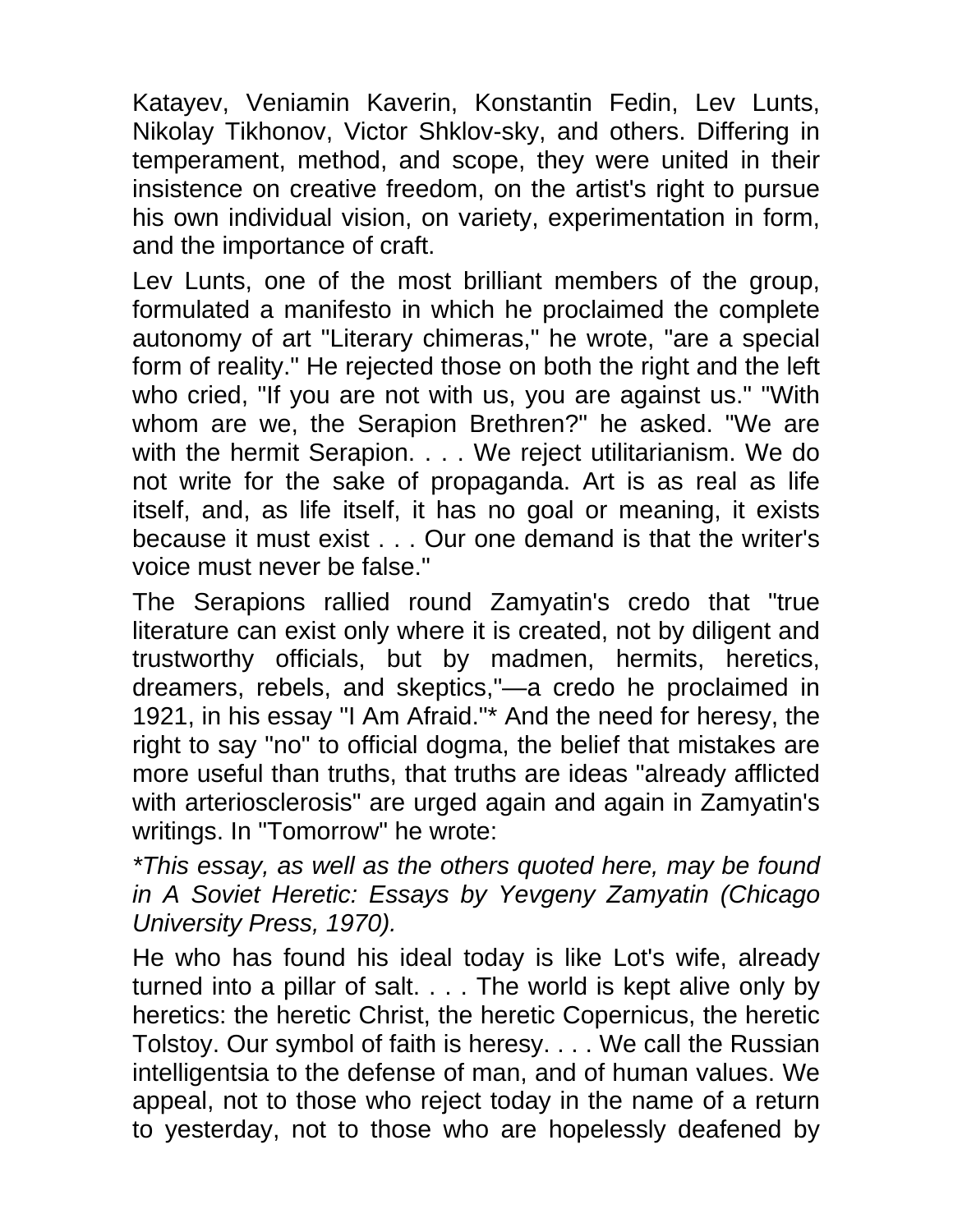Katayev, Veniamin Kaverin, Konstantin Fedin, Lev Lunts, Nikolay Tikhonov, Victor Shklov-sky, and others. Differing in temperament, method, and scope, they were united in their insistence on creative freedom, on the artist's right to pursue his own individual vision, on variety, experimentation in form, and the importance of craft.

Lev Lunts, one of the most brilliant members of the group, formulated a manifesto in which he proclaimed the complete autonomy of art "Literary chimeras," he wrote, "are a special form of reality." He rejected those on both the right and the left who cried, "If you are not with us, you are against us." "With whom are we, the Serapion Brethren?" he asked. "We are with the hermit Serapion. . . . We reject utilitarianism. We do not write for the sake of propaganda. Art is as real as life itself, and, as life itself, it has no goal or meaning, it exists because it must exist . . . Our one demand is that the writer's voice must never be false."

The Serapions rallied round Zamyatin's credo that "true literature can exist only where it is created, not by diligent and trustworthy officials, but by madmen, hermits, heretics, dreamers, rebels, and skeptics,"—a credo he proclaimed in 1921, in his essay "I Am Afraid."* And the need for heresy, the right to say "no" to official dogma, the belief that mistakes are more useful than truths, that truths are ideas "already afflicted with arteriosclerosis" are urged again and again in Zamyatin's writings. In "Tomorrow" he wrote:

*\*This essay, as well as the others quoted here, may be found in A Soviet Heretic: Essays by Yevgeny Zamyatin (Chicago University Press, 1970).*

He who has found his ideal today is like Lot's wife, already turned into a pillar of salt. . . . The world is kept alive only by heretics: the heretic Christ, the heretic Copernicus, the heretic Tolstoy. Our symbol of faith is heresy. . . . We call the Russian intelligentsia to the defense of man, and of human values. We appeal, not to those who reject today in the name of a return to yesterday, not to those who are hopelessly deafened by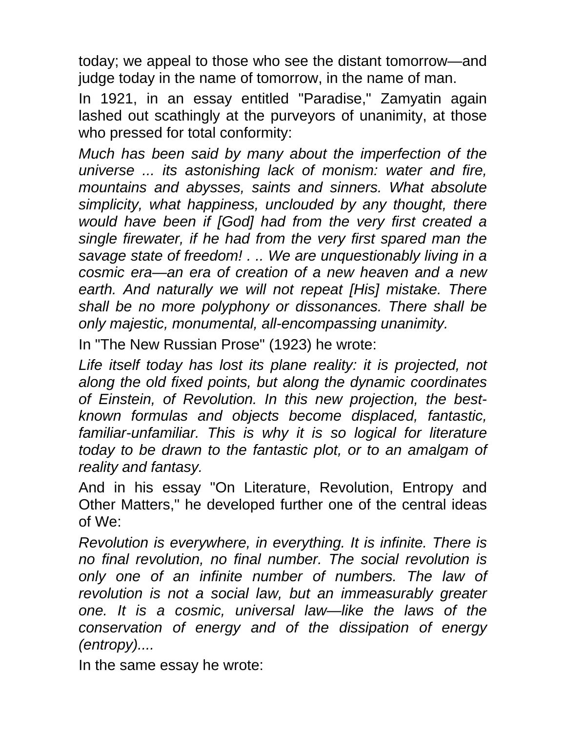today; we appeal to those who see the distant tomorrow—and judge today in the name of tomorrow, in the name of man.

In 1921, in an essay entitled "Paradise," Zamyatin again lashed out scathingly at the purveyors of unanimity, at those who pressed for total conformity:

*Much has been said by many about the imperfection of the universe ... its astonishing lack of monism: water and fire, mountains and abysses, saints and sinners. What absolute simplicity, what happiness, unclouded by any thought, there would have been if [God] had from the very first created a single firewater, if he had from the very first spared man the savage state of freedom! . .. We are unquestionably living in a cosmic era—an era of creation of a new heaven and a new earth. And naturally we will not repeat [His] mistake. There shall be no more polyphony or dissonances. There shall be only majestic, monumental, all-encompassing unanimity.*

In "The New Russian Prose" (1923) he wrote:

*Life itself today has lost its plane reality: it is projected, not along the old fixed points, but along the dynamic coordinates of Einstein, of Revolution. In this new projection, the best-known formulas and objects become displaced, fantastic, familiar-unfamiliar. This is why it is so logical for literature today to be drawn to the fantastic plot, or to an amalgam of reality and fantasy.*

And in his essay "On Literature, Revolution, Entropy and Other Matters," he developed further one of the central ideas of We:

*Revolution is everywhere, in everything. It is infinite. There is no final revolution, no final number. The social revolution is only one of an infinite number of numbers. The law of revolution is not a social law, but an immeasurably greater one. It is a cosmic, universal law—like the laws of the conservation of energy and of the dissipation of energy (entropy)....*

In the same essay he wrote: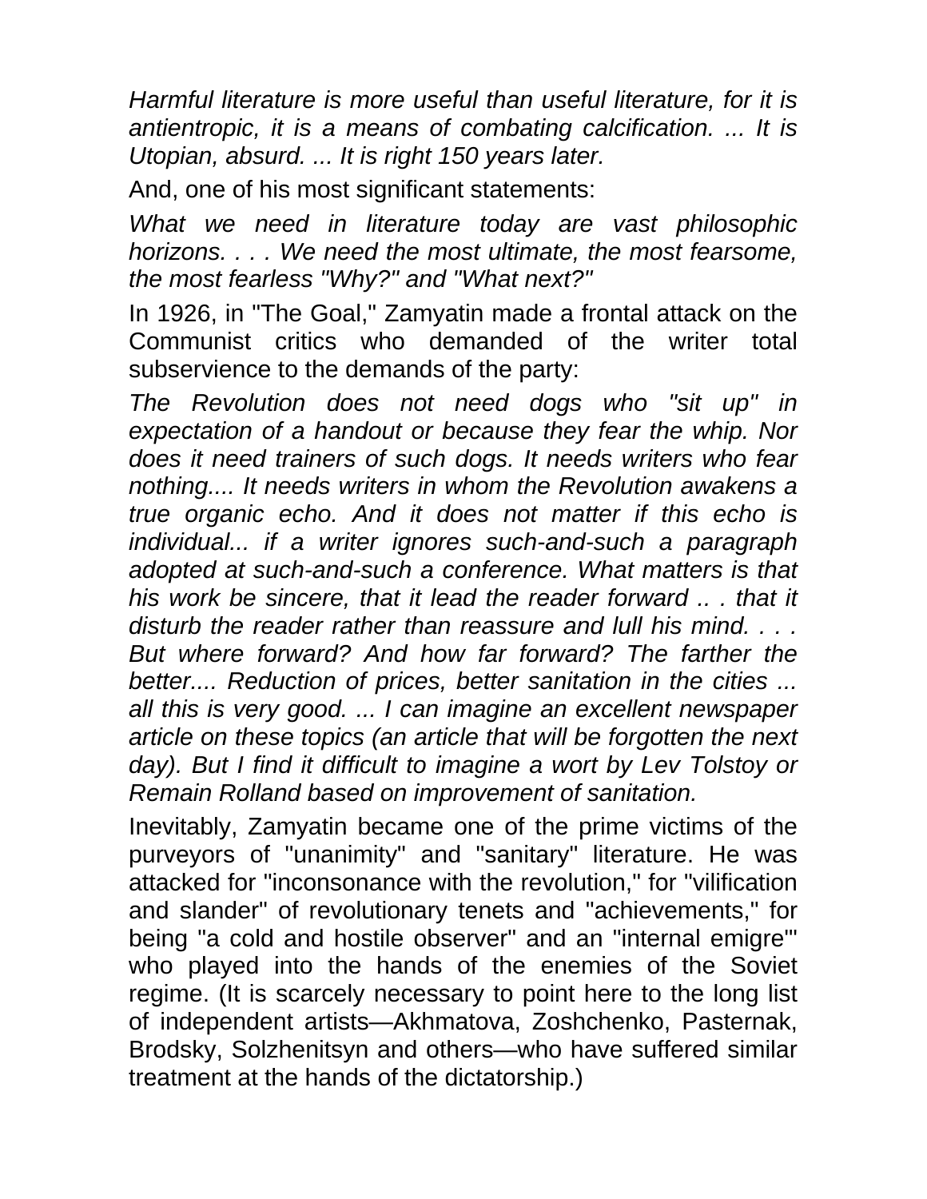*Harmful literature is more useful than useful literature, for it is antientropic, it is a means of combating calcification. ... It is Utopian, absurd. ... It is right 150 years later.*

And, one of his most significant statements:

*What we need in literature today are vast philosophic horizons. . . . We need the most ultimate, the most fearsome, the most fearless "Why?" and "What next?"*

In 1926, in "The Goal," Zamyatin made a frontal attack on the Communist critics who demanded of the writer total subservience to the demands of the party:

*The Revolution does not need dogs who "sit up" in expectation of a handout or because they fear the whip. Nor does it need trainers of such dogs. It needs writers who fear nothing.... It needs writers in whom the Revolution awakens a true organic echo. And it does not matter if this echo is individual... if a writer ignores such-and-such a paragraph adopted at such-and-such a conference. What matters is that his work be sincere, that it lead the reader forward .. . that it disturb the reader rather than reassure and lull his mind. . . . But where forward? And how far forward? The farther the better.... Reduction of prices, better sanitation in the cities ... all this is very good. ... I can imagine an excellent newspaper article on these topics (an article that will be forgotten the next day). But I find it difficult to imagine a wort by Lev Tolstoy or Remain Rolland based on improvement of sanitation.*

Inevitably, Zamyatin became one of the prime victims of the purveyors of "unanimity" and "sanitary" literature. He was attacked for "inconsonance with the revolution," for "vilification and slander" of revolutionary tenets and "achievements," for being "a cold and hostile observer" and an "internal emigre'" who played into the hands of the enemies of the Soviet regime. (It is scarcely necessary to point here to the long list of independent artists—Akhmatova, Zoshchenko, Pasternak, Brodsky, Solzhenitsyn and others—who have suffered similar treatment at the hands of the dictatorship.)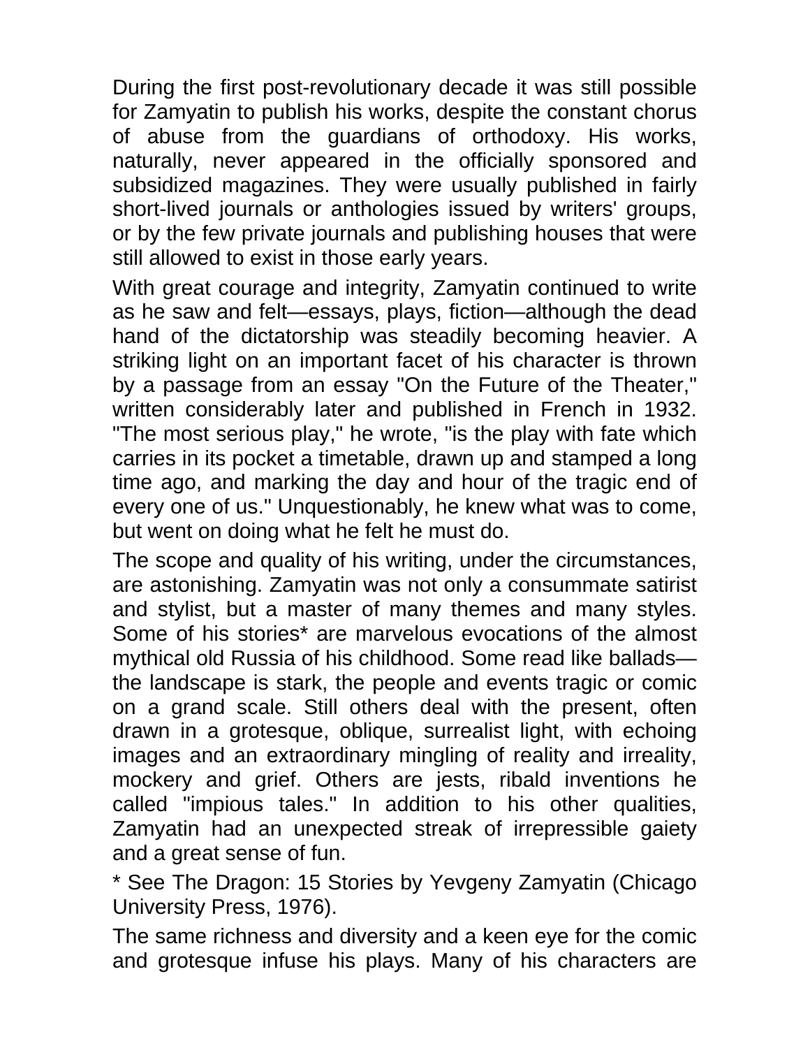During the first post-revolutionary decade it was still possible for Zamyatin to publish his works, despite the constant chorus of abuse from the guardians of orthodoxy. His works, naturally, never appeared in the officially sponsored and subsidized magazines. They were usually published in fairly short-lived journals or anthologies issued by writers' groups, or by the few private journals and publishing houses that were still allowed to exist in those early years.

With great courage and integrity, Zamyatin continued to write as he saw and felt—essays, plays, fiction—although the dead hand of the dictatorship was steadily becoming heavier. A striking light on an important facet of his character is thrown by a passage from an essay "On the Future of the Theater," written considerably later and published in French in 1932. "The most serious play," he wrote, "is the play with fate which carries in its pocket a timetable, drawn up and stamped a long time ago, and marking the day and hour of the tragic end of every one of us." Unquestionably, he knew what was to come, but went on doing what he felt he must do.

The scope and quality of his writing, under the circumstances, are astonishing. Zamyatin was not only a consummate satirist and stylist, but a master of many themes and many styles. Some of his stories* are marvelous evocations of the almost mythical old Russia of his childhood. Some read like ballads—the landscape is stark, the people and events tragic or comic on a grand scale. Still others deal with the present, often drawn in a grotesque, oblique, surrealist light, with echoing images and an extraordinary mingling of reality and irreality, mockery and grief. Others are jests, ribald inventions he called "impious tales." In addition to his other qualities, Zamyatin had an unexpected streak of irrepressible gaiety and a great sense of fun.

* See The Dragon: 15 Stories by Yevgeny Zamyatin (Chicago University Press, 1976).

The same richness and diversity and a keen eye for the comic and grotesque infuse his plays. Many of his characters are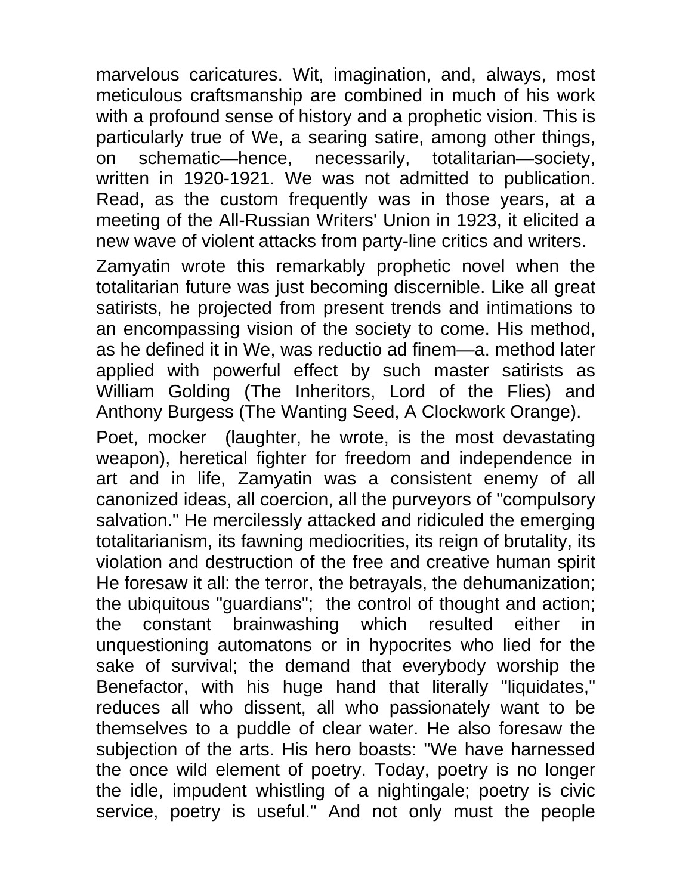marvelous caricatures. Wit, imagination, and, always, most meticulous craftsmanship are combined in much of his work with a profound sense of history and a prophetic vision. This is particularly true of We, a searing satire, among other things, on schematic—hence, necessarily, totalitarian—society, written in 1920-1921. We was not admitted to publication. Read, as the custom frequently was in those years, at a meeting of the All-Russian Writers' Union in 1923, it elicited a new wave of violent attacks from party-line critics and writers.

Zamyatin wrote this remarkably prophetic novel when the totalitarian future was just becoming discernible. Like all great satirists, he projected from present trends and intimations to an encompassing vision of the society to come. His method, as he defined it in We, was reductio ad finem—a. method later applied with powerful effect by such master satirists as William Golding (The Inheritors, Lord of the Flies) and Anthony Burgess (The Wanting Seed, A Clockwork Orange).

Poet, mocker (laughter, he wrote, is the most devastating weapon), heretical fighter for freedom and independence in art and in life, Zamyatin was a consistent enemy of all canonized ideas, all coercion, all the purveyors of "compulsory salvation." He mercilessly attacked and ridiculed the emerging totalitarianism, its fawning mediocrities, its reign of brutality, its violation and destruction of the free and creative human spirit He foresaw it all: the terror, the betrayals, the dehumanization; the ubiquitous "guardians"; the control of thought and action; the constant brainwashing which resulted either in unquestioning automatons or in hypocrites who lied for the sake of survival; the demand that everybody worship the Benefactor, with his huge hand that literally "liquidates," reduces all who dissent, all who passionately want to be themselves to a puddle of clear water. He also foresaw the subjection of the arts. His hero boasts: "We have harnessed the once wild element of poetry. Today, poetry is no longer the idle, impudent whistling of a nightingale; poetry is civic service, poetry is useful." And not only must the people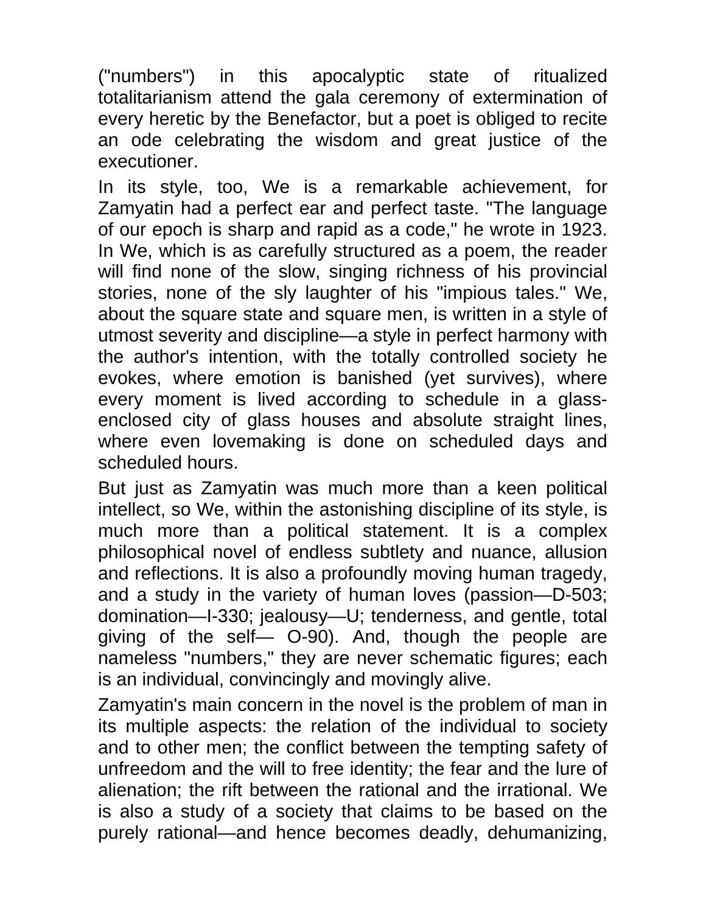("numbers") in this apocalyptic state of ritualized totalitarianism attend the gala ceremony of extermination of every heretic by the Benefactor, but a poet is obliged to recite an ode celebrating the wisdom and great justice of the executioner.

In its style, too, We is a remarkable achievement, for Zamyatin had a perfect ear and perfect taste. "The language of our epoch is sharp and rapid as a code," he wrote in 1923. In We, which is as carefully structured as a poem, the reader will find none of the slow, singing richness of his provincial stories, none of the sly laughter of his "impious tales." We, about the square state and square men, is written in a style of utmost severity and discipline—a style in perfect harmony with the author's intention, with the totally controlled society he evokes, where emotion is banished (yet survives), where every moment is lived according to schedule in a glass-enclosed city of glass houses and absolute straight lines, where even lovemaking is done on scheduled days and scheduled hours.

But just as Zamyatin was much more than a keen political intellect, so We, within the astonishing discipline of its style, is much more than a political statement. It is a complex philosophical novel of endless subtlety and nuance, allusion and reflections. It is also a profoundly moving human tragedy, and a study in the variety of human loves (passion—D-503; domination—I-330; jealousy—U; tenderness, and gentle, total giving of the self— O-90). And, though the people are nameless "numbers," they are never schematic figures; each is an individual, convincingly and movingly alive.

Zamyatin's main concern in the novel is the problem of man in its multiple aspects: the relation of the individual to society and to other men; the conflict between the tempting safety of unfreedom and the will to free identity; the fear and the lure of alienation; the rift between the rational and the irrational. We is also a study of a society that claims to be based on the purely rational—and hence becomes deadly, dehumanizing,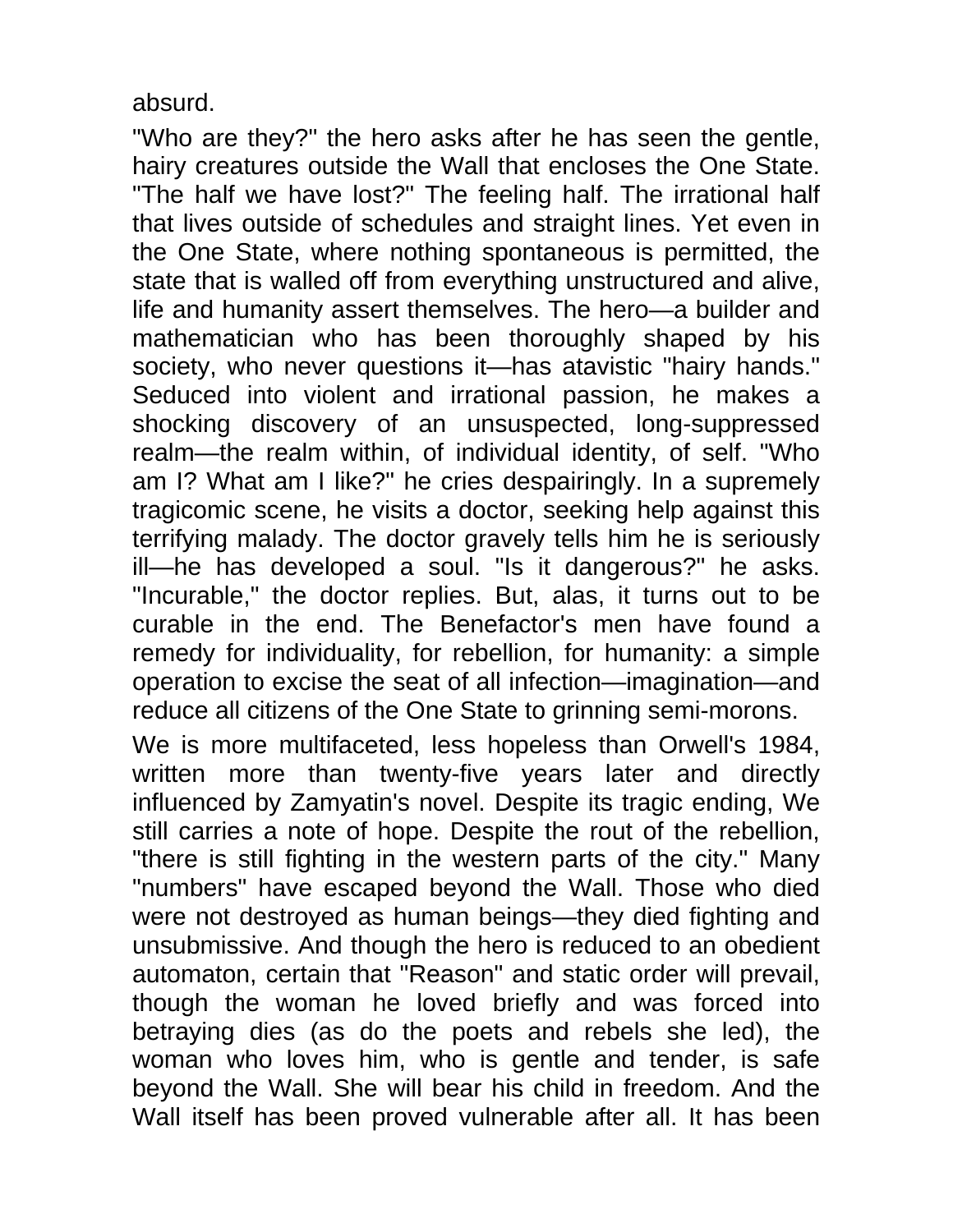absurd.

"Who are they?" the hero asks after he has seen the gentle, hairy creatures outside the Wall that encloses the One State. "The half we have lost?" The feeling half. The irrational half that lives outside of schedules and straight lines. Yet even in the One State, where nothing spontaneous is permitted, the state that is walled off from everything unstructured and alive, life and humanity assert themselves. The hero—a builder and mathematician who has been thoroughly shaped by his society, who never questions it—has atavistic "hairy hands." Seduced into violent and irrational passion, he makes a shocking discovery of an unsuspected, long-suppressed realm—the realm within, of individual identity, of self. "Who am I? What am I like?" he cries despairingly. In a supremely tragicomic scene, he visits a doctor, seeking help against this terrifying malady. The doctor gravely tells him he is seriously ill—he has developed a soul. "Is it dangerous?" he asks. "Incurable," the doctor replies. But, alas, it turns out to be curable in the end. The Benefactor's men have found a remedy for individuality, for rebellion, for humanity: a simple operation to excise the seat of all infection—imagination—and reduce all citizens of the One State to grinning semi-morons.

We is more multifaceted, less hopeless than Orwell's 1984, written more than twenty-five years later and directly influenced by Zamyatin's novel. Despite its tragic ending, We still carries a note of hope. Despite the rout of the rebellion, "there is still fighting in the western parts of the city." Many "numbers" have escaped beyond the Wall. Those who died were not destroyed as human beings—they died fighting and unsubmissive. And though the hero is reduced to an obedient automaton, certain that "Reason" and static order will prevail, though the woman he loved briefly and was forced into betraying dies (as do the poets and rebels she led), the woman who loves him, who is gentle and tender, is safe beyond the Wall. She will bear his child in freedom. And the Wall itself has been proved vulnerable after all. It has been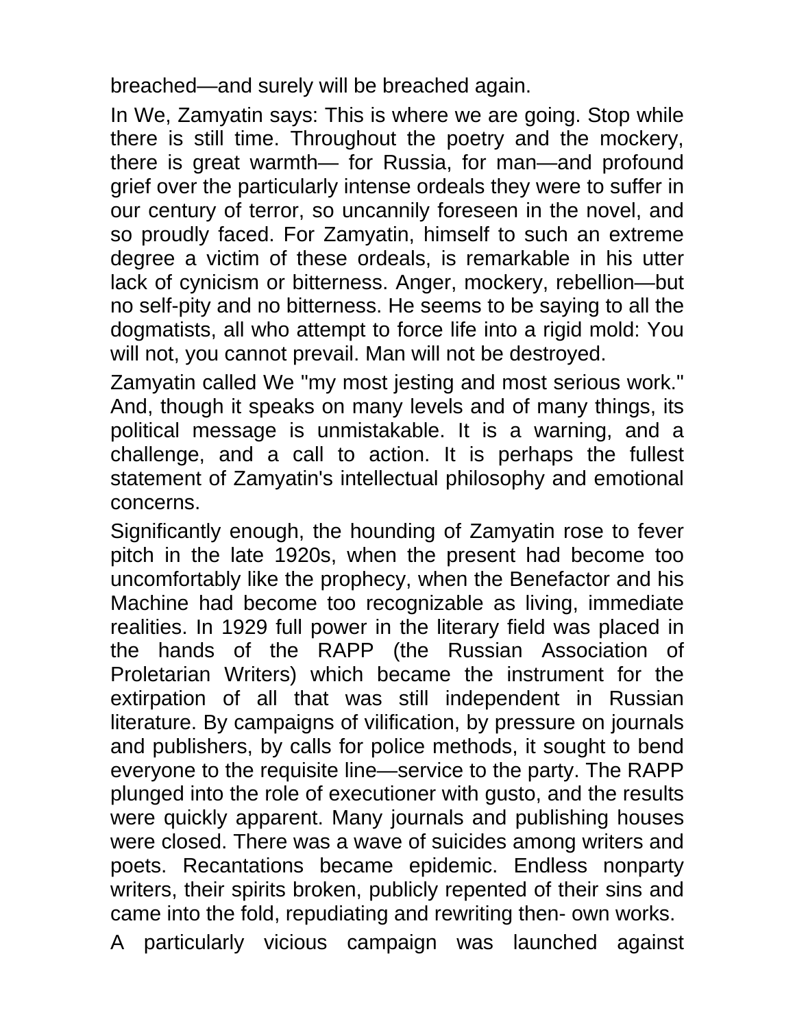breached—and surely will be breached again.

In We, Zamyatin says: This is where we are going. Stop while there is still time. Throughout the poetry and the mockery, there is great warmth— for Russia, for man—and profound grief over the particularly intense ordeals they were to suffer in our century of terror, so uncannily foreseen in the novel, and so proudly faced. For Zamyatin, himself to such an extreme degree a victim of these ordeals, is remarkable in his utter lack of cynicism or bitterness. Anger, mockery, rebellion—but no self-pity and no bitterness. He seems to be saying to all the dogmatists, all who attempt to force life into a rigid mold: You will not, you cannot prevail. Man will not be destroyed.

Zamyatin called We "my most jesting and most serious work." And, though it speaks on many levels and of many things, its political message is unmistakable. It is a warning, and a challenge, and a call to action. It is perhaps the fullest statement of Zamyatin's intellectual philosophy and emotional concerns.

Significantly enough, the hounding of Zamyatin rose to fever pitch in the late 1920s, when the present had become too uncomfortably like the prophecy, when the Benefactor and his Machine had become too recognizable as living, immediate realities. In 1929 full power in the literary field was placed in the hands of the RAPP (the Russian Association of Proletarian Writers) which became the instrument for the extirpation of all that was still independent in Russian literature. By campaigns of vilification, by pressure on journals and publishers, by calls for police methods, it sought to bend everyone to the requisite line—service to the party. The RAPP plunged into the role of executioner with gusto, and the results were quickly apparent. Many journals and publishing houses were closed. There was a wave of suicides among writers and poets. Recantations became epidemic. Endless nonparty writers, their spirits broken, publicly repented of their sins and came into the fold, repudiating and rewriting then- own works.

A particularly vicious campaign was launched against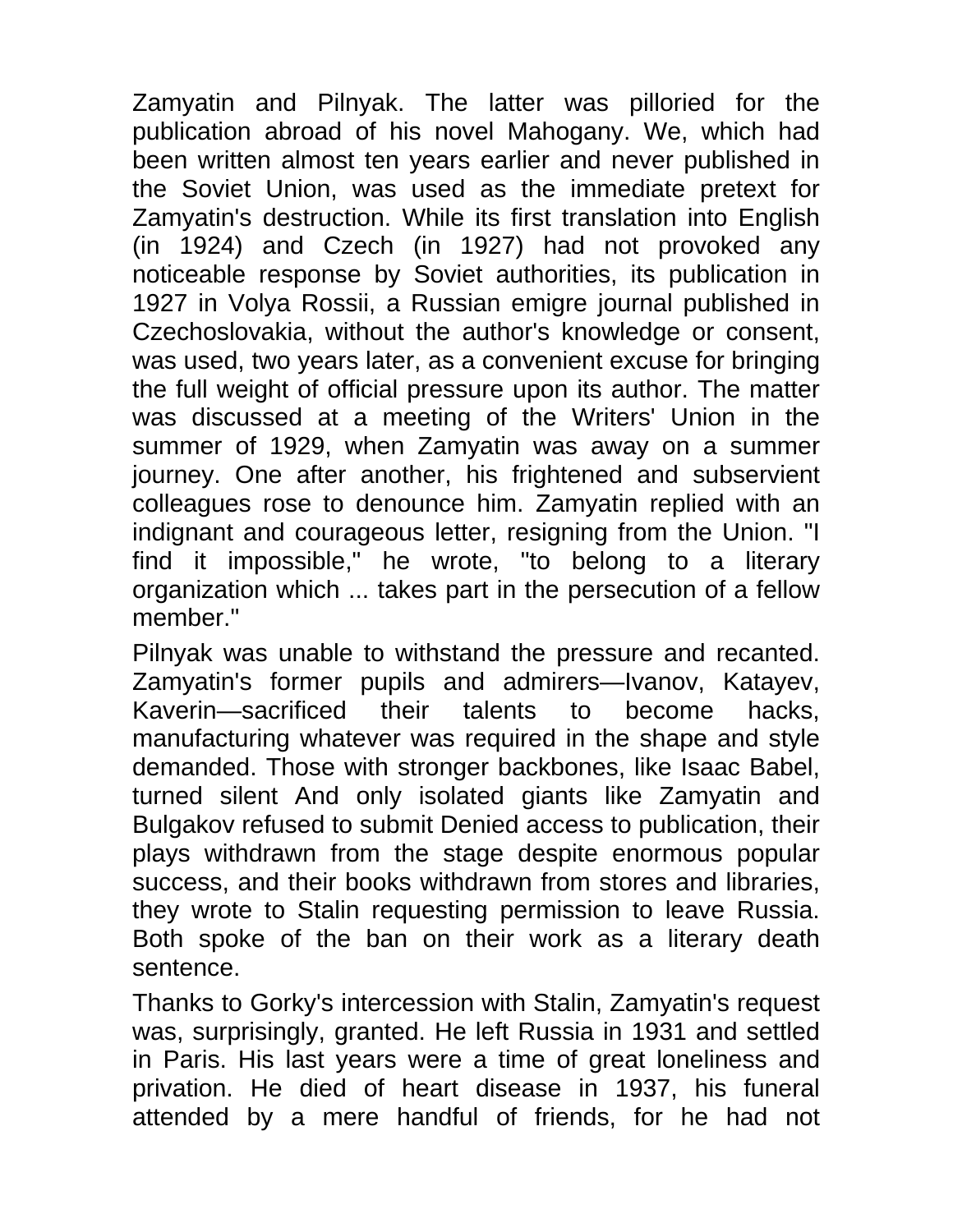Zamyatin and Pilnyak. The latter was pilloried for the publication abroad of his novel Mahogany. We, which had been written almost ten years earlier and never published in the Soviet Union, was used as the immediate pretext for Zamyatin's destruction. While its first translation into English (in 1924) and Czech (in 1927) had not provoked any noticeable response by Soviet authorities, its publication in 1927 in Volya Rossii, a Russian emigre journal published in Czechoslovakia, without the author's knowledge or consent, was used, two years later, as a convenient excuse for bringing the full weight of official pressure upon its author. The matter was discussed at a meeting of the Writers' Union in the summer of 1929, when Zamyatin was away on a summer journey. One after another, his frightened and subservient colleagues rose to denounce him. Zamyatin replied with an indignant and courageous letter, resigning from the Union. "I find it impossible," he wrote, "to belong to a literary organization which ... takes part in the persecution of a fellow member."

Pilnyak was unable to withstand the pressure and recanted. Zamyatin's former pupils and admirers—Ivanov, Katayev, Kaverin—sacrificed their talents to become hacks, manufacturing whatever was required in the shape and style demanded. Those with stronger backbones, like Isaac Babel, turned silent And only isolated giants like Zamyatin and Bulgakov refused to submit Denied access to publication, their plays withdrawn from the stage despite enormous popular success, and their books withdrawn from stores and libraries, they wrote to Stalin requesting permission to leave Russia. Both spoke of the ban on their work as a literary death sentence.

Thanks to Gorky's intercession with Stalin, Zamyatin's request was, surprisingly, granted. He left Russia in 1931 and settled in Paris. His last years were a time of great loneliness and privation. He died of heart disease in 1937, his funeral attended by a mere handful of friends, for he had not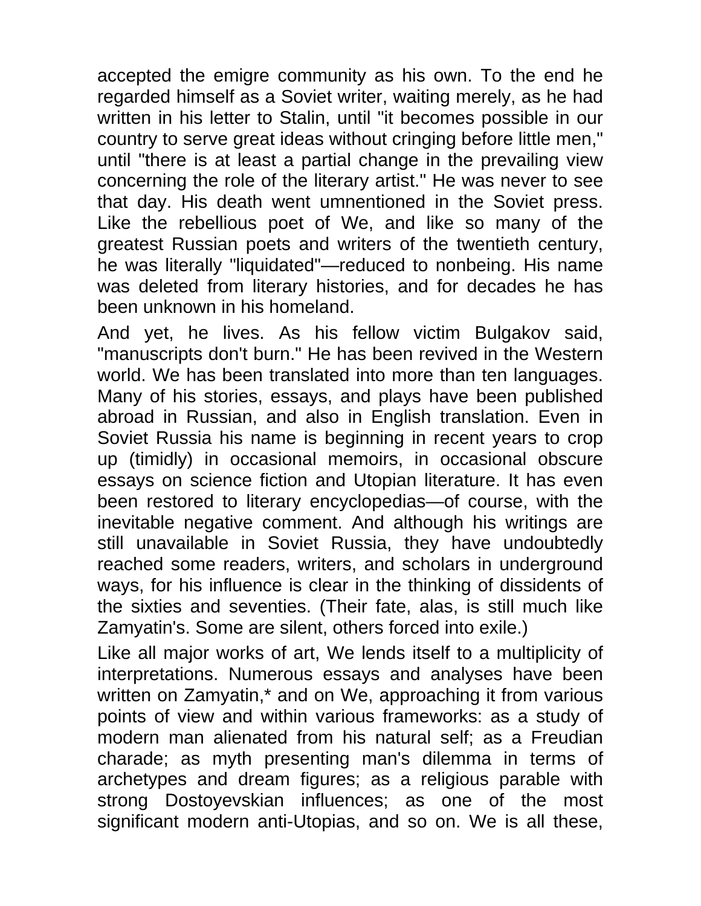accepted the emigre community as his own. To the end he regarded himself as a Soviet writer, waiting merely, as he had written in his letter to Stalin, until "it becomes possible in our country to serve great ideas without cringing before little men," until "there is at least a partial change in the prevailing view concerning the role of the literary artist." He was never to see that day. His death went umnentioned in the Soviet press. Like the rebellious poet of We, and like so many of the greatest Russian poets and writers of the twentieth century, he was literally "liquidated"—reduced to nonbeing. His name was deleted from literary histories, and for decades he has been unknown in his homeland.

And yet, he lives. As his fellow victim Bulgakov said, "manuscripts don't burn." He has been revived in the Western world. We has been translated into more than ten languages. Many of his stories, essays, and plays have been published abroad in Russian, and also in English translation. Even in Soviet Russia his name is beginning in recent years to crop up (timidly) in occasional memoirs, in occasional obscure essays on science fiction and Utopian literature. It has even been restored to literary encyclopedias—of course, with the inevitable negative comment. And although his writings are still unavailable in Soviet Russia, they have undoubtedly reached some readers, writers, and scholars in underground ways, for his influence is clear in the thinking of dissidents of the sixties and seventies. (Their fate, alas, is still much like Zamyatin's. Some are silent, others forced into exile.)

Like all major works of art, We lends itself to a multiplicity of interpretations. Numerous essays and analyses have been written on Zamyatin,* and on We, approaching it from various points of view and within various frameworks: as a study of modern man alienated from his natural self; as a Freudian charade; as myth presenting man's dilemma in terms of archetypes and dream figures; as a religious parable with strong Dostoyevskian influences; as one of the most significant modern anti-Utopias, and so on. We is all these,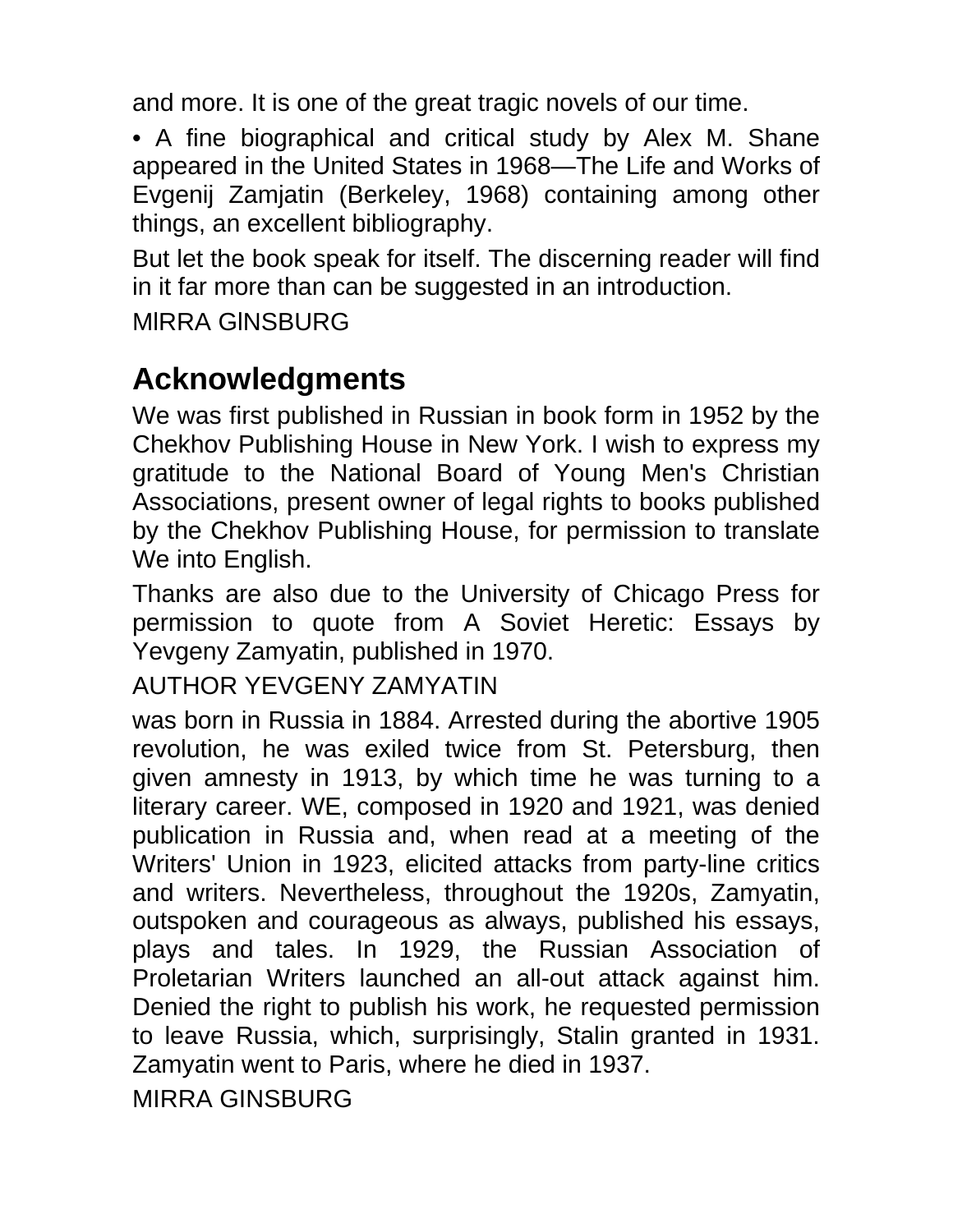and more. It is one of the great tragic novels of our time.

• A fine biographical and critical study by Alex M. Shane appeared in the United States in 1968—The Life and Works of Evgenij Zamjatin (Berkeley, 1968) containing among other things, an excellent bibliography.

But let the book speak for itself. The discerning reader will find in it far more than can be suggested in an introduction.

MlRRA GlNSBURG

## Acknowledgments

We was first published in Russian in book form in 1952 by the Chekhov Publishing House in New York. I wish to express my gratitude to the National Board of Young Men's Christian Associations, present owner of legal rights to books published by the Chekhov Publishing House, for permission to translate We into English.

Thanks are also due to the University of Chicago Press for permission to quote from A Soviet Heretic: Essays by Yevgeny Zamyatin, published in 1970.

AUTHOR YEVGENY ZAMYATIN

was born in Russia in 1884. Arrested during the abortive 1905 revolution, he was exiled twice from St. Petersburg, then given amnesty in 1913, by which time he was turning to a literary career. WE, composed in 1920 and 1921, was denied publication in Russia and, when read at a meeting of the Writers' Union in 1923, elicited attacks from party-line critics and writers. Nevertheless, throughout the 1920s, Zamyatin, outspoken and courageous as always, published his essays, plays and tales. In 1929, the Russian Association of Proletarian Writers launched an all-out attack against him. Denied the right to publish his work, he requested permission to leave Russia, which, surprisingly, Stalin granted in 1931. Zamyatin went to Paris, where he died in 1937.

MIRRA GINSBURG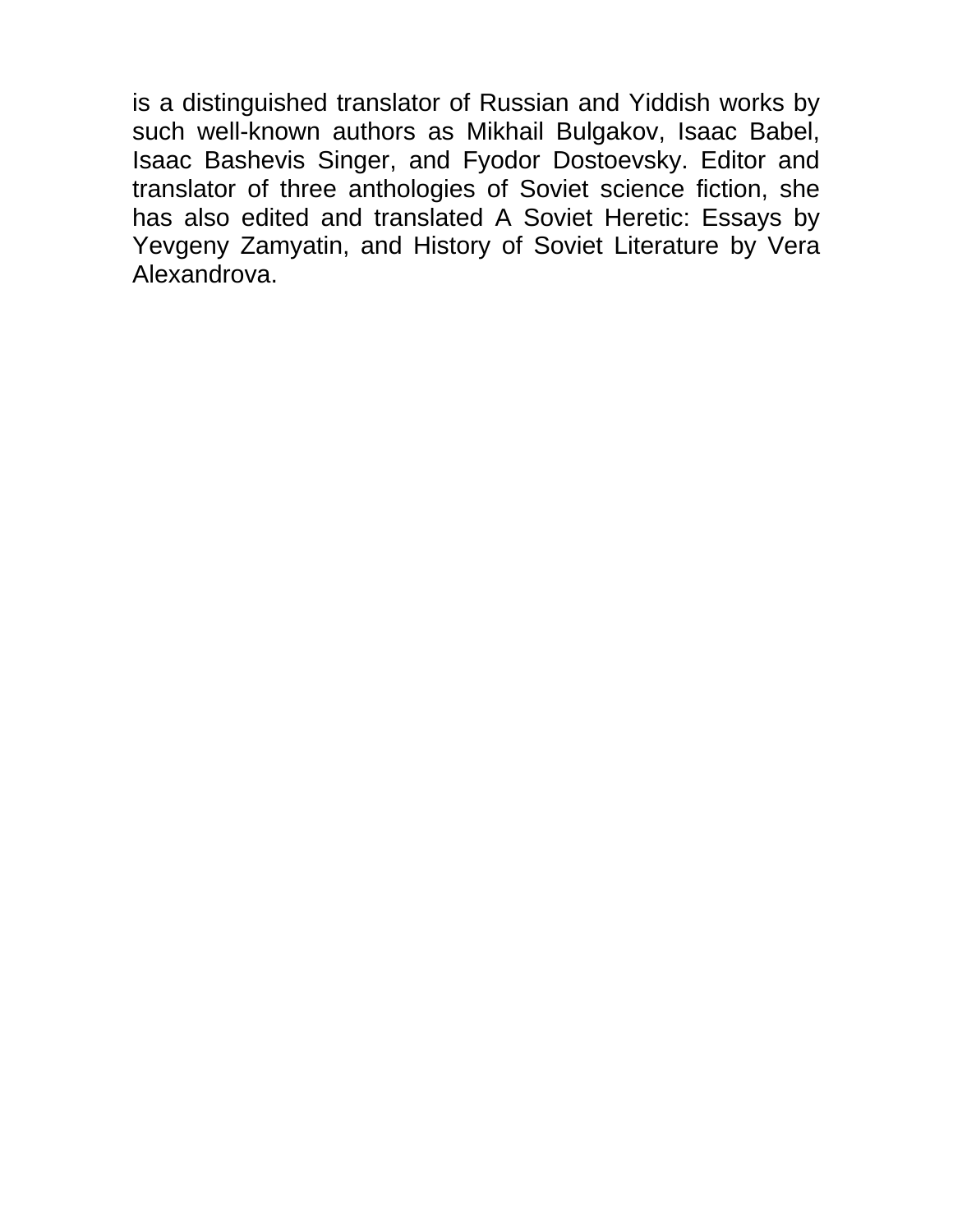is a distinguished translator of Russian and Yiddish works by such well-known authors as Mikhail Bulgakov, Isaac Babel, Isaac Bashevis Singer, and Fyodor Dostoevsky. Editor and translator of three anthologies of Soviet science fiction, she has also edited and translated A Soviet Heretic: Essays by Yevgeny Zamyatin, and History of Soviet Literature by Vera Alexandrova.